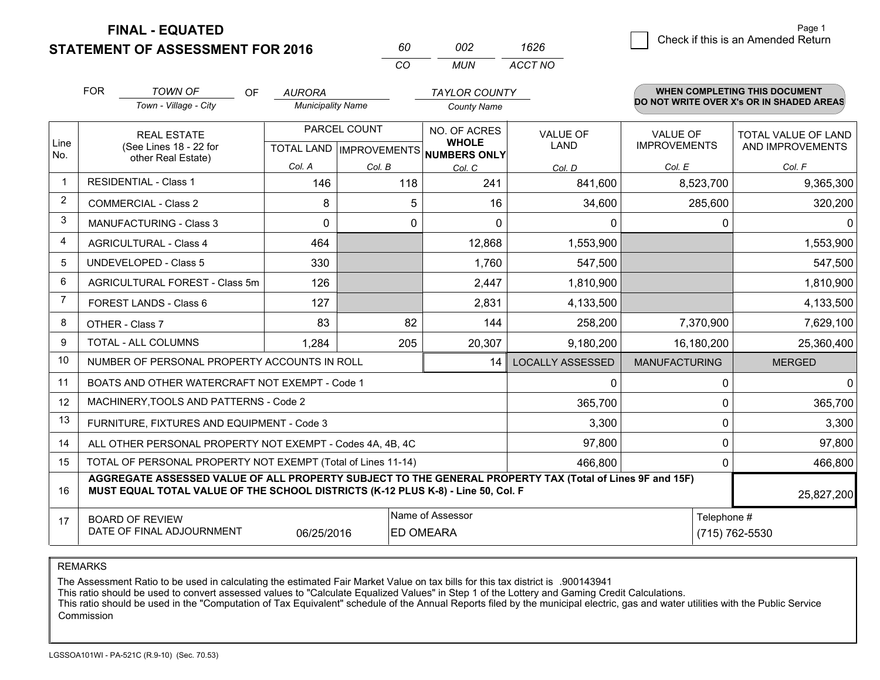# FINAL - EQUATED
## STATEMENT OF ASSESSMENT FOR 2016

| 60 | 002 | 1626 |
|---|---|---|
| CO | MUN | ACCT NO |

☐ Check if this is an Amended Return

FOR *TOWN OF* (Town - Village - City) OF *AURORA* (Municipality Name) *TAYLOR COUNTY* (County Name)

**WHEN COMPLETING THIS DOCUMENT DO NOT WRITE OVER X's OR IN SHADED AREAS**

| Line No. | REAL ESTATE (See Lines 18 - 22 for other Real Estate) | PARCEL COUNT | | NO. OF ACRES WHOLE NUMBERS ONLY | VALUE OF LAND | VALUE OF IMPROVEMENTS | TOTAL VALUE OF LAND AND IMPROVEMENTS |
|---|---|---|---|---|---|---|---|
| | | TOTAL LAND Col. A | IMPROVEMENTS Col. B | Col. C | Col. D | Col. E | Col. F |
| 1 | RESIDENTIAL - Class 1 | 146 | 118 | 241 | 841,600 | 8,523,700 | 9,365,300 |
| 2 | COMMERCIAL - Class 2 | 8 | 5 | 16 | 34,600 | 285,600 | 320,200 |
| 3 | MANUFACTURING - Class 3 | 0 | 0 | 0 | 0 | 0 | 0 |
| 4 | AGRICULTURAL - Class 4 | 464 | | 12,868 | 1,553,900 | | 1,553,900 |
| 5 | UNDEVELOPED - Class 5 | 330 | | 1,760 | 547,500 | | 547,500 |
| 6 | AGRICULTURAL FOREST - Class 5m | 126 | | 2,447 | 1,810,900 | | 1,810,900 |
| 7 | FOREST LANDS - Class 6 | 127 | | 2,831 | 4,133,500 | | 4,133,500 |
| 8 | OTHER - Class 7 | 83 | 82 | 144 | 258,200 | 7,370,900 | 7,629,100 |
| 9 | TOTAL - ALL COLUMNS | 1,284 | 205 | 20,307 | 9,180,200 | 16,180,200 | 25,360,400 |
| 10 | NUMBER OF PERSONAL PROPERTY ACCOUNTS IN ROLL | | | 14 | LOCALLY ASSESSED | MANUFACTURING | MERGED |
| 11 | BOATS AND OTHER WATERCRAFT NOT EXEMPT - Code 1 | | | | 0 | 0 | 0 |
| 12 | MACHINERY,TOOLS AND PATTERNS - Code 2 | | | | 365,700 | 0 | 365,700 |
| 13 | FURNITURE, FIXTURES AND EQUIPMENT - Code 3 | | | | 3,300 | 0 | 3,300 |
| 14 | ALL OTHER PERSONAL PROPERTY NOT EXEMPT - Codes 4A, 4B, 4C | | | | 97,800 | 0 | 97,800 |
| 15 | TOTAL OF PERSONAL PROPERTY NOT EXEMPT (Total of Lines 11-14) | | | | 466,800 | 0 | 466,800 |
| 16 | **AGGREGATE ASSESSED VALUE OF ALL PROPERTY SUBJECT TO THE GENERAL PROPERTY TAX (Total of Lines 9F and 15F) MUST EQUAL TOTAL VALUE OF THE SCHOOL DISTRICTS (K-12 PLUS K-8) - Line 50, Col. F** | | | | | | 25,827,200 |
| 17 | BOARD OF REVIEW DATE OF FINAL ADJOURNMENT | 06/25/2016 | | Name of Assessor: ED OMEARA | | Telephone #: (715) 762-5530 | |

REMARKS

The Assessment Ratio to be used in calculating the estimated Fair Market Value on tax bills for this tax district is .900143941
This ratio should be used to convert assessed values to "Calculate Equalized Values" in Step 1 of the Lottery and Gaming Credit Calculations.
This ratio should be used in the "Computation of Tax Equivalent" schedule of the Annual Reports filed by the municipal electric, gas and water utilities with the Public Service Commission

LGSSOA101WI - PA-521C (R.9-10) (Sec. 70.53)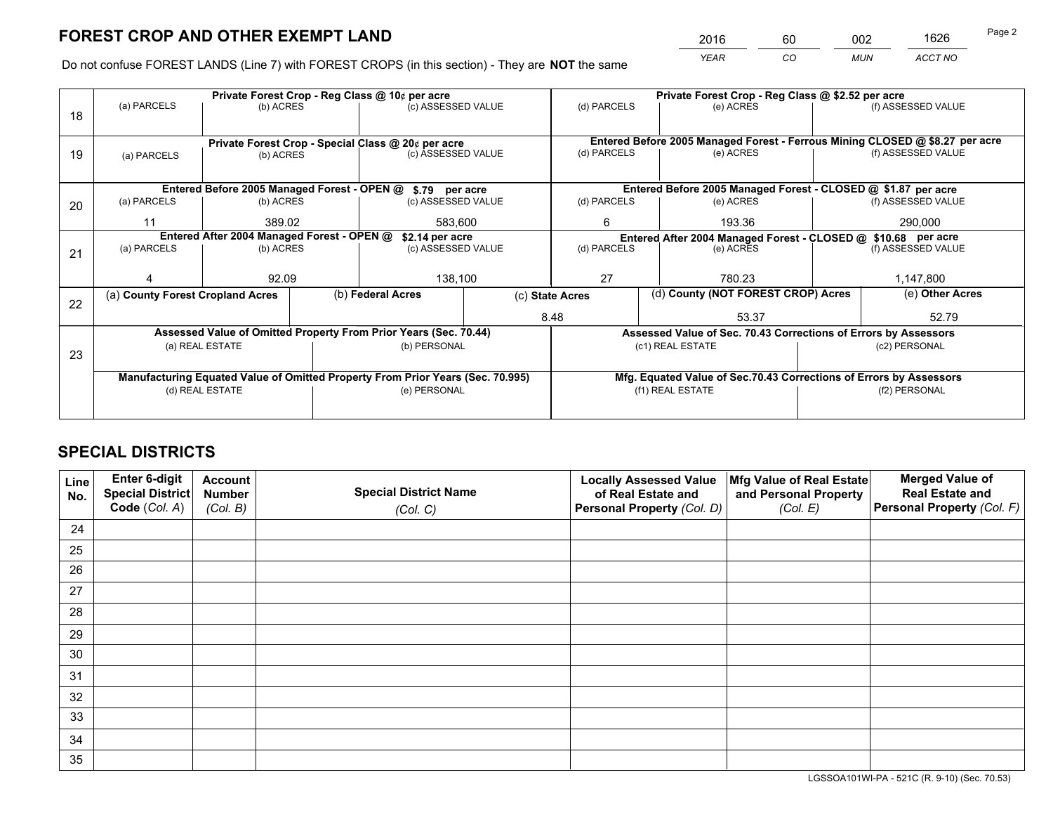# FOREST CROP AND OTHER EXEMPT LAND

| 2016 | 60 | 002 | 1626 |
|---|---|---|---|
| *YEAR* | *CO* | *MUN* | *ACCT NO* |

Do not confuse FOREST LANDS (Line 7) with FOREST CROPS (in this section) - They are **NOT** the same

| Line | Private Forest Crop - Reg Class @ 10¢ per acre | | | Private Forest Crop - Reg Class @ $2.52 per acre | | |
|---|---|---|---|---|---|---|
| | (a) PARCELS | (b) ACRES | (c) ASSESSED VALUE | (d) PARCELS | (e) ACRES | (f) ASSESSED VALUE |
| 18 | | | | | | |
| | **Private Forest Crop - Special Class @ 20¢ per acre** | | | **Entered Before 2005 Managed Forest - Ferrous Mining CLOSED @ $8.27 per acre** | | |
| | (a) PARCELS | (b) ACRES | (c) ASSESSED VALUE | (d) PARCELS | (e) ACRES | (f) ASSESSED VALUE |
| 19 | | | | | | |
| | **Entered Before 2005 Managed Forest - OPEN @ $.79 per acre** | | | **Entered Before 2005 Managed Forest - CLOSED @ $1.87 per acre** | | |
| | (a) PARCELS | (b) ACRES | (c) ASSESSED VALUE | (d) PARCELS | (e) ACRES | (f) ASSESSED VALUE |
| 20 | 11 | 389.02 | 583,600 | 6 | 193.36 | 290,000 |
| | **Entered After 2004 Managed Forest - OPEN @ $2.14 per acre** | | | **Entered After 2004 Managed Forest - CLOSED @ $10.68 per acre** | | |
| | (a) PARCELS | (b) ACRES | (c) ASSESSED VALUE | (d) PARCELS | (e) ACRES | (f) ASSESSED VALUE |
| 21 | 4 | 92.09 | 138,100 | 27 | 780.23 | 1,147,800 |

| Line | (a) County Forest Cropland Acres | (b) Federal Acres | (c) State Acres | (d) County (NOT FOREST CROP) Acres | (e) Other Acres |
|---|---|---|---|---|---|
| 22 | | | 8.48 | 53.37 | 52.79 |

| Line | Assessed Value of Omitted Property From Prior Years (Sec. 70.44) | | Assessed Value of Sec. 70.43 Corrections of Errors by Assessors | |
|---|---|---|---|---|
| | (a) REAL ESTATE | (b) PERSONAL | (c1) REAL ESTATE | (c2) PERSONAL |
| 23 | | | | |
| | **Manufacturing Equated Value of Omitted Property From Prior Years (Sec. 70.995)** | | **Mfg. Equated Value of Sec.70.43 Corrections of Errors by Assessors** | |
| | (d) REAL ESTATE | (e) PERSONAL | (f1) REAL ESTATE | (f2) PERSONAL |
| | | | | |

## SPECIAL DISTRICTS

| Line No. | Enter 6-digit Special District Code (*Col. A*) | Account Number (*Col. B*) | Special District Name (*Col. C*) | Locally Assessed Value of Real Estate and Personal Property (*Col. D*) | Mfg Value of Real Estate and Personal Property (*Col. E*) | Merged Value of Real Estate and Personal Property (*Col. F*) |
|---|---|---|---|---|---|---|
| 24 | | | | | | |
| 25 | | | | | | |
| 26 | | | | | | |
| 27 | | | | | | |
| 28 | | | | | | |
| 29 | | | | | | |
| 30 | | | | | | |
| 31 | | | | | | |
| 32 | | | | | | |
| 33 | | | | | | |
| 34 | | | | | | |
| 35 | | | | | | |

LGSSOA101WI-PA - 521C (R. 9-10) (Sec. 70.53)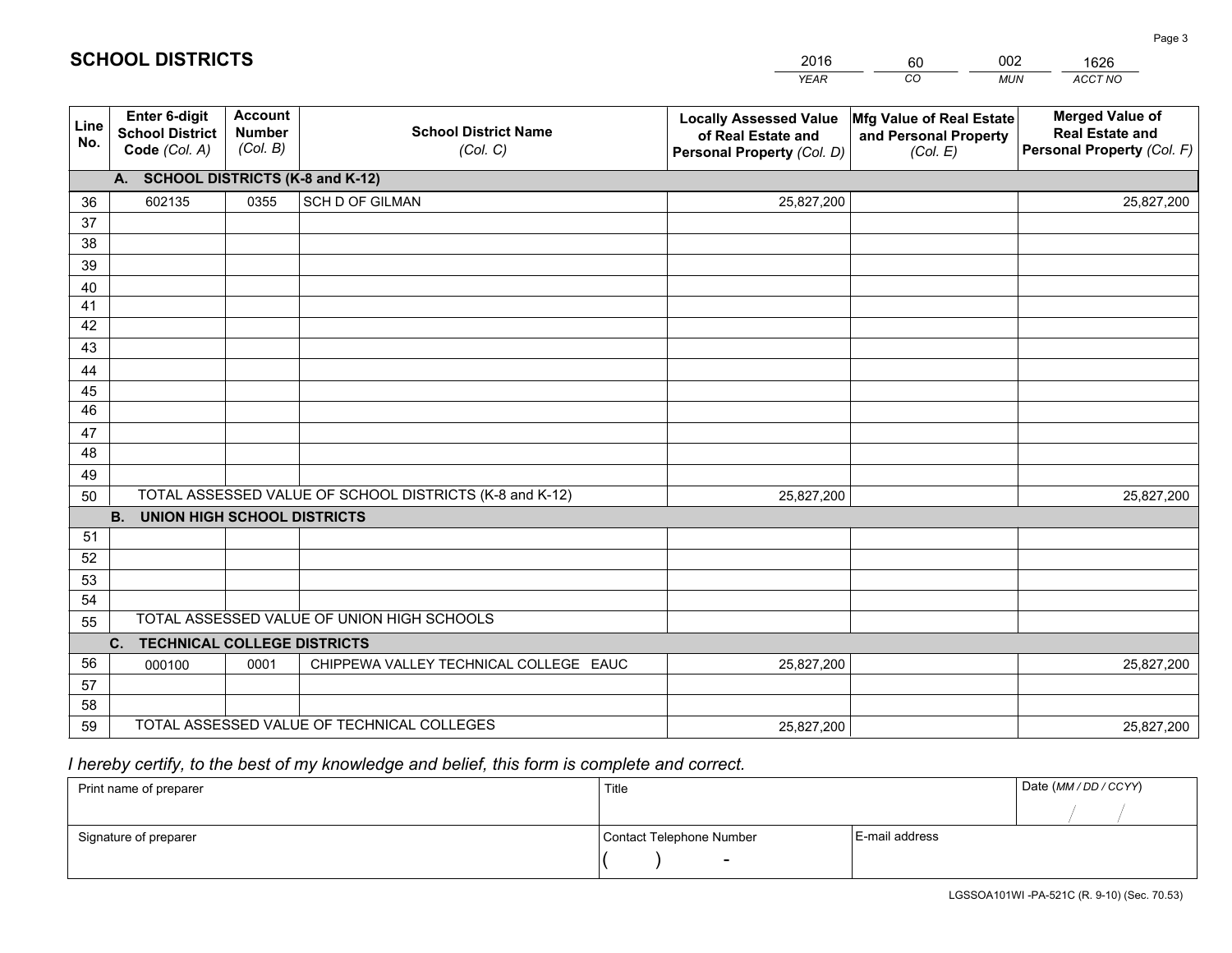# SCHOOL DISTRICTS

| 2016 | 60 | 002 | 1626 |
|---|---|---|---|
| *YEAR* | *CO* | *MUN* | *ACCT NO* |

| Line No. | Enter 6-digit School District Code *(Col. A)* | Account Number *(Col. B)* | School District Name *(Col. C)* | Locally Assessed Value of Real Estate and Personal Property *(Col. D)* | Mfg Value of Real Estate and Personal Property *(Col. E)* | Merged Value of Real Estate and Personal Property *(Col. F)* |
|---|---|---|---|---|---|---|
| | **A. SCHOOL DISTRICTS (K-8 and K-12)** | | | | | |
| 36 | 602135 | 0355 | SCH D OF GILMAN | 25,827,200 | | 25,827,200 |
| 37 | | | | | | |
| 38 | | | | | | |
| 39 | | | | | | |
| 40 | | | | | | |
| 41 | | | | | | |
| 42 | | | | | | |
| 43 | | | | | | |
| 44 | | | | | | |
| 45 | | | | | | |
| 46 | | | | | | |
| 47 | | | | | | |
| 48 | | | | | | |
| 49 | | | | | | |
| 50 | TOTAL ASSESSED VALUE OF SCHOOL DISTRICTS (K-8 and K-12) | | | 25,827,200 | | 25,827,200 |
| | **B. UNION HIGH SCHOOL DISTRICTS** | | | | | |
| 51 | | | | | | |
| 52 | | | | | | |
| 53 | | | | | | |
| 54 | | | | | | |
| 55 | TOTAL ASSESSED VALUE OF UNION HIGH SCHOOLS | | | | | |
| | **C. TECHNICAL COLLEGE DISTRICTS** | | | | | |
| 56 | 000100 | 0001 | CHIPPEWA VALLEY TECHNICAL COLLEGE EAUC | 25,827,200 | | 25,827,200 |
| 57 | | | | | | |
| 58 | | | | | | |
| 59 | TOTAL ASSESSED VALUE OF TECHNICAL COLLEGES | | | 25,827,200 | | 25,827,200 |

*I hereby certify, to the best of my knowledge and belief, this form is complete and correct.*

| Print name of preparer | Title | | Date *(MM / DD / CCYY)* |
|---|---|---|---|
| | | | / / |
| Signature of preparer | Contact Telephone Number | E-mail address | |
| | ( ) - | | |

LGSSOA101WI -PA-521C (R. 9-10) (Sec. 70.53)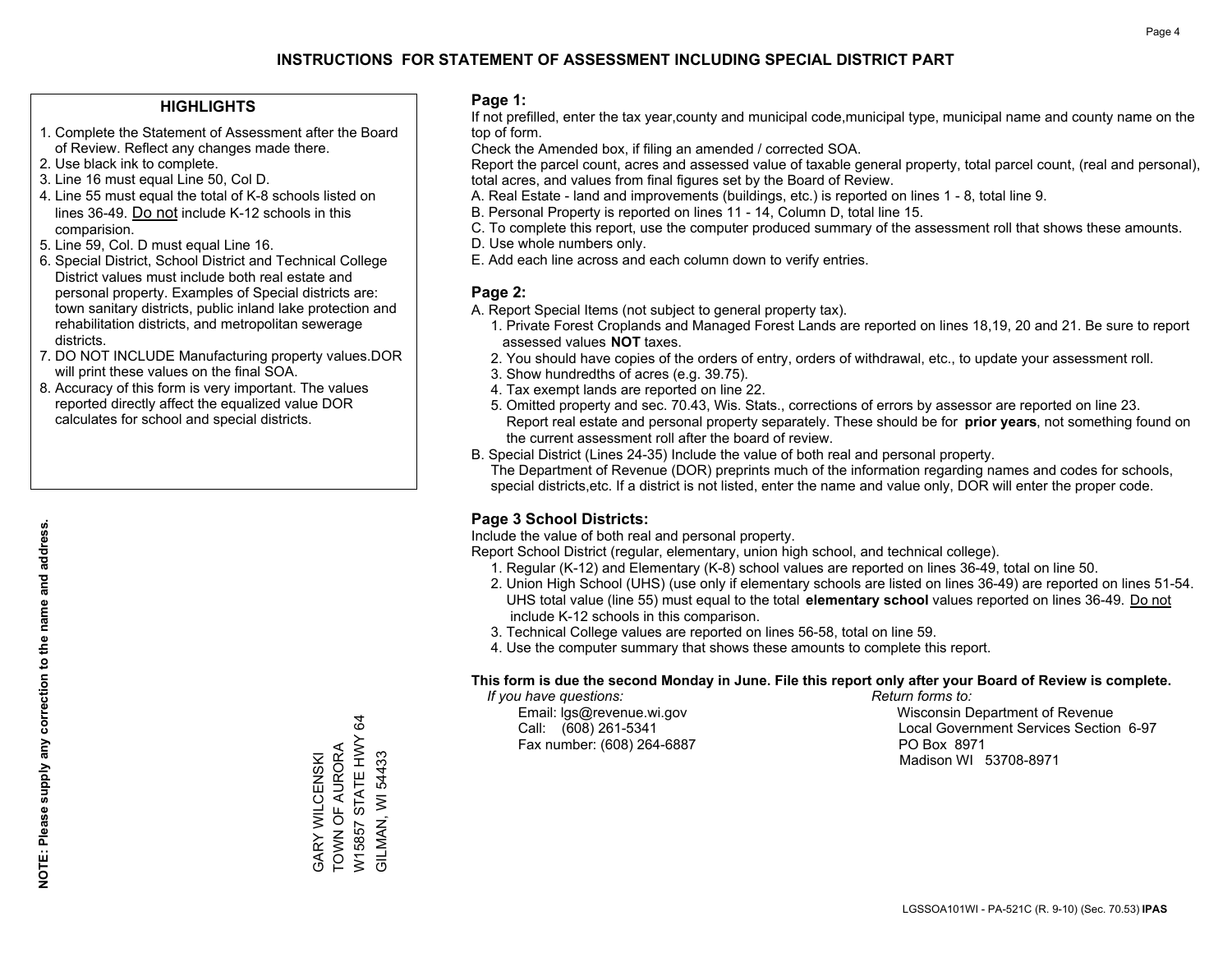# INSTRUCTIONS FOR STATEMENT OF ASSESSMENT INCLUDING SPECIAL DISTRICT PART

## HIGHLIGHTS

1. Complete the Statement of Assessment after the Board of Review. Reflect any changes made there.
2. Use black ink to complete.
3. Line 16 must equal Line 50, Col D.
4. Line 55 must equal the total of K-8 schools listed on lines 36-49. Do not include K-12 schools in this comparision.
5. Line 59, Col. D must equal Line 16.
6. Special District, School District and Technical College District values must include both real estate and personal property. Examples of Special districts are: town sanitary districts, public inland lake protection and rehabilitation districts, and metropolitan sewerage districts.
7. DO NOT INCLUDE Manufacturing property values.DOR will print these values on the final SOA.
8. Accuracy of this form is very important. The values reported directly affect the equalized value DOR calculates for school and special districts.

**NOTE: Please supply any correction to the name and address.**

GARY WILCENSKI
TOWN OF AURORA
W15857 STATE HWY 64
GILMAN, WI 54433

## Page 1:

If not prefilled, enter the tax year,county and municipal code,municipal type, municipal name and county name on the top of form.

Check the Amended box, if filing an amended / corrected SOA.

Report the parcel count, acres and assessed value of taxable general property, total parcel count, (real and personal), total acres, and values from final figures set by the Board of Review.

A. Real Estate - land and improvements (buildings, etc.) is reported on lines 1 - 8, total line 9.
B. Personal Property is reported on lines 11 - 14, Column D, total line 15.
C. To complete this report, use the computer produced summary of the assessment roll that shows these amounts.
D. Use whole numbers only.
E. Add each line across and each column down to verify entries.

## Page 2:

A. Report Special Items (not subject to general property tax).
   1. Private Forest Croplands and Managed Forest Lands are reported on lines 18,19, 20 and 21. Be sure to report assessed values **NOT** taxes.
   2. You should have copies of the orders of entry, orders of withdrawal, etc., to update your assessment roll.
   3. Show hundredths of acres (e.g. 39.75).
   4. Tax exempt lands are reported on line 22.
   5. Omitted property and sec. 70.43, Wis. Stats., corrections of errors by assessor are reported on line 23. Report real estate and personal property separately. These should be for **prior years**, not something found on the current assessment roll after the board of review.

B. Special District (Lines 24-35) Include the value of both real and personal property.
   The Department of Revenue (DOR) preprints much of the information regarding names and codes for schools, special districts,etc. If a district is not listed, enter the name and value only, DOR will enter the proper code.

## Page 3 School Districts:

Include the value of both real and personal property.

Report School District (regular, elementary, union high school, and technical college).

1. Regular (K-12) and Elementary (K-8) school values are reported on lines 36-49, total on line 50.
2. Union High School (UHS) (use only if elementary schools are listed on lines 36-49) are reported on lines 51-54. UHS total value (line 55) must equal to the total **elementary school** values reported on lines 36-49. Do not include K-12 schools in this comparison.
3. Technical College values are reported on lines 56-58, total on line 59.
4. Use the computer summary that shows these amounts to complete this report.

**This form is due the second Monday in June. File this report only after your Board of Review is complete.**

*If you have questions:*
Email: lgs@revenue.wi.gov
Call: (608) 261-5341
Fax number: (608) 264-6887

*Return forms to:*
Wisconsin Department of Revenue
Local Government Services Section 6-97
PO Box 8971
Madison WI 53708-8971

LGSSOA101WI - PA-521C (R. 9-10) (Sec. 70.53) **IPAS**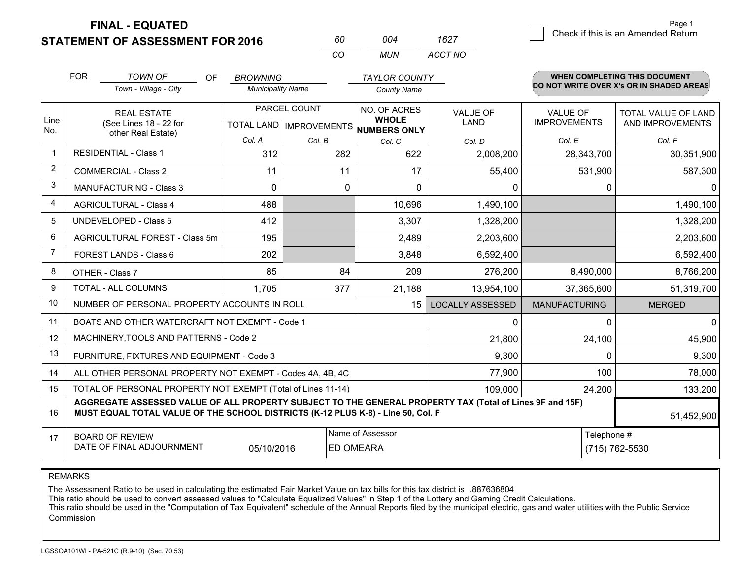# FINAL - EQUATED
## STATEMENT OF ASSESSMENT FOR 2016

| 60 | 004 | 1627 |
|---|---|---|
| CO | MUN | ACCT NO |

Page 1

☐ Check if this is an Amended Return

FOR *TOWN OF* (Town - Village - City) OF *BROWNING* (Municipality Name) *TAYLOR COUNTY* (County Name)

**WHEN COMPLETING THIS DOCUMENT DO NOT WRITE OVER X's OR IN SHADED AREAS**

| Line No. | REAL ESTATE (See Lines 18 - 22 for other Real Estate) | PARCEL COUNT | | NO. OF ACRES WHOLE NUMBERS ONLY | VALUE OF LAND | VALUE OF IMPROVEMENTS | TOTAL VALUE OF LAND AND IMPROVEMENTS |
|---|---|---|---|---|---|---|---|
| | | TOTAL LAND | IMPROVEMENTS | | | | |
| | | Col. A | Col. B | Col. C | Col. D | Col. E | Col. F |
| 1 | RESIDENTIAL - Class 1 | 312 | 282 | 622 | 2,008,200 | 28,343,700 | 30,351,900 |
| 2 | COMMERCIAL - Class 2 | 11 | 11 | 17 | 55,400 | 531,900 | 587,300 |
| 3 | MANUFACTURING - Class 3 | 0 | 0 | 0 | 0 | 0 | 0 |
| 4 | AGRICULTURAL - Class 4 | 488 | | 10,696 | 1,490,100 | | 1,490,100 |
| 5 | UNDEVELOPED - Class 5 | 412 | | 3,307 | 1,328,200 | | 1,328,200 |
| 6 | AGRICULTURAL FOREST - Class 5m | 195 | | 2,489 | 2,203,600 | | 2,203,600 |
| 7 | FOREST LANDS - Class 6 | 202 | | 3,848 | 6,592,400 | | 6,592,400 |
| 8 | OTHER - Class 7 | 85 | 84 | 209 | 276,200 | 8,490,000 | 8,766,200 |
| 9 | TOTAL - ALL COLUMNS | 1,705 | 377 | 21,188 | 13,954,100 | 37,365,600 | 51,319,700 |
| 10 | NUMBER OF PERSONAL PROPERTY ACCOUNTS IN ROLL | | | 15 | LOCALLY ASSESSED | MANUFACTURING | MERGED |
| 11 | BOATS AND OTHER WATERCRAFT NOT EXEMPT - Code 1 | | | | 0 | 0 | 0 |
| 12 | MACHINERY,TOOLS AND PATTERNS - Code 2 | | | | 21,800 | 24,100 | 45,900 |
| 13 | FURNITURE, FIXTURES AND EQUIPMENT - Code 3 | | | | 9,300 | 0 | 9,300 |
| 14 | ALL OTHER PERSONAL PROPERTY NOT EXEMPT - Codes 4A, 4B, 4C | | | | 77,900 | 100 | 78,000 |
| 15 | TOTAL OF PERSONAL PROPERTY NOT EXEMPT (Total of Lines 11-14) | | | | 109,000 | 24,200 | 133,200 |
| 16 | **AGGREGATE ASSESSED VALUE OF ALL PROPERTY SUBJECT TO THE GENERAL PROPERTY TAX (Total of Lines 9F and 15F) MUST EQUAL TOTAL VALUE OF THE SCHOOL DISTRICTS (K-12 PLUS K-8) - Line 50, Col. F** | | | | | | 51,452,900 |
| 17 | BOARD OF REVIEW DATE OF FINAL ADJOURNMENT | 05/10/2016 | Name of Assessor: ED OMEARA | | | Telephone #: (715) 762-5530 | |

REMARKS

The Assessment Ratio to be used in calculating the estimated Fair Market Value on tax bills for this tax district is .887636804
This ratio should be used to convert assessed values to "Calculate Equalized Values" in Step 1 of the Lottery and Gaming Credit Calculations.
This ratio should be used in the "Computation of Tax Equivalent" schedule of the Annual Reports filed by the municipal electric, gas and water utilities with the Public Service Commission

LGSSOA101WI - PA-521C (R.9-10) (Sec. 70.53)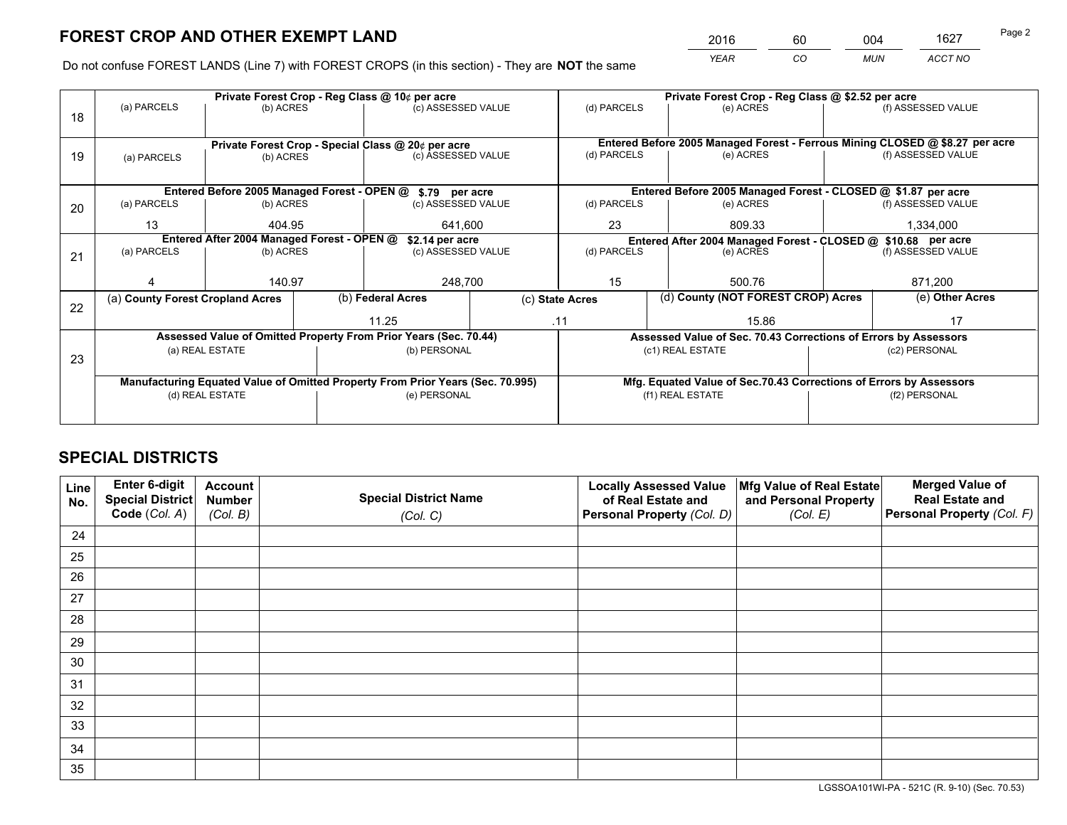# FOREST CROP AND OTHER EXEMPT LAND

| 2016 | 60 | 004 | 1627 |
|---|---|---|---|
| YEAR | CO | MUN | ACCT NO |

Do not confuse FOREST LANDS (Line 7) with FOREST CROPS (in this section) - They are **NOT** the same

| Line | Private Forest Crop - Reg Class @ 10¢ per acre | | | Private Forest Crop - Reg Class @ $2.52 per acre | | |
|---|---|---|---|---|---|---|
| 18 | (a) PARCELS | (b) ACRES | (c) ASSESSED VALUE | (d) PARCELS | (e) ACRES | (f) ASSESSED VALUE |
| | | | | | | |
| | **Private Forest Crop - Special Class @ 20¢ per acre** | | | **Entered Before 2005 Managed Forest - Ferrous Mining CLOSED @ $8.27 per acre** | | |
| 19 | (a) PARCELS | (b) ACRES | (c) ASSESSED VALUE | (d) PARCELS | (e) ACRES | (f) ASSESSED VALUE |
| | | | | | | |
| | **Entered Before 2005 Managed Forest - OPEN @ $.79 per acre** | | | **Entered Before 2005 Managed Forest - CLOSED @ $1.87 per acre** | | |
| 20 | (a) PARCELS | (b) ACRES | (c) ASSESSED VALUE | (d) PARCELS | (e) ACRES | (f) ASSESSED VALUE |
| | 13 | 404.95 | 641,600 | 23 | 809.33 | 1,334,000 |
| | **Entered After 2004 Managed Forest - OPEN @ $2.14 per acre** | | | **Entered After 2004 Managed Forest - CLOSED @ $10.68 per acre** | | |
| 21 | (a) PARCELS | (b) ACRES | (c) ASSESSED VALUE | (d) PARCELS | (e) ACRES | (f) ASSESSED VALUE |
| | 4 | 140.97 | 248,700 | 15 | 500.76 | 871,200 |

| Line | (a) County Forest Cropland Acres | (b) Federal Acres | (c) State Acres | (d) County (NOT FOREST CROP) Acres | (e) Other Acres |
|---|---|---|---|---|---|
| 22 | | 11.25 | .11 | 15.86 | 17 |

| Line | Assessed Value of Omitted Property From Prior Years (Sec. 70.44) | | Assessed Value of Sec. 70.43 Corrections of Errors by Assessors | |
|---|---|---|---|---|
| 23 | (a) REAL ESTATE | (b) PERSONAL | (c1) REAL ESTATE | (c2) PERSONAL |
| | | | | |
| | **Manufacturing Equated Value of Omitted Property From Prior Years (Sec. 70.995)** | | **Mfg. Equated Value of Sec.70.43 Corrections of Errors by Assessors** | |
| | (d) REAL ESTATE | (e) PERSONAL | (f1) REAL ESTATE | (f2) PERSONAL |
| | | | | |

# SPECIAL DISTRICTS

| Line No. | Enter 6-digit Special District Code (Col. A) | Account Number (Col. B) | Special District Name (Col. C) | Locally Assessed Value of Real Estate and Personal Property (Col. D) | Mfg Value of Real Estate and Personal Property (Col. E) | Merged Value of Real Estate and Personal Property (Col. F) |
|---|---|---|---|---|---|---|
| 24 | | | | | | |
| 25 | | | | | | |
| 26 | | | | | | |
| 27 | | | | | | |
| 28 | | | | | | |
| 29 | | | | | | |
| 30 | | | | | | |
| 31 | | | | | | |
| 32 | | | | | | |
| 33 | | | | | | |
| 34 | | | | | | |
| 35 | | | | | | |

LGSSOA101WI-PA - 521C (R. 9-10) (Sec. 70.53)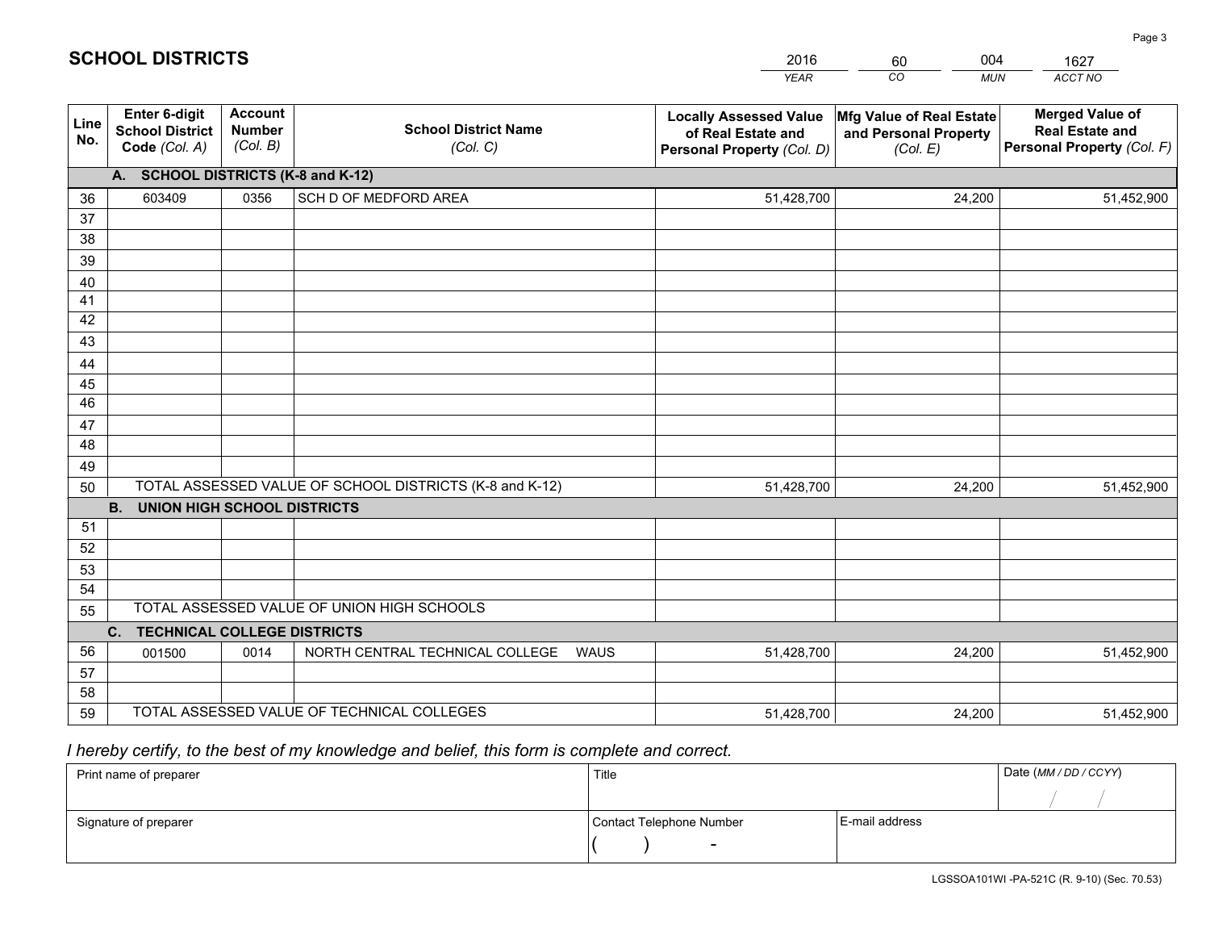# SCHOOL DISTRICTS

| 2016 | 60 | 004 | 1627 |
|---|---|---|---|
| YEAR | CO | MUN | ACCT NO |

| Line No. | Enter 6-digit School District Code (Col. A) | Account Number (Col. B) | School District Name (Col. C) | Locally Assessed Value of Real Estate and Personal Property (Col. D) | Mfg Value of Real Estate and Personal Property (Col. E) | Merged Value of Real Estate and Personal Property (Col. F) |
|---|---|---|---|---|---|---|
| | **A. SCHOOL DISTRICTS (K-8 and K-12)** | | | | | |
| 36 | 603409 | 0356 | SCH D OF MEDFORD AREA | 51,428,700 | 24,200 | 51,452,900 |
| 37 | | | | | | |
| 38 | | | | | | |
| 39 | | | | | | |
| 40 | | | | | | |
| 41 | | | | | | |
| 42 | | | | | | |
| 43 | | | | | | |
| 44 | | | | | | |
| 45 | | | | | | |
| 46 | | | | | | |
| 47 | | | | | | |
| 48 | | | | | | |
| 49 | | | | | | |
| 50 | TOTAL ASSESSED VALUE OF SCHOOL DISTRICTS (K-8 and K-12) | | | 51,428,700 | 24,200 | 51,452,900 |
| | **B. UNION HIGH SCHOOL DISTRICTS** | | | | | |
| 51 | | | | | | |
| 52 | | | | | | |
| 53 | | | | | | |
| 54 | | | | | | |
| 55 | TOTAL ASSESSED VALUE OF UNION HIGH SCHOOLS | | | | | |
| | **C. TECHNICAL COLLEGE DISTRICTS** | | | | | |
| 56 | 001500 | 0014 | NORTH CENTRAL TECHNICAL COLLEGE WAUS | 51,428,700 | 24,200 | 51,452,900 |
| 57 | | | | | | |
| 58 | | | | | | |
| 59 | TOTAL ASSESSED VALUE OF TECHNICAL COLLEGES | | | 51,428,700 | 24,200 | 51,452,900 |

*I hereby certify, to the best of my knowledge and belief, this form is complete and correct.*

| Print name of preparer | Title | | Date (MM / DD / CCYY) |
|---|---|---|---|
| | | | / / |
| Signature of preparer | Contact Telephone Number | E-mail address | |
| | ( ) - | | |

LGSSOA101WI -PA-521C (R. 9-10) (Sec. 70.53)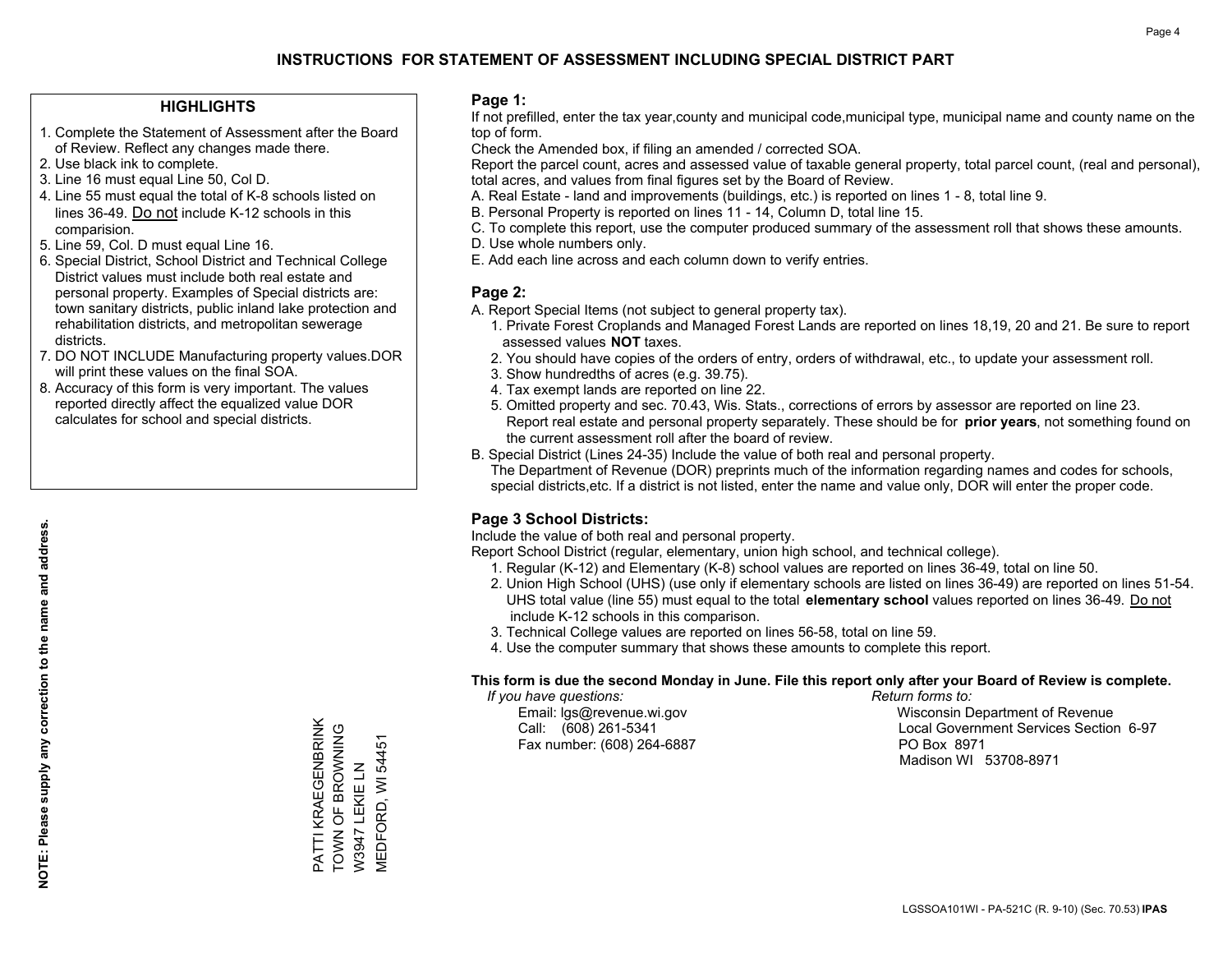# INSTRUCTIONS FOR STATEMENT OF ASSESSMENT INCLUDING SPECIAL DISTRICT PART

## HIGHLIGHTS

1. Complete the Statement of Assessment after the Board of Review. Reflect any changes made there.
2. Use black ink to complete.
3. Line 16 must equal Line 50, Col D.
4. Line 55 must equal the total of K-8 schools listed on lines 36-49. Do not include K-12 schools in this comparision.
5. Line 59, Col. D must equal Line 16.
6. Special District, School District and Technical College District values must include both real estate and personal property. Examples of Special districts are: town sanitary districts, public inland lake protection and rehabilitation districts, and metropolitan sewerage districts.
7. DO NOT INCLUDE Manufacturing property values.DOR will print these values on the final SOA.
8. Accuracy of this form is very important. The values reported directly affect the equalized value DOR calculates for school and special districts.

**NOTE: Please supply any correction to the name and address.**

PATTI KRAEGENBRINK
TOWN OF BROWNING
W3947 LEKIE LN
MEDFORD, WI 54451

## Page 1:

If not prefilled, enter the tax year,county and municipal code,municipal type, municipal name and county name on the top of form.

Check the Amended box, if filing an amended / corrected SOA.

Report the parcel count, acres and assessed value of taxable general property, total parcel count, (real and personal), total acres, and values from final figures set by the Board of Review.

A. Real Estate - land and improvements (buildings, etc.) is reported on lines 1 - 8, total line 9.
B. Personal Property is reported on lines 11 - 14, Column D, total line 15.
C. To complete this report, use the computer produced summary of the assessment roll that shows these amounts.
D. Use whole numbers only.
E. Add each line across and each column down to verify entries.

## Page 2:

A. Report Special Items (not subject to general property tax).
   1. Private Forest Croplands and Managed Forest Lands are reported on lines 18,19, 20 and 21. Be sure to report assessed values **NOT** taxes.
   2. You should have copies of the orders of entry, orders of withdrawal, etc., to update your assessment roll.
   3. Show hundredths of acres (e.g. 39.75).
   4. Tax exempt lands are reported on line 22.
   5. Omitted property and sec. 70.43, Wis. Stats., corrections of errors by assessor are reported on line 23. Report real estate and personal property separately. These should be for **prior years**, not something found on the current assessment roll after the board of review.
B. Special District (Lines 24-35) Include the value of both real and personal property.
   The Department of Revenue (DOR) preprints much of the information regarding names and codes for schools, special districts,etc. If a district is not listed, enter the name and value only, DOR will enter the proper code.

## Page 3 School Districts:

Include the value of both real and personal property.

Report School District (regular, elementary, union high school, and technical college).

1. Regular (K-12) and Elementary (K-8) school values are reported on lines 36-49, total on line 50.
2. Union High School (UHS) (use only if elementary schools are listed on lines 36-49) are reported on lines 51-54. UHS total value (line 55) must equal to the total **elementary school** values reported on lines 36-49. Do not include K-12 schools in this comparison.
3. Technical College values are reported on lines 56-58, total on line 59.
4. Use the computer summary that shows these amounts to complete this report.

**This form is due the second Monday in June. File this report only after your Board of Review is complete.**

*If you have questions:*
Email: lgs@revenue.wi.gov
Call: (608) 261-5341
Fax number: (608) 264-6887

*Return forms to:*
Wisconsin Department of Revenue
Local Government Services Section 6-97
PO Box 8971
Madison WI 53708-8971

LGSSOA101WI - PA-521C (R. 9-10) (Sec. 70.53) **IPAS**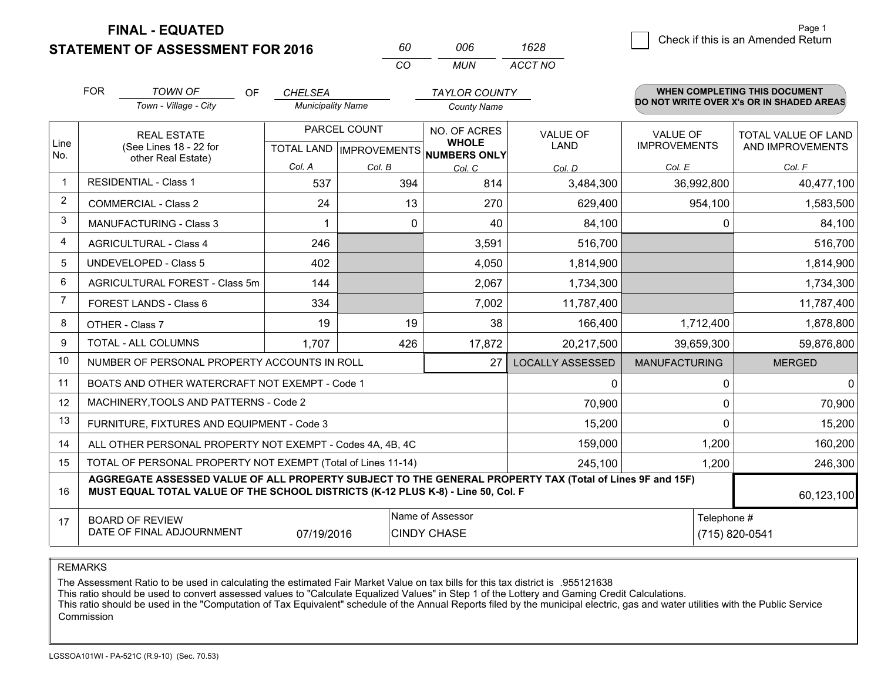**FINAL - EQUATED**
**STATEMENT OF ASSESSMENT FOR 2016**

| 60 | 006 | 1628 |
|---|---|---|
| CO | MUN | ACCT NO |

☐ Check if this is an Amended Return

FOR *TOWN OF* (Town - Village - City) OF *CHELSEA* (Municipality Name) *TAYLOR COUNTY* (County Name)

**WHEN COMPLETING THIS DOCUMENT DO NOT WRITE OVER X's OR IN SHADED AREAS**

| Line No. | REAL ESTATE (See Lines 18 - 22 for other Real Estate) | PARCEL COUNT TOTAL LAND Col. A | PARCEL COUNT IMPROVEMENTS Col. B | NO. OF ACRES WHOLE NUMBERS ONLY Col. C | VALUE OF LAND Col. D | VALUE OF IMPROVEMENTS Col. E | TOTAL VALUE OF LAND AND IMPROVEMENTS Col. F |
|---|---|---|---|---|---|---|---|
| 1 | RESIDENTIAL - Class 1 | 537 | 394 | 814 | 3,484,300 | 36,992,800 | 40,477,100 |
| 2 | COMMERCIAL - Class 2 | 24 | 13 | 270 | 629,400 | 954,100 | 1,583,500 |
| 3 | MANUFACTURING - Class 3 | 1 | 0 | 40 | 84,100 | 0 | 84,100 |
| 4 | AGRICULTURAL - Class 4 | 246 | | 3,591 | 516,700 | | 516,700 |
| 5 | UNDEVELOPED - Class 5 | 402 | | 4,050 | 1,814,900 | | 1,814,900 |
| 6 | AGRICULTURAL FOREST - Class 5m | 144 | | 2,067 | 1,734,300 | | 1,734,300 |
| 7 | FOREST LANDS - Class 6 | 334 | | 7,002 | 11,787,400 | | 11,787,400 |
| 8 | OTHER - Class 7 | 19 | 19 | 38 | 166,400 | 1,712,400 | 1,878,800 |
| 9 | TOTAL - ALL COLUMNS | 1,707 | 426 | 17,872 | 20,217,500 | 39,659,300 | 59,876,800 |
| 10 | NUMBER OF PERSONAL PROPERTY ACCOUNTS IN ROLL | | | 27 | LOCALLY ASSESSED | MANUFACTURING | MERGED |
| 11 | BOATS AND OTHER WATERCRAFT NOT EXEMPT - Code 1 | | | | 0 | 0 | 0 |
| 12 | MACHINERY,TOOLS AND PATTERNS - Code 2 | | | | 70,900 | 0 | 70,900 |
| 13 | FURNITURE, FIXTURES AND EQUIPMENT - Code 3 | | | | 15,200 | 0 | 15,200 |
| 14 | ALL OTHER PERSONAL PROPERTY NOT EXEMPT - Codes 4A, 4B, 4C | | | | 159,000 | 1,200 | 160,200 |
| 15 | TOTAL OF PERSONAL PROPERTY NOT EXEMPT (Total of Lines 11-14) | | | | 245,100 | 1,200 | 246,300 |
| 16 | **AGGREGATE ASSESSED VALUE OF ALL PROPERTY SUBJECT TO THE GENERAL PROPERTY TAX (Total of Lines 9F and 15F) MUST EQUAL TOTAL VALUE OF THE SCHOOL DISTRICTS (K-12 PLUS K-8) - Line 50, Col. F** | | | | | | 60,123,100 |
| 17 | BOARD OF REVIEW DATE OF FINAL ADJOURNMENT | 07/19/2016 | | Name of Assessor: CINDY CHASE | | Telephone #: (715) 820-0541 | |

REMARKS

The Assessment Ratio to be used in calculating the estimated Fair Market Value on tax bills for this tax district is .955121638
This ratio should be used to convert assessed values to "Calculate Equalized Values" in Step 1 of the Lottery and Gaming Credit Calculations.
This ratio should be used in the "Computation of Tax Equivalent" schedule of the Annual Reports filed by the municipal electric, gas and water utilities with the Public Service Commission

LGSSOA101WI - PA-521C (R.9-10) (Sec. 70.53)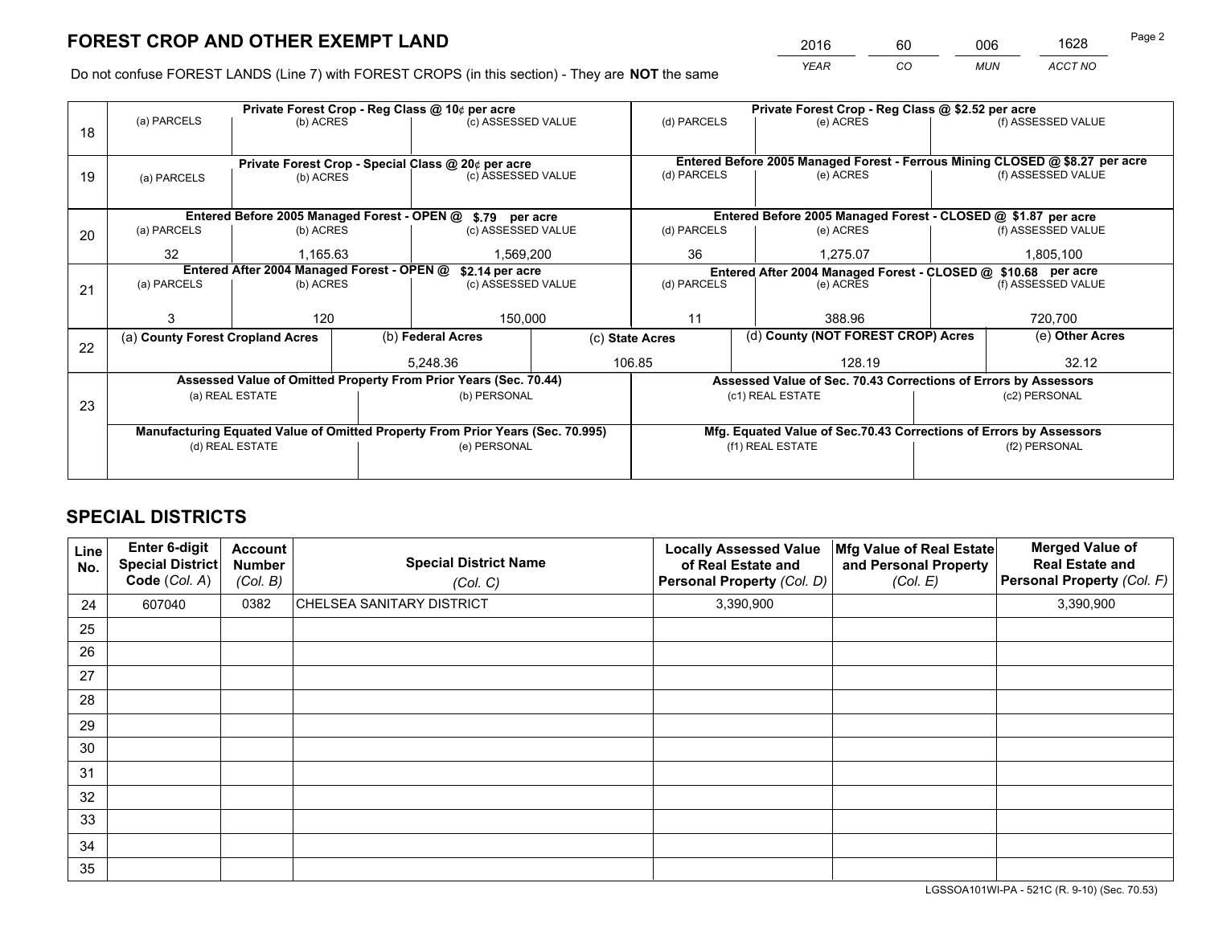# FOREST CROP AND OTHER EXEMPT LAND

| 2016 | 60 | 006 | 1628 |
|---|---|---|---|
| YEAR | CO | MUN | ACCT NO |

Do not confuse FOREST LANDS (Line 7) with FOREST CROPS (in this section) - They are **NOT** the same

| Line | Private Forest Crop - Reg Class @ 10¢ per acre | | | Private Forest Crop - Reg Class @ $2.52 per acre | | |
|---|---|---|---|---|---|---|
| 18 | (a) PARCELS | (b) ACRES | (c) ASSESSED VALUE | (d) PARCELS | (e) ACRES | (f) ASSESSED VALUE |
| | | | | | | |
| | **Private Forest Crop - Special Class @ 20¢ per acre** | | | **Entered Before 2005 Managed Forest - Ferrous Mining CLOSED @ $8.27 per acre** | | |
| 19 | (a) PARCELS | (b) ACRES | (c) ASSESSED VALUE | (d) PARCELS | (e) ACRES | (f) ASSESSED VALUE |
| | | | | | | |
| | **Entered Before 2005 Managed Forest - OPEN @ $.79 per acre** | | | **Entered Before 2005 Managed Forest - CLOSED @ $1.87 per acre** | | |
| 20 | (a) PARCELS | (b) ACRES | (c) ASSESSED VALUE | (d) PARCELS | (e) ACRES | (f) ASSESSED VALUE |
| | 32 | 1,165.63 | 1,569,200 | 36 | 1,275.07 | 1,805,100 |
| | **Entered After 2004 Managed Forest - OPEN @ $2.14 per acre** | | | **Entered After 2004 Managed Forest - CLOSED @ $10.68 per acre** | | |
| 21 | (a) PARCELS | (b) ACRES | (c) ASSESSED VALUE | (d) PARCELS | (e) ACRES | (f) ASSESSED VALUE |
| | 3 | 120 | 150,000 | 11 | 388.96 | 720,700 |

| Line | (a) County Forest Cropland Acres | (b) Federal Acres | (c) State Acres | (d) County (NOT FOREST CROP) Acres | (e) Other Acres |
|---|---|---|---|---|---|
| 22 | | 5,248.36 | 106.85 | 128.19 | 32.12 |

| Line | Assessed Value of Omitted Property From Prior Years (Sec. 70.44) | | Assessed Value of Sec. 70.43 Corrections of Errors by Assessors | |
|---|---|---|---|---|
| 23 | (a) REAL ESTATE | (b) PERSONAL | (c1) REAL ESTATE | (c2) PERSONAL |
| | | | | |
| | **Manufacturing Equated Value of Omitted Property From Prior Years (Sec. 70.995)** | | **Mfg. Equated Value of Sec.70.43 Corrections of Errors by Assessors** | |
| | (d) REAL ESTATE | (e) PERSONAL | (f1) REAL ESTATE | (f2) PERSONAL |
| | | | | |

## SPECIAL DISTRICTS

| Line No. | Enter 6-digit Special District Code (Col. A) | Account Number (Col. B) | Special District Name (Col. C) | Locally Assessed Value of Real Estate and Personal Property (Col. D) | Mfg Value of Real Estate and Personal Property (Col. E) | Merged Value of Real Estate and Personal Property (Col. F) |
|---|---|---|---|---|---|---|
| 24 | 607040 | 0382 | CHELSEA SANITARY DISTRICT | 3,390,900 | | 3,390,900 |
| 25 | | | | | | |
| 26 | | | | | | |
| 27 | | | | | | |
| 28 | | | | | | |
| 29 | | | | | | |
| 30 | | | | | | |
| 31 | | | | | | |
| 32 | | | | | | |
| 33 | | | | | | |
| 34 | | | | | | |
| 35 | | | | | | |

LGSSOA101WI-PA - 521C (R. 9-10) (Sec. 70.53)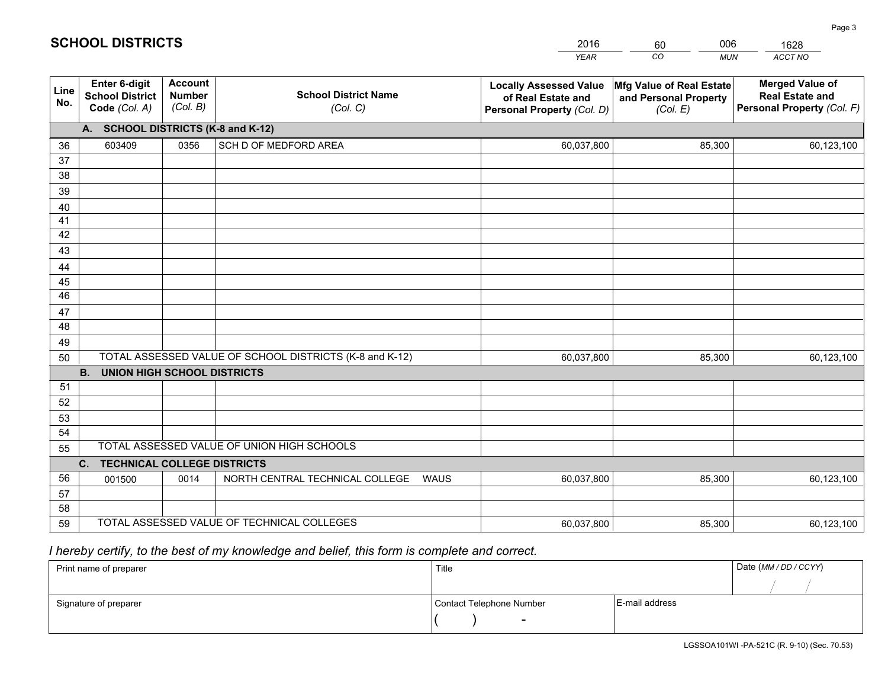# SCHOOL DISTRICTS

| 2016 | 60 | 006 | 1628 |
|---|---|---|---|
| YEAR | CO | MUN | ACCT NO |

| Line No. | Enter 6-digit School District Code (Col. A) | Account Number (Col. B) | School District Name (Col. C) | Locally Assessed Value of Real Estate and Personal Property (Col. D) | Mfg Value of Real Estate and Personal Property (Col. E) | Merged Value of Real Estate and Personal Property (Col. F) |
|---|---|---|---|---|---|---|
| | **A. SCHOOL DISTRICTS (K-8 and K-12)** | | | | | |
| 36 | 603409 | 0356 | SCH D OF MEDFORD AREA | 60,037,800 | 85,300 | 60,123,100 |
| 37 | | | | | | |
| 38 | | | | | | |
| 39 | | | | | | |
| 40 | | | | | | |
| 41 | | | | | | |
| 42 | | | | | | |
| 43 | | | | | | |
| 44 | | | | | | |
| 45 | | | | | | |
| 46 | | | | | | |
| 47 | | | | | | |
| 48 | | | | | | |
| 49 | | | | | | |
| 50 | TOTAL ASSESSED VALUE OF SCHOOL DISTRICTS (K-8 and K-12) | | | 60,037,800 | 85,300 | 60,123,100 |
| | **B. UNION HIGH SCHOOL DISTRICTS** | | | | | |
| 51 | | | | | | |
| 52 | | | | | | |
| 53 | | | | | | |
| 54 | | | | | | |
| 55 | TOTAL ASSESSED VALUE OF UNION HIGH SCHOOLS | | | | | |
| | **C. TECHNICAL COLLEGE DISTRICTS** | | | | | |
| 56 | 001500 | 0014 | NORTH CENTRAL TECHNICAL COLLEGE WAUS | 60,037,800 | 85,300 | 60,123,100 |
| 57 | | | | | | |
| 58 | | | | | | |
| 59 | TOTAL ASSESSED VALUE OF TECHNICAL COLLEGES | | | 60,037,800 | 85,300 | 60,123,100 |

*I hereby certify, to the best of my knowledge and belief, this form is complete and correct.*

| Print name of preparer | Title | | Date (MM / DD / CCYY) |
|---|---|---|---|
| | | | / / |
| Signature of preparer | Contact Telephone Number | E-mail address | |
| | ( ) - | | |

LGSSOA101WI -PA-521C (R. 9-10) (Sec. 70.53)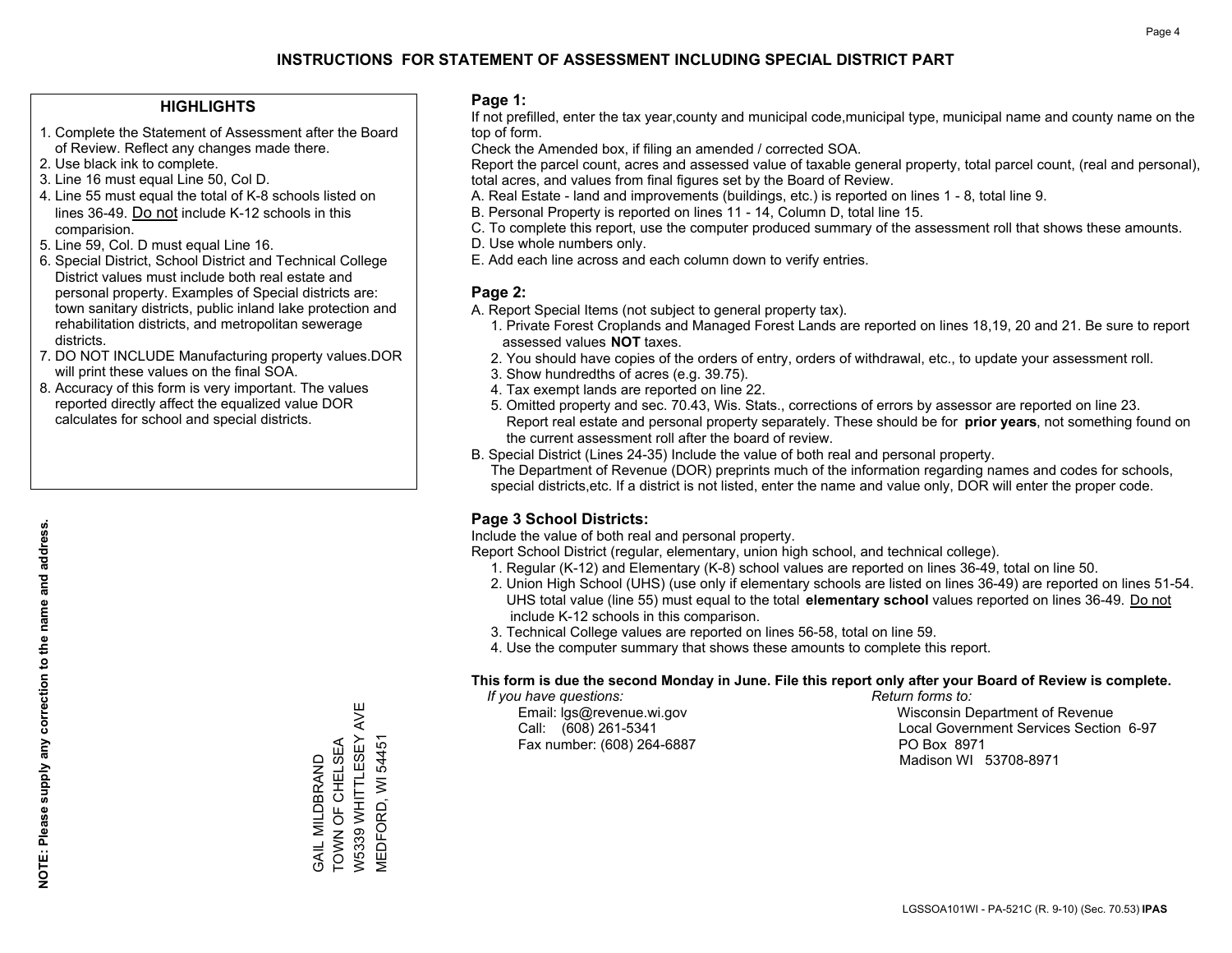# INSTRUCTIONS FOR STATEMENT OF ASSESSMENT INCLUDING SPECIAL DISTRICT PART

## HIGHLIGHTS

1. Complete the Statement of Assessment after the Board of Review. Reflect any changes made there.
2. Use black ink to complete.
3. Line 16 must equal Line 50, Col D.
4. Line 55 must equal the total of K-8 schools listed on lines 36-49. Do not include K-12 schools in this comparision.
5. Line 59, Col. D must equal Line 16.
6. Special District, School District and Technical College District values must include both real estate and personal property. Examples of Special districts are: town sanitary districts, public inland lake protection and rehabilitation districts, and metropolitan sewerage districts.
7. DO NOT INCLUDE Manufacturing property values.DOR will print these values on the final SOA.
8. Accuracy of this form is very important. The values reported directly affect the equalized value DOR calculates for school and special districts.

**NOTE: Please supply any correction to the name and address.**

GAIL MILDBRAND
TOWN OF CHELSEA
W5339 WHITTLESEY AVE
MEDFORD, WI 54451

## Page 1:

If not prefilled, enter the tax year,county and municipal code,municipal type, municipal name and county name on the top of form.

Check the Amended box, if filing an amended / corrected SOA.

Report the parcel count, acres and assessed value of taxable general property, total parcel count, (real and personal), total acres, and values from final figures set by the Board of Review.

A. Real Estate - land and improvements (buildings, etc.) is reported on lines 1 - 8, total line 9.
B. Personal Property is reported on lines 11 - 14, Column D, total line 15.
C. To complete this report, use the computer produced summary of the assessment roll that shows these amounts.
D. Use whole numbers only.
E. Add each line across and each column down to verify entries.

## Page 2:

A. Report Special Items (not subject to general property tax).
   1. Private Forest Croplands and Managed Forest Lands are reported on lines 18,19, 20 and 21. Be sure to report assessed values **NOT** taxes.
   2. You should have copies of the orders of entry, orders of withdrawal, etc., to update your assessment roll.
   3. Show hundredths of acres (e.g. 39.75).
   4. Tax exempt lands are reported on line 22.
   5. Omitted property and sec. 70.43, Wis. Stats., corrections of errors by assessor are reported on line 23. Report real estate and personal property separately. These should be for **prior years**, not something found on the current assessment roll after the board of review.
B. Special District (Lines 24-35) Include the value of both real and personal property.
   The Department of Revenue (DOR) preprints much of the information regarding names and codes for schools, special districts,etc. If a district is not listed, enter the name and value only, DOR will enter the proper code.

## Page 3 School Districts:

Include the value of both real and personal property.

Report School District (regular, elementary, union high school, and technical college).

1. Regular (K-12) and Elementary (K-8) school values are reported on lines 36-49, total on line 50.
2. Union High School (UHS) (use only if elementary schools are listed on lines 36-49) are reported on lines 51-54. UHS total value (line 55) must equal to the total **elementary school** values reported on lines 36-49. Do not include K-12 schools in this comparison.
3. Technical College values are reported on lines 56-58, total on line 59.
4. Use the computer summary that shows these amounts to complete this report.

**This form is due the second Monday in June. File this report only after your Board of Review is complete.**

*If you have questions:*
Email: lgs@revenue.wi.gov
Call: (608) 261-5341
Fax number: (608) 264-6887

*Return forms to:*
Wisconsin Department of Revenue
Local Government Services Section 6-97
PO Box 8971
Madison WI 53708-8971

LGSSOA101WI - PA-521C (R. 9-10) (Sec. 70.53) **IPAS**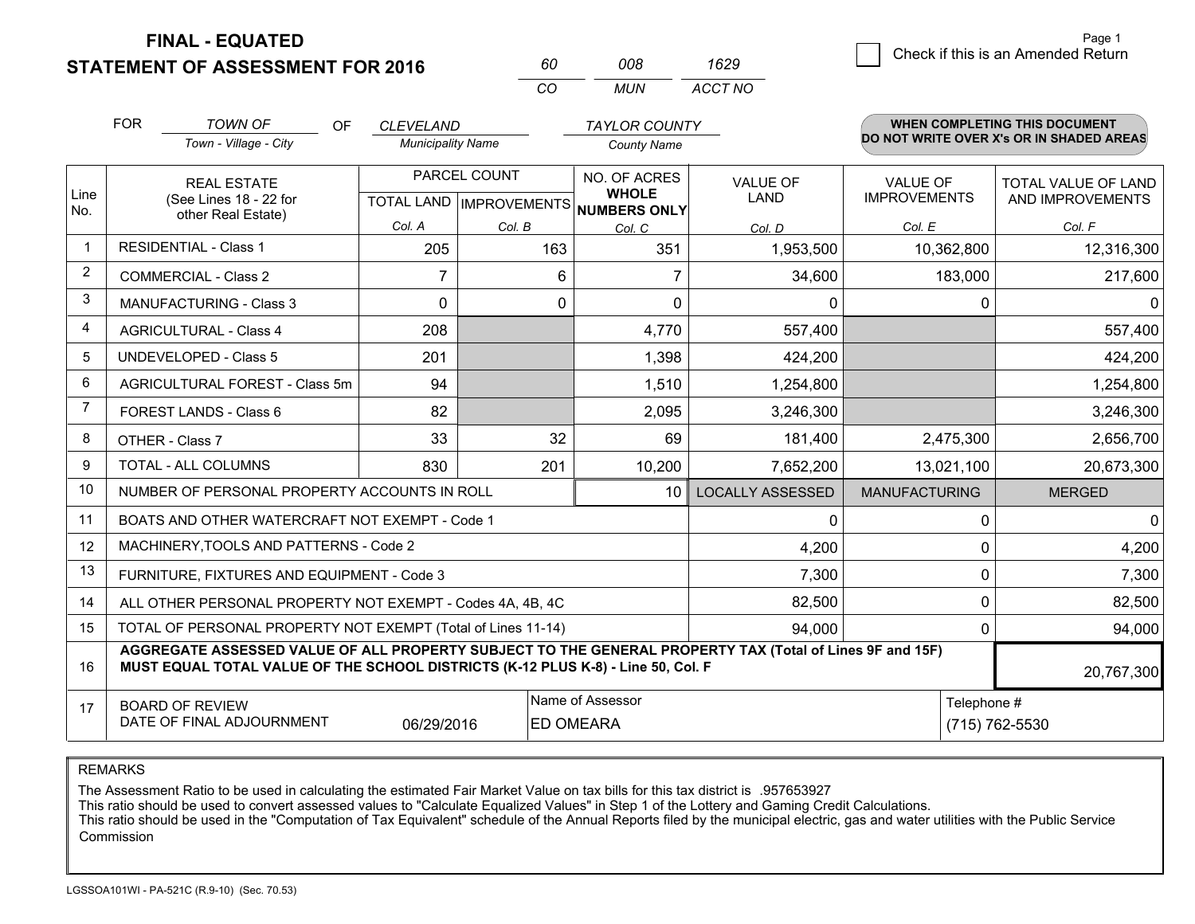# FINAL - EQUATED
## STATEMENT OF ASSESSMENT FOR 2016

| 60 | 008 | 1629 |
|---|---|---|
| CO | MUN | ACCT NO |

Check if this is an Amended Return

FOR *TOWN OF* (Town - Village - City) OF *CLEVELAND* (Municipality Name) *TAYLOR COUNTY* (County Name)

**WHEN COMPLETING THIS DOCUMENT DO NOT WRITE OVER X's OR IN SHADED AREAS**

| Line No. | REAL ESTATE (See Lines 18 - 22 for other Real Estate) | PARCEL COUNT | | NO. OF ACRES WHOLE NUMBERS ONLY | VALUE OF LAND | VALUE OF IMPROVEMENTS | TOTAL VALUE OF LAND AND IMPROVEMENTS |
|---|---|---|---|---|---|---|---|
| | | TOTAL LAND | IMPROVEMENTS | | | | |
| | | Col. A | Col. B | Col. C | Col. D | Col. E | Col. F |
| 1 | RESIDENTIAL - Class 1 | 205 | 163 | 351 | 1,953,500 | 10,362,800 | 12,316,300 |
| 2 | COMMERCIAL - Class 2 | 7 | 6 | 7 | 34,600 | 183,000 | 217,600 |
| 3 | MANUFACTURING - Class 3 | 0 | 0 | 0 | 0 | 0 | 0 |
| 4 | AGRICULTURAL - Class 4 | 208 | | 4,770 | 557,400 | | 557,400 |
| 5 | UNDEVELOPED - Class 5 | 201 | | 1,398 | 424,200 | | 424,200 |
| 6 | AGRICULTURAL FOREST - Class 5m | 94 | | 1,510 | 1,254,800 | | 1,254,800 |
| 7 | FOREST LANDS - Class 6 | 82 | | 2,095 | 3,246,300 | | 3,246,300 |
| 8 | OTHER - Class 7 | 33 | 32 | 69 | 181,400 | 2,475,300 | 2,656,700 |
| 9 | TOTAL - ALL COLUMNS | 830 | 201 | 10,200 | 7,652,200 | 13,021,100 | 20,673,300 |
| 10 | NUMBER OF PERSONAL PROPERTY ACCOUNTS IN ROLL | | | 10 | LOCALLY ASSESSED | MANUFACTURING | MERGED |
| 11 | BOATS AND OTHER WATERCRAFT NOT EXEMPT - Code 1 | | | | 0 | 0 | 0 |
| 12 | MACHINERY,TOOLS AND PATTERNS - Code 2 | | | | 4,200 | 0 | 4,200 |
| 13 | FURNITURE, FIXTURES AND EQUIPMENT - Code 3 | | | | 7,300 | 0 | 7,300 |
| 14 | ALL OTHER PERSONAL PROPERTY NOT EXEMPT - Codes 4A, 4B, 4C | | | | 82,500 | 0 | 82,500 |
| 15 | TOTAL OF PERSONAL PROPERTY NOT EXEMPT (Total of Lines 11-14) | | | | 94,000 | 0 | 94,000 |
| 16 | **AGGREGATE ASSESSED VALUE OF ALL PROPERTY SUBJECT TO THE GENERAL PROPERTY TAX (Total of Lines 9F and 15F) MUST EQUAL TOTAL VALUE OF THE SCHOOL DISTRICTS (K-12 PLUS K-8) - Line 50, Col. F** | | | | | | 20,767,300 |
| 17 | BOARD OF REVIEW DATE OF FINAL ADJOURNMENT | 06/29/2016 | | Name of Assessor: ED OMEARA | | | Telephone #: (715) 762-5530 |

REMARKS

The Assessment Ratio to be used in calculating the estimated Fair Market Value on tax bills for this tax district is .957653927
This ratio should be used to convert assessed values to "Calculate Equalized Values" in Step 1 of the Lottery and Gaming Credit Calculations.
This ratio should be used in the "Computation of Tax Equivalent" schedule of the Annual Reports filed by the municipal electric, gas and water utilities with the Public Service Commission

LGSSOA101WI - PA-521C (R.9-10) (Sec. 70.53)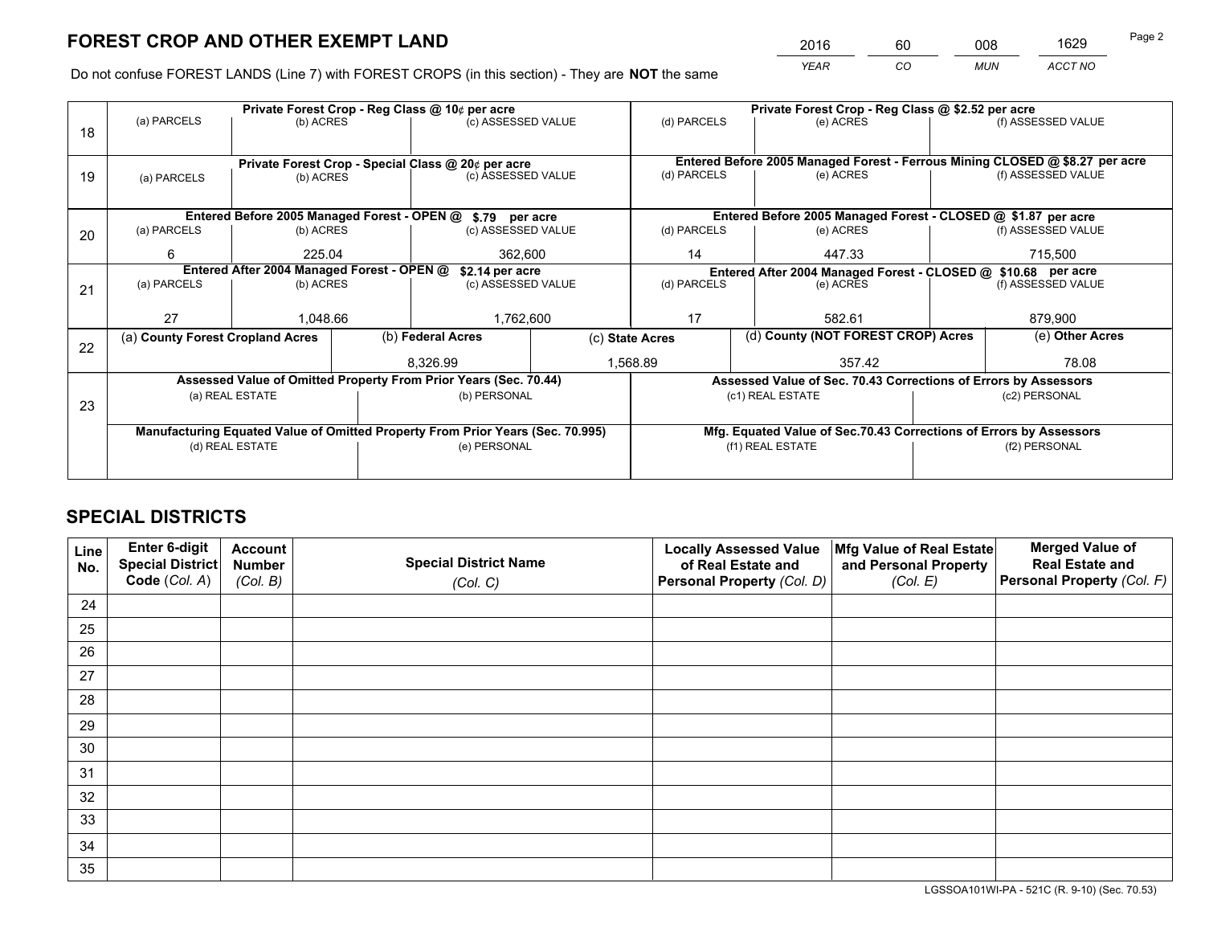# FOREST CROP AND OTHER EXEMPT LAND

| 2016 | 60 | 008 | 1629 |
|---|---|---|---|
| YEAR | CO | MUN | ACCT NO |

Do not confuse FOREST LANDS (Line 7) with FOREST CROPS (in this section) - They are **NOT** the same

| | Private Forest Crop - Reg Class @ 10¢ per acre | | | Private Forest Crop - Reg Class @ $2.52 per acre | | |
|---|---|---|---|---|---|---|
| 18 | (a) PARCELS | (b) ACRES | (c) ASSESSED VALUE | (d) PARCELS | (e) ACRES | (f) ASSESSED VALUE |
| | | | | | | |
| | **Private Forest Crop - Special Class @ 20¢ per acre** | | | **Entered Before 2005 Managed Forest - Ferrous Mining CLOSED @ $8.27 per acre** | | |
| 19 | (a) PARCELS | (b) ACRES | (c) ASSESSED VALUE | (d) PARCELS | (e) ACRES | (f) ASSESSED VALUE |
| | | | | | | |
| | **Entered Before 2005 Managed Forest - OPEN @ $.79 per acre** | | | **Entered Before 2005 Managed Forest - CLOSED @ $1.87 per acre** | | |
| 20 | (a) PARCELS | (b) ACRES | (c) ASSESSED VALUE | (d) PARCELS | (e) ACRES | (f) ASSESSED VALUE |
| | 6 | 225.04 | 362,600 | 14 | 447.33 | 715,500 |
| | **Entered After 2004 Managed Forest - OPEN @ $2.14 per acre** | | | **Entered After 2004 Managed Forest - CLOSED @ $10.68 per acre** | | |
| 21 | (a) PARCELS | (b) ACRES | (c) ASSESSED VALUE | (d) PARCELS | (e) ACRES | (f) ASSESSED VALUE |
| | 27 | 1,048.66 | 1,762,600 | 17 | 582.61 | 879,900 |

| | (a) County Forest Cropland Acres | (b) Federal Acres | (c) State Acres | (d) County (NOT FOREST CROP) Acres | (e) Other Acres |
|---|---|---|---|---|---|
| 22 | | 8,326.99 | 1,568.89 | 357.42 | 78.08 |

| | Assessed Value of Omitted Property From Prior Years (Sec. 70.44) | | Assessed Value of Sec. 70.43 Corrections of Errors by Assessors | |
|---|---|---|---|---|
| 23 | (a) REAL ESTATE | (b) PERSONAL | (c1) REAL ESTATE | (c2) PERSONAL |
| | | | | |
| | **Manufacturing Equated Value of Omitted Property From Prior Years (Sec. 70.995)** | | **Mfg. Equated Value of Sec.70.43 Corrections of Errors by Assessors** | |
| | (d) REAL ESTATE | (e) PERSONAL | (f1) REAL ESTATE | (f2) PERSONAL |
| | | | | |

# SPECIAL DISTRICTS

| Line No. | Enter 6-digit Special District Code (Col. A) | Account Number (Col. B) | Special District Name (Col. C) | Locally Assessed Value of Real Estate and Personal Property (Col. D) | Mfg Value of Real Estate and Personal Property (Col. E) | Merged Value of Real Estate and Personal Property (Col. F) |
|---|---|---|---|---|---|---|
| 24 | | | | | | |
| 25 | | | | | | |
| 26 | | | | | | |
| 27 | | | | | | |
| 28 | | | | | | |
| 29 | | | | | | |
| 30 | | | | | | |
| 31 | | | | | | |
| 32 | | | | | | |
| 33 | | | | | | |
| 34 | | | | | | |
| 35 | | | | | | |

LGSSOA101WI-PA - 521C (R. 9-10) (Sec. 70.53)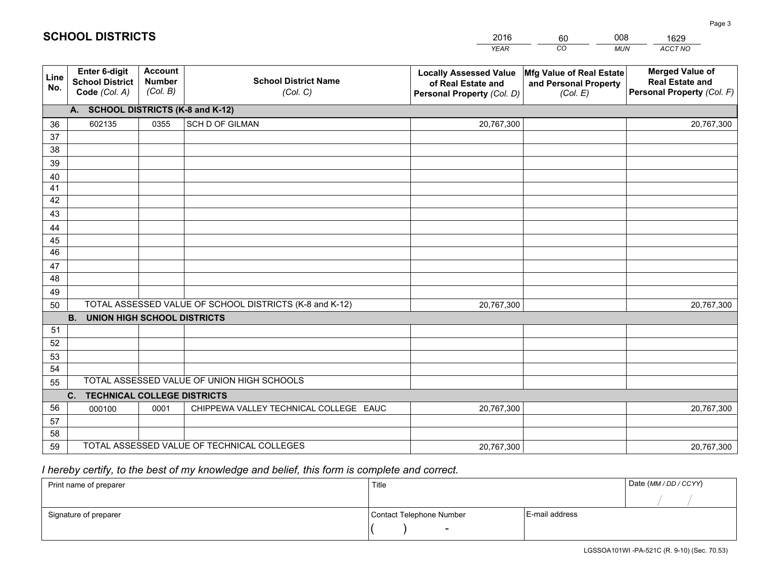## SCHOOL DISTRICTS

| 2016 | 60 | 008 | 1629 |
|---|---|---|---|
| *YEAR* | *CO* | *MUN* | *ACCT NO* |

| Line No. | Enter 6-digit School District Code *(Col. A)* | Account Number *(Col. B)* | School District Name *(Col. C)* | Locally Assessed Value of Real Estate and Personal Property *(Col. D)* | Mfg Value of Real Estate and Personal Property *(Col. E)* | Merged Value of Real Estate and Personal Property *(Col. F)* |
|---|---|---|---|---|---|---|
| | **A. SCHOOL DISTRICTS (K-8 and K-12)** | | | | | |
| 36 | 602135 | 0355 | SCH D OF GILMAN | 20,767,300 | | 20,767,300 |
| 37 | | | | | | |
| 38 | | | | | | |
| 39 | | | | | | |
| 40 | | | | | | |
| 41 | | | | | | |
| 42 | | | | | | |
| 43 | | | | | | |
| 44 | | | | | | |
| 45 | | | | | | |
| 46 | | | | | | |
| 47 | | | | | | |
| 48 | | | | | | |
| 49 | | | | | | |
| 50 | TOTAL ASSESSED VALUE OF SCHOOL DISTRICTS (K-8 and K-12) | | | 20,767,300 | | 20,767,300 |
| | **B. UNION HIGH SCHOOL DISTRICTS** | | | | | |
| 51 | | | | | | |
| 52 | | | | | | |
| 53 | | | | | | |
| 54 | | | | | | |
| 55 | TOTAL ASSESSED VALUE OF UNION HIGH SCHOOLS | | | | | |
| | **C. TECHNICAL COLLEGE DISTRICTS** | | | | | |
| 56 | 000100 | 0001 | CHIPPEWA VALLEY TECHNICAL COLLEGE EAUC | 20,767,300 | | 20,767,300 |
| 57 | | | | | | |
| 58 | | | | | | |
| 59 | TOTAL ASSESSED VALUE OF TECHNICAL COLLEGES | | | 20,767,300 | | 20,767,300 |

*I hereby certify, to the best of my knowledge and belief, this form is complete and correct.*

| Print name of preparer | Title | | Date *(MM / DD / CCYY)* |
|---|---|---|---|
| | | | / / |
| Signature of preparer | Contact Telephone Number | E-mail address | |
| | ( ) - | | |

LGSSOA101WI -PA-521C (R. 9-10) (Sec. 70.53)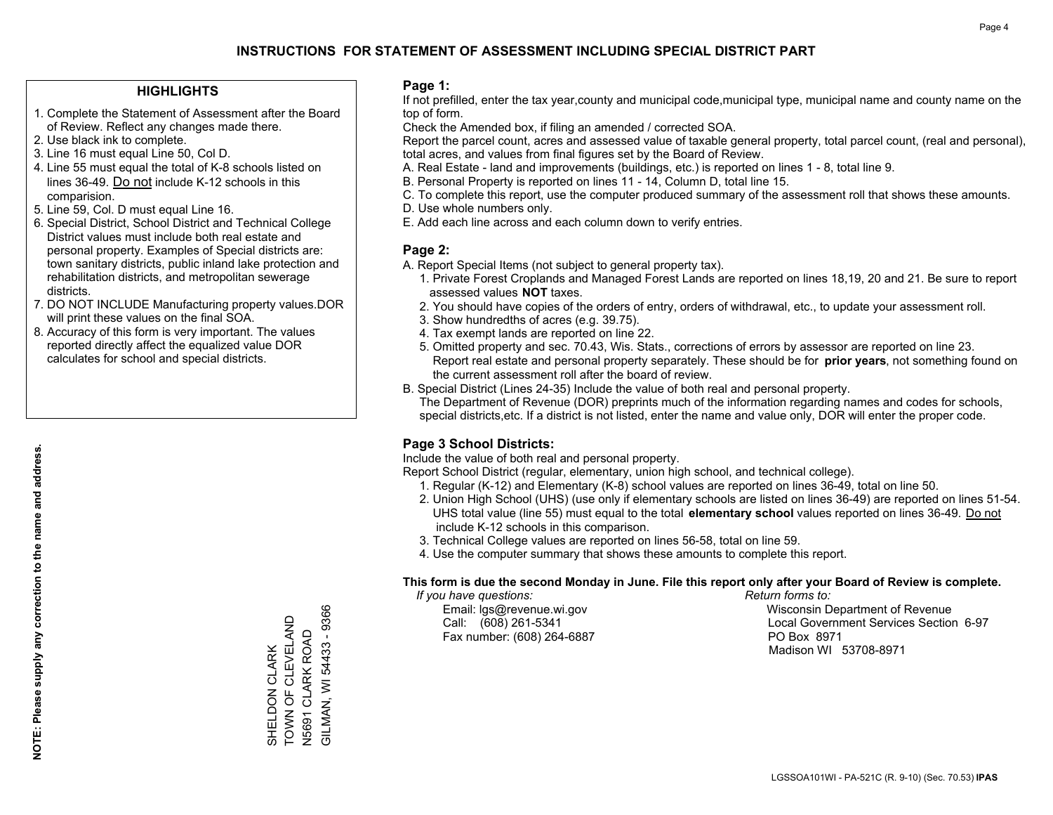# INSTRUCTIONS FOR STATEMENT OF ASSESSMENT INCLUDING SPECIAL DISTRICT PART

## HIGHLIGHTS

1. Complete the Statement of Assessment after the Board of Review. Reflect any changes made there.
2. Use black ink to complete.
3. Line 16 must equal Line 50, Col D.
4. Line 55 must equal the total of K-8 schools listed on lines 36-49. Do not include K-12 schools in this comparision.
5. Line 59, Col. D must equal Line 16.
6. Special District, School District and Technical College District values must include both real estate and personal property. Examples of Special districts are: town sanitary districts, public inland lake protection and rehabilitation districts, and metropolitan sewerage districts.
7. DO NOT INCLUDE Manufacturing property values.DOR will print these values on the final SOA.
8. Accuracy of this form is very important. The values reported directly affect the equalized value DOR calculates for school and special districts.

**NOTE: Please supply any correction to the name and address.**

SHELDON CLARK
TOWN OF CLEVELAND
N5691 CLARK ROAD
GILMAN, WI 54433 - 9366

## Page 1:

If not prefilled, enter the tax year,county and municipal code,municipal type, municipal name and county name on the top of form.

Check the Amended box, if filing an amended / corrected SOA.

Report the parcel count, acres and assessed value of taxable general property, total parcel count, (real and personal), total acres, and values from final figures set by the Board of Review.

A. Real Estate - land and improvements (buildings, etc.) is reported on lines 1 - 8, total line 9.
B. Personal Property is reported on lines 11 - 14, Column D, total line 15.
C. To complete this report, use the computer produced summary of the assessment roll that shows these amounts.
D. Use whole numbers only.
E. Add each line across and each column down to verify entries.

## Page 2:

A. Report Special Items (not subject to general property tax).
   1. Private Forest Croplands and Managed Forest Lands are reported on lines 18,19, 20 and 21. Be sure to report assessed values **NOT** taxes.
   2. You should have copies of the orders of entry, orders of withdrawal, etc., to update your assessment roll.
   3. Show hundredths of acres (e.g. 39.75).
   4. Tax exempt lands are reported on line 22.
   5. Omitted property and sec. 70.43, Wis. Stats., corrections of errors by assessor are reported on line 23. Report real estate and personal property separately. These should be for **prior years**, not something found on the current assessment roll after the board of review.
B. Special District (Lines 24-35) Include the value of both real and personal property.
   The Department of Revenue (DOR) preprints much of the information regarding names and codes for schools, special districts,etc. If a district is not listed, enter the name and value only, DOR will enter the proper code.

## Page 3 School Districts:

Include the value of both real and personal property.

Report School District (regular, elementary, union high school, and technical college).

1. Regular (K-12) and Elementary (K-8) school values are reported on lines 36-49, total on line 50.
2. Union High School (UHS) (use only if elementary schools are listed on lines 36-49) are reported on lines 51-54. UHS total value (line 55) must equal to the total **elementary school** values reported on lines 36-49. Do not include K-12 schools in this comparison.
3. Technical College values are reported on lines 56-58, total on line 59.
4. Use the computer summary that shows these amounts to complete this report.

**This form is due the second Monday in June. File this report only after your Board of Review is complete.**

*If you have questions:*
Email: lgs@revenue.wi.gov
Call: (608) 261-5341
Fax number: (608) 264-6887

*Return forms to:*
Wisconsin Department of Revenue
Local Government Services Section 6-97
PO Box 8971
Madison WI 53708-8971

LGSSOA101WI - PA-521C (R. 9-10) (Sec. 70.53) **IPAS**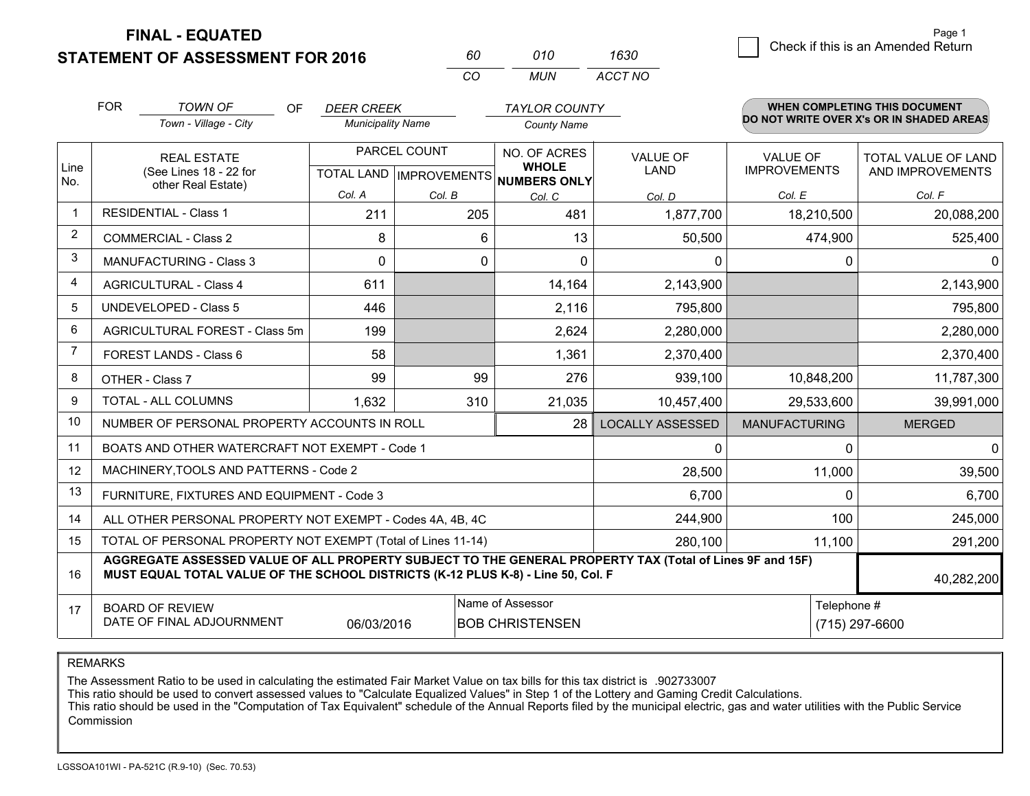**FINAL - EQUATED**

**STATEMENT OF ASSESSMENT FOR 2016**

| 60 | 010 | 1630 |
|---|---|---|
| CO | MUN | ACCT NO |

☐ Check if this is an Amended Return

Page 1

FOR *TOWN OF* (Town - Village - City) OF *DEER CREEK* (Municipality Name) *TAYLOR COUNTY* (County Name)

**WHEN COMPLETING THIS DOCUMENT DO NOT WRITE OVER X's OR IN SHADED AREAS**

| Line No. | REAL ESTATE (See Lines 18 - 22 for other Real Estate) | PARCEL COUNT TOTAL LAND Col. A | PARCEL COUNT IMPROVEMENTS Col. B | NO. OF ACRES WHOLE NUMBERS ONLY Col. C | VALUE OF LAND Col. D | VALUE OF IMPROVEMENTS Col. E | TOTAL VALUE OF LAND AND IMPROVEMENTS Col. F |
|---|---|---|---|---|---|---|---|
| 1 | RESIDENTIAL - Class 1 | 211 | 205 | 481 | 1,877,700 | 18,210,500 | 20,088,200 |
| 2 | COMMERCIAL - Class 2 | 8 | 6 | 13 | 50,500 | 474,900 | 525,400 |
| 3 | MANUFACTURING - Class 3 | 0 | 0 | 0 | 0 | 0 | 0 |
| 4 | AGRICULTURAL - Class 4 | 611 | | 14,164 | 2,143,900 | | 2,143,900 |
| 5 | UNDEVELOPED - Class 5 | 446 | | 2,116 | 795,800 | | 795,800 |
| 6 | AGRICULTURAL FOREST - Class 5m | 199 | | 2,624 | 2,280,000 | | 2,280,000 |
| 7 | FOREST LANDS - Class 6 | 58 | | 1,361 | 2,370,400 | | 2,370,400 |
| 8 | OTHER - Class 7 | 99 | 99 | 276 | 939,100 | 10,848,200 | 11,787,300 |
| 9 | TOTAL - ALL COLUMNS | 1,632 | 310 | 21,035 | 10,457,400 | 29,533,600 | 39,991,000 |
| 10 | NUMBER OF PERSONAL PROPERTY ACCOUNTS IN ROLL | | | 28 | LOCALLY ASSESSED | MANUFACTURING | MERGED |
| 11 | BOATS AND OTHER WATERCRAFT NOT EXEMPT - Code 1 | | | | 0 | 0 | 0 |
| 12 | MACHINERY,TOOLS AND PATTERNS - Code 2 | | | | 28,500 | 11,000 | 39,500 |
| 13 | FURNITURE, FIXTURES AND EQUIPMENT - Code 3 | | | | 6,700 | 0 | 6,700 |
| 14 | ALL OTHER PERSONAL PROPERTY NOT EXEMPT - Codes 4A, 4B, 4C | | | | 244,900 | 100 | 245,000 |
| 15 | TOTAL OF PERSONAL PROPERTY NOT EXEMPT (Total of Lines 11-14) | | | | 280,100 | 11,100 | 291,200 |
| 16 | **AGGREGATE ASSESSED VALUE OF ALL PROPERTY SUBJECT TO THE GENERAL PROPERTY TAX (Total of Lines 9F and 15F) MUST EQUAL TOTAL VALUE OF THE SCHOOL DISTRICTS (K-12 PLUS K-8) - Line 50, Col. F** | | | | | | 40,282,200 |
| 17 | BOARD OF REVIEW DATE OF FINAL ADJOURNMENT | 06/03/2016 | | Name of Assessor: BOB CHRISTENSEN | | Telephone #: (715) 297-6600 | |

REMARKS

The Assessment Ratio to be used in calculating the estimated Fair Market Value on tax bills for this tax district is .902733007
This ratio should be used to convert assessed values to "Calculate Equalized Values" in Step 1 of the Lottery and Gaming Credit Calculations.
This ratio should be used in the "Computation of Tax Equivalent" schedule of the Annual Reports filed by the municipal electric, gas and water utilities with the Public Service Commission

LGSSOA101WI - PA-521C (R.9-10) (Sec. 70.53)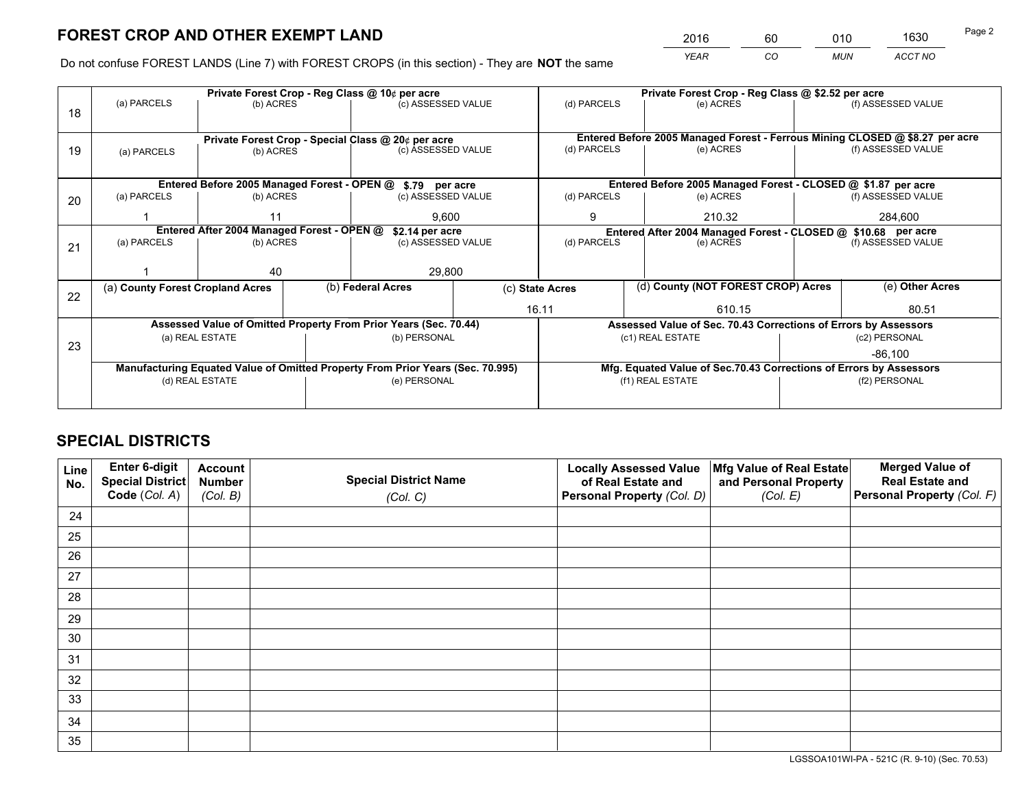# FOREST CROP AND OTHER EXEMPT LAND

| 2016 | 60 | 010 | 1630 |
|---|---|---|---|
| YEAR | CO | MUN | ACCT NO |

Do not confuse FOREST LANDS (Line 7) with FOREST CROPS (in this section) - They are **NOT** the same

| Line | Private Forest Crop - Reg Class @ 10¢ per acre | | | Private Forest Crop - Reg Class @ $2.52 per acre | | |
|---|---|---|---|---|---|---|
| 18 | (a) PARCELS | (b) ACRES | (c) ASSESSED VALUE | (d) PARCELS | (e) ACRES | (f) ASSESSED VALUE |
| | | | | | | |
| | **Private Forest Crop - Special Class @ 20¢ per acre** | | | **Entered Before 2005 Managed Forest - Ferrous Mining CLOSED @ $8.27 per acre** | | |
| 19 | (a) PARCELS | (b) ACRES | (c) ASSESSED VALUE | (d) PARCELS | (e) ACRES | (f) ASSESSED VALUE |
| | | | | | | |
| | **Entered Before 2005 Managed Forest - OPEN @ $.79 per acre** | | | **Entered Before 2005 Managed Forest - CLOSED @ $1.87 per acre** | | |
| 20 | (a) PARCELS | (b) ACRES | (c) ASSESSED VALUE | (d) PARCELS | (e) ACRES | (f) ASSESSED VALUE |
| | 1 | 11 | 9,600 | 9 | 210.32 | 284,600 |
| | **Entered After 2004 Managed Forest - OPEN @ $2.14 per acre** | | | **Entered After 2004 Managed Forest - CLOSED @ $10.68 per acre** | | |
| 21 | (a) PARCELS | (b) ACRES | (c) ASSESSED VALUE | (d) PARCELS | (e) ACRES | (f) ASSESSED VALUE |
| | 1 | 40 | 29,800 | | | |

| Line | (a) County Forest Cropland Acres | (b) Federal Acres | (c) State Acres | (d) County (NOT FOREST CROP) Acres | (e) Other Acres |
|---|---|---|---|---|---|
| 22 | | | 16.11 | 610.15 | 80.51 |

| Line | Assessed Value of Omitted Property From Prior Years (Sec. 70.44) | | Assessed Value of Sec. 70.43 Corrections of Errors by Assessors | |
|---|---|---|---|---|
| 23 | (a) REAL ESTATE | (b) PERSONAL | (c1) REAL ESTATE | (c2) PERSONAL |
| | | | | -86,100 |
| | **Manufacturing Equated Value of Omitted Property From Prior Years (Sec. 70.995)** | | **Mfg. Equated Value of Sec.70.43 Corrections of Errors by Assessors** | |
| | (d) REAL ESTATE | (e) PERSONAL | (f1) REAL ESTATE | (f2) PERSONAL |
| | | | | |

# SPECIAL DISTRICTS

| Line No. | Enter 6-digit Special District Code (Col. A) | Account Number (Col. B) | Special District Name (Col. C) | Locally Assessed Value of Real Estate and Personal Property (Col. D) | Mfg Value of Real Estate and Personal Property (Col. E) | Merged Value of Real Estate and Personal Property (Col. F) |
|---|---|---|---|---|---|---|
| 24 | | | | | | |
| 25 | | | | | | |
| 26 | | | | | | |
| 27 | | | | | | |
| 28 | | | | | | |
| 29 | | | | | | |
| 30 | | | | | | |
| 31 | | | | | | |
| 32 | | | | | | |
| 33 | | | | | | |
| 34 | | | | | | |
| 35 | | | | | | |

LGSSOA101WI-PA - 521C (R. 9-10) (Sec. 70.53)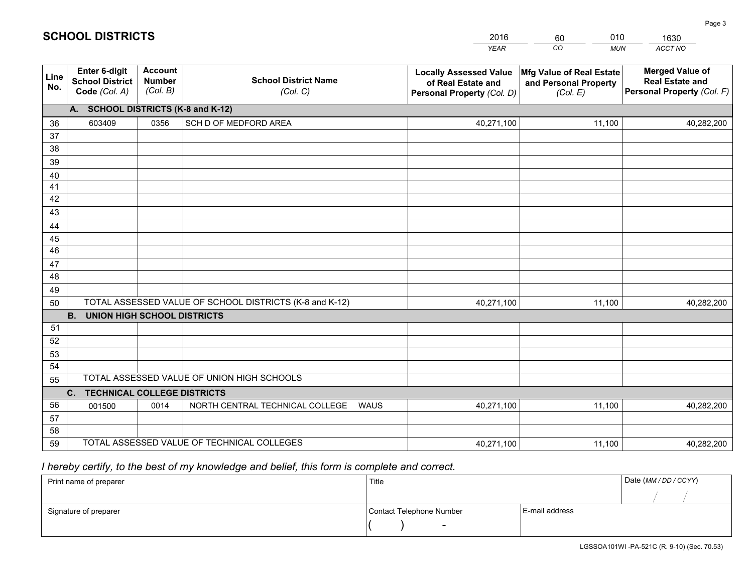# SCHOOL DISTRICTS

| 2016 | 60 | 010 | 1630 |
|---|---|---|---|
| YEAR | CO | MUN | ACCT NO |

| Line No. | Enter 6-digit School District Code (Col. A) | Account Number (Col. B) | School District Name (Col. C) | Locally Assessed Value of Real Estate and Personal Property (Col. D) | Mfg Value of Real Estate and Personal Property (Col. E) | Merged Value of Real Estate and Personal Property (Col. F) |
|---|---|---|---|---|---|---|
| | **A. SCHOOL DISTRICTS (K-8 and K-12)** | | | | | |
| 36 | 603409 | 0356 | SCH D OF MEDFORD AREA | 40,271,100 | 11,100 | 40,282,200 |
| 37 | | | | | | |
| 38 | | | | | | |
| 39 | | | | | | |
| 40 | | | | | | |
| 41 | | | | | | |
| 42 | | | | | | |
| 43 | | | | | | |
| 44 | | | | | | |
| 45 | | | | | | |
| 46 | | | | | | |
| 47 | | | | | | |
| 48 | | | | | | |
| 49 | | | | | | |
| 50 | TOTAL ASSESSED VALUE OF SCHOOL DISTRICTS (K-8 and K-12) | | | 40,271,100 | 11,100 | 40,282,200 |
| | **B. UNION HIGH SCHOOL DISTRICTS** | | | | | |
| 51 | | | | | | |
| 52 | | | | | | |
| 53 | | | | | | |
| 54 | | | | | | |
| 55 | TOTAL ASSESSED VALUE OF UNION HIGH SCHOOLS | | | | | |
| | **C. TECHNICAL COLLEGE DISTRICTS** | | | | | |
| 56 | 001500 | 0014 | NORTH CENTRAL TECHNICAL COLLEGE WAUS | 40,271,100 | 11,100 | 40,282,200 |
| 57 | | | | | | |
| 58 | | | | | | |
| 59 | TOTAL ASSESSED VALUE OF TECHNICAL COLLEGES | | | 40,271,100 | 11,100 | 40,282,200 |

*I hereby certify, to the best of my knowledge and belief, this form is complete and correct.*

| Print name of preparer | Title | | Date (MM / DD / CCYY) |
|---|---|---|---|
| | | | / / |
| Signature of preparer | Contact Telephone Number | E-mail address | |
| | ( ) - | | |

LGSSOA101WI -PA-521C (R. 9-10) (Sec. 70.53)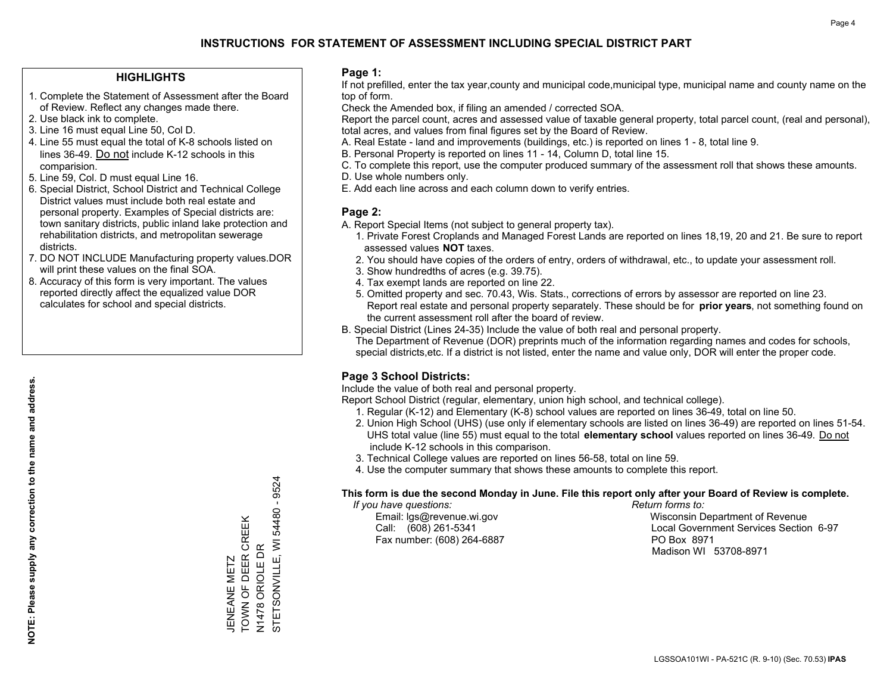# INSTRUCTIONS FOR STATEMENT OF ASSESSMENT INCLUDING SPECIAL DISTRICT PART

## HIGHLIGHTS

1. Complete the Statement of Assessment after the Board of Review. Reflect any changes made there.
2. Use black ink to complete.
3. Line 16 must equal Line 50, Col D.
4. Line 55 must equal the total of K-8 schools listed on lines 36-49. Do not include K-12 schools in this comparision.
5. Line 59, Col. D must equal Line 16.
6. Special District, School District and Technical College District values must include both real estate and personal property. Examples of Special districts are: town sanitary districts, public inland lake protection and rehabilitation districts, and metropolitan sewerage districts.
7. DO NOT INCLUDE Manufacturing property values.DOR will print these values on the final SOA.
8. Accuracy of this form is very important. The values reported directly affect the equalized value DOR calculates for school and special districts.

**NOTE: Please supply any correction to the name and address.**

JENEANE METZ
TOWN OF DEER CREEK
N1478 ORIOLE DR
STETSONVILLE, WI 54480 - 9524

## Page 1:

If not prefilled, enter the tax year,county and municipal code,municipal type, municipal name and county name on the top of form.

Check the Amended box, if filing an amended / corrected SOA.

Report the parcel count, acres and assessed value of taxable general property, total parcel count, (real and personal), total acres, and values from final figures set by the Board of Review.

A. Real Estate - land and improvements (buildings, etc.) is reported on lines 1 - 8, total line 9.

B. Personal Property is reported on lines 11 - 14, Column D, total line 15.

C. To complete this report, use the computer produced summary of the assessment roll that shows these amounts.

D. Use whole numbers only.

E. Add each line across and each column down to verify entries.

## Page 2:

A. Report Special Items (not subject to general property tax).

1. Private Forest Croplands and Managed Forest Lands are reported on lines 18,19, 20 and 21. Be sure to report assessed values **NOT** taxes.
2. You should have copies of the orders of entry, orders of withdrawal, etc., to update your assessment roll.
3. Show hundredths of acres (e.g. 39.75).
4. Tax exempt lands are reported on line 22.
5. Omitted property and sec. 70.43, Wis. Stats., corrections of errors by assessor are reported on line 23. Report real estate and personal property separately. These should be for **prior years**, not something found on the current assessment roll after the board of review.

B. Special District (Lines 24-35) Include the value of both real and personal property.

The Department of Revenue (DOR) preprints much of the information regarding names and codes for schools, special districts,etc. If a district is not listed, enter the name and value only, DOR will enter the proper code.

## Page 3 School Districts:

Include the value of both real and personal property.

Report School District (regular, elementary, union high school, and technical college).

1. Regular (K-12) and Elementary (K-8) school values are reported on lines 36-49, total on line 50.
2. Union High School (UHS) (use only if elementary schools are listed on lines 36-49) are reported on lines 51-54. UHS total value (line 55) must equal to the total **elementary school** values reported on lines 36-49. Do not include K-12 schools in this comparison.
3. Technical College values are reported on lines 56-58, total on line 59.
4. Use the computer summary that shows these amounts to complete this report.

**This form is due the second Monday in June. File this report only after your Board of Review is complete.**

*If you have questions:*
Email: lgs@revenue.wi.gov
Call: (608) 261-5341
Fax number: (608) 264-6887

*Return forms to:*
Wisconsin Department of Revenue
Local Government Services Section 6-97
PO Box 8971
Madison WI 53708-8971

LGSSOA101WI - PA-521C (R. 9-10) (Sec. 70.53) **IPAS**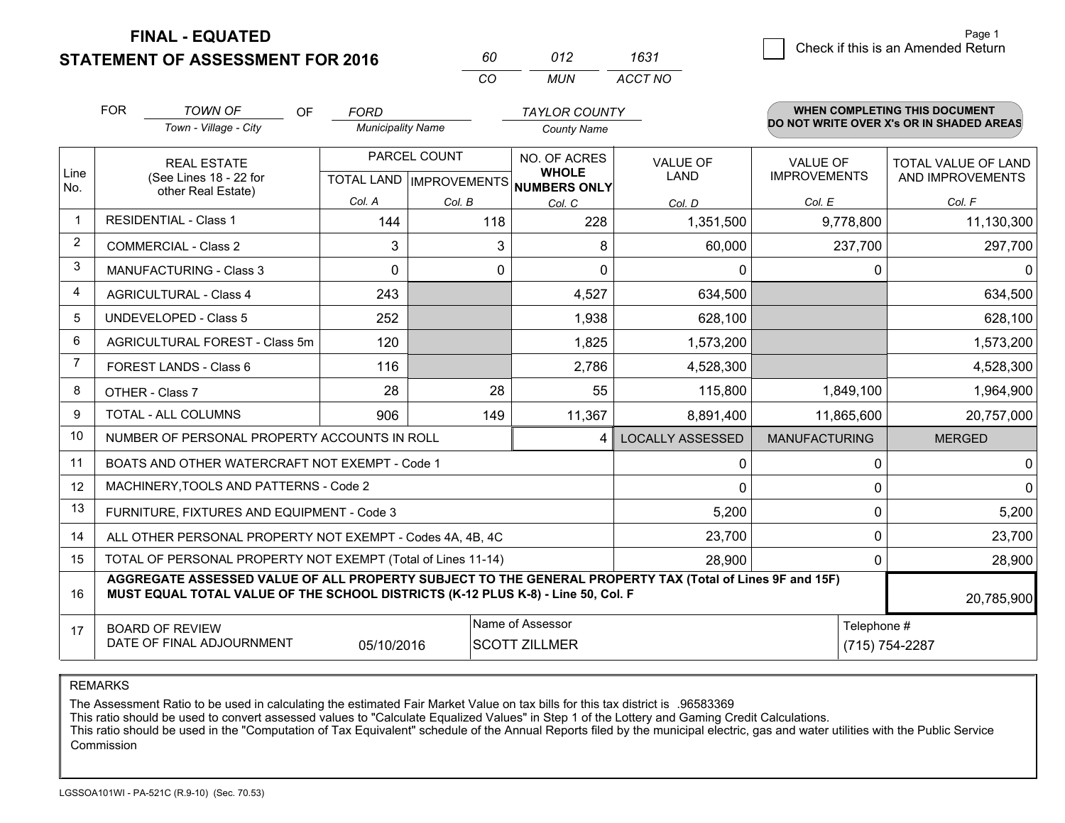**FINAL - EQUATED**

**STATEMENT OF ASSESSMENT FOR 2016**

| 60 | 012 | 1631 |
|---|---|---|
| CO | MUN | ACCT NO |

Page 1

☐ Check if this is an Amended Return

FOR *TOWN OF* (Town - Village - City) OF *FORD* (Municipality Name) *TAYLOR COUNTY* (County Name)

**WHEN COMPLETING THIS DOCUMENT DO NOT WRITE OVER X's OR IN SHADED AREAS**

| Line No. | REAL ESTATE (See Lines 18 - 22 for other Real Estate) | PARCEL COUNT TOTAL LAND Col. A | PARCEL COUNT IMPROVEMENTS Col. B | NO. OF ACRES WHOLE NUMBERS ONLY Col. C | VALUE OF LAND Col. D | VALUE OF IMPROVEMENTS Col. E | TOTAL VALUE OF LAND AND IMPROVEMENTS Col. F |
|---|---|---|---|---|---|---|---|
| 1 | RESIDENTIAL - Class 1 | 144 | 118 | 228 | 1,351,500 | 9,778,800 | 11,130,300 |
| 2 | COMMERCIAL - Class 2 | 3 | 3 | 8 | 60,000 | 237,700 | 297,700 |
| 3 | MANUFACTURING - Class 3 | 0 | 0 | 0 | 0 | 0 | 0 |
| 4 | AGRICULTURAL - Class 4 | 243 | | 4,527 | 634,500 | | 634,500 |
| 5 | UNDEVELOPED - Class 5 | 252 | | 1,938 | 628,100 | | 628,100 |
| 6 | AGRICULTURAL FOREST - Class 5m | 120 | | 1,825 | 1,573,200 | | 1,573,200 |
| 7 | FOREST LANDS - Class 6 | 116 | | 2,786 | 4,528,300 | | 4,528,300 |
| 8 | OTHER - Class 7 | 28 | 28 | 55 | 115,800 | 1,849,100 | 1,964,900 |
| 9 | TOTAL - ALL COLUMNS | 906 | 149 | 11,367 | 8,891,400 | 11,865,600 | 20,757,000 |
| 10 | NUMBER OF PERSONAL PROPERTY ACCOUNTS IN ROLL | | | 4 | LOCALLY ASSESSED | MANUFACTURING | MERGED |
| 11 | BOATS AND OTHER WATERCRAFT NOT EXEMPT - Code 1 | | | | 0 | 0 | 0 |
| 12 | MACHINERY,TOOLS AND PATTERNS - Code 2 | | | | 0 | 0 | 0 |
| 13 | FURNITURE, FIXTURES AND EQUIPMENT - Code 3 | | | | 5,200 | 0 | 5,200 |
| 14 | ALL OTHER PERSONAL PROPERTY NOT EXEMPT - Codes 4A, 4B, 4C | | | | 23,700 | 0 | 23,700 |
| 15 | TOTAL OF PERSONAL PROPERTY NOT EXEMPT (Total of Lines 11-14) | | | | 28,900 | 0 | 28,900 |
| 16 | **AGGREGATE ASSESSED VALUE OF ALL PROPERTY SUBJECT TO THE GENERAL PROPERTY TAX (Total of Lines 9F and 15F) MUST EQUAL TOTAL VALUE OF THE SCHOOL DISTRICTS (K-12 PLUS K-8) - Line 50, Col. F** | | | | | | 20,785,900 |
| 17 | BOARD OF REVIEW DATE OF FINAL ADJOURNMENT | 05/10/2016 | Name of Assessor: SCOTT ZILLMER | | | Telephone #: (715) 754-2287 | |

REMARKS

The Assessment Ratio to be used in calculating the estimated Fair Market Value on tax bills for this tax district is .96583369
This ratio should be used to convert assessed values to "Calculate Equalized Values" in Step 1 of the Lottery and Gaming Credit Calculations.
This ratio should be used in the "Computation of Tax Equivalent" schedule of the Annual Reports filed by the municipal electric, gas and water utilities with the Public Service Commission

LGSSOA101WI - PA-521C (R.9-10) (Sec. 70.53)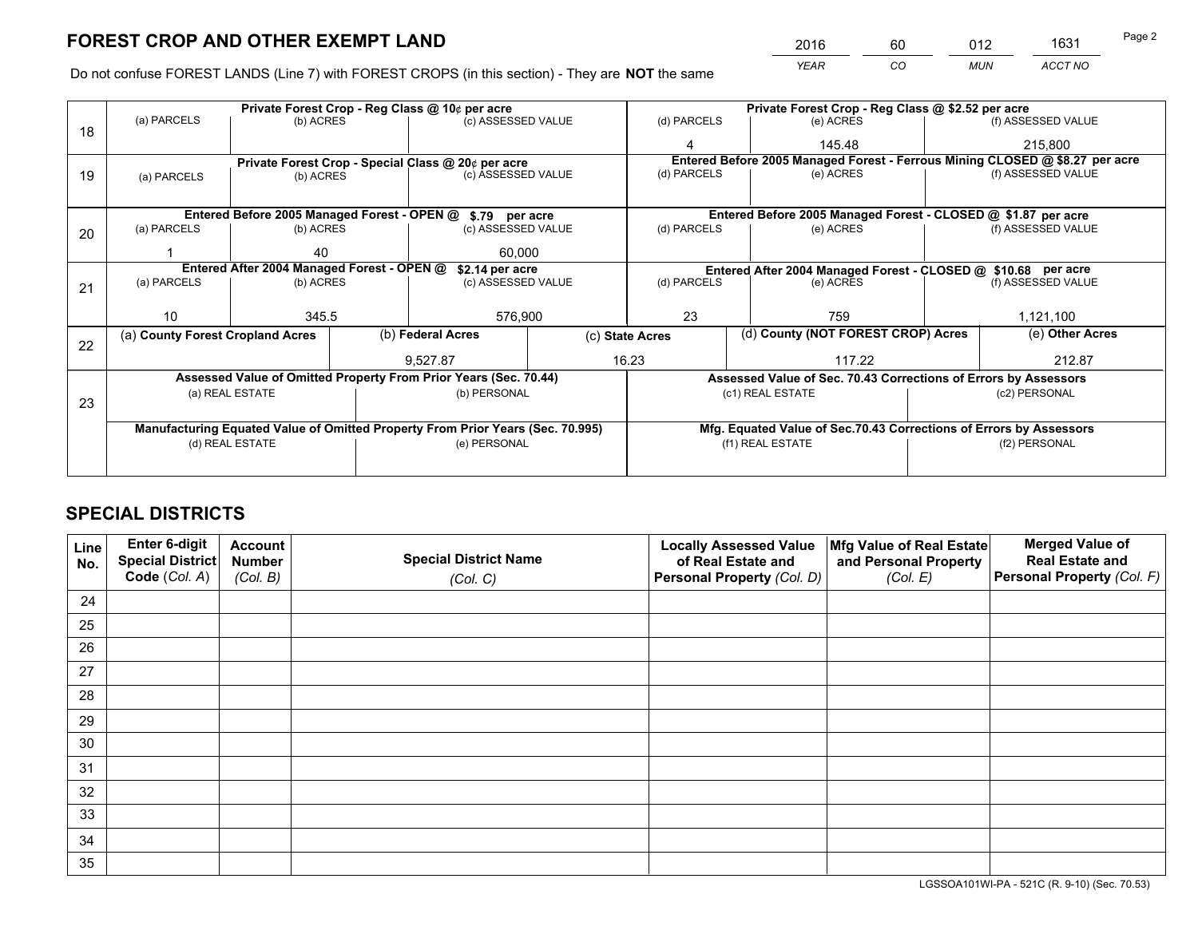# FOREST CROP AND OTHER EXEMPT LAND

| YEAR | CO | MUN | ACCT NO |
|---|---|---|---|
| 2016 | 60 | 012 | 1631 |

Do not confuse FOREST LANDS (Line 7) with FOREST CROPS (in this section) - They are **NOT** the same

| Line | Private Forest Crop - Reg Class @ 10¢ per acre | | | Private Forest Crop - Reg Class @ $2.52 per acre | | |
|---|---|---|---|---|---|---|
| | (a) PARCELS | (b) ACRES | (c) ASSESSED VALUE | (d) PARCELS | (e) ACRES | (f) ASSESSED VALUE |
| 18 | | | | 4 | 145.48 | 215,800 |
| | **Private Forest Crop - Special Class @ 20¢ per acre** | | | **Entered Before 2005 Managed Forest - Ferrous Mining CLOSED @ $8.27 per acre** | | |
| | (a) PARCELS | (b) ACRES | (c) ASSESSED VALUE | (d) PARCELS | (e) ACRES | (f) ASSESSED VALUE |
| 19 | | | | | | |
| | **Entered Before 2005 Managed Forest - OPEN @ $.79 per acre** | | | **Entered Before 2005 Managed Forest - CLOSED @ $1.87 per acre** | | |
| | (a) PARCELS | (b) ACRES | (c) ASSESSED VALUE | (d) PARCELS | (e) ACRES | (f) ASSESSED VALUE |
| 20 | 1 | 40 | 60,000 | | | |
| | **Entered After 2004 Managed Forest - OPEN @ $2.14 per acre** | | | **Entered After 2004 Managed Forest - CLOSED @ $10.68 per acre** | | |
| | (a) PARCELS | (b) ACRES | (c) ASSESSED VALUE | (d) PARCELS | (e) ACRES | (f) ASSESSED VALUE |
| 21 | 10 | 345.5 | 576,900 | 23 | 759 | 1,121,100 |

| Line | (a) County Forest Cropland Acres | (b) Federal Acres | (c) State Acres | (d) County (NOT FOREST CROP) Acres | (e) Other Acres |
|---|---|---|---|---|---|
| 22 | | 9,527.87 | 16.23 | 117.22 | 212.87 |

| Line | Assessed Value of Omitted Property From Prior Years (Sec. 70.44) | | Assessed Value of Sec. 70.43 Corrections of Errors by Assessors | |
|---|---|---|---|---|
| | (a) REAL ESTATE | (b) PERSONAL | (c1) REAL ESTATE | (c2) PERSONAL |
| 23 | | | | |
| | **Manufacturing Equated Value of Omitted Property From Prior Years (Sec. 70.995)** | | **Mfg. Equated Value of Sec.70.43 Corrections of Errors by Assessors** | |
| | (d) REAL ESTATE | (e) PERSONAL | (f1) REAL ESTATE | (f2) PERSONAL |
| | | | | |

# SPECIAL DISTRICTS

| Line No. | Enter 6-digit Special District Code (Col. A) | Account Number (Col. B) | Special District Name (Col. C) | Locally Assessed Value of Real Estate and Personal Property (Col. D) | Mfg Value of Real Estate and Personal Property (Col. E) | Merged Value of Real Estate and Personal Property (Col. F) |
|---|---|---|---|---|---|---|
| 24 | | | | | | |
| 25 | | | | | | |
| 26 | | | | | | |
| 27 | | | | | | |
| 28 | | | | | | |
| 29 | | | | | | |
| 30 | | | | | | |
| 31 | | | | | | |
| 32 | | | | | | |
| 33 | | | | | | |
| 34 | | | | | | |
| 35 | | | | | | |

LGSSOA101WI-PA - 521C (R. 9-10) (Sec. 70.53)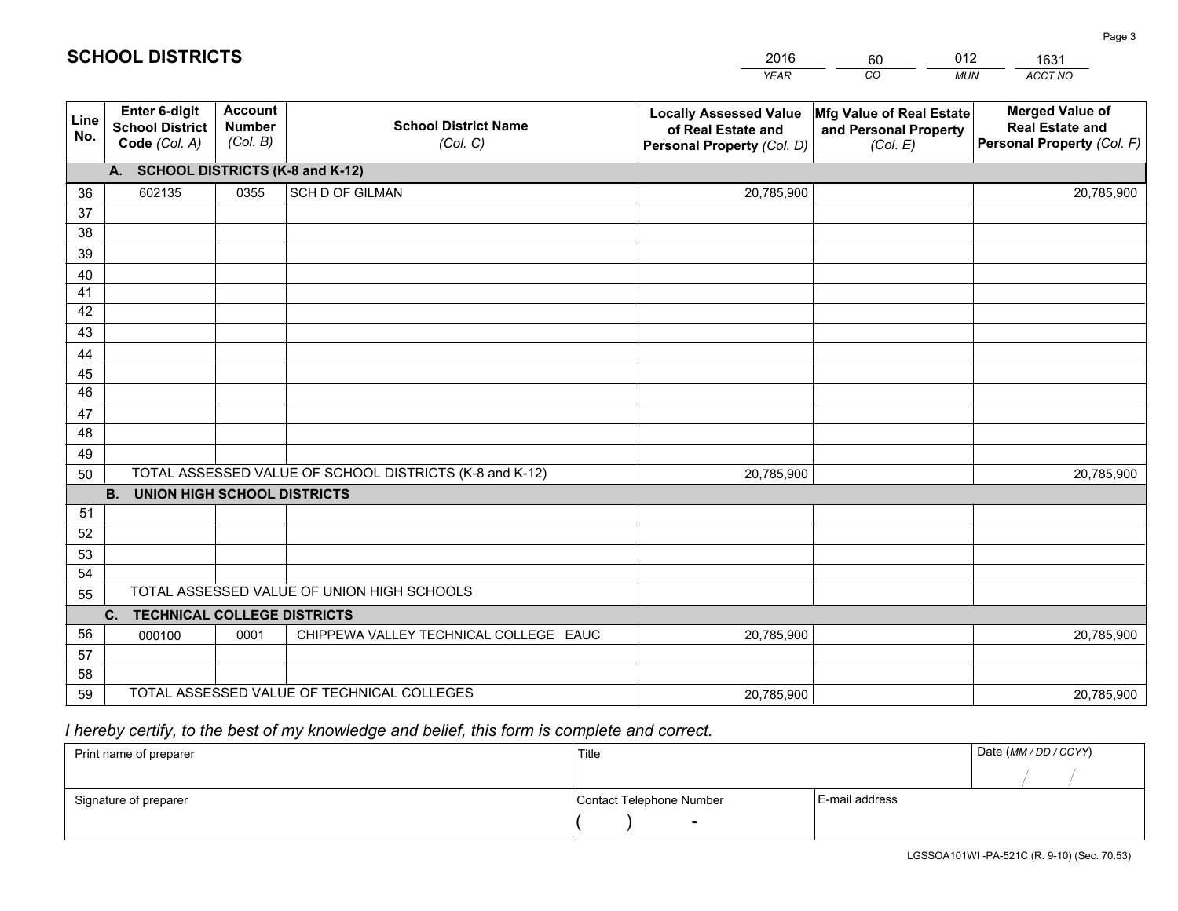# SCHOOL DISTRICTS

| 2016 | 60 | 012 | 1631 |
|---|---|---|---|
| *YEAR* | *CO* | *MUN* | *ACCT NO* |

| Line No. | Enter 6-digit School District Code *(Col. A)* | Account Number *(Col. B)* | School District Name *(Col. C)* | Locally Assessed Value of Real Estate and Personal Property *(Col. D)* | Mfg Value of Real Estate and Personal Property *(Col. E)* | Merged Value of Real Estate and Personal Property *(Col. F)* |
|---|---|---|---|---|---|---|
| **A. SCHOOL DISTRICTS (K-8 and K-12)** | | | | | | |
| 36 | 602135 | 0355 | SCH D OF GILMAN | 20,785,900 | | 20,785,900 |
| 37 | | | | | | |
| 38 | | | | | | |
| 39 | | | | | | |
| 40 | | | | | | |
| 41 | | | | | | |
| 42 | | | | | | |
| 43 | | | | | | |
| 44 | | | | | | |
| 45 | | | | | | |
| 46 | | | | | | |
| 47 | | | | | | |
| 48 | | | | | | |
| 49 | | | | | | |
| 50 | TOTAL ASSESSED VALUE OF SCHOOL DISTRICTS (K-8 and K-12) | | | 20,785,900 | | 20,785,900 |
| **B. UNION HIGH SCHOOL DISTRICTS** | | | | | | |
| 51 | | | | | | |
| 52 | | | | | | |
| 53 | | | | | | |
| 54 | | | | | | |
| 55 | TOTAL ASSESSED VALUE OF UNION HIGH SCHOOLS | | | | | |
| **C. TECHNICAL COLLEGE DISTRICTS** | | | | | | |
| 56 | 000100 | 0001 | CHIPPEWA VALLEY TECHNICAL COLLEGE EAUC | 20,785,900 | | 20,785,900 |
| 57 | | | | | | |
| 58 | | | | | | |
| 59 | TOTAL ASSESSED VALUE OF TECHNICAL COLLEGES | | | 20,785,900 | | 20,785,900 |

*I hereby certify, to the best of my knowledge and belief, this form is complete and correct.*

| Print name of preparer | Title | | Date *(MM / DD / CCYY)* |
|---|---|---|---|
| | | | / / |
| Signature of preparer | Contact Telephone Number | E-mail address | |
| | ( ) - | | |

LGSSOA101WI -PA-521C (R. 9-10) (Sec. 70.53)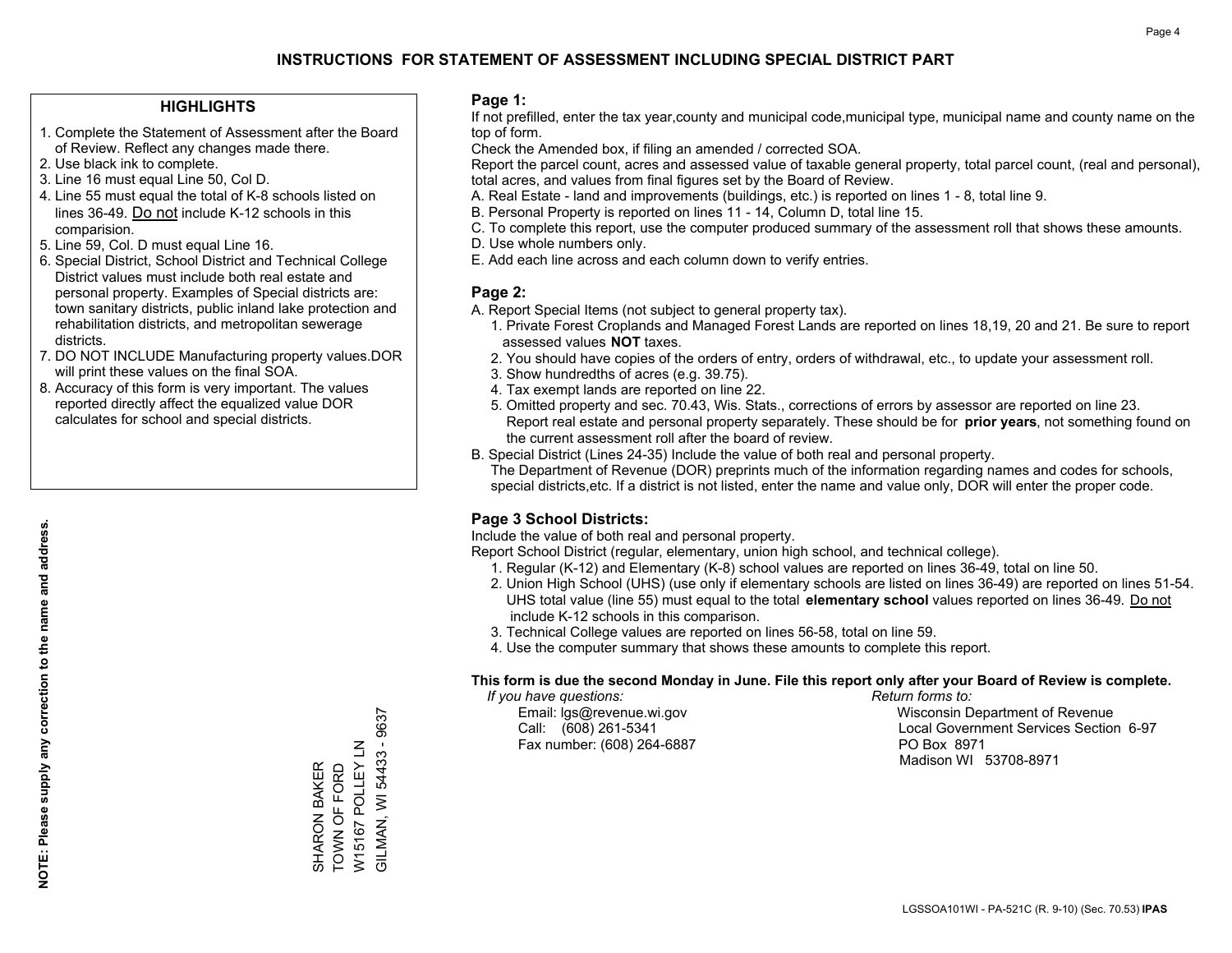# INSTRUCTIONS FOR STATEMENT OF ASSESSMENT INCLUDING SPECIAL DISTRICT PART

## HIGHLIGHTS

1. Complete the Statement of Assessment after the Board of Review. Reflect any changes made there.
2. Use black ink to complete.
3. Line 16 must equal Line 50, Col D.
4. Line 55 must equal the total of K-8 schools listed on lines 36-49. Do not include K-12 schools in this comparision.
5. Line 59, Col. D must equal Line 16.
6. Special District, School District and Technical College District values must include both real estate and personal property. Examples of Special districts are: town sanitary districts, public inland lake protection and rehabilitation districts, and metropolitan sewerage districts.
7. DO NOT INCLUDE Manufacturing property values.DOR will print these values on the final SOA.
8. Accuracy of this form is very important. The values reported directly affect the equalized value DOR calculates for school and special districts.

**NOTE: Please supply any correction to the name and address.**

SHARON BAKER
TOWN OF FORD
W15167 POLLEY LN
GILMAN, WI 54433 - 9637

## Page 1:

If not prefilled, enter the tax year,county and municipal code,municipal type, municipal name and county name on the top of form.

Check the Amended box, if filing an amended / corrected SOA.

Report the parcel count, acres and assessed value of taxable general property, total parcel count, (real and personal), total acres, and values from final figures set by the Board of Review.

A. Real Estate - land and improvements (buildings, etc.) is reported on lines 1 - 8, total line 9.
B. Personal Property is reported on lines 11 - 14, Column D, total line 15.
C. To complete this report, use the computer produced summary of the assessment roll that shows these amounts.
D. Use whole numbers only.
E. Add each line across and each column down to verify entries.

## Page 2:

A. Report Special Items (not subject to general property tax).
   1. Private Forest Croplands and Managed Forest Lands are reported on lines 18,19, 20 and 21. Be sure to report assessed values **NOT** taxes.
   2. You should have copies of the orders of entry, orders of withdrawal, etc., to update your assessment roll.
   3. Show hundredths of acres (e.g. 39.75).
   4. Tax exempt lands are reported on line 22.
   5. Omitted property and sec. 70.43, Wis. Stats., corrections of errors by assessor are reported on line 23. Report real estate and personal property separately. These should be for **prior years**, not something found on the current assessment roll after the board of review.
B. Special District (Lines 24-35) Include the value of both real and personal property.
   The Department of Revenue (DOR) preprints much of the information regarding names and codes for schools, special districts,etc. If a district is not listed, enter the name and value only, DOR will enter the proper code.

## Page 3 School Districts:

Include the value of both real and personal property.

Report School District (regular, elementary, union high school, and technical college).

1. Regular (K-12) and Elementary (K-8) school values are reported on lines 36-49, total on line 50.
2. Union High School (UHS) (use only if elementary schools are listed on lines 36-49) are reported on lines 51-54. UHS total value (line 55) must equal to the total **elementary school** values reported on lines 36-49. Do not include K-12 schools in this comparison.
3. Technical College values are reported on lines 56-58, total on line 59.
4. Use the computer summary that shows these amounts to complete this report.

**This form is due the second Monday in June. File this report only after your Board of Review is complete.**

*If you have questions:*
Email: lgs@revenue.wi.gov
Call: (608) 261-5341
Fax number: (608) 264-6887

*Return forms to:*
Wisconsin Department of Revenue
Local Government Services Section 6-97
PO Box 8971
Madison WI 53708-8971

LGSSOA101WI - PA-521C (R. 9-10) (Sec. 70.53) **IPAS**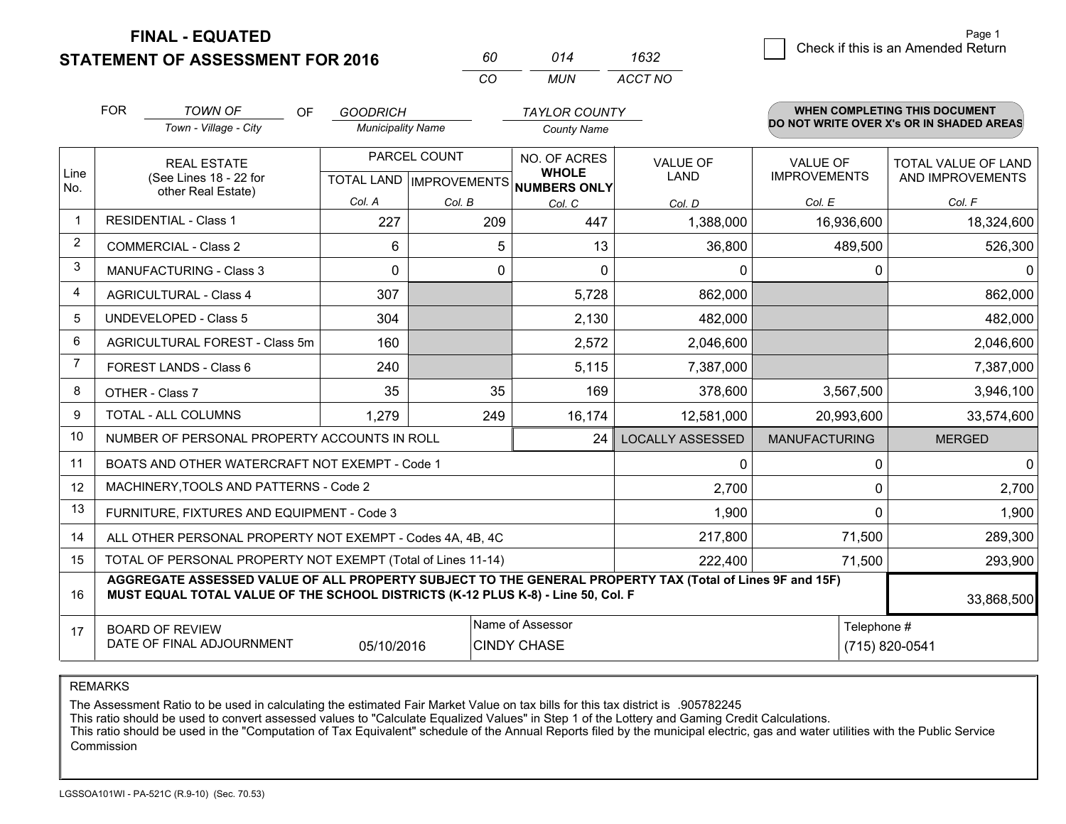**FINAL - EQUATED**
**STATEMENT OF ASSESSMENT FOR 2016**

| 60 | 014 | 1632 |
|---|---|---|
| CO | MUN | ACCT NO |

Page 1

☐ Check if this is an Amended Return

FOR *TOWN OF* (Town - Village - City) OF *GOODRICH* (Municipality Name) *TAYLOR COUNTY* (County Name)

**WHEN COMPLETING THIS DOCUMENT DO NOT WRITE OVER X's OR IN SHADED AREAS**

| Line No. | REAL ESTATE (See Lines 18 - 22 for other Real Estate) | PARCEL COUNT TOTAL LAND Col. A | PARCEL COUNT IMPROVEMENTS Col. B | NO. OF ACRES WHOLE NUMBERS ONLY Col. C | VALUE OF LAND Col. D | VALUE OF IMPROVEMENTS Col. E | TOTAL VALUE OF LAND AND IMPROVEMENTS Col. F |
|---|---|---|---|---|---|---|---|
| 1 | RESIDENTIAL - Class 1 | 227 | 209 | 447 | 1,388,000 | 16,936,600 | 18,324,600 |
| 2 | COMMERCIAL - Class 2 | 6 | 5 | 13 | 36,800 | 489,500 | 526,300 |
| 3 | MANUFACTURING - Class 3 | 0 | 0 | 0 | 0 | 0 | 0 |
| 4 | AGRICULTURAL - Class 4 | 307 | | 5,728 | 862,000 | | 862,000 |
| 5 | UNDEVELOPED - Class 5 | 304 | | 2,130 | 482,000 | | 482,000 |
| 6 | AGRICULTURAL FOREST - Class 5m | 160 | | 2,572 | 2,046,600 | | 2,046,600 |
| 7 | FOREST LANDS - Class 6 | 240 | | 5,115 | 7,387,000 | | 7,387,000 |
| 8 | OTHER - Class 7 | 35 | 35 | 169 | 378,600 | 3,567,500 | 3,946,100 |
| 9 | TOTAL - ALL COLUMNS | 1,279 | 249 | 16,174 | 12,581,000 | 20,993,600 | 33,574,600 |
| 10 | NUMBER OF PERSONAL PROPERTY ACCOUNTS IN ROLL | | | 24 | LOCALLY ASSESSED | MANUFACTURING | MERGED |
| 11 | BOATS AND OTHER WATERCRAFT NOT EXEMPT - Code 1 | | | | 0 | 0 | 0 |
| 12 | MACHINERY,TOOLS AND PATTERNS - Code 2 | | | | 2,700 | 0 | 2,700 |
| 13 | FURNITURE, FIXTURES AND EQUIPMENT - Code 3 | | | | 1,900 | 0 | 1,900 |
| 14 | ALL OTHER PERSONAL PROPERTY NOT EXEMPT - Codes 4A, 4B, 4C | | | | 217,800 | 71,500 | 289,300 |
| 15 | TOTAL OF PERSONAL PROPERTY NOT EXEMPT (Total of Lines 11-14) | | | | 222,400 | 71,500 | 293,900 |
| 16 | **AGGREGATE ASSESSED VALUE OF ALL PROPERTY SUBJECT TO THE GENERAL PROPERTY TAX (Total of Lines 9F and 15F) MUST EQUAL TOTAL VALUE OF THE SCHOOL DISTRICTS (K-12 PLUS K-8) - Line 50, Col. F** | | | | | | 33,868,500 |
| 17 | BOARD OF REVIEW DATE OF FINAL ADJOURNMENT | 05/10/2016 | | Name of Assessor: CINDY CHASE | | | Telephone #: (715) 820-0541 |

REMARKS

The Assessment Ratio to be used in calculating the estimated Fair Market Value on tax bills for this tax district is .905782245
This ratio should be used to convert assessed values to "Calculate Equalized Values" in Step 1 of the Lottery and Gaming Credit Calculations.
This ratio should be used in the "Computation of Tax Equivalent" schedule of the Annual Reports filed by the municipal electric, gas and water utilities with the Public Service Commission

LGSSOA101WI - PA-521C (R.9-10) (Sec. 70.53)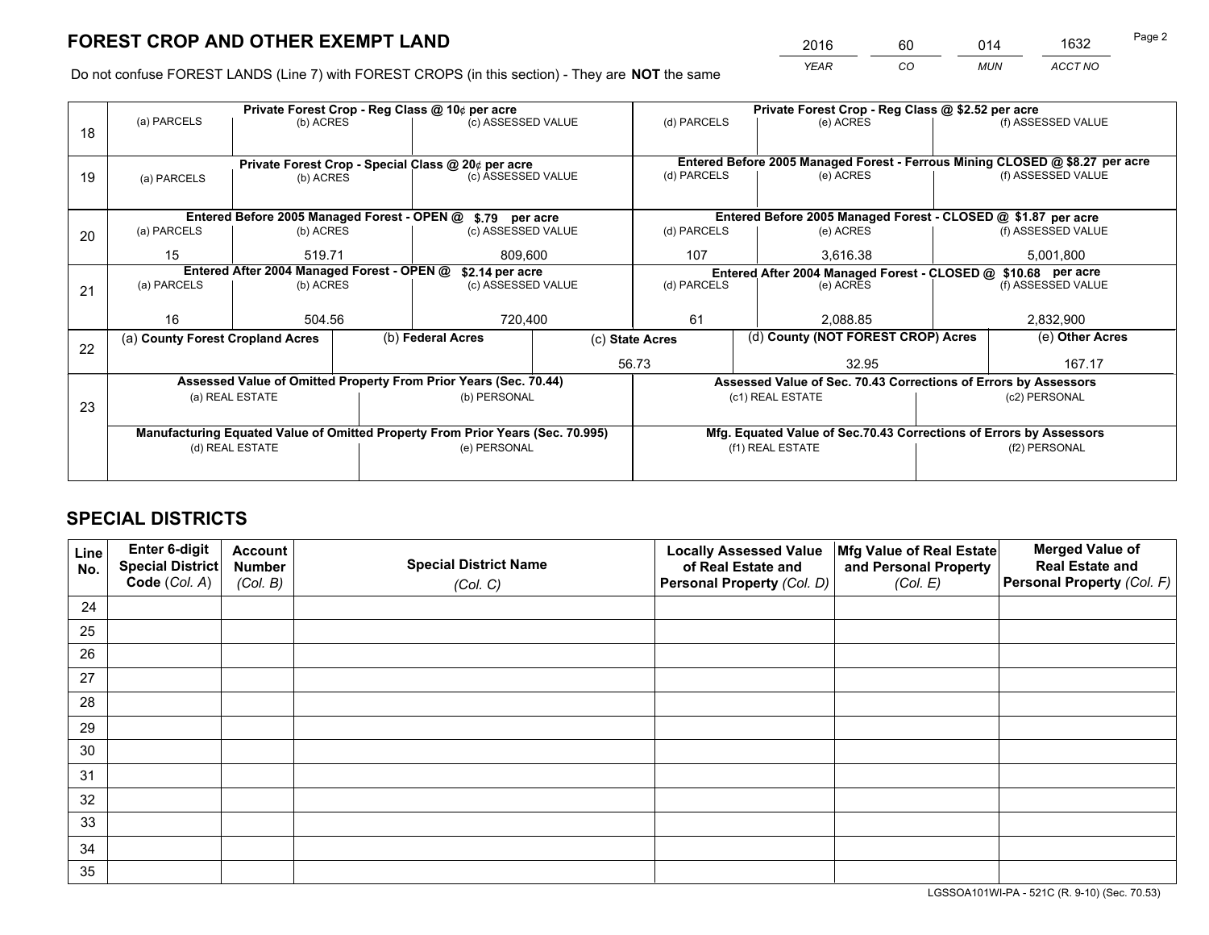# FOREST CROP AND OTHER EXEMPT LAND

| 2016 | 60 | 014 | 1632 |
|---|---|---|---|
| YEAR | CO | MUN | ACCT NO |

Do not confuse FOREST LANDS (Line 7) with FOREST CROPS (in this section) - They are **NOT** the same

| Line | Private Forest Crop - Reg Class @ 10¢ per acre | | | Private Forest Crop - Reg Class @ $2.52 per acre | | |
|---|---|---|---|---|---|---|
| 18 | (a) PARCELS | (b) ACRES | (c) ASSESSED VALUE | (d) PARCELS | (e) ACRES | (f) ASSESSED VALUE |
| | | | | | | |
| | **Private Forest Crop - Special Class @ 20¢ per acre** | | | **Entered Before 2005 Managed Forest - Ferrous Mining CLOSED @ $8.27 per acre** | | |
| 19 | (a) PARCELS | (b) ACRES | (c) ASSESSED VALUE | (d) PARCELS | (e) ACRES | (f) ASSESSED VALUE |
| | | | | | | |
| | **Entered Before 2005 Managed Forest - OPEN @ $.79 per acre** | | | **Entered Before 2005 Managed Forest - CLOSED @ $1.87 per acre** | | |
| 20 | (a) PARCELS | (b) ACRES | (c) ASSESSED VALUE | (d) PARCELS | (e) ACRES | (f) ASSESSED VALUE |
| | 15 | 519.71 | 809,600 | 107 | 3,616.38 | 5,001,800 |
| | **Entered After 2004 Managed Forest - OPEN @ $2.14 per acre** | | | **Entered After 2004 Managed Forest - CLOSED @ $10.68 per acre** | | |
| 21 | (a) PARCELS | (b) ACRES | (c) ASSESSED VALUE | (d) PARCELS | (e) ACRES | (f) ASSESSED VALUE |
| | 16 | 504.56 | 720,400 | 61 | 2,088.85 | 2,832,900 |

| Line | (a) County Forest Cropland Acres | (b) Federal Acres | (c) State Acres | (d) County (NOT FOREST CROP) Acres | (e) Other Acres |
|---|---|---|---|---|---|
| 22 | | | 56.73 | 32.95 | 167.17 |

| Line | Assessed Value of Omitted Property From Prior Years (Sec. 70.44) | | Assessed Value of Sec. 70.43 Corrections of Errors by Assessors | |
|---|---|---|---|---|
| 23 | (a) REAL ESTATE | (b) PERSONAL | (c1) REAL ESTATE | (c2) PERSONAL |
| | | | | |
| | **Manufacturing Equated Value of Omitted Property From Prior Years (Sec. 70.995)** | | **Mfg. Equated Value of Sec.70.43 Corrections of Errors by Assessors** | |
| | (d) REAL ESTATE | (e) PERSONAL | (f1) REAL ESTATE | (f2) PERSONAL |
| | | | | |

# SPECIAL DISTRICTS

| Line No. | Enter 6-digit Special District Code (Col. A) | Account Number (Col. B) | Special District Name (Col. C) | Locally Assessed Value of Real Estate and Personal Property (Col. D) | Mfg Value of Real Estate and Personal Property (Col. E) | Merged Value of Real Estate and Personal Property (Col. F) |
|---|---|---|---|---|---|---|
| 24 | | | | | | |
| 25 | | | | | | |
| 26 | | | | | | |
| 27 | | | | | | |
| 28 | | | | | | |
| 29 | | | | | | |
| 30 | | | | | | |
| 31 | | | | | | |
| 32 | | | | | | |
| 33 | | | | | | |
| 34 | | | | | | |
| 35 | | | | | | |

LGSSOA101WI-PA - 521C (R. 9-10) (Sec. 70.53)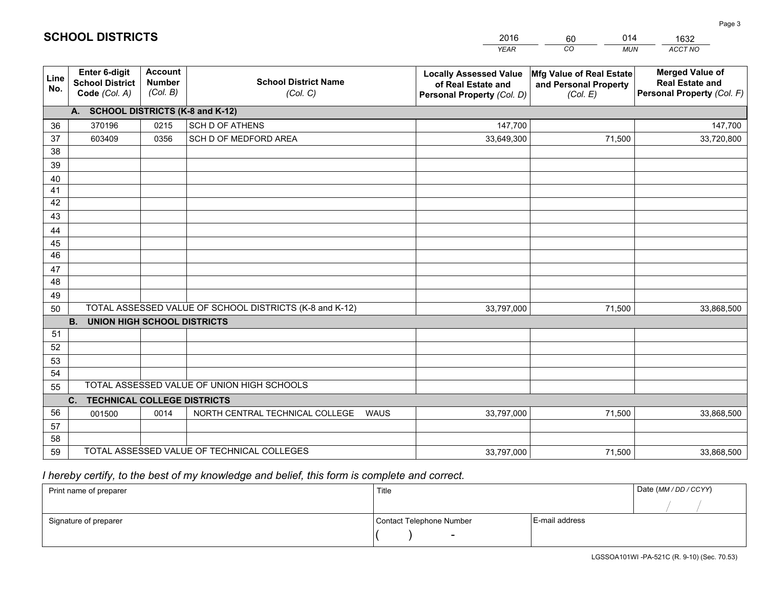# SCHOOL DISTRICTS

| 2016 | 60 | 014 | 1632 |
|---|---|---|---|
| *YEAR* | *CO* | *MUN* | *ACCT NO* |

| Line No. | Enter 6-digit School District Code *(Col. A)* | Account Number *(Col. B)* | School District Name *(Col. C)* | Locally Assessed Value of Real Estate and Personal Property *(Col. D)* | Mfg Value of Real Estate and Personal Property *(Col. E)* | Merged Value of Real Estate and Personal Property *(Col. F)* |
|---|---|---|---|---|---|---|
| **A. SCHOOL DISTRICTS (K-8 and K-12)** | | | | | | |
| 36 | 370196 | 0215 | SCH D OF ATHENS | 147,700 | | 147,700 |
| 37 | 603409 | 0356 | SCH D OF MEDFORD AREA | 33,649,300 | 71,500 | 33,720,800 |
| 38 | | | | | | |
| 39 | | | | | | |
| 40 | | | | | | |
| 41 | | | | | | |
| 42 | | | | | | |
| 43 | | | | | | |
| 44 | | | | | | |
| 45 | | | | | | |
| 46 | | | | | | |
| 47 | | | | | | |
| 48 | | | | | | |
| 49 | | | | | | |
| 50 | TOTAL ASSESSED VALUE OF SCHOOL DISTRICTS (K-8 and K-12) | | | 33,797,000 | 71,500 | 33,868,500 |
| **B. UNION HIGH SCHOOL DISTRICTS** | | | | | | |
| 51 | | | | | | |
| 52 | | | | | | |
| 53 | | | | | | |
| 54 | | | | | | |
| 55 | TOTAL ASSESSED VALUE OF UNION HIGH SCHOOLS | | | | | |
| **C. TECHNICAL COLLEGE DISTRICTS** | | | | | | |
| 56 | 001500 | 0014 | NORTH CENTRAL TECHNICAL COLLEGE WAUS | 33,797,000 | 71,500 | 33,868,500 |
| 57 | | | | | | |
| 58 | | | | | | |
| 59 | TOTAL ASSESSED VALUE OF TECHNICAL COLLEGES | | | 33,797,000 | 71,500 | 33,868,500 |

*I hereby certify, to the best of my knowledge and belief, this form is complete and correct.*

| Print name of preparer | Title | | Date *(MM / DD / CCYY)* |
|---|---|---|---|
| | | | / / |
| Signature of preparer | Contact Telephone Number | E-mail address | |
| | ( ) - | | |

LGSSOA101WI -PA-521C (R. 9-10) (Sec. 70.53)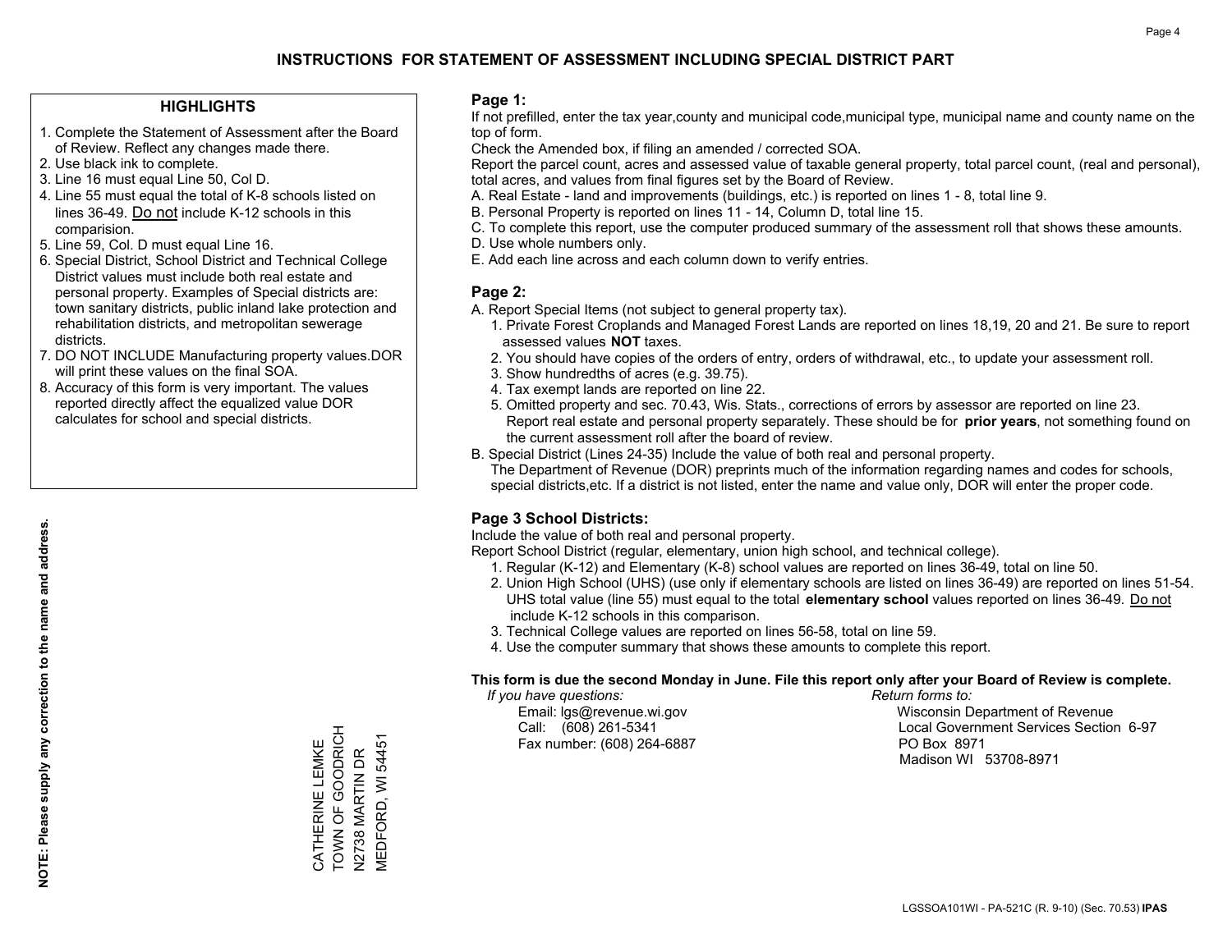# INSTRUCTIONS FOR STATEMENT OF ASSESSMENT INCLUDING SPECIAL DISTRICT PART

## HIGHLIGHTS

1. Complete the Statement of Assessment after the Board of Review. Reflect any changes made there.
2. Use black ink to complete.
3. Line 16 must equal Line 50, Col D.
4. Line 55 must equal the total of K-8 schools listed on lines 36-49. Do not include K-12 schools in this comparision.
5. Line 59, Col. D must equal Line 16.
6. Special District, School District and Technical College District values must include both real estate and personal property. Examples of Special districts are: town sanitary districts, public inland lake protection and rehabilitation districts, and metropolitan sewerage districts.
7. DO NOT INCLUDE Manufacturing property values.DOR will print these values on the final SOA.
8. Accuracy of this form is very important. The values reported directly affect the equalized value DOR calculates for school and special districts.

**NOTE: Please supply any correction to the name and address.**

CATHERINE LEMKE
TOWN OF GOODRICH
N2738 MARTIN DR
MEDFORD, WI 54451

## Page 1:

If not prefilled, enter the tax year,county and municipal code,municipal type, municipal name and county name on the top of form.

Check the Amended box, if filing an amended / corrected SOA.

Report the parcel count, acres and assessed value of taxable general property, total parcel count, (real and personal), total acres, and values from final figures set by the Board of Review.

A. Real Estate - land and improvements (buildings, etc.) is reported on lines 1 - 8, total line 9.
B. Personal Property is reported on lines 11 - 14, Column D, total line 15.
C. To complete this report, use the computer produced summary of the assessment roll that shows these amounts.
D. Use whole numbers only.
E. Add each line across and each column down to verify entries.

## Page 2:

A. Report Special Items (not subject to general property tax).
   1. Private Forest Croplands and Managed Forest Lands are reported on lines 18,19, 20 and 21. Be sure to report assessed values **NOT** taxes.
   2. You should have copies of the orders of entry, orders of withdrawal, etc., to update your assessment roll.
   3. Show hundredths of acres (e.g. 39.75).
   4. Tax exempt lands are reported on line 22.
   5. Omitted property and sec. 70.43, Wis. Stats., corrections of errors by assessor are reported on line 23. Report real estate and personal property separately. These should be for **prior years**, not something found on the current assessment roll after the board of review.
B. Special District (Lines 24-35) Include the value of both real and personal property.
   The Department of Revenue (DOR) preprints much of the information regarding names and codes for schools, special districts,etc. If a district is not listed, enter the name and value only, DOR will enter the proper code.

## Page 3 School Districts:

Include the value of both real and personal property.

Report School District (regular, elementary, union high school, and technical college).

1. Regular (K-12) and Elementary (K-8) school values are reported on lines 36-49, total on line 50.
2. Union High School (UHS) (use only if elementary schools are listed on lines 36-49) are reported on lines 51-54. UHS total value (line 55) must equal to the total **elementary school** values reported on lines 36-49. Do not include K-12 schools in this comparison.
3. Technical College values are reported on lines 56-58, total on line 59.
4. Use the computer summary that shows these amounts to complete this report.

**This form is due the second Monday in June. File this report only after your Board of Review is complete.**

*If you have questions:*
Email: lgs@revenue.wi.gov
Call: (608) 261-5341
Fax number: (608) 264-6887

*Return forms to:*
Wisconsin Department of Revenue
Local Government Services Section 6-97
PO Box 8971
Madison WI 53708-8971

LGSSOA101WI - PA-521C (R. 9-10) (Sec. 70.53) **IPAS**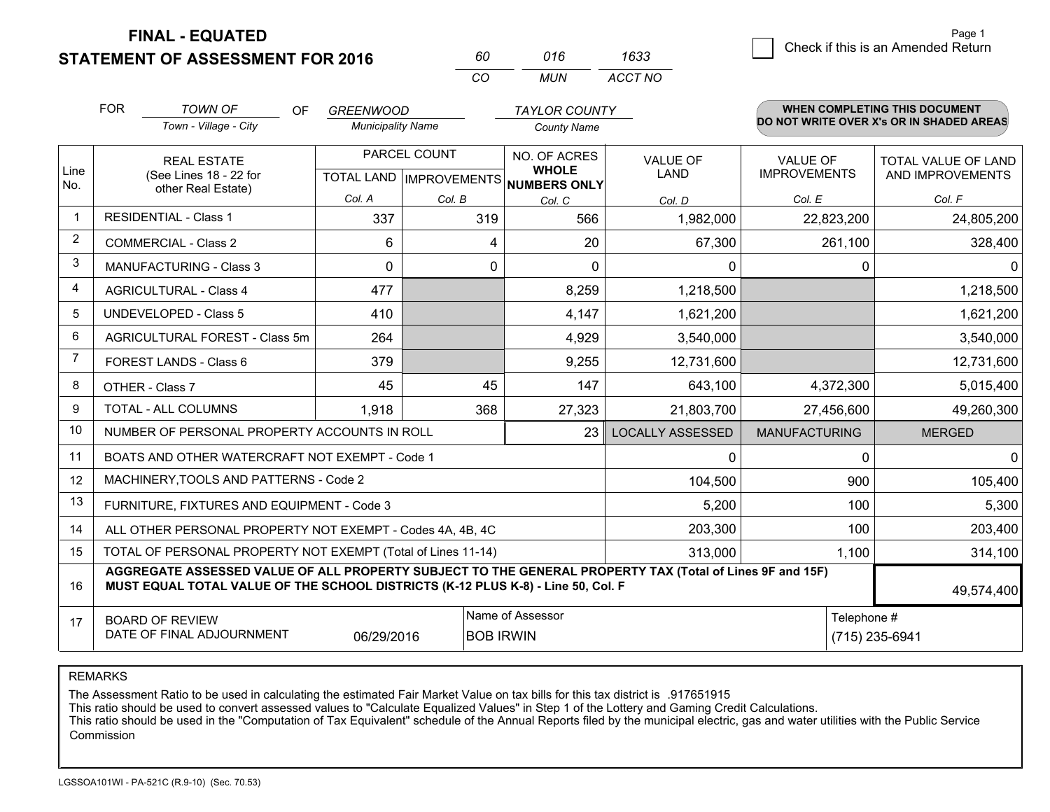# FINAL - EQUATED
## STATEMENT OF ASSESSMENT FOR 2016

| 60 | 016 | 1633 |
|---|---|---|
| CO | MUN | ACCT NO |

Page 1

☐ Check if this is an Amended Return

FOR *TOWN OF* (Town - Village - City) OF *GREENWOOD* (Municipality Name) *TAYLOR COUNTY* (County Name)

**WHEN COMPLETING THIS DOCUMENT DO NOT WRITE OVER X's OR IN SHADED AREAS**

| Line No. | REAL ESTATE (See Lines 18 - 22 for other Real Estate) | PARCEL COUNT TOTAL LAND Col. A | PARCEL COUNT IMPROVEMENTS Col. B | NO. OF ACRES WHOLE NUMBERS ONLY Col. C | VALUE OF LAND Col. D | VALUE OF IMPROVEMENTS Col. E | TOTAL VALUE OF LAND AND IMPROVEMENTS Col. F |
|---|---|---|---|---|---|---|---|
| 1 | RESIDENTIAL - Class 1 | 337 | 319 | 566 | 1,982,000 | 22,823,200 | 24,805,200 |
| 2 | COMMERCIAL - Class 2 | 6 | 4 | 20 | 67,300 | 261,100 | 328,400 |
| 3 | MANUFACTURING - Class 3 | 0 | 0 | 0 | 0 | 0 | 0 |
| 4 | AGRICULTURAL - Class 4 | 477 | | 8,259 | 1,218,500 | | 1,218,500 |
| 5 | UNDEVELOPED - Class 5 | 410 | | 4,147 | 1,621,200 | | 1,621,200 |
| 6 | AGRICULTURAL FOREST - Class 5m | 264 | | 4,929 | 3,540,000 | | 3,540,000 |
| 7 | FOREST LANDS - Class 6 | 379 | | 9,255 | 12,731,600 | | 12,731,600 |
| 8 | OTHER - Class 7 | 45 | 45 | 147 | 643,100 | 4,372,300 | 5,015,400 |
| 9 | TOTAL - ALL COLUMNS | 1,918 | 368 | 27,323 | 21,803,700 | 27,456,600 | 49,260,300 |
| 10 | NUMBER OF PERSONAL PROPERTY ACCOUNTS IN ROLL | | | 23 | LOCALLY ASSESSED | MANUFACTURING | MERGED |
| 11 | BOATS AND OTHER WATERCRAFT NOT EXEMPT - Code 1 | | | | 0 | 0 | 0 |
| 12 | MACHINERY,TOOLS AND PATTERNS - Code 2 | | | | 104,500 | 900 | 105,400 |
| 13 | FURNITURE, FIXTURES AND EQUIPMENT - Code 3 | | | | 5,200 | 100 | 5,300 |
| 14 | ALL OTHER PERSONAL PROPERTY NOT EXEMPT - Codes 4A, 4B, 4C | | | | 203,300 | 100 | 203,400 |
| 15 | TOTAL OF PERSONAL PROPERTY NOT EXEMPT (Total of Lines 11-14) | | | | 313,000 | 1,100 | 314,100 |
| 16 | **AGGREGATE ASSESSED VALUE OF ALL PROPERTY SUBJECT TO THE GENERAL PROPERTY TAX (Total of Lines 9F and 15F) MUST EQUAL TOTAL VALUE OF THE SCHOOL DISTRICTS (K-12 PLUS K-8) - Line 50, Col. F** | | | | | | 49,574,400 |
| 17 | BOARD OF REVIEW DATE OF FINAL ADJOURNMENT | 06/29/2016 | Name of Assessor: BOB IRWIN | | | Telephone #: (715) 235-6941 | |

REMARKS

The Assessment Ratio to be used in calculating the estimated Fair Market Value on tax bills for this tax district is .917651915
This ratio should be used to convert assessed values to "Calculate Equalized Values" in Step 1 of the Lottery and Gaming Credit Calculations.
This ratio should be used in the "Computation of Tax Equivalent" schedule of the Annual Reports filed by the municipal electric, gas and water utilities with the Public Service Commission

LGSSOA101WI - PA-521C (R.9-10) (Sec. 70.53)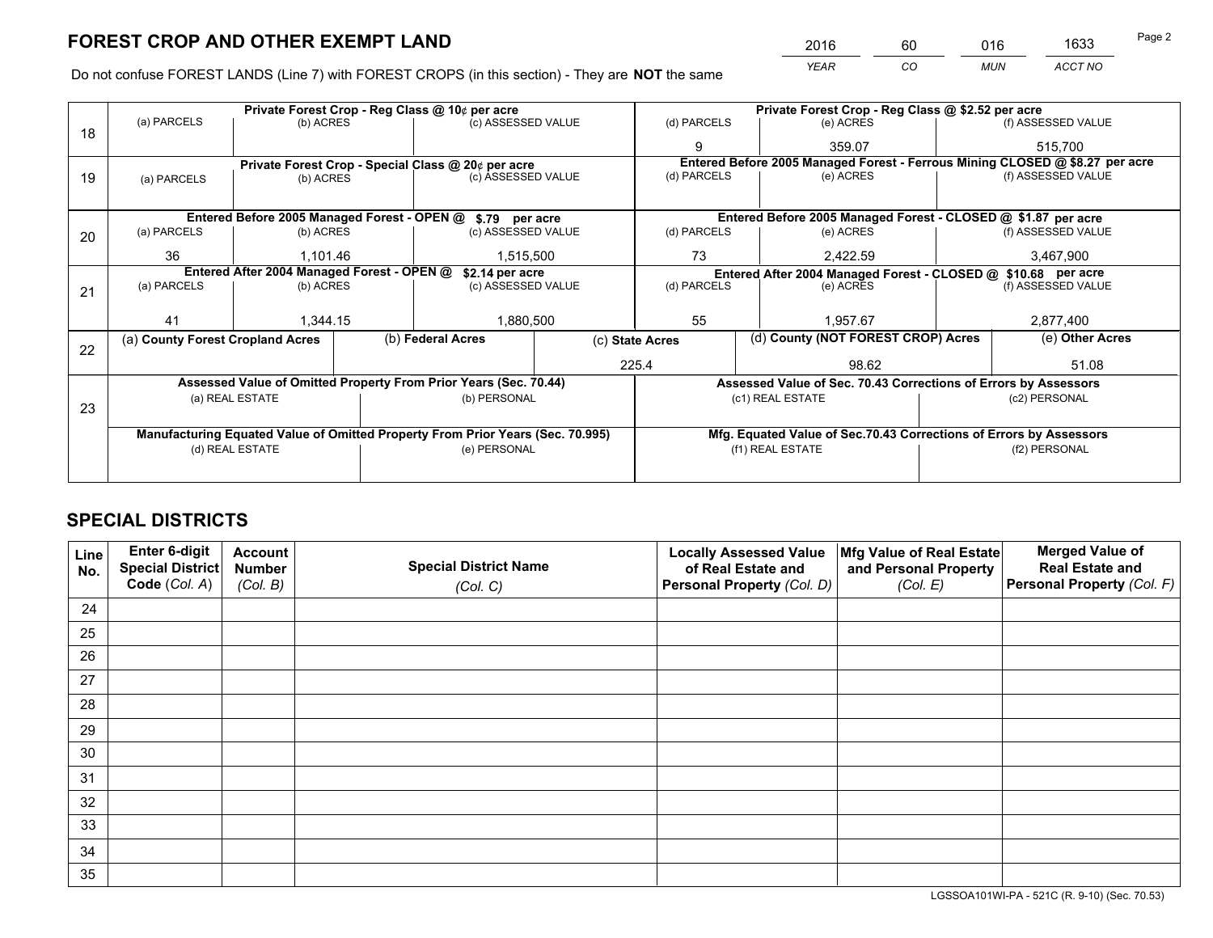# FOREST CROP AND OTHER EXEMPT LAND

| 2016 | 60 | 016 | 1633 |
|---|---|---|---|
| *YEAR* | *CO* | *MUN* | *ACCT NO* |

Do not confuse FOREST LANDS (Line 7) with FOREST CROPS (in this section) - They are **NOT** the same

| Line | Private Forest Crop - Reg Class @ 10¢ per acre | | | Private Forest Crop - Reg Class @ $2.52 per acre | | |
|---|---|---|---|---|---|---|
| 18 | (a) PARCELS | (b) ACRES | (c) ASSESSED VALUE | (d) PARCELS | (e) ACRES | (f) ASSESSED VALUE |
| | | | | 9 | 359.07 | 515,700 |
| | **Private Forest Crop - Special Class @ 20¢ per acre** | | | **Entered Before 2005 Managed Forest - Ferrous Mining CLOSED @ $8.27 per acre** | | |
| 19 | (a) PARCELS | (b) ACRES | (c) ASSESSED VALUE | (d) PARCELS | (e) ACRES | (f) ASSESSED VALUE |
| | | | | | | |
| | **Entered Before 2005 Managed Forest - OPEN @ $.79 per acre** | | | **Entered Before 2005 Managed Forest - CLOSED @ $1.87 per acre** | | |
| 20 | (a) PARCELS | (b) ACRES | (c) ASSESSED VALUE | (d) PARCELS | (e) ACRES | (f) ASSESSED VALUE |
| | 36 | 1,101.46 | 1,515,500 | 73 | 2,422.59 | 3,467,900 |
| | **Entered After 2004 Managed Forest - OPEN @ $2.14 per acre** | | | **Entered After 2004 Managed Forest - CLOSED @ $10.68 per acre** | | |
| 21 | (a) PARCELS | (b) ACRES | (c) ASSESSED VALUE | (d) PARCELS | (e) ACRES | (f) ASSESSED VALUE |
| | 41 | 1,344.15 | 1,880,500 | 55 | 1,957.67 | 2,877,400 |

| Line | (a) County Forest Cropland Acres | (b) Federal Acres | (c) State Acres | (d) County (NOT FOREST CROP) Acres | (e) Other Acres |
|---|---|---|---|---|---|
| 22 | | | 225.4 | 98.62 | 51.08 |

| Line | Assessed Value of Omitted Property From Prior Years (Sec. 70.44) | | Assessed Value of Sec. 70.43 Corrections of Errors by Assessors | |
|---|---|---|---|---|
| 23 | (a) REAL ESTATE | (b) PERSONAL | (c1) REAL ESTATE | (c2) PERSONAL |
| | | | | |
| | **Manufacturing Equated Value of Omitted Property From Prior Years (Sec. 70.995)** | | **Mfg. Equated Value of Sec.70.43 Corrections of Errors by Assessors** | |
| | (d) REAL ESTATE | (e) PERSONAL | (f1) REAL ESTATE | (f2) PERSONAL |
| | | | | |

# SPECIAL DISTRICTS

| Line No. | Enter 6-digit Special District Code (*Col. A*) | Account Number (*Col. B*) | Special District Name (*Col. C*) | Locally Assessed Value of Real Estate and Personal Property (*Col. D*) | Mfg Value of Real Estate and Personal Property (*Col. E*) | Merged Value of Real Estate and Personal Property (*Col. F*) |
|---|---|---|---|---|---|---|
| 24 | | | | | | |
| 25 | | | | | | |
| 26 | | | | | | |
| 27 | | | | | | |
| 28 | | | | | | |
| 29 | | | | | | |
| 30 | | | | | | |
| 31 | | | | | | |
| 32 | | | | | | |
| 33 | | | | | | |
| 34 | | | | | | |
| 35 | | | | | | |

LGSSOA101WI-PA - 521C (R. 9-10) (Sec. 70.53)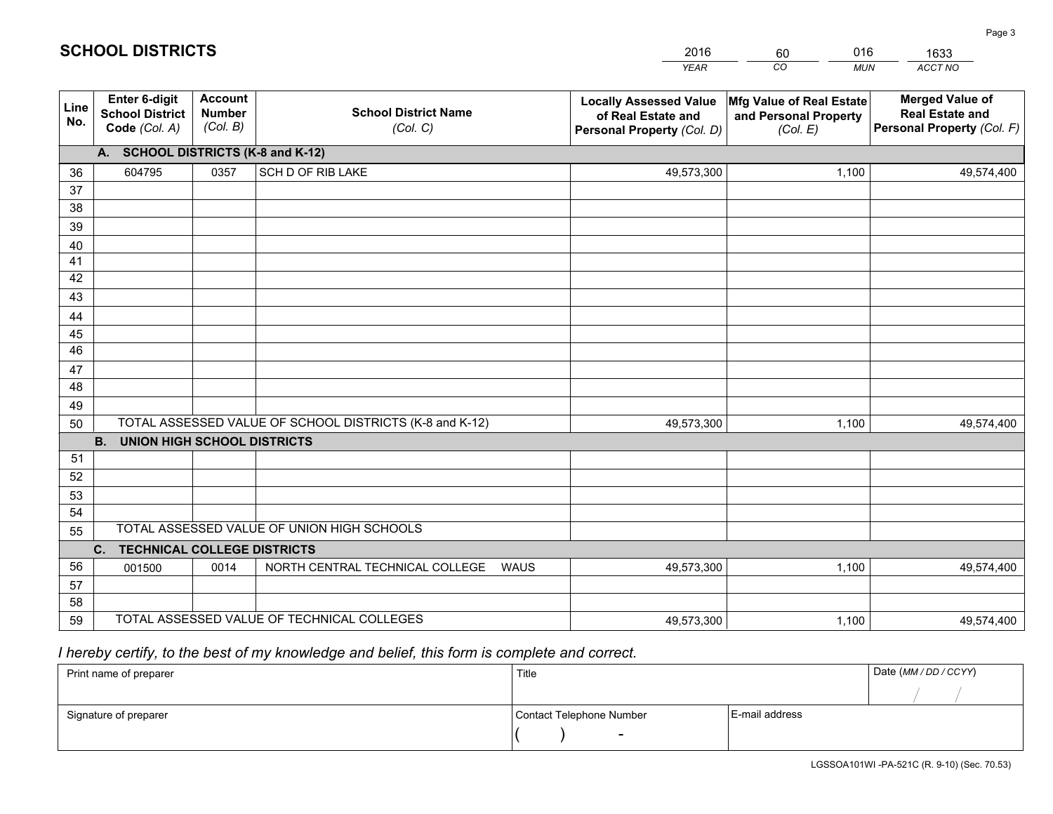## SCHOOL DISTRICTS

| 2016 | 60 | 016 | 1633 |
|---|---|---|---|
| *YEAR* | *CO* | *MUN* | *ACCT NO* |

| Line No. | Enter 6-digit School District Code *(Col. A)* | Account Number *(Col. B)* | School District Name *(Col. C)* | Locally Assessed Value of Real Estate and Personal Property *(Col. D)* | Mfg Value of Real Estate and Personal Property *(Col. E)* | Merged Value of Real Estate and Personal Property *(Col. F)* |
|---|---|---|---|---|---|---|
| **A. SCHOOL DISTRICTS (K-8 and K-12)** | | | | | | |
| 36 | 604795 | 0357 | SCH D OF RIB LAKE | 49,573,300 | 1,100 | 49,574,400 |
| 37 | | | | | | |
| 38 | | | | | | |
| 39 | | | | | | |
| 40 | | | | | | |
| 41 | | | | | | |
| 42 | | | | | | |
| 43 | | | | | | |
| 44 | | | | | | |
| 45 | | | | | | |
| 46 | | | | | | |
| 47 | | | | | | |
| 48 | | | | | | |
| 49 | | | | | | |
| 50 | TOTAL ASSESSED VALUE OF SCHOOL DISTRICTS (K-8 and K-12) | | | 49,573,300 | 1,100 | 49,574,400 |
| **B. UNION HIGH SCHOOL DISTRICTS** | | | | | | |
| 51 | | | | | | |
| 52 | | | | | | |
| 53 | | | | | | |
| 54 | | | | | | |
| 55 | TOTAL ASSESSED VALUE OF UNION HIGH SCHOOLS | | | | | |
| **C. TECHNICAL COLLEGE DISTRICTS** | | | | | | |
| 56 | 001500 | 0014 | NORTH CENTRAL TECHNICAL COLLEGE WAUS | 49,573,300 | 1,100 | 49,574,400 |
| 57 | | | | | | |
| 58 | | | | | | |
| 59 | TOTAL ASSESSED VALUE OF TECHNICAL COLLEGES | | | 49,573,300 | 1,100 | 49,574,400 |

*I hereby certify, to the best of my knowledge and belief, this form is complete and correct.*

| Print name of preparer | Title | | Date *(MM / DD / CCYY)* |
|---|---|---|---|
| | | | / / |
| Signature of preparer | Contact Telephone Number | E-mail address | |
| | ( ) - | | |

LGSSOA101WI -PA-521C (R. 9-10) (Sec. 70.53)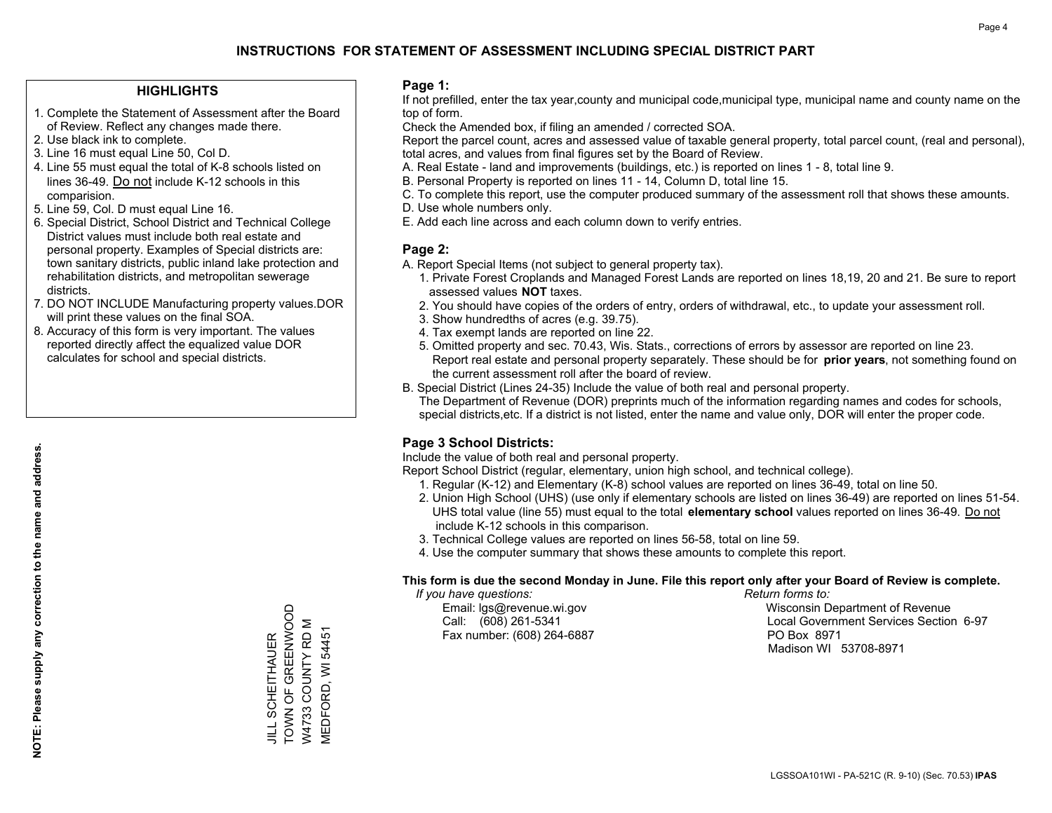# INSTRUCTIONS FOR STATEMENT OF ASSESSMENT INCLUDING SPECIAL DISTRICT PART

## HIGHLIGHTS

1. Complete the Statement of Assessment after the Board of Review. Reflect any changes made there.
2. Use black ink to complete.
3. Line 16 must equal Line 50, Col D.
4. Line 55 must equal the total of K-8 schools listed on lines 36-49. Do not include K-12 schools in this comparision.
5. Line 59, Col. D must equal Line 16.
6. Special District, School District and Technical College District values must include both real estate and personal property. Examples of Special districts are: town sanitary districts, public inland lake protection and rehabilitation districts, and metropolitan sewerage districts.
7. DO NOT INCLUDE Manufacturing property values.DOR will print these values on the final SOA.
8. Accuracy of this form is very important. The values reported directly affect the equalized value DOR calculates for school and special districts.

**NOTE: Please supply any correction to the name and address.**

JILL SCHEITHAUER
TOWN OF GREENWOOD
W4733 COUNTY RD M
MEDFORD, WI 54451

## Page 1:

If not prefilled, enter the tax year,county and municipal code,municipal type, municipal name and county name on the top of form.

Check the Amended box, if filing an amended / corrected SOA.

Report the parcel count, acres and assessed value of taxable general property, total parcel count, (real and personal), total acres, and values from final figures set by the Board of Review.

A. Real Estate - land and improvements (buildings, etc.) is reported on lines 1 - 8, total line 9.
B. Personal Property is reported on lines 11 - 14, Column D, total line 15.
C. To complete this report, use the computer produced summary of the assessment roll that shows these amounts.
D. Use whole numbers only.
E. Add each line across and each column down to verify entries.

## Page 2:

A. Report Special Items (not subject to general property tax).
1. Private Forest Croplands and Managed Forest Lands are reported on lines 18,19, 20 and 21. Be sure to report assessed values **NOT** taxes.
2. You should have copies of the orders of entry, orders of withdrawal, etc., to update your assessment roll.
3. Show hundredths of acres (e.g. 39.75).
4. Tax exempt lands are reported on line 22.
5. Omitted property and sec. 70.43, Wis. Stats., corrections of errors by assessor are reported on line 23. Report real estate and personal property separately. These should be for **prior years**, not something found on the current assessment roll after the board of review.

B. Special District (Lines 24-35) Include the value of both real and personal property.
The Department of Revenue (DOR) preprints much of the information regarding names and codes for schools, special districts,etc. If a district is not listed, enter the name and value only, DOR will enter the proper code.

## Page 3 School Districts:

Include the value of both real and personal property.

Report School District (regular, elementary, union high school, and technical college).

1. Regular (K-12) and Elementary (K-8) school values are reported on lines 36-49, total on line 50.
2. Union High School (UHS) (use only if elementary schools are listed on lines 36-49) are reported on lines 51-54. UHS total value (line 55) must equal to the total **elementary school** values reported on lines 36-49. Do not include K-12 schools in this comparison.
3. Technical College values are reported on lines 56-58, total on line 59.
4. Use the computer summary that shows these amounts to complete this report.

**This form is due the second Monday in June. File this report only after your Board of Review is complete.**

*If you have questions:*
Email: lgs@revenue.wi.gov
Call: (608) 261-5341
Fax number: (608) 264-6887

*Return forms to:*
Wisconsin Department of Revenue
Local Government Services Section 6-97
PO Box 8971
Madison WI 53708-8971

LGSSOA101WI - PA-521C (R. 9-10) (Sec. 70.53) **IPAS**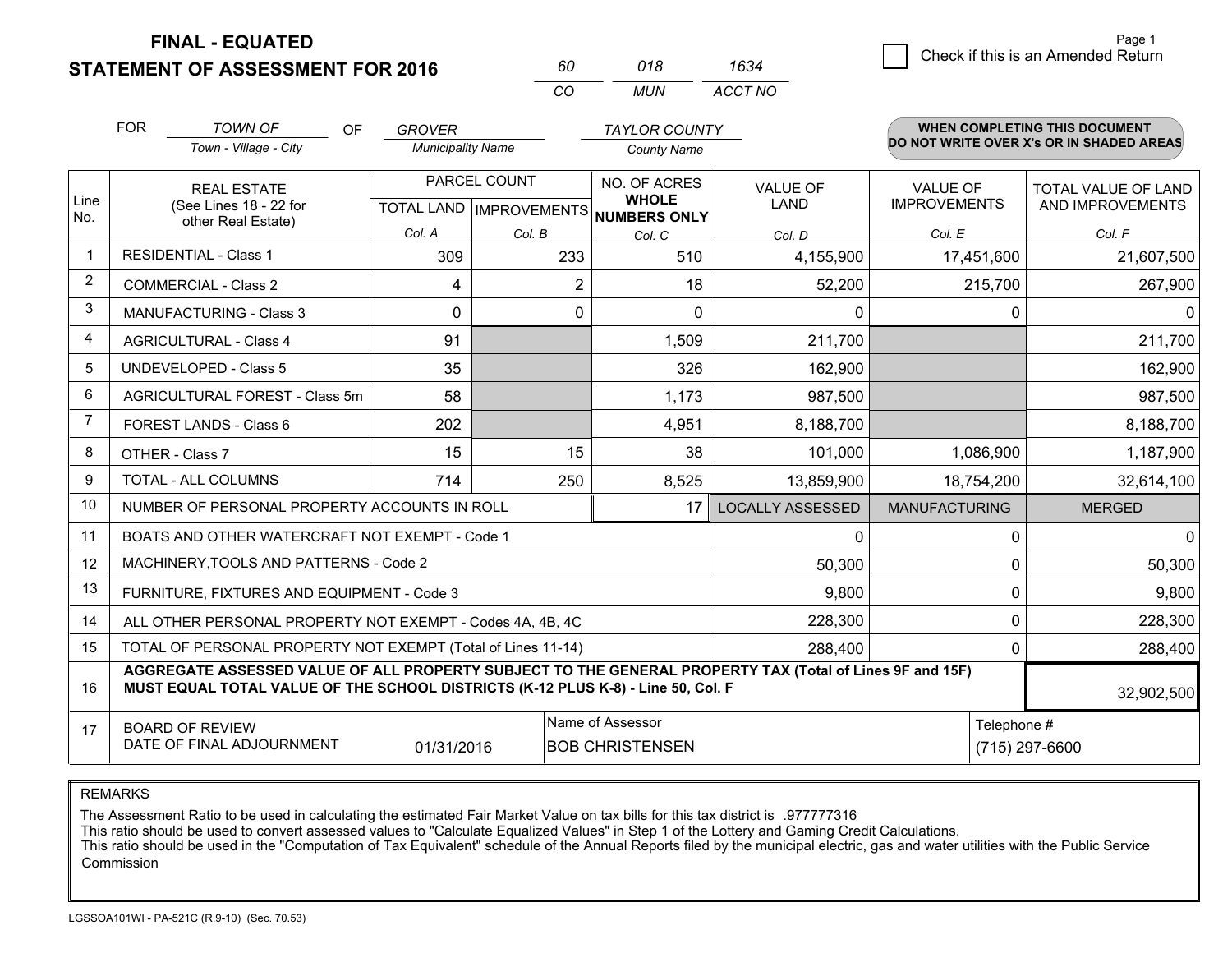**FINAL - EQUATED**

**STATEMENT OF ASSESSMENT FOR 2016**

| 60 | 018 | 1634 |
|---|---|---|
| CO | MUN | ACCT NO |

Page 1

☐ Check if this is an Amended Return

FOR *TOWN OF* (Town - Village - City) OF *GROVER* (Municipality Name) *TAYLOR COUNTY* (County Name)

**WHEN COMPLETING THIS DOCUMENT DO NOT WRITE OVER X's OR IN SHADED AREAS**

| Line No. | REAL ESTATE (See Lines 18 - 22 for other Real Estate) | PARCEL COUNT | | NO. OF ACRES **WHOLE NUMBERS ONLY** | VALUE OF LAND | VALUE OF IMPROVEMENTS | TOTAL VALUE OF LAND AND IMPROVEMENTS |
|---|---|---|---|---|---|---|---|
| | | TOTAL LAND | IMPROVEMENTS | | | | |
| | | Col. A | Col. B | Col. C | Col. D | Col. E | Col. F |
| 1 | RESIDENTIAL - Class 1 | 309 | 233 | 510 | 4,155,900 | 17,451,600 | 21,607,500 |
| 2 | COMMERCIAL - Class 2 | 4 | 2 | 18 | 52,200 | 215,700 | 267,900 |
| 3 | MANUFACTURING - Class 3 | 0 | 0 | 0 | 0 | 0 | 0 |
| 4 | AGRICULTURAL - Class 4 | 91 | | 1,509 | 211,700 | | 211,700 |
| 5 | UNDEVELOPED - Class 5 | 35 | | 326 | 162,900 | | 162,900 |
| 6 | AGRICULTURAL FOREST - Class 5m | 58 | | 1,173 | 987,500 | | 987,500 |
| 7 | FOREST LANDS - Class 6 | 202 | | 4,951 | 8,188,700 | | 8,188,700 |
| 8 | OTHER - Class 7 | 15 | 15 | 38 | 101,000 | 1,086,900 | 1,187,900 |
| 9 | TOTAL - ALL COLUMNS | 714 | 250 | 8,525 | 13,859,900 | 18,754,200 | 32,614,100 |
| 10 | NUMBER OF PERSONAL PROPERTY ACCOUNTS IN ROLL | | | 17 | LOCALLY ASSESSED | MANUFACTURING | MERGED |
| 11 | BOATS AND OTHER WATERCRAFT NOT EXEMPT - Code 1 | | | | 0 | 0 | 0 |
| 12 | MACHINERY,TOOLS AND PATTERNS - Code 2 | | | | 50,300 | 0 | 50,300 |
| 13 | FURNITURE, FIXTURES AND EQUIPMENT - Code 3 | | | | 9,800 | 0 | 9,800 |
| 14 | ALL OTHER PERSONAL PROPERTY NOT EXEMPT - Codes 4A, 4B, 4C | | | | 228,300 | 0 | 228,300 |
| 15 | TOTAL OF PERSONAL PROPERTY NOT EXEMPT (Total of Lines 11-14) | | | | 288,400 | 0 | 288,400 |
| 16 | **AGGREGATE ASSESSED VALUE OF ALL PROPERTY SUBJECT TO THE GENERAL PROPERTY TAX (Total of Lines 9F and 15F) MUST EQUAL TOTAL VALUE OF THE SCHOOL DISTRICTS (K-12 PLUS K-8) - Line 50, Col. F** | | | | | | 32,902,500 |
| 17 | BOARD OF REVIEW DATE OF FINAL ADJOURNMENT | 01/31/2016 | | Name of Assessor: BOB CHRISTENSEN | | Telephone #: (715) 297-6600 | |

REMARKS

The Assessment Ratio to be used in calculating the estimated Fair Market Value on tax bills for this tax district is .977777316
This ratio should be used to convert assessed values to "Calculate Equalized Values" in Step 1 of the Lottery and Gaming Credit Calculations.
This ratio should be used in the "Computation of Tax Equivalent" schedule of the Annual Reports filed by the municipal electric, gas and water utilities with the Public Service Commission

LGSSOA101WI - PA-521C (R.9-10) (Sec. 70.53)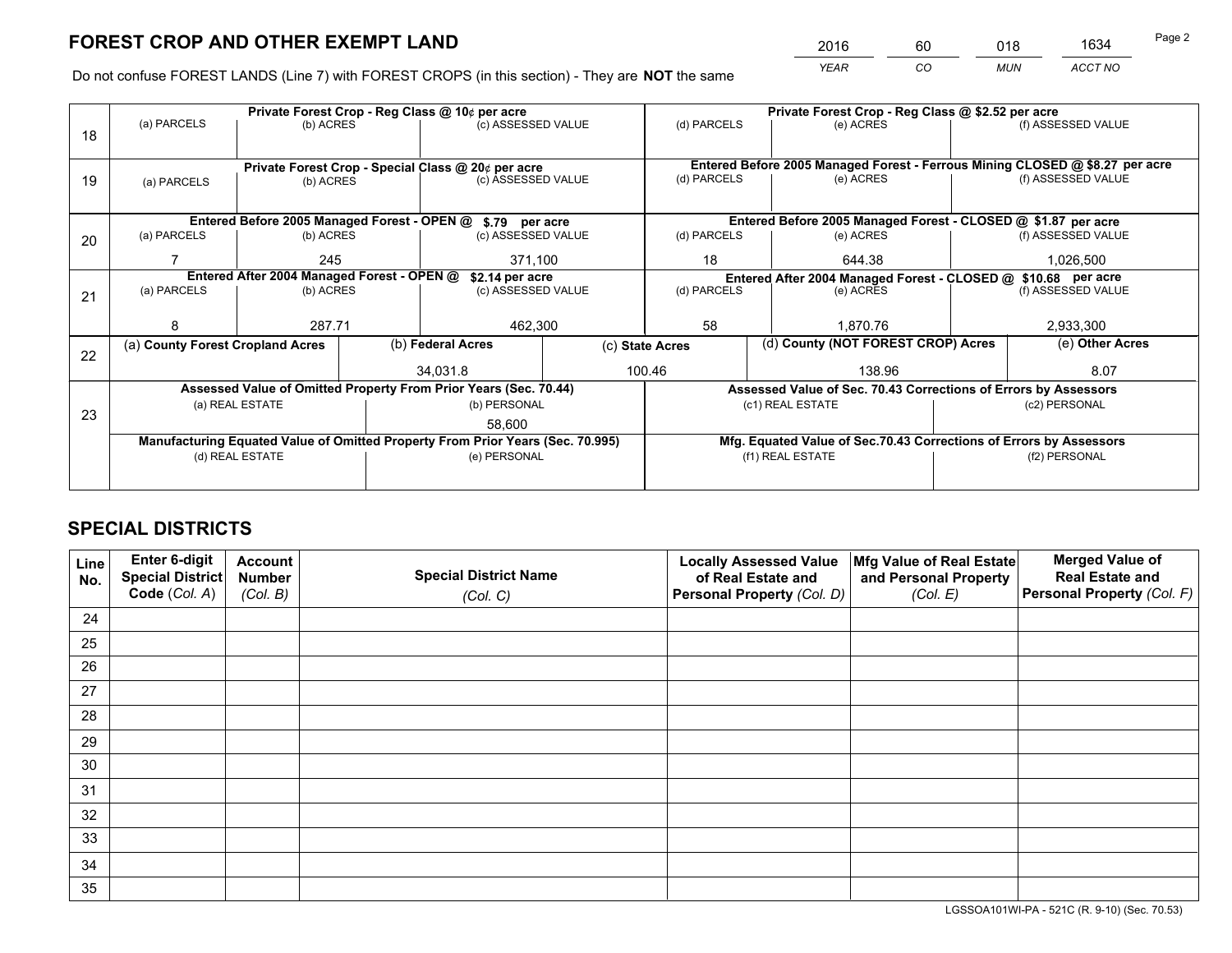# FOREST CROP AND OTHER EXEMPT LAND

| 2016 | 60 | 018 | 1634 |
|---|---|---|---|
| YEAR | CO | MUN | ACCT NO |

Do not confuse FOREST LANDS (Line 7) with FOREST CROPS (in this section) - They are **NOT** the same

| Line | (a) PARCELS | (b) ACRES | (c) ASSESSED VALUE | (d) PARCELS | (e) ACRES | (f) ASSESSED VALUE |
|---|---|---|---|---|---|---|
| 18 | Private Forest Crop - Reg Class @ 10¢ per acre | | | Private Forest Crop - Reg Class @ $2.52 per acre | | |
| | | | | | | |
| 19 | Private Forest Crop - Special Class @ 20¢ per acre | | | Entered Before 2005 Managed Forest - Ferrous Mining CLOSED @ $8.27 per acre | | |
| | | | | | | |
| 20 | Entered Before 2005 Managed Forest - OPEN @ $.79 per acre | | | Entered Before 2005 Managed Forest - CLOSED @ $1.87 per acre | | |
| | 7 | 245 | 371,100 | 18 | 644.38 | 1,026,500 |
| 21 | Entered After 2004 Managed Forest - OPEN @ $2.14 per acre | | | Entered After 2004 Managed Forest - CLOSED @ $10.68 per acre | | |
| | 8 | 287.71 | 462,300 | 58 | 1,870.76 | 2,933,300 |

| Line | (a) County Forest Cropland Acres | (b) Federal Acres | (c) State Acres | (d) County (NOT FOREST CROP) Acres | (e) Other Acres |
|---|---|---|---|---|---|
| 22 | | 34,031.8 | 100.46 | 138.96 | 8.07 |

| Line | Assessed Value of Omitted Property From Prior Years (Sec. 70.44) | | Assessed Value of Sec. 70.43 Corrections of Errors by Assessors | |
|---|---|---|---|---|
| | (a) REAL ESTATE | (b) PERSONAL | (c1) REAL ESTATE | (c2) PERSONAL |
| 23 | | 58,600 | | |
| | Manufacturing Equated Value of Omitted Property From Prior Years (Sec. 70.995) | | Mfg. Equated Value of Sec.70.43 Corrections of Errors by Assessors | |
| | (d) REAL ESTATE | (e) PERSONAL | (f1) REAL ESTATE | (f2) PERSONAL |
| | | | | |

# SPECIAL DISTRICTS

| Line No. | Enter 6-digit Special District Code (Col. A) | Account Number (Col. B) | Special District Name (Col. C) | Locally Assessed Value of Real Estate and Personal Property (Col. D) | Mfg Value of Real Estate and Personal Property (Col. E) | Merged Value of Real Estate and Personal Property (Col. F) |
|---|---|---|---|---|---|---|
| 24 | | | | | | |
| 25 | | | | | | |
| 26 | | | | | | |
| 27 | | | | | | |
| 28 | | | | | | |
| 29 | | | | | | |
| 30 | | | | | | |
| 31 | | | | | | |
| 32 | | | | | | |
| 33 | | | | | | |
| 34 | | | | | | |
| 35 | | | | | | |

LGSSOA101WI-PA - 521C (R. 9-10) (Sec. 70.53)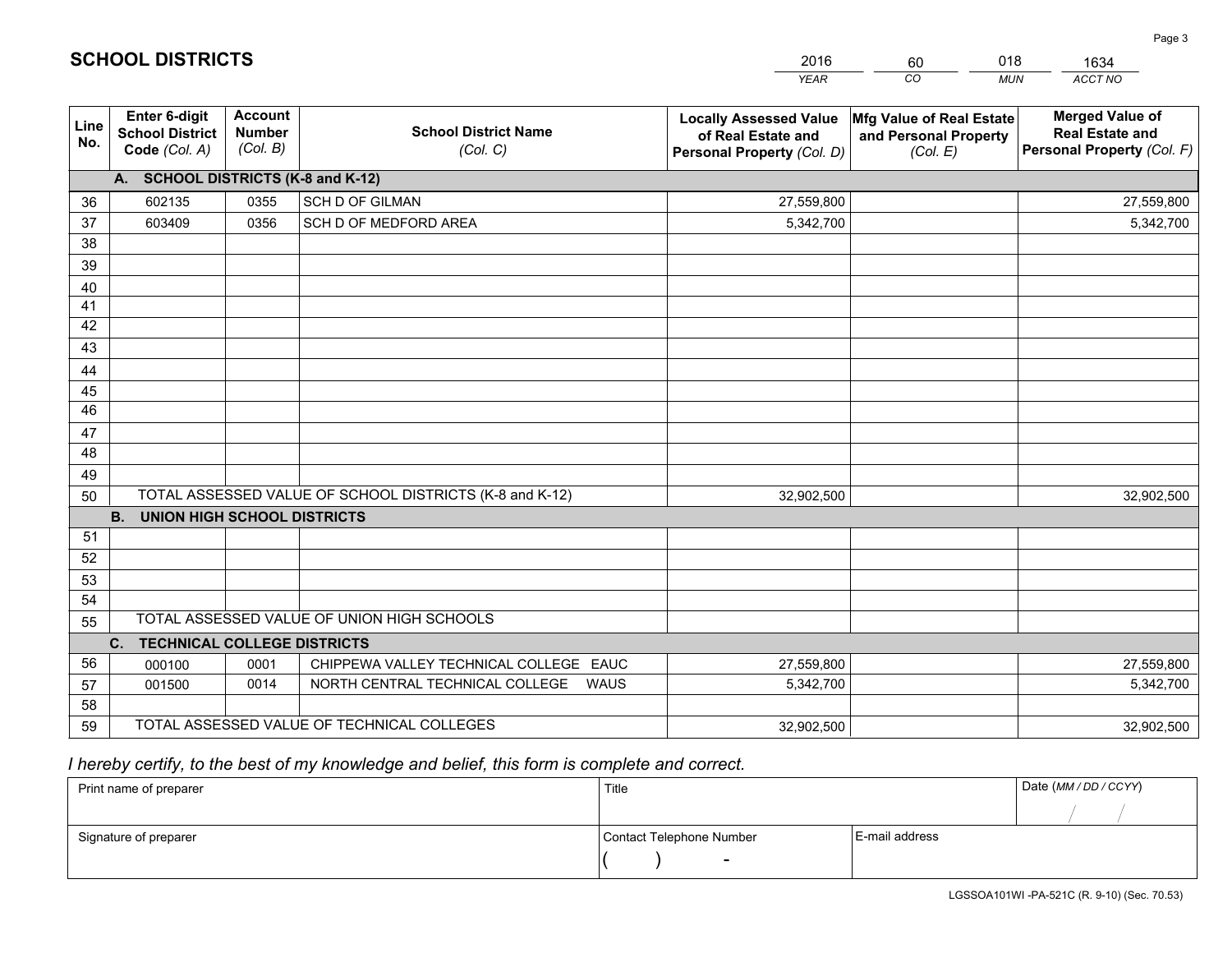# SCHOOL DISTRICTS

| 2016 | 60 | 018 | 1634 |
|---|---|---|---|
| YEAR | CO | MUN | ACCT NO |

| Line No. | Enter 6-digit School District Code (Col. A) | Account Number (Col. B) | School District Name (Col. C) | Locally Assessed Value of Real Estate and Personal Property (Col. D) | Mfg Value of Real Estate and Personal Property (Col. E) | Merged Value of Real Estate and Personal Property (Col. F) |
|---|---|---|---|---|---|---|
| **A. SCHOOL DISTRICTS (K-8 and K-12)** | | | | | | |
| 36 | 602135 | 0355 | SCH D OF GILMAN | 27,559,800 | | 27,559,800 |
| 37 | 603409 | 0356 | SCH D OF MEDFORD AREA | 5,342,700 | | 5,342,700 |
| 38 | | | | | | |
| 39 | | | | | | |
| 40 | | | | | | |
| 41 | | | | | | |
| 42 | | | | | | |
| 43 | | | | | | |
| 44 | | | | | | |
| 45 | | | | | | |
| 46 | | | | | | |
| 47 | | | | | | |
| 48 | | | | | | |
| 49 | | | | | | |
| 50 | TOTAL ASSESSED VALUE OF SCHOOL DISTRICTS (K-8 and K-12) | | | 32,902,500 | | 32,902,500 |
| **B. UNION HIGH SCHOOL DISTRICTS** | | | | | | |
| 51 | | | | | | |
| 52 | | | | | | |
| 53 | | | | | | |
| 54 | | | | | | |
| 55 | TOTAL ASSESSED VALUE OF UNION HIGH SCHOOLS | | | | | |
| **C. TECHNICAL COLLEGE DISTRICTS** | | | | | | |
| 56 | 000100 | 0001 | CHIPPEWA VALLEY TECHNICAL COLLEGE EAUC | 27,559,800 | | 27,559,800 |
| 57 | 001500 | 0014 | NORTH CENTRAL TECHNICAL COLLEGE WAUS | 5,342,700 | | 5,342,700 |
| 58 | | | | | | |
| 59 | TOTAL ASSESSED VALUE OF TECHNICAL COLLEGES | | | 32,902,500 | | 32,902,500 |

*I hereby certify, to the best of my knowledge and belief, this form is complete and correct.*

| Print name of preparer | Title | | Date (MM / DD / CCYY) |
|---|---|---|---|
| | | | / / |
| Signature of preparer | Contact Telephone Number | E-mail address | |
| | ( ) - | | |

LGSSOA101WI -PA-521C (R. 9-10) (Sec. 70.53)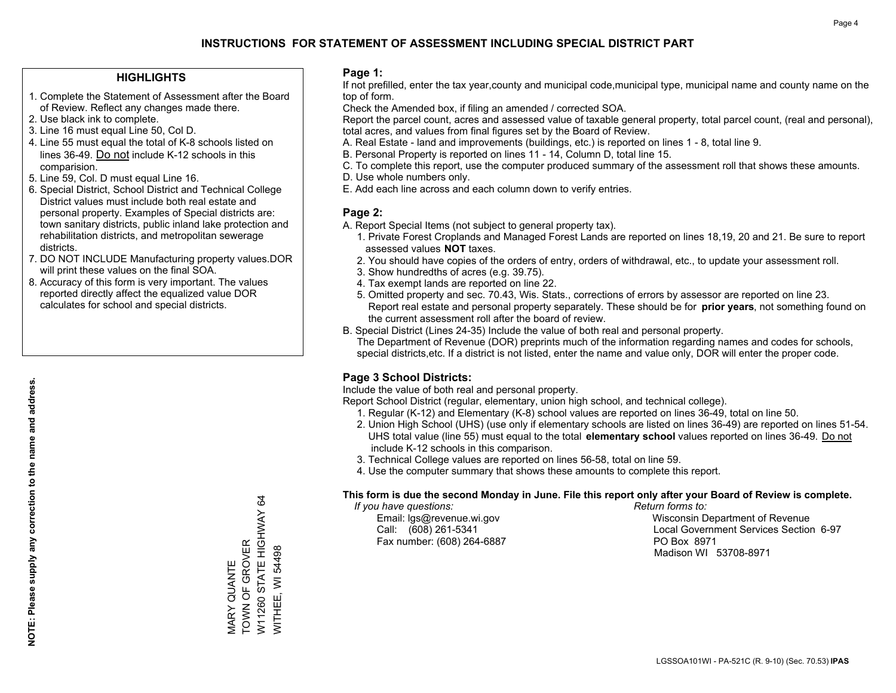# INSTRUCTIONS FOR STATEMENT OF ASSESSMENT INCLUDING SPECIAL DISTRICT PART

## HIGHLIGHTS

1. Complete the Statement of Assessment after the Board of Review. Reflect any changes made there.
2. Use black ink to complete.
3. Line 16 must equal Line 50, Col D.
4. Line 55 must equal the total of K-8 schools listed on lines 36-49. Do not include K-12 schools in this comparision.
5. Line 59, Col. D must equal Line 16.
6. Special District, School District and Technical College District values must include both real estate and personal property. Examples of Special districts are: town sanitary districts, public inland lake protection and rehabilitation districts, and metropolitan sewerage districts.
7. DO NOT INCLUDE Manufacturing property values.DOR will print these values on the final SOA.
8. Accuracy of this form is very important. The values reported directly affect the equalized value DOR calculates for school and special districts.

**NOTE: Please supply any correction to the name and address.**

MARY QUANTE
TOWN OF GROVER
W11260 STATE HIGHWAY 64
WITHEE, WI 54498

## Page 1:

If not prefilled, enter the tax year,county and municipal code,municipal type, municipal name and county name on the top of form.

Check the Amended box, if filing an amended / corrected SOA.

Report the parcel count, acres and assessed value of taxable general property, total parcel count, (real and personal), total acres, and values from final figures set by the Board of Review.

A. Real Estate - land and improvements (buildings, etc.) is reported on lines 1 - 8, total line 9.
B. Personal Property is reported on lines 11 - 14, Column D, total line 15.
C. To complete this report, use the computer produced summary of the assessment roll that shows these amounts.
D. Use whole numbers only.
E. Add each line across and each column down to verify entries.

## Page 2:

A. Report Special Items (not subject to general property tax).
   1. Private Forest Croplands and Managed Forest Lands are reported on lines 18,19, 20 and 21. Be sure to report assessed values **NOT** taxes.
   2. You should have copies of the orders of entry, orders of withdrawal, etc., to update your assessment roll.
   3. Show hundredths of acres (e.g. 39.75).
   4. Tax exempt lands are reported on line 22.
   5. Omitted property and sec. 70.43, Wis. Stats., corrections of errors by assessor are reported on line 23. Report real estate and personal property separately. These should be for **prior years**, not something found on the current assessment roll after the board of review.
B. Special District (Lines 24-35) Include the value of both real and personal property.
   The Department of Revenue (DOR) preprints much of the information regarding names and codes for schools, special districts,etc. If a district is not listed, enter the name and value only, DOR will enter the proper code.

## Page 3 School Districts:

Include the value of both real and personal property.

Report School District (regular, elementary, union high school, and technical college).

1. Regular (K-12) and Elementary (K-8) school values are reported on lines 36-49, total on line 50.
2. Union High School (UHS) (use only if elementary schools are listed on lines 36-49) are reported on lines 51-54. UHS total value (line 55) must equal to the total **elementary school** values reported on lines 36-49. Do not include K-12 schools in this comparison.
3. Technical College values are reported on lines 56-58, total on line 59.
4. Use the computer summary that shows these amounts to complete this report.

**This form is due the second Monday in June. File this report only after your Board of Review is complete.**

*If you have questions:*
Email: lgs@revenue.wi.gov
Call: (608) 261-5341
Fax number: (608) 264-6887

*Return forms to:*
Wisconsin Department of Revenue
Local Government Services Section 6-97
PO Box 8971
Madison WI 53708-8971

LGSSOA101WI - PA-521C (R. 9-10) (Sec. 70.53) **IPAS**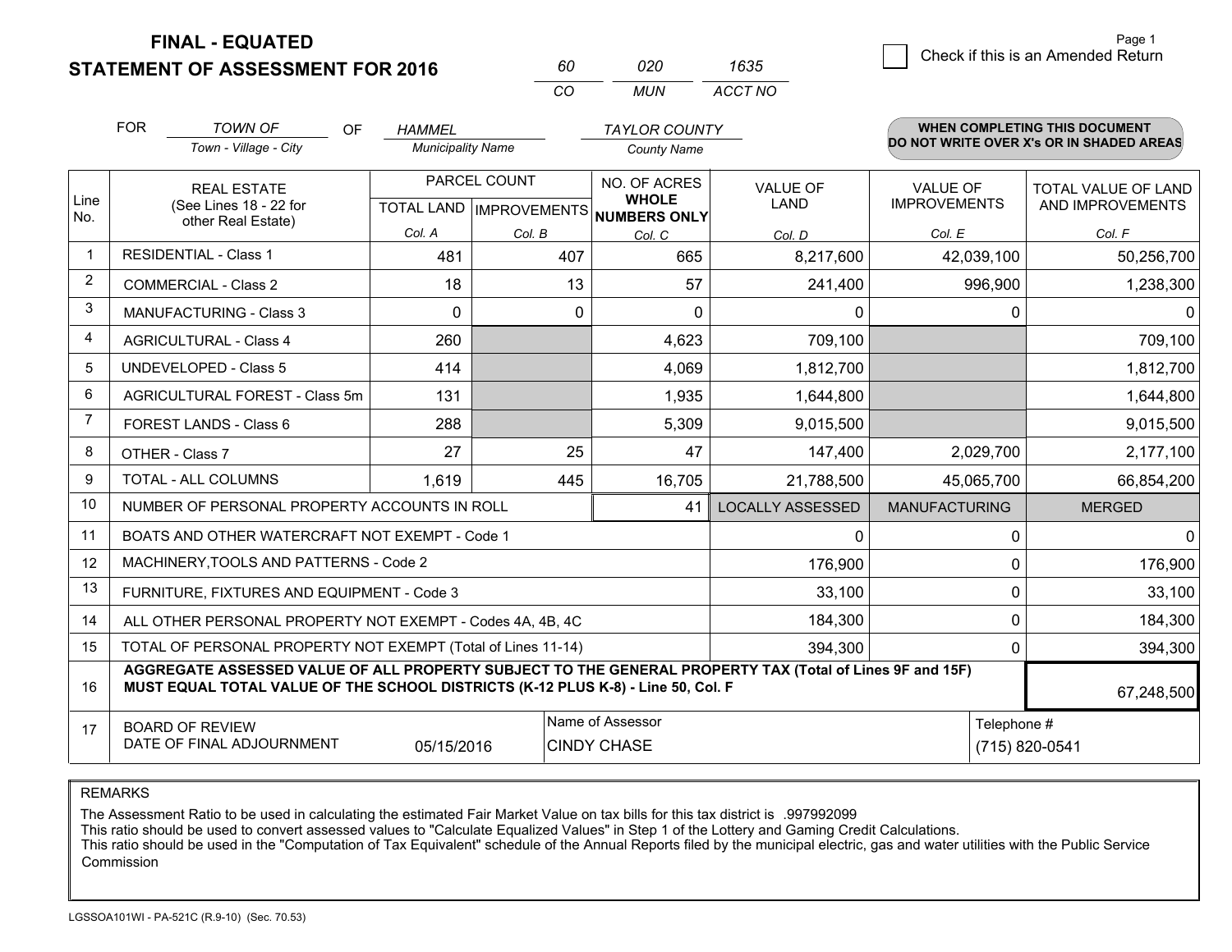**FINAL - EQUATED**
**STATEMENT OF ASSESSMENT FOR 2016**

| 60 | 020 | 1635 |
|---|---|---|
| CO | MUN | ACCT NO |

☐ Check if this is an Amended Return

FOR *TOWN OF* (Town - Village - City) OF *HAMMEL* (Municipality Name) *TAYLOR COUNTY* (County Name)

**WHEN COMPLETING THIS DOCUMENT DO NOT WRITE OVER X's OR IN SHADED AREAS**

| Line No. | REAL ESTATE (See Lines 18 - 22 for other Real Estate) | PARCEL COUNT | | NO. OF ACRES **WHOLE NUMBERS ONLY** | VALUE OF LAND | VALUE OF IMPROVEMENTS | TOTAL VALUE OF LAND AND IMPROVEMENTS |
|---|---|---|---|---|---|---|---|
| | | TOTAL LAND Col. A | IMPROVEMENTS Col. B | Col. C | Col. D | Col. E | Col. F |
| 1 | RESIDENTIAL - Class 1 | 481 | 407 | 665 | 8,217,600 | 42,039,100 | 50,256,700 |
| 2 | COMMERCIAL - Class 2 | 18 | 13 | 57 | 241,400 | 996,900 | 1,238,300 |
| 3 | MANUFACTURING - Class 3 | 0 | 0 | 0 | 0 | 0 | 0 |
| 4 | AGRICULTURAL - Class 4 | 260 | | 4,623 | 709,100 | | 709,100 |
| 5 | UNDEVELOPED - Class 5 | 414 | | 4,069 | 1,812,700 | | 1,812,700 |
| 6 | AGRICULTURAL FOREST - Class 5m | 131 | | 1,935 | 1,644,800 | | 1,644,800 |
| 7 | FOREST LANDS - Class 6 | 288 | | 5,309 | 9,015,500 | | 9,015,500 |
| 8 | OTHER - Class 7 | 27 | 25 | 47 | 147,400 | 2,029,700 | 2,177,100 |
| 9 | TOTAL - ALL COLUMNS | 1,619 | 445 | 16,705 | 21,788,500 | 45,065,700 | 66,854,200 |
| 10 | NUMBER OF PERSONAL PROPERTY ACCOUNTS IN ROLL | | | 41 | LOCALLY ASSESSED | MANUFACTURING | MERGED |
| 11 | BOATS AND OTHER WATERCRAFT NOT EXEMPT - Code 1 | | | | 0 | 0 | 0 |
| 12 | MACHINERY,TOOLS AND PATTERNS - Code 2 | | | | 176,900 | 0 | 176,900 |
| 13 | FURNITURE, FIXTURES AND EQUIPMENT - Code 3 | | | | 33,100 | 0 | 33,100 |
| 14 | ALL OTHER PERSONAL PROPERTY NOT EXEMPT - Codes 4A, 4B, 4C | | | | 184,300 | 0 | 184,300 |
| 15 | TOTAL OF PERSONAL PROPERTY NOT EXEMPT (Total of Lines 11-14) | | | | 394,300 | 0 | 394,300 |
| 16 | **AGGREGATE ASSESSED VALUE OF ALL PROPERTY SUBJECT TO THE GENERAL PROPERTY TAX (Total of Lines 9F and 15F) MUST EQUAL TOTAL VALUE OF THE SCHOOL DISTRICTS (K-12 PLUS K-8) - Line 50, Col. F** | | | | | | 67,248,500 |
| 17 | BOARD OF REVIEW DATE OF FINAL ADJOURNMENT | 05/15/2016 | Name of Assessor: CINDY CHASE | | | Telephone #: (715) 820-0541 | |

REMARKS

The Assessment Ratio to be used in calculating the estimated Fair Market Value on tax bills for this tax district is .997992099
This ratio should be used to convert assessed values to "Calculate Equalized Values" in Step 1 of the Lottery and Gaming Credit Calculations.
This ratio should be used in the "Computation of Tax Equivalent" schedule of the Annual Reports filed by the municipal electric, gas and water utilities with the Public Service Commission

LGSSOA101WI - PA-521C (R.9-10) (Sec. 70.53)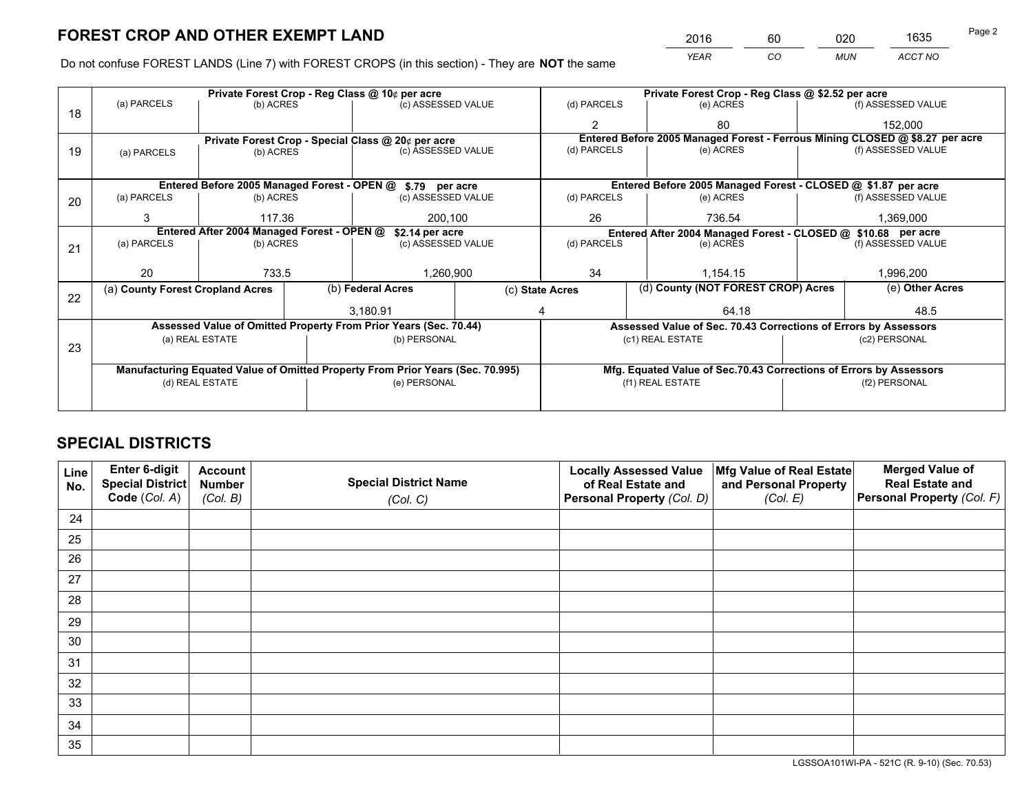# FOREST CROP AND OTHER EXEMPT LAND

| YEAR | CO | MUN | ACCT NO |
|---|---|---|---|
| 2016 | 60 | 020 | 1635 |

Do not confuse FOREST LANDS (Line 7) with FOREST CROPS (in this section) - They are **NOT** the same

| Line | Private Forest Crop - Reg Class @ 10¢ per acre | | | Private Forest Crop - Reg Class @ $2.52 per acre | | |
|---|---|---|---|---|---|---|
| 18 | (a) PARCELS | (b) ACRES | (c) ASSESSED VALUE | (d) PARCELS | (e) ACRES | (f) ASSESSED VALUE |
| | | | | 2 | 80 | 152,000 |
| | **Private Forest Crop - Special Class @ 20¢ per acre** | | | **Entered Before 2005 Managed Forest - Ferrous Mining CLOSED @ $8.27 per acre** | | |
| 19 | (a) PARCELS | (b) ACRES | (c) ASSESSED VALUE | (d) PARCELS | (e) ACRES | (f) ASSESSED VALUE |
| | | | | | | |
| | **Entered Before 2005 Managed Forest - OPEN @ $.79 per acre** | | | **Entered Before 2005 Managed Forest - CLOSED @ $1.87 per acre** | | |
| 20 | (a) PARCELS | (b) ACRES | (c) ASSESSED VALUE | (d) PARCELS | (e) ACRES | (f) ASSESSED VALUE |
| | 3 | 117.36 | 200,100 | 26 | 736.54 | 1,369,000 |
| | **Entered After 2004 Managed Forest - OPEN @ $2.14 per acre** | | | **Entered After 2004 Managed Forest - CLOSED @ $10.68 per acre** | | |
| 21 | (a) PARCELS | (b) ACRES | (c) ASSESSED VALUE | (d) PARCELS | (e) ACRES | (f) ASSESSED VALUE |
| | 20 | 733.5 | 1,260,900 | 34 | 1,154.15 | 1,996,200 |

| Line | (a) County Forest Cropland Acres | (b) Federal Acres | (c) State Acres | (d) County (NOT FOREST CROP) Acres | (e) Other Acres |
|---|---|---|---|---|---|
| 22 | | 3,180.91 | 4 | 64.18 | 48.5 |

| Line | Assessed Value of Omitted Property From Prior Years (Sec. 70.44) | | Assessed Value of Sec. 70.43 Corrections of Errors by Assessors | |
|---|---|---|---|---|
| 23 | (a) REAL ESTATE | (b) PERSONAL | (c1) REAL ESTATE | (c2) PERSONAL |
| | | | | |
| | **Manufacturing Equated Value of Omitted Property From Prior Years (Sec. 70.995)** | | **Mfg. Equated Value of Sec.70.43 Corrections of Errors by Assessors** | |
| | (d) REAL ESTATE | (e) PERSONAL | (f1) REAL ESTATE | (f2) PERSONAL |
| | | | | |

# SPECIAL DISTRICTS

| Line No. | Enter 6-digit Special District Code (Col. A) | Account Number (Col. B) | Special District Name (Col. C) | Locally Assessed Value of Real Estate and Personal Property (Col. D) | Mfg Value of Real Estate and Personal Property (Col. E) | Merged Value of Real Estate and Personal Property (Col. F) |
|---|---|---|---|---|---|---|
| 24 | | | | | | |
| 25 | | | | | | |
| 26 | | | | | | |
| 27 | | | | | | |
| 28 | | | | | | |
| 29 | | | | | | |
| 30 | | | | | | |
| 31 | | | | | | |
| 32 | | | | | | |
| 33 | | | | | | |
| 34 | | | | | | |
| 35 | | | | | | |

LGSSOA101WI-PA - 521C (R. 9-10) (Sec. 70.53)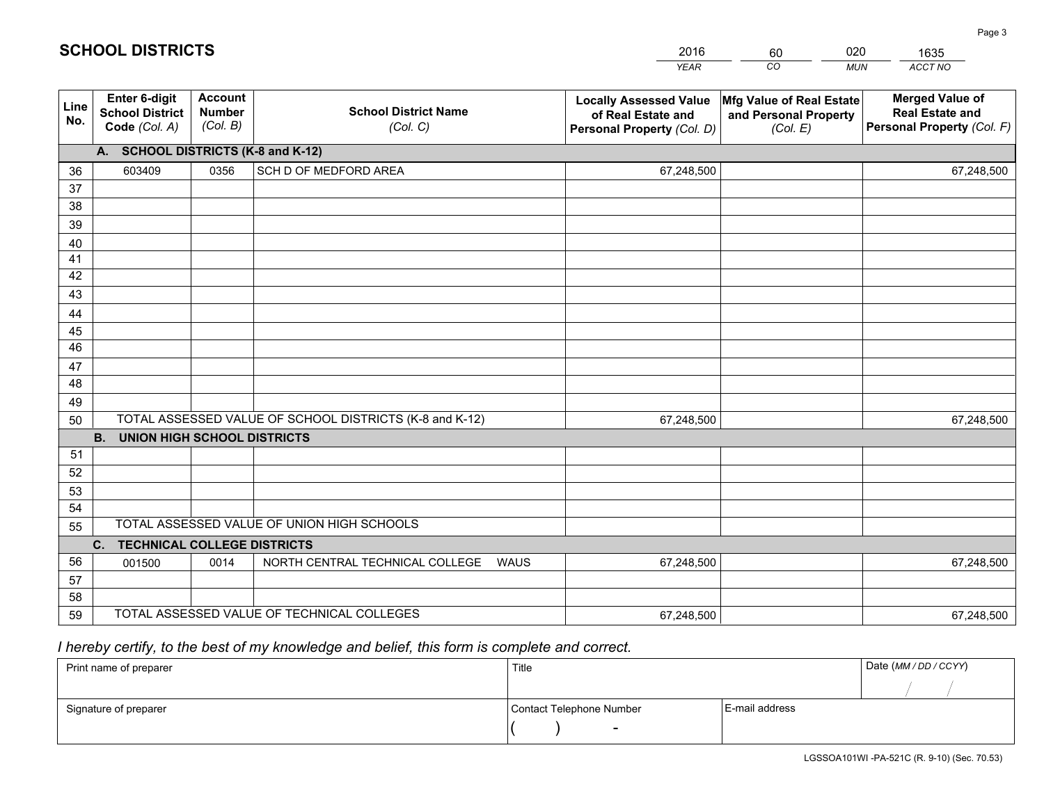# SCHOOL DISTRICTS

| 2016 | 60 | 020 | 1635 |
|---|---|---|---|
| *YEAR* | *CO* | *MUN* | *ACCT NO* |

| Line No. | Enter 6-digit School District Code *(Col. A)* | Account Number *(Col. B)* | School District Name *(Col. C)* | Locally Assessed Value of Real Estate and Personal Property *(Col. D)* | Mfg Value of Real Estate and Personal Property *(Col. E)* | Merged Value of Real Estate and Personal Property *(Col. F)* |
|---|---|---|---|---|---|---|
| **A. SCHOOL DISTRICTS (K-8 and K-12)** | | | | | | |
| 36 | 603409 | 0356 | SCH D OF MEDFORD AREA | 67,248,500 | | 67,248,500 |
| 37 | | | | | | |
| 38 | | | | | | |
| 39 | | | | | | |
| 40 | | | | | | |
| 41 | | | | | | |
| 42 | | | | | | |
| 43 | | | | | | |
| 44 | | | | | | |
| 45 | | | | | | |
| 46 | | | | | | |
| 47 | | | | | | |
| 48 | | | | | | |
| 49 | | | | | | |
| 50 | TOTAL ASSESSED VALUE OF SCHOOL DISTRICTS (K-8 and K-12) | | | 67,248,500 | | 67,248,500 |
| **B. UNION HIGH SCHOOL DISTRICTS** | | | | | | |
| 51 | | | | | | |
| 52 | | | | | | |
| 53 | | | | | | |
| 54 | | | | | | |
| 55 | TOTAL ASSESSED VALUE OF UNION HIGH SCHOOLS | | | | | |
| **C. TECHNICAL COLLEGE DISTRICTS** | | | | | | |
| 56 | 001500 | 0014 | NORTH CENTRAL TECHNICAL COLLEGE WAUS | 67,248,500 | | 67,248,500 |
| 57 | | | | | | |
| 58 | | | | | | |
| 59 | TOTAL ASSESSED VALUE OF TECHNICAL COLLEGES | | | 67,248,500 | | 67,248,500 |

*I hereby certify, to the best of my knowledge and belief, this form is complete and correct.*

| Print name of preparer | Title | | Date *(MM / DD / CCYY)* |
|---|---|---|---|
| | | | / / |
| Signature of preparer | Contact Telephone Number | E-mail address | |
| | ( ) - | | |

LGSSOA101WI -PA-521C (R. 9-10) (Sec. 70.53)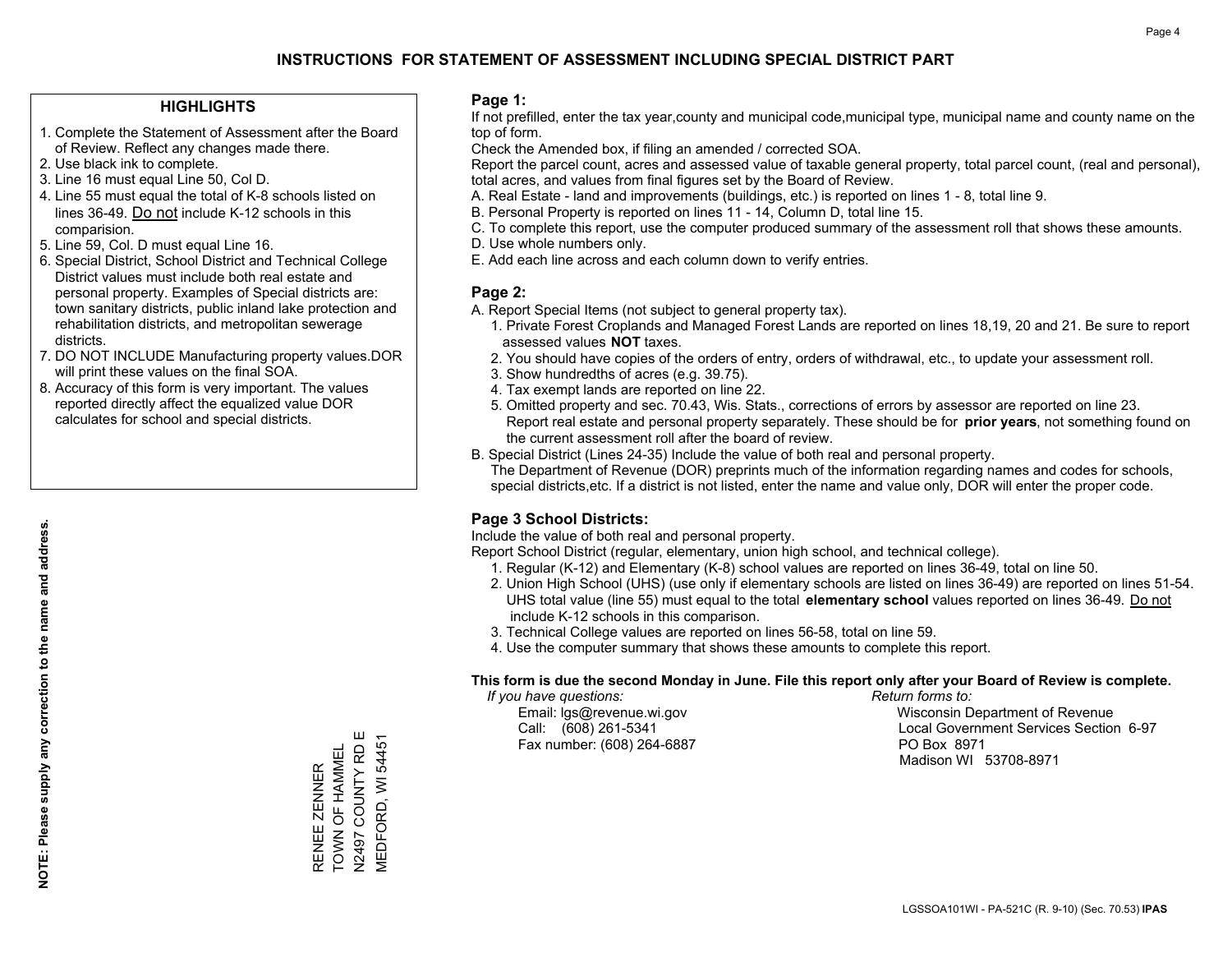# INSTRUCTIONS FOR STATEMENT OF ASSESSMENT INCLUDING SPECIAL DISTRICT PART

## HIGHLIGHTS

1. Complete the Statement of Assessment after the Board of Review. Reflect any changes made there.
2. Use black ink to complete.
3. Line 16 must equal Line 50, Col D.
4. Line 55 must equal the total of K-8 schools listed on lines 36-49. Do not include K-12 schools in this comparision.
5. Line 59, Col. D must equal Line 16.
6. Special District, School District and Technical College District values must include both real estate and personal property. Examples of Special districts are: town sanitary districts, public inland lake protection and rehabilitation districts, and metropolitan sewerage districts.
7. DO NOT INCLUDE Manufacturing property values.DOR will print these values on the final SOA.
8. Accuracy of this form is very important. The values reported directly affect the equalized value DOR calculates for school and special districts.

**NOTE: Please supply any correction to the name and address.**

RENEE ZENNER
TOWN OF HAMMEL
N2497 COUNTY RD E
MEDFORD, WI 54451

## Page 1:

If not prefilled, enter the tax year,county and municipal code,municipal type, municipal name and county name on the top of form.

Check the Amended box, if filing an amended / corrected SOA.

Report the parcel count, acres and assessed value of taxable general property, total parcel count, (real and personal), total acres, and values from final figures set by the Board of Review.

A. Real Estate - land and improvements (buildings, etc.) is reported on lines 1 - 8, total line 9.
B. Personal Property is reported on lines 11 - 14, Column D, total line 15.
C. To complete this report, use the computer produced summary of the assessment roll that shows these amounts.
D. Use whole numbers only.
E. Add each line across and each column down to verify entries.

## Page 2:

A. Report Special Items (not subject to general property tax).
   1. Private Forest Croplands and Managed Forest Lands are reported on lines 18,19, 20 and 21. Be sure to report assessed values **NOT** taxes.
   2. You should have copies of the orders of entry, orders of withdrawal, etc., to update your assessment roll.
   3. Show hundredths of acres (e.g. 39.75).
   4. Tax exempt lands are reported on line 22.
   5. Omitted property and sec. 70.43, Wis. Stats., corrections of errors by assessor are reported on line 23. Report real estate and personal property separately. These should be for **prior years**, not something found on the current assessment roll after the board of review.

B. Special District (Lines 24-35) Include the value of both real and personal property.
   The Department of Revenue (DOR) preprints much of the information regarding names and codes for schools, special districts,etc. If a district is not listed, enter the name and value only, DOR will enter the proper code.

## Page 3 School Districts:

Include the value of both real and personal property.

Report School District (regular, elementary, union high school, and technical college).

1. Regular (K-12) and Elementary (K-8) school values are reported on lines 36-49, total on line 50.
2. Union High School (UHS) (use only if elementary schools are listed on lines 36-49) are reported on lines 51-54. UHS total value (line 55) must equal to the total **elementary school** values reported on lines 36-49. Do not include K-12 schools in this comparison.
3. Technical College values are reported on lines 56-58, total on line 59.
4. Use the computer summary that shows these amounts to complete this report.

**This form is due the second Monday in June. File this report only after your Board of Review is complete.**

*If you have questions:*
Email: lgs@revenue.wi.gov
Call: (608) 261-5341
Fax number: (608) 264-6887

*Return forms to:*
Wisconsin Department of Revenue
Local Government Services Section 6-97
PO Box 8971
Madison WI 53708-8971

LGSSOA101WI - PA-521C (R. 9-10) (Sec. 70.53) **IPAS**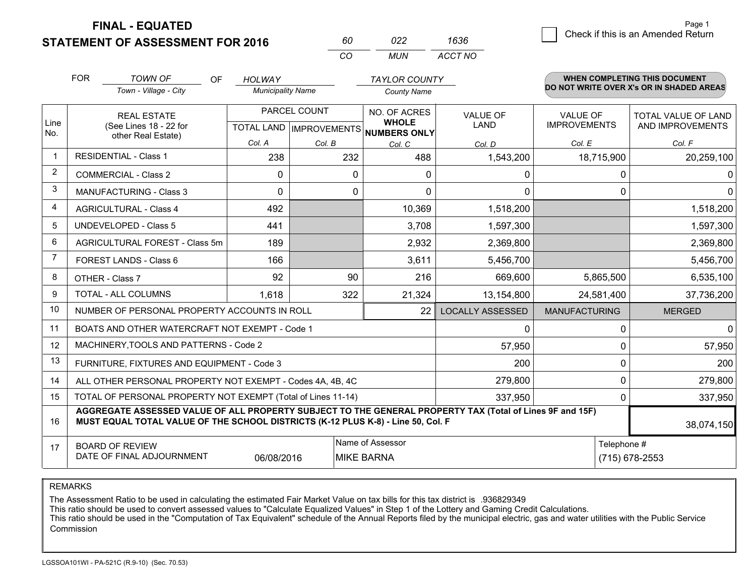# FINAL - EQUATED
# STATEMENT OF ASSESSMENT FOR 2016

| 60 | 022 | 1636 |
|---|---|---|
| CO | MUN | ACCT NO |

Page 1

☐ Check if this is an Amended Return

FOR *TOWN OF* (Town - Village - City) OF *HOLWAY* (Municipality Name) *TAYLOR COUNTY* (County Name)

**WHEN COMPLETING THIS DOCUMENT DO NOT WRITE OVER X's OR IN SHADED AREAS**

| Line No. | REAL ESTATE (See Lines 18 - 22 for other Real Estate) | PARCEL COUNT TOTAL LAND Col. A | PARCEL COUNT IMPROVEMENTS Col. B | NO. OF ACRES WHOLE NUMBERS ONLY Col. C | VALUE OF LAND Col. D | VALUE OF IMPROVEMENTS Col. E | TOTAL VALUE OF LAND AND IMPROVEMENTS Col. F |
|---|---|---|---|---|---|---|---|
| 1 | RESIDENTIAL - Class 1 | 238 | 232 | 488 | 1,543,200 | 18,715,900 | 20,259,100 |
| 2 | COMMERCIAL - Class 2 | 0 | 0 | 0 | 0 | 0 | 0 |
| 3 | MANUFACTURING - Class 3 | 0 | 0 | 0 | 0 | 0 | 0 |
| 4 | AGRICULTURAL - Class 4 | 492 | | 10,369 | 1,518,200 | | 1,518,200 |
| 5 | UNDEVELOPED - Class 5 | 441 | | 3,708 | 1,597,300 | | 1,597,300 |
| 6 | AGRICULTURAL FOREST - Class 5m | 189 | | 2,932 | 2,369,800 | | 2,369,800 |
| 7 | FOREST LANDS - Class 6 | 166 | | 3,611 | 5,456,700 | | 5,456,700 |
| 8 | OTHER - Class 7 | 92 | 90 | 216 | 669,600 | 5,865,500 | 6,535,100 |
| 9 | TOTAL - ALL COLUMNS | 1,618 | 322 | 21,324 | 13,154,800 | 24,581,400 | 37,736,200 |
| 10 | NUMBER OF PERSONAL PROPERTY ACCOUNTS IN ROLL | | | 22 | LOCALLY ASSESSED | MANUFACTURING | MERGED |
| 11 | BOATS AND OTHER WATERCRAFT NOT EXEMPT - Code 1 | | | | 0 | 0 | 0 |
| 12 | MACHINERY,TOOLS AND PATTERNS - Code 2 | | | | 57,950 | 0 | 57,950 |
| 13 | FURNITURE, FIXTURES AND EQUIPMENT - Code 3 | | | | 200 | 0 | 200 |
| 14 | ALL OTHER PERSONAL PROPERTY NOT EXEMPT - Codes 4A, 4B, 4C | | | | 279,800 | 0 | 279,800 |
| 15 | TOTAL OF PERSONAL PROPERTY NOT EXEMPT (Total of Lines 11-14) | | | | 337,950 | 0 | 337,950 |
| 16 | **AGGREGATE ASSESSED VALUE OF ALL PROPERTY SUBJECT TO THE GENERAL PROPERTY TAX (Total of Lines 9F and 15F) MUST EQUAL TOTAL VALUE OF THE SCHOOL DISTRICTS (K-12 PLUS K-8) - Line 50, Col. F** | | | | | | 38,074,150 |
| 17 | BOARD OF REVIEW DATE OF FINAL ADJOURNMENT | 06/08/2016 | Name of Assessor: MIKE BARNA | | | Telephone #: (715) 678-2553 | |

REMARKS

The Assessment Ratio to be used in calculating the estimated Fair Market Value on tax bills for this tax district is .936829349
This ratio should be used to convert assessed values to "Calculate Equalized Values" in Step 1 of the Lottery and Gaming Credit Calculations.
This ratio should be used in the "Computation of Tax Equivalent" schedule of the Annual Reports filed by the municipal electric, gas and water utilities with the Public Service Commission

LGSSOA101WI - PA-521C (R.9-10) (Sec. 70.53)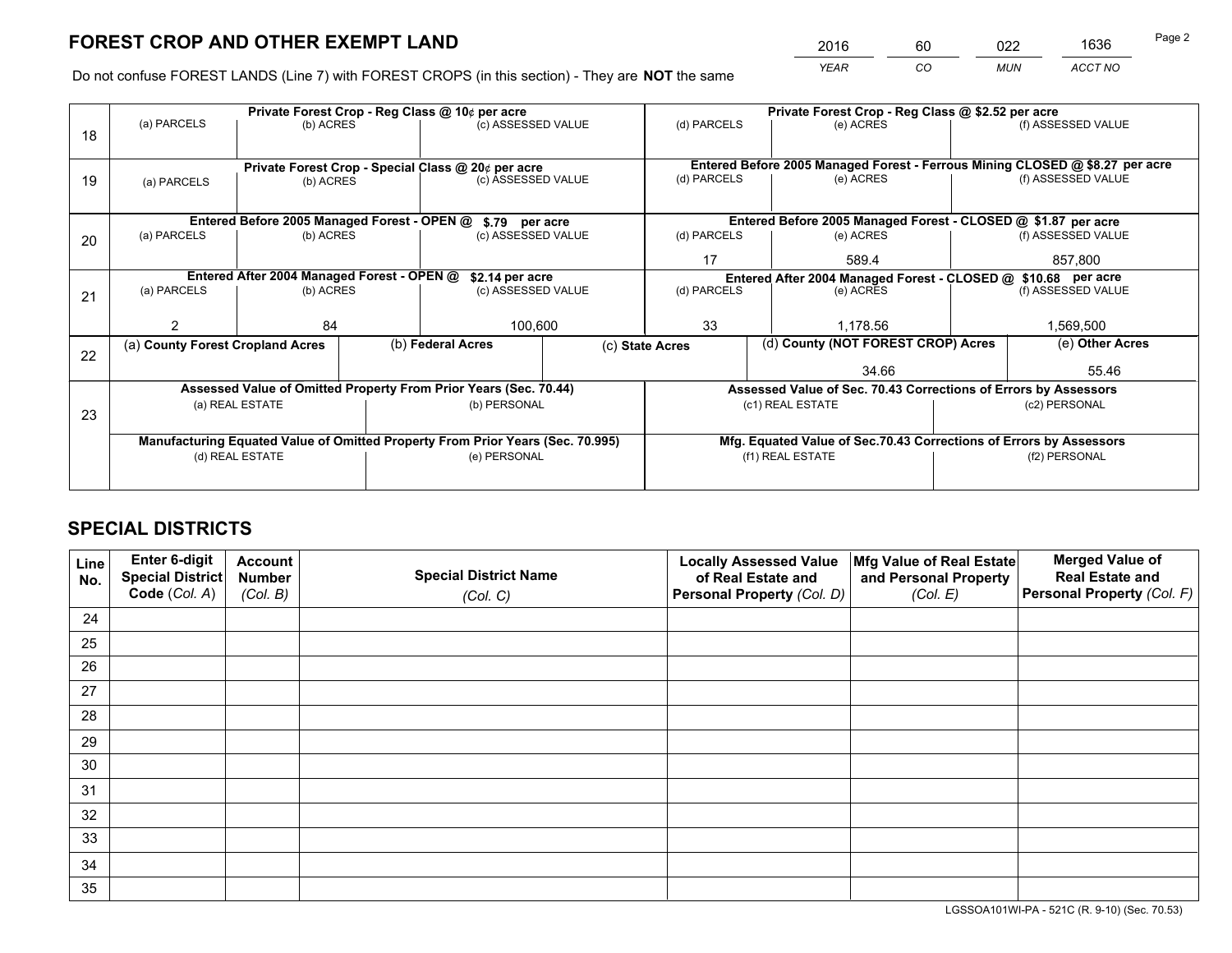# FOREST CROP AND OTHER EXEMPT LAND

| 2016 | 60 | 022 | 1636 |
|---|---|---|---|
| *YEAR* | *CO* | *MUN* | *ACCT NO* |

Do not confuse FOREST LANDS (Line 7) with FOREST CROPS (in this section) - They are **NOT** the same

| Line | Private Forest Crop - Reg Class @ 10¢ per acre | | | Private Forest Crop - Reg Class @ $2.52 per acre | | |
|---|---|---|---|---|---|---|
| 18 | (a) PARCELS | (b) ACRES | (c) ASSESSED VALUE | (d) PARCELS | (e) ACRES | (f) ASSESSED VALUE |
| | | | | | | |
| | **Private Forest Crop - Special Class @ 20¢ per acre** | | | **Entered Before 2005 Managed Forest - Ferrous Mining CLOSED @ $8.27 per acre** | | |
| 19 | (a) PARCELS | (b) ACRES | (c) ASSESSED VALUE | (d) PARCELS | (e) ACRES | (f) ASSESSED VALUE |
| | | | | | | |
| | **Entered Before 2005 Managed Forest - OPEN @ $.79 per acre** | | | **Entered Before 2005 Managed Forest - CLOSED @ $1.87 per acre** | | |
| 20 | (a) PARCELS | (b) ACRES | (c) ASSESSED VALUE | (d) PARCELS | (e) ACRES | (f) ASSESSED VALUE |
| | | | | 17 | 589.4 | 857,800 |
| | **Entered After 2004 Managed Forest - OPEN @ $2.14 per acre** | | | **Entered After 2004 Managed Forest - CLOSED @ $10.68 per acre** | | |
| 21 | (a) PARCELS | (b) ACRES | (c) ASSESSED VALUE | (d) PARCELS | (e) ACRES | (f) ASSESSED VALUE |
| | 2 | 84 | 100,600 | 33 | 1,178.56 | 1,569,500 |

| Line | (a) County Forest Cropland Acres | (b) Federal Acres | (c) State Acres | (d) County (NOT FOREST CROP) Acres | (e) Other Acres |
|---|---|---|---|---|---|
| 22 | | | | 34.66 | 55.46 |

| Line | Assessed Value of Omitted Property From Prior Years (Sec. 70.44) | | Assessed Value of Sec. 70.43 Corrections of Errors by Assessors | |
|---|---|---|---|---|
| 23 | (a) REAL ESTATE | (b) PERSONAL | (c1) REAL ESTATE | (c2) PERSONAL |
| | | | | |
| | **Manufacturing Equated Value of Omitted Property From Prior Years (Sec. 70.995)** | | **Mfg. Equated Value of Sec.70.43 Corrections of Errors by Assessors** | |
| | (d) REAL ESTATE | (e) PERSONAL | (f1) REAL ESTATE | (f2) PERSONAL |
| | | | | |

# SPECIAL DISTRICTS

| Line No. | Enter 6-digit Special District Code (*Col. A*) | Account Number (*Col. B*) | Special District Name (*Col. C*) | Locally Assessed Value of Real Estate and Personal Property (*Col. D*) | Mfg Value of Real Estate and Personal Property (*Col. E*) | Merged Value of Real Estate and Personal Property (*Col. F*) |
|---|---|---|---|---|---|---|
| 24 | | | | | | |
| 25 | | | | | | |
| 26 | | | | | | |
| 27 | | | | | | |
| 28 | | | | | | |
| 29 | | | | | | |
| 30 | | | | | | |
| 31 | | | | | | |
| 32 | | | | | | |
| 33 | | | | | | |
| 34 | | | | | | |
| 35 | | | | | | |

LGSSOA101WI-PA - 521C (R. 9-10) (Sec. 70.53)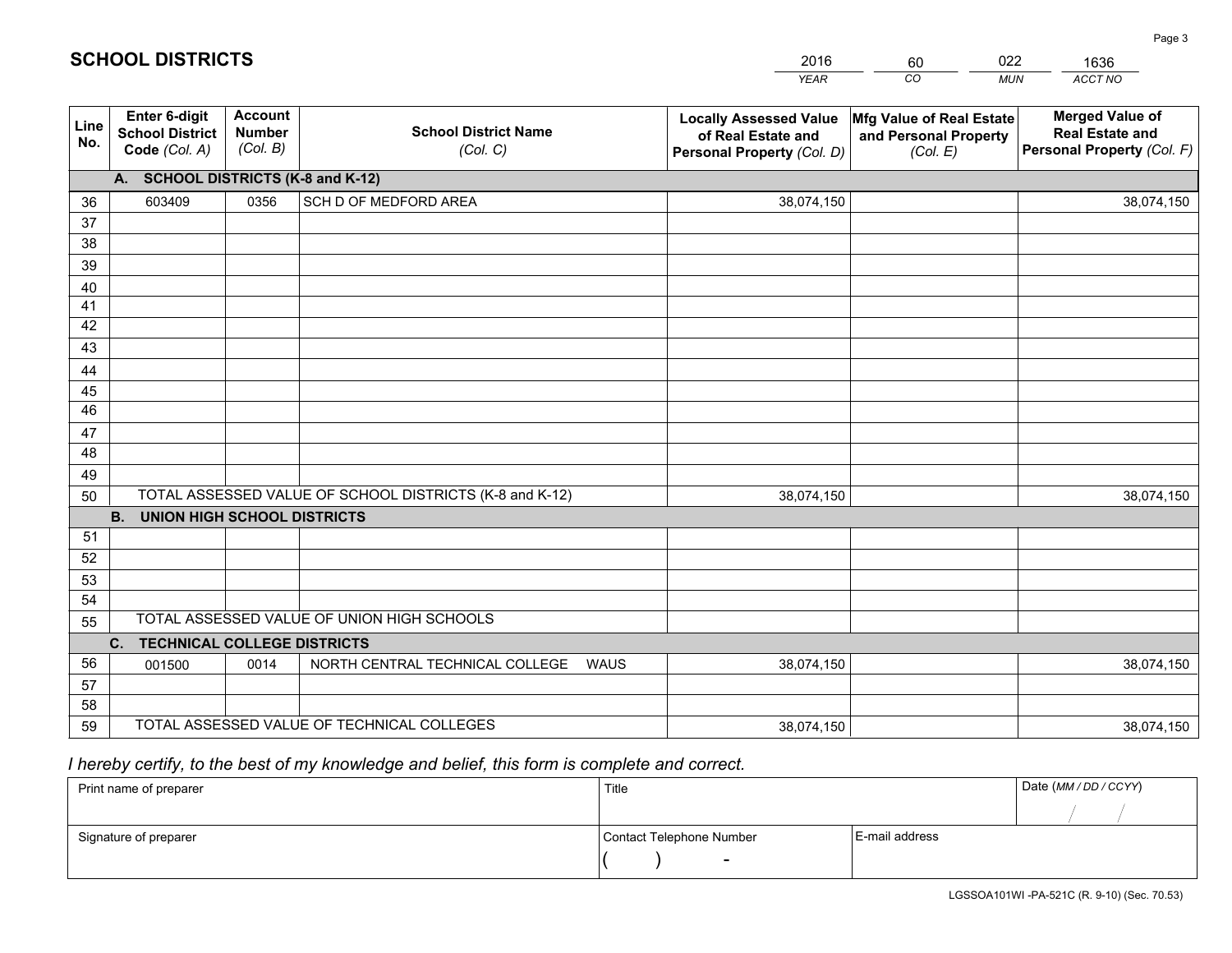# SCHOOL DISTRICTS

| 2016 | 60 | 022 | 1636 |
|---|---|---|---|
| *YEAR* | *CO* | *MUN* | *ACCT NO* |

| Line No. | Enter 6-digit School District Code *(Col. A)* | Account Number *(Col. B)* | School District Name *(Col. C)* | Locally Assessed Value of Real Estate and Personal Property *(Col. D)* | Mfg Value of Real Estate and Personal Property *(Col. E)* | Merged Value of Real Estate and Personal Property *(Col. F)* |
|---|---|---|---|---|---|---|
| **A. SCHOOL DISTRICTS (K-8 and K-12)** | | | | | | |
| 36 | 603409 | 0356 | SCH D OF MEDFORD AREA | 38,074,150 | | 38,074,150 |
| 37 | | | | | | |
| 38 | | | | | | |
| 39 | | | | | | |
| 40 | | | | | | |
| 41 | | | | | | |
| 42 | | | | | | |
| 43 | | | | | | |
| 44 | | | | | | |
| 45 | | | | | | |
| 46 | | | | | | |
| 47 | | | | | | |
| 48 | | | | | | |
| 49 | | | | | | |
| 50 | TOTAL ASSESSED VALUE OF SCHOOL DISTRICTS (K-8 and K-12) | | | 38,074,150 | | 38,074,150 |
| **B. UNION HIGH SCHOOL DISTRICTS** | | | | | | |
| 51 | | | | | | |
| 52 | | | | | | |
| 53 | | | | | | |
| 54 | | | | | | |
| 55 | TOTAL ASSESSED VALUE OF UNION HIGH SCHOOLS | | | | | |
| **C. TECHNICAL COLLEGE DISTRICTS** | | | | | | |
| 56 | 001500 | 0014 | NORTH CENTRAL TECHNICAL COLLEGE WAUS | 38,074,150 | | 38,074,150 |
| 57 | | | | | | |
| 58 | | | | | | |
| 59 | TOTAL ASSESSED VALUE OF TECHNICAL COLLEGES | | | 38,074,150 | | 38,074,150 |

*I hereby certify, to the best of my knowledge and belief, this form is complete and correct.*

| Print name of preparer | Title | | Date *(MM / DD / CCYY)* |
|---|---|---|---|
| | | | / / |
| Signature of preparer | Contact Telephone Number | E-mail address | |
| | ( ) - | | |

LGSSOA101WI -PA-521C (R. 9-10) (Sec. 70.53)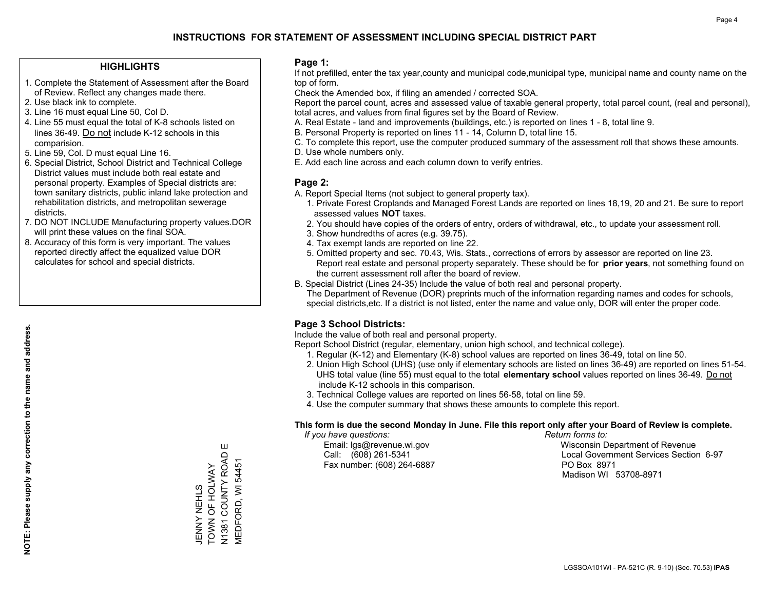# INSTRUCTIONS FOR STATEMENT OF ASSESSMENT INCLUDING SPECIAL DISTRICT PART

## HIGHLIGHTS

1. Complete the Statement of Assessment after the Board of Review. Reflect any changes made there.
2. Use black ink to complete.
3. Line 16 must equal Line 50, Col D.
4. Line 55 must equal the total of K-8 schools listed on lines 36-49. Do not include K-12 schools in this comparision.
5. Line 59, Col. D must equal Line 16.
6. Special District, School District and Technical College District values must include both real estate and personal property. Examples of Special districts are: town sanitary districts, public inland lake protection and rehabilitation districts, and metropolitan sewerage districts.
7. DO NOT INCLUDE Manufacturing property values.DOR will print these values on the final SOA.
8. Accuracy of this form is very important. The values reported directly affect the equalized value DOR calculates for school and special districts.

**NOTE: Please supply any correction to the name and address.**

JENNY NEHLS
TOWN OF HOLWAY
N1381 COUNTY ROAD E
MEDFORD, WI 54451

## Page 1:

If not prefilled, enter the tax year,county and municipal code,municipal type, municipal name and county name on the top of form.

Check the Amended box, if filing an amended / corrected SOA.

Report the parcel count, acres and assessed value of taxable general property, total parcel count, (real and personal), total acres, and values from final figures set by the Board of Review.

A. Real Estate - land and improvements (buildings, etc.) is reported on lines 1 - 8, total line 9.
B. Personal Property is reported on lines 11 - 14, Column D, total line 15.
C. To complete this report, use the computer produced summary of the assessment roll that shows these amounts.
D. Use whole numbers only.
E. Add each line across and each column down to verify entries.

## Page 2:

A. Report Special Items (not subject to general property tax).
   1. Private Forest Croplands and Managed Forest Lands are reported on lines 18,19, 20 and 21. Be sure to report assessed values **NOT** taxes.
   2. You should have copies of the orders of entry, orders of withdrawal, etc., to update your assessment roll.
   3. Show hundredths of acres (e.g. 39.75).
   4. Tax exempt lands are reported on line 22.
   5. Omitted property and sec. 70.43, Wis. Stats., corrections of errors by assessor are reported on line 23. Report real estate and personal property separately. These should be for **prior years**, not something found on the current assessment roll after the board of review.
B. Special District (Lines 24-35) Include the value of both real and personal property.
   The Department of Revenue (DOR) preprints much of the information regarding names and codes for schools, special districts,etc. If a district is not listed, enter the name and value only, DOR will enter the proper code.

## Page 3 School Districts:

Include the value of both real and personal property.

Report School District (regular, elementary, union high school, and technical college).

1. Regular (K-12) and Elementary (K-8) school values are reported on lines 36-49, total on line 50.
2. Union High School (UHS) (use only if elementary schools are listed on lines 36-49) are reported on lines 51-54. UHS total value (line 55) must equal to the total **elementary school** values reported on lines 36-49. Do not include K-12 schools in this comparison.
3. Technical College values are reported on lines 56-58, total on line 59.
4. Use the computer summary that shows these amounts to complete this report.

**This form is due the second Monday in June. File this report only after your Board of Review is complete.**

*If you have questions:*
Email: lgs@revenue.wi.gov
Call: (608) 261-5341
Fax number: (608) 264-6887

*Return forms to:*
Wisconsin Department of Revenue
Local Government Services Section 6-97
PO Box 8971
Madison WI 53708-8971

LGSSOA101WI - PA-521C (R. 9-10) (Sec. 70.53) **IPAS**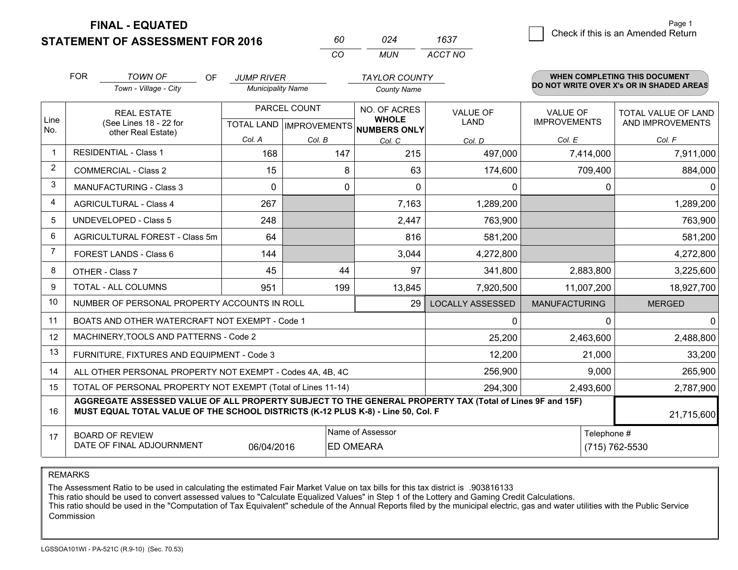# FINAL - EQUATED
## STATEMENT OF ASSESSMENT FOR 2016

| 60 | 024 | 1637 |
|---|---|---|
| CO | MUN | ACCT NO |

☐ Check if this is an Amended Return

Page 1

FOR *TOWN OF* (Town - Village - City) OF *JUMP RIVER* (Municipality Name) *TAYLOR COUNTY* (County Name)

**WHEN COMPLETING THIS DOCUMENT DO NOT WRITE OVER X's OR IN SHADED AREAS**

| Line No. | REAL ESTATE (See Lines 18 - 22 for other Real Estate) | PARCEL COUNT TOTAL LAND Col. A | PARCEL COUNT IMPROVEMENTS Col. B | NO. OF ACRES WHOLE NUMBERS ONLY Col. C | VALUE OF LAND Col. D | VALUE OF IMPROVEMENTS Col. E | TOTAL VALUE OF LAND AND IMPROVEMENTS Col. F |
|---|---|---|---|---|---|---|---|
| 1 | RESIDENTIAL - Class 1 | 168 | 147 | 215 | 497,000 | 7,414,000 | 7,911,000 |
| 2 | COMMERCIAL - Class 2 | 15 | 8 | 63 | 174,600 | 709,400 | 884,000 |
| 3 | MANUFACTURING - Class 3 | 0 | 0 | 0 | 0 | 0 | 0 |
| 4 | AGRICULTURAL - Class 4 | 267 | | 7,163 | 1,289,200 | | 1,289,200 |
| 5 | UNDEVELOPED - Class 5 | 248 | | 2,447 | 763,900 | | 763,900 |
| 6 | AGRICULTURAL FOREST - Class 5m | 64 | | 816 | 581,200 | | 581,200 |
| 7 | FOREST LANDS - Class 6 | 144 | | 3,044 | 4,272,800 | | 4,272,800 |
| 8 | OTHER - Class 7 | 45 | 44 | 97 | 341,800 | 2,883,800 | 3,225,600 |
| 9 | TOTAL - ALL COLUMNS | 951 | 199 | 13,845 | 7,920,500 | 11,007,200 | 18,927,700 |
| 10 | NUMBER OF PERSONAL PROPERTY ACCOUNTS IN ROLL | | | 29 | LOCALLY ASSESSED | MANUFACTURING | MERGED |
| 11 | BOATS AND OTHER WATERCRAFT NOT EXEMPT - Code 1 | | | | 0 | 0 | 0 |
| 12 | MACHINERY,TOOLS AND PATTERNS - Code 2 | | | | 25,200 | 2,463,600 | 2,488,800 |
| 13 | FURNITURE, FIXTURES AND EQUIPMENT - Code 3 | | | | 12,200 | 21,000 | 33,200 |
| 14 | ALL OTHER PERSONAL PROPERTY NOT EXEMPT - Codes 4A, 4B, 4C | | | | 256,900 | 9,000 | 265,900 |
| 15 | TOTAL OF PERSONAL PROPERTY NOT EXEMPT (Total of Lines 11-14) | | | | 294,300 | 2,493,600 | 2,787,900 |
| 16 | **AGGREGATE ASSESSED VALUE OF ALL PROPERTY SUBJECT TO THE GENERAL PROPERTY TAX (Total of Lines 9F and 15F) MUST EQUAL TOTAL VALUE OF THE SCHOOL DISTRICTS (K-12 PLUS K-8) - Line 50, Col. F** | | | | | | 21,715,600 |
| 17 | BOARD OF REVIEW DATE OF FINAL ADJOURNMENT | 06/04/2016 | | Name of Assessor: ED OMEARA | | Telephone #: (715) 762-5530 | |

REMARKS

The Assessment Ratio to be used in calculating the estimated Fair Market Value on tax bills for this tax district is .903816133
This ratio should be used to convert assessed values to "Calculate Equalized Values" in Step 1 of the Lottery and Gaming Credit Calculations.
This ratio should be used in the "Computation of Tax Equivalent" schedule of the Annual Reports filed by the municipal electric, gas and water utilities with the Public Service Commission

LGSSOA101WI - PA-521C (R.9-10) (Sec. 70.53)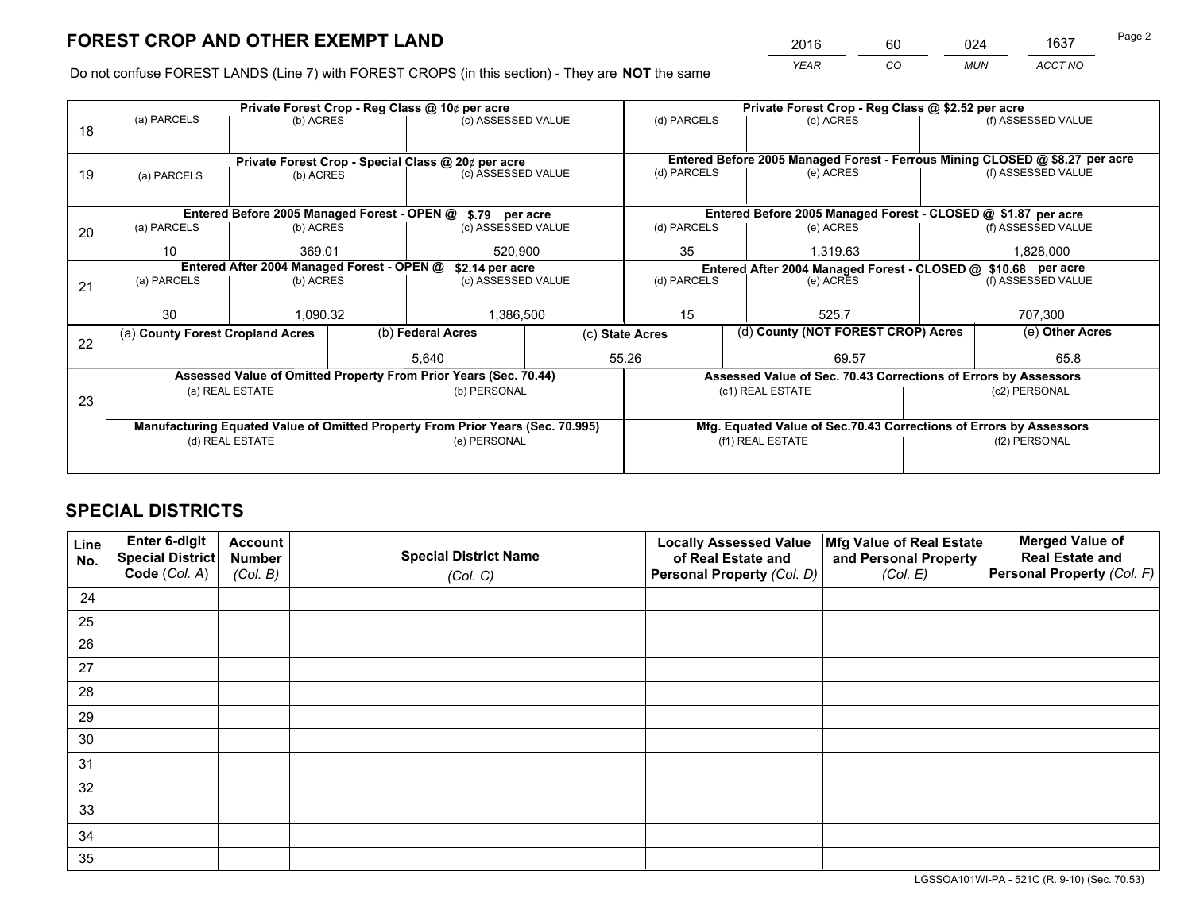# FOREST CROP AND OTHER EXEMPT LAND

| 2016 | 60 | 024 | 1637 |
|---|---|---|---|
| *YEAR* | *CO* | *MUN* | *ACCT NO* |

Do not confuse FOREST LANDS (Line 7) with FOREST CROPS (in this section) - They are **NOT** the same

| Line | Private Forest Crop - Reg Class @ 10¢ per acre | | | Private Forest Crop - Reg Class @ $2.52 per acre | | |
|---|---|---|---|---|---|---|
| | (a) PARCELS | (b) ACRES | (c) ASSESSED VALUE | (d) PARCELS | (e) ACRES | (f) ASSESSED VALUE |
| 18 | | | | | | |
| | **Private Forest Crop - Special Class @ 20¢ per acre** | | | **Entered Before 2005 Managed Forest - Ferrous Mining CLOSED @ $8.27 per acre** | | |
| | (a) PARCELS | (b) ACRES | (c) ASSESSED VALUE | (d) PARCELS | (e) ACRES | (f) ASSESSED VALUE |
| 19 | | | | | | |
| | **Entered Before 2005 Managed Forest - OPEN @ $.79 per acre** | | | **Entered Before 2005 Managed Forest - CLOSED @ $1.87 per acre** | | |
| | (a) PARCELS | (b) ACRES | (c) ASSESSED VALUE | (d) PARCELS | (e) ACRES | (f) ASSESSED VALUE |
| 20 | 10 | 369.01 | 520,900 | 35 | 1,319.63 | 1,828,000 |
| | **Entered After 2004 Managed Forest - OPEN @ $2.14 per acre** | | | **Entered After 2004 Managed Forest - CLOSED @ $10.68 per acre** | | |
| | (a) PARCELS | (b) ACRES | (c) ASSESSED VALUE | (d) PARCELS | (e) ACRES | (f) ASSESSED VALUE |
| 21 | 30 | 1,090.32 | 1,386,500 | 15 | 525.7 | 707,300 |

| Line | (a) County Forest Cropland Acres | (b) Federal Acres | (c) State Acres | (d) County (NOT FOREST CROP) Acres | (e) Other Acres |
|---|---|---|---|---|---|
| 22 | | 5,640 | 55.26 | 69.57 | 65.8 |

| Line | Assessed Value of Omitted Property From Prior Years (Sec. 70.44) | | Assessed Value of Sec. 70.43 Corrections of Errors by Assessors | |
|---|---|---|---|---|
| | (a) REAL ESTATE | (b) PERSONAL | (c1) REAL ESTATE | (c2) PERSONAL |
| 23 | | | | |
| | **Manufacturing Equated Value of Omitted Property From Prior Years (Sec. 70.995)** | | **Mfg. Equated Value of Sec.70.43 Corrections of Errors by Assessors** | |
| | (d) REAL ESTATE | (e) PERSONAL | (f1) REAL ESTATE | (f2) PERSONAL |
| | | | | |

# SPECIAL DISTRICTS

| Line No. | Enter 6-digit Special District Code (*Col. A*) | Account Number (*Col. B*) | Special District Name (*Col. C*) | Locally Assessed Value of Real Estate and Personal Property (*Col. D*) | Mfg Value of Real Estate and Personal Property (*Col. E*) | Merged Value of Real Estate and Personal Property (*Col. F*) |
|---|---|---|---|---|---|---|
| 24 | | | | | | |
| 25 | | | | | | |
| 26 | | | | | | |
| 27 | | | | | | |
| 28 | | | | | | |
| 29 | | | | | | |
| 30 | | | | | | |
| 31 | | | | | | |
| 32 | | | | | | |
| 33 | | | | | | |
| 34 | | | | | | |
| 35 | | | | | | |

LGSSOA101WI-PA - 521C (R. 9-10) (Sec. 70.53)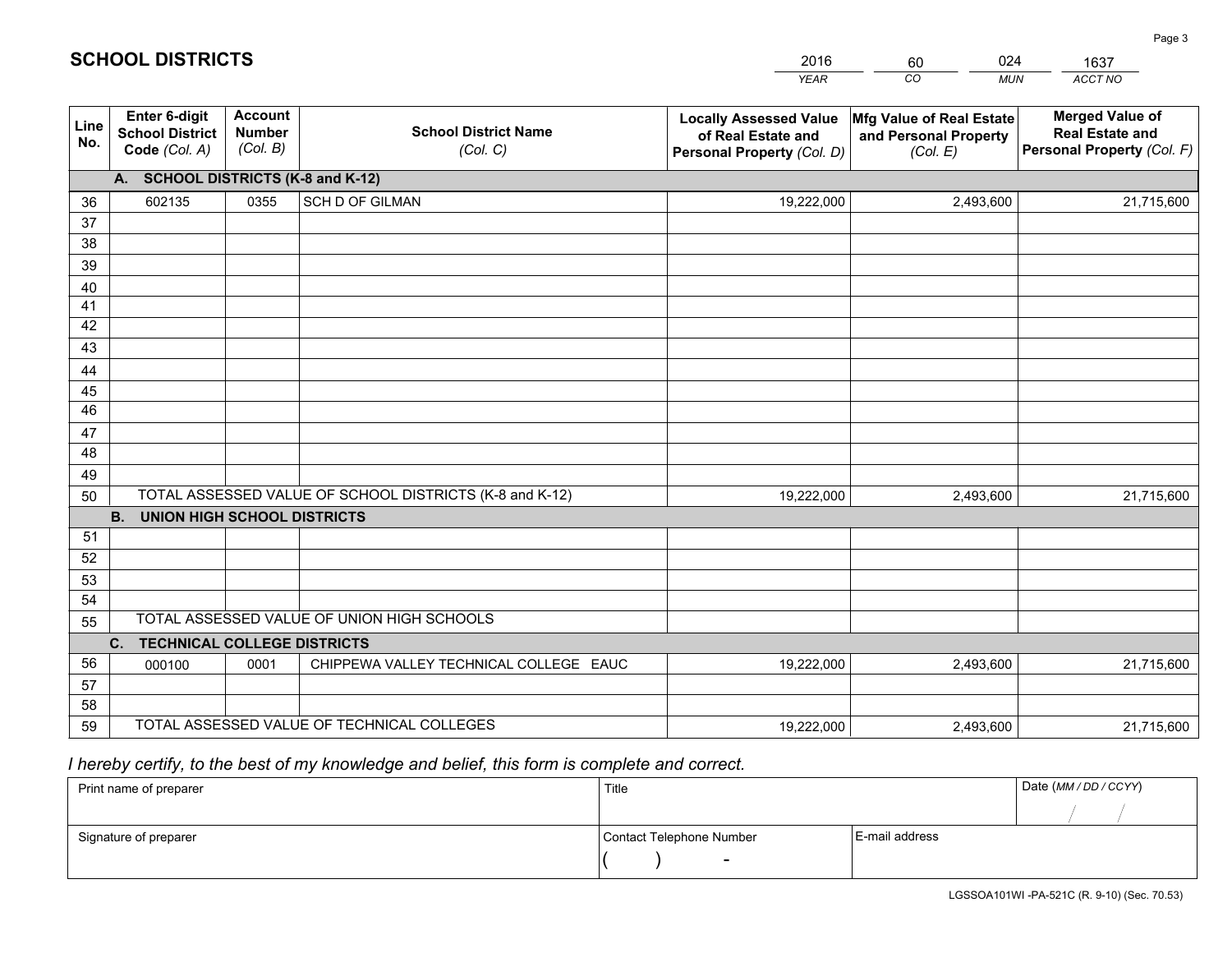# SCHOOL DISTRICTS

| 2016 | 60 | 024 | 1637 |
|---|---|---|---|
| YEAR | CO | MUN | ACCT NO |

| Line No. | Enter 6-digit School District Code (Col. A) | Account Number (Col. B) | School District Name (Col. C) | Locally Assessed Value of Real Estate and Personal Property (Col. D) | Mfg Value of Real Estate and Personal Property (Col. E) | Merged Value of Real Estate and Personal Property (Col. F) |
|---|---|---|---|---|---|---|
| **A. SCHOOL DISTRICTS (K-8 and K-12)** | | | | | | |
| 36 | 602135 | 0355 | SCH D OF GILMAN | 19,222,000 | 2,493,600 | 21,715,600 |
| 37 | | | | | | |
| 38 | | | | | | |
| 39 | | | | | | |
| 40 | | | | | | |
| 41 | | | | | | |
| 42 | | | | | | |
| 43 | | | | | | |
| 44 | | | | | | |
| 45 | | | | | | |
| 46 | | | | | | |
| 47 | | | | | | |
| 48 | | | | | | |
| 49 | | | | | | |
| 50 | TOTAL ASSESSED VALUE OF SCHOOL DISTRICTS (K-8 and K-12) | | | 19,222,000 | 2,493,600 | 21,715,600 |
| **B. UNION HIGH SCHOOL DISTRICTS** | | | | | | |
| 51 | | | | | | |
| 52 | | | | | | |
| 53 | | | | | | |
| 54 | | | | | | |
| 55 | TOTAL ASSESSED VALUE OF UNION HIGH SCHOOLS | | | | | |
| **C. TECHNICAL COLLEGE DISTRICTS** | | | | | | |
| 56 | 000100 | 0001 | CHIPPEWA VALLEY TECHNICAL COLLEGE EAUC | 19,222,000 | 2,493,600 | 21,715,600 |
| 57 | | | | | | |
| 58 | | | | | | |
| 59 | TOTAL ASSESSED VALUE OF TECHNICAL COLLEGES | | | 19,222,000 | 2,493,600 | 21,715,600 |

*I hereby certify, to the best of my knowledge and belief, this form is complete and correct.*

| Print name of preparer | Title | | Date (MM / DD / CCYY) |
|---|---|---|---|
| | | | / / |
| Signature of preparer | Contact Telephone Number | E-mail address | |
| | ( ) - | | |

LGSSOA101WI -PA-521C (R. 9-10) (Sec. 70.53)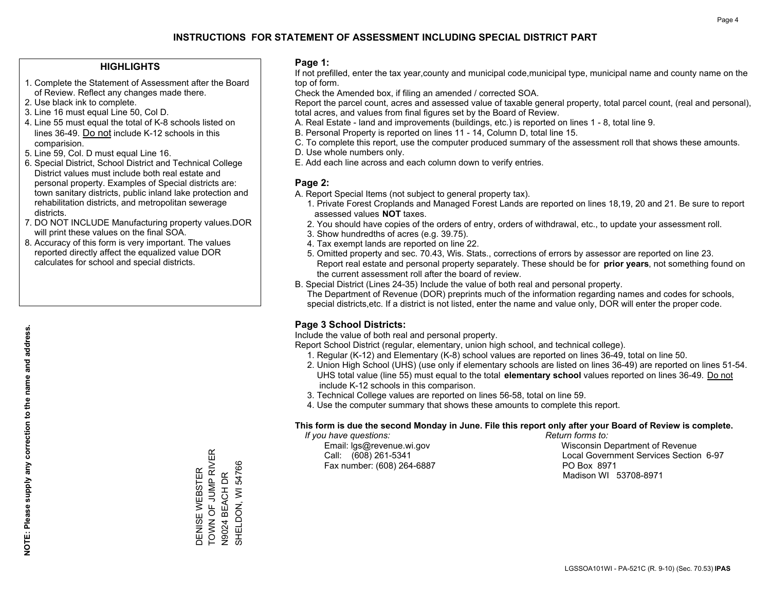# INSTRUCTIONS FOR STATEMENT OF ASSESSMENT INCLUDING SPECIAL DISTRICT PART

## HIGHLIGHTS

1. Complete the Statement of Assessment after the Board of Review. Reflect any changes made there.
2. Use black ink to complete.
3. Line 16 must equal Line 50, Col D.
4. Line 55 must equal the total of K-8 schools listed on lines 36-49. Do not include K-12 schools in this comparision.
5. Line 59, Col. D must equal Line 16.
6. Special District, School District and Technical College District values must include both real estate and personal property. Examples of Special districts are: town sanitary districts, public inland lake protection and rehabilitation districts, and metropolitan sewerage districts.
7. DO NOT INCLUDE Manufacturing property values.DOR will print these values on the final SOA.
8. Accuracy of this form is very important. The values reported directly affect the equalized value DOR calculates for school and special districts.

**NOTE: Please supply any correction to the name and address.**

DENISE WEBSTER
TOWN OF JUMP RIVER
N9024 BEACH DR
SHELDON, WI 54766

## Page 1:

If not prefilled, enter the tax year,county and municipal code,municipal type, municipal name and county name on the top of form.

Check the Amended box, if filing an amended / corrected SOA.

Report the parcel count, acres and assessed value of taxable general property, total parcel count, (real and personal), total acres, and values from final figures set by the Board of Review.

A. Real Estate - land and improvements (buildings, etc.) is reported on lines 1 - 8, total line 9.
B. Personal Property is reported on lines 11 - 14, Column D, total line 15.
C. To complete this report, use the computer produced summary of the assessment roll that shows these amounts.
D. Use whole numbers only.
E. Add each line across and each column down to verify entries.

## Page 2:

A. Report Special Items (not subject to general property tax).
   1. Private Forest Croplands and Managed Forest Lands are reported on lines 18,19, 20 and 21. Be sure to report assessed values **NOT** taxes.
   2. You should have copies of the orders of entry, orders of withdrawal, etc., to update your assessment roll.
   3. Show hundredths of acres (e.g. 39.75).
   4. Tax exempt lands are reported on line 22.
   5. Omitted property and sec. 70.43, Wis. Stats., corrections of errors by assessor are reported on line 23. Report real estate and personal property separately. These should be for **prior years**, not something found on the current assessment roll after the board of review.
B. Special District (Lines 24-35) Include the value of both real and personal property.
   The Department of Revenue (DOR) preprints much of the information regarding names and codes for schools, special districts,etc. If a district is not listed, enter the name and value only, DOR will enter the proper code.

## Page 3 School Districts:

Include the value of both real and personal property.

Report School District (regular, elementary, union high school, and technical college).

1. Regular (K-12) and Elementary (K-8) school values are reported on lines 36-49, total on line 50.
2. Union High School (UHS) (use only if elementary schools are listed on lines 36-49) are reported on lines 51-54. UHS total value (line 55) must equal to the total **elementary school** values reported on lines 36-49. Do not include K-12 schools in this comparison.
3. Technical College values are reported on lines 56-58, total on line 59.
4. Use the computer summary that shows these amounts to complete this report.

**This form is due the second Monday in June. File this report only after your Board of Review is complete.**

*If you have questions:*
Email: lgs@revenue.wi.gov
Call: (608) 261-5341
Fax number: (608) 264-6887

*Return forms to:*
Wisconsin Department of Revenue
Local Government Services Section 6-97
PO Box 8971
Madison WI 53708-8971

LGSSOA101WI - PA-521C (R. 9-10) (Sec. 70.53) **IPAS**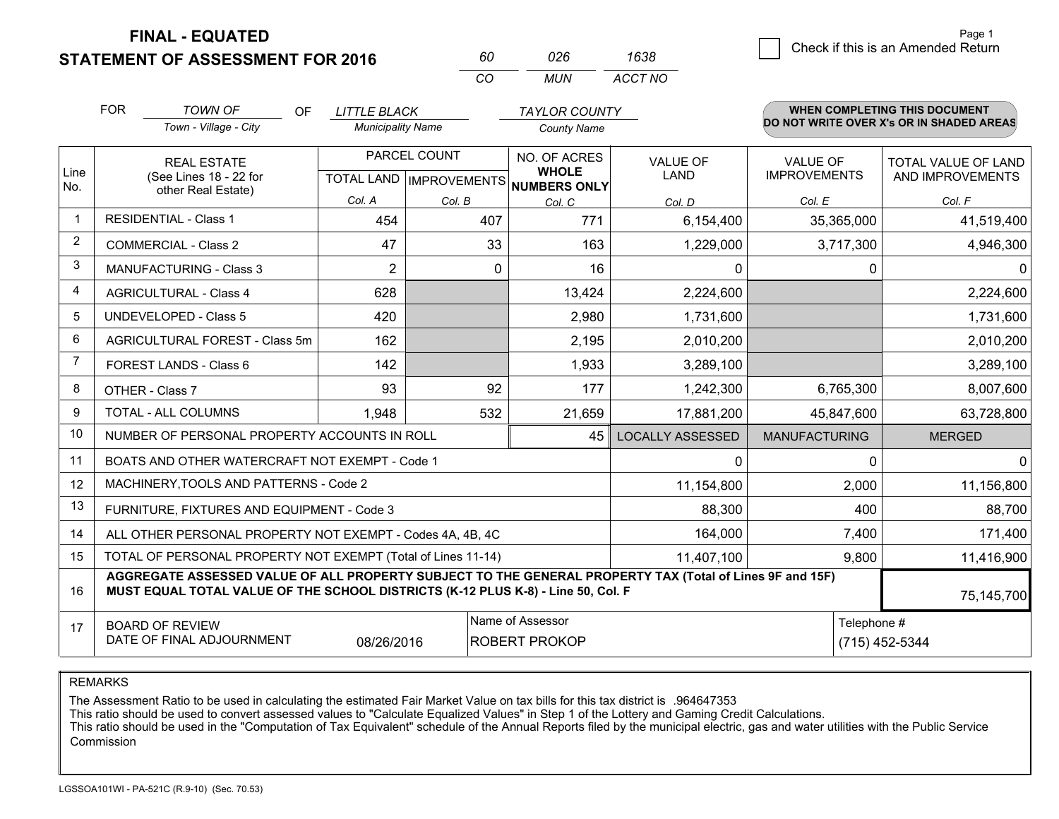# FINAL - EQUATED
## STATEMENT OF ASSESSMENT FOR 2016

| 60 | 026 | 1638 |
|---|---|---|
| CO | MUN | ACCT NO |

☐ Check if this is an Amended Return

FOR *TOWN OF* (Town - Village - City) OF *LITTLE BLACK* (Municipality Name) *TAYLOR COUNTY* (County Name)

**WHEN COMPLETING THIS DOCUMENT DO NOT WRITE OVER X's OR IN SHADED AREAS**

| Line No. | REAL ESTATE (See Lines 18 - 22 for other Real Estate) | PARCEL COUNT | | NO. OF ACRES WHOLE NUMBERS ONLY | VALUE OF LAND | VALUE OF IMPROVEMENTS | TOTAL VALUE OF LAND AND IMPROVEMENTS |
|---|---|---|---|---|---|---|---|
| | | TOTAL LAND Col. A | IMPROVEMENTS Col. B | Col. C | Col. D | Col. E | Col. F |
| 1 | RESIDENTIAL - Class 1 | 454 | 407 | 771 | 6,154,400 | 35,365,000 | 41,519,400 |
| 2 | COMMERCIAL - Class 2 | 47 | 33 | 163 | 1,229,000 | 3,717,300 | 4,946,300 |
| 3 | MANUFACTURING - Class 3 | 2 | 0 | 16 | 0 | 0 | 0 |
| 4 | AGRICULTURAL - Class 4 | 628 | | 13,424 | 2,224,600 | | 2,224,600 |
| 5 | UNDEVELOPED - Class 5 | 420 | | 2,980 | 1,731,600 | | 1,731,600 |
| 6 | AGRICULTURAL FOREST - Class 5m | 162 | | 2,195 | 2,010,200 | | 2,010,200 |
| 7 | FOREST LANDS - Class 6 | 142 | | 1,933 | 3,289,100 | | 3,289,100 |
| 8 | OTHER - Class 7 | 93 | 92 | 177 | 1,242,300 | 6,765,300 | 8,007,600 |
| 9 | TOTAL - ALL COLUMNS | 1,948 | 532 | 21,659 | 17,881,200 | 45,847,600 | 63,728,800 |
| 10 | NUMBER OF PERSONAL PROPERTY ACCOUNTS IN ROLL | | | 45 | LOCALLY ASSESSED | MANUFACTURING | MERGED |
| 11 | BOATS AND OTHER WATERCRAFT NOT EXEMPT - Code 1 | | | | 0 | 0 | 0 |
| 12 | MACHINERY,TOOLS AND PATTERNS - Code 2 | | | | 11,154,800 | 2,000 | 11,156,800 |
| 13 | FURNITURE, FIXTURES AND EQUIPMENT - Code 3 | | | | 88,300 | 400 | 88,700 |
| 14 | ALL OTHER PERSONAL PROPERTY NOT EXEMPT - Codes 4A, 4B, 4C | | | | 164,000 | 7,400 | 171,400 |
| 15 | TOTAL OF PERSONAL PROPERTY NOT EXEMPT (Total of Lines 11-14) | | | | 11,407,100 | 9,800 | 11,416,900 |
| 16 | **AGGREGATE ASSESSED VALUE OF ALL PROPERTY SUBJECT TO THE GENERAL PROPERTY TAX (Total of Lines 9F and 15F) MUST EQUAL TOTAL VALUE OF THE SCHOOL DISTRICTS (K-12 PLUS K-8) - Line 50, Col. F** | | | | | | 75,145,700 |
| 17 | BOARD OF REVIEW DATE OF FINAL ADJOURNMENT | 08/26/2016 | | Name of Assessor: ROBERT PROKOP | | Telephone #: (715) 452-5344 | |

REMARKS

The Assessment Ratio to be used in calculating the estimated Fair Market Value on tax bills for this tax district is .964647353
This ratio should be used to convert assessed values to "Calculate Equalized Values" in Step 1 of the Lottery and Gaming Credit Calculations.
This ratio should be used in the "Computation of Tax Equivalent" schedule of the Annual Reports filed by the municipal electric, gas and water utilities with the Public Service Commission

LGSSOA101WI - PA-521C (R.9-10) (Sec. 70.53)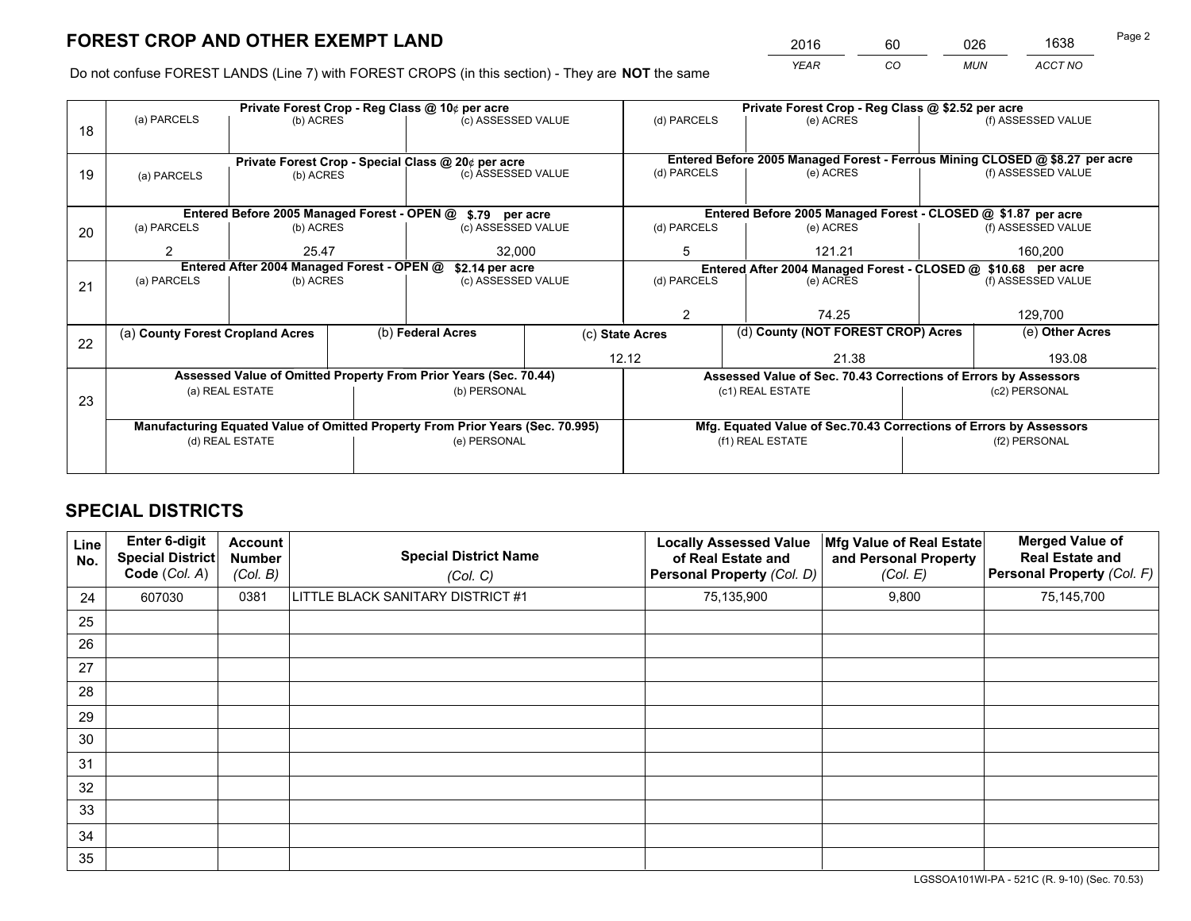# FOREST CROP AND OTHER EXEMPT LAND

| 2016 | 60 | 026 | 1638 |
|---|---|---|---|
| YEAR | CO | MUN | ACCT NO |

Do not confuse FOREST LANDS (Line 7) with FOREST CROPS (in this section) - They are **NOT** the same

| Line | (a) PARCELS | (b) ACRES | (c) ASSESSED VALUE | (d) PARCELS | (e) ACRES | (f) ASSESSED VALUE |
|---|---|---|---|---|---|---|
| 18 | Private Forest Crop - Reg Class @ 10¢ per acre | | | Private Forest Crop - Reg Class @ $2.52 per acre | | |
| | | | | | | |
| 19 | Private Forest Crop - Special Class @ 20¢ per acre | | | Entered Before 2005 Managed Forest - Ferrous Mining CLOSED @ $8.27 per acre | | |
| | | | | | | |
| 20 | Entered Before 2005 Managed Forest - OPEN @ $.79 per acre | | | Entered Before 2005 Managed Forest - CLOSED @ $1.87 per acre | | |
| | 2 | 25.47 | 32,000 | 5 | 121.21 | 160,200 |
| 21 | Entered After 2004 Managed Forest - OPEN @ $2.14 per acre | | | Entered After 2004 Managed Forest - CLOSED @ $10.68 per acre | | |
| | | | | 2 | 74.25 | 129,700 |

| Line | (a) County Forest Cropland Acres | (b) Federal Acres | (c) State Acres | (d) County (NOT FOREST CROP) Acres | (e) Other Acres |
|---|---|---|---|---|---|
| 22 | | | 12.12 | 21.38 | 193.08 |

| Line | Assessed Value of Omitted Property From Prior Years (Sec. 70.44) | | Assessed Value of Sec. 70.43 Corrections of Errors by Assessors | |
|---|---|---|---|---|
| 23 | (a) REAL ESTATE | (b) PERSONAL | (c1) REAL ESTATE | (c2) PERSONAL |
| | | | | |
| | **Manufacturing Equated Value of Omitted Property From Prior Years (Sec. 70.995)** | | **Mfg. Equated Value of Sec.70.43 Corrections of Errors by Assessors** | |
| | (d) REAL ESTATE | (e) PERSONAL | (f1) REAL ESTATE | (f2) PERSONAL |
| | | | | |

# SPECIAL DISTRICTS

| Line No. | Enter 6-digit Special District Code (Col. A) | Account Number (Col. B) | Special District Name (Col. C) | Locally Assessed Value of Real Estate and Personal Property (Col. D) | Mfg Value of Real Estate and Personal Property (Col. E) | Merged Value of Real Estate and Personal Property (Col. F) |
|---|---|---|---|---|---|---|
| 24 | 607030 | 0381 | LITTLE BLACK SANITARY DISTRICT #1 | 75,135,900 | 9,800 | 75,145,700 |
| 25 | | | | | | |
| 26 | | | | | | |
| 27 | | | | | | |
| 28 | | | | | | |
| 29 | | | | | | |
| 30 | | | | | | |
| 31 | | | | | | |
| 32 | | | | | | |
| 33 | | | | | | |
| 34 | | | | | | |
| 35 | | | | | | |

LGSSOA101WI-PA - 521C (R. 9-10) (Sec. 70.53)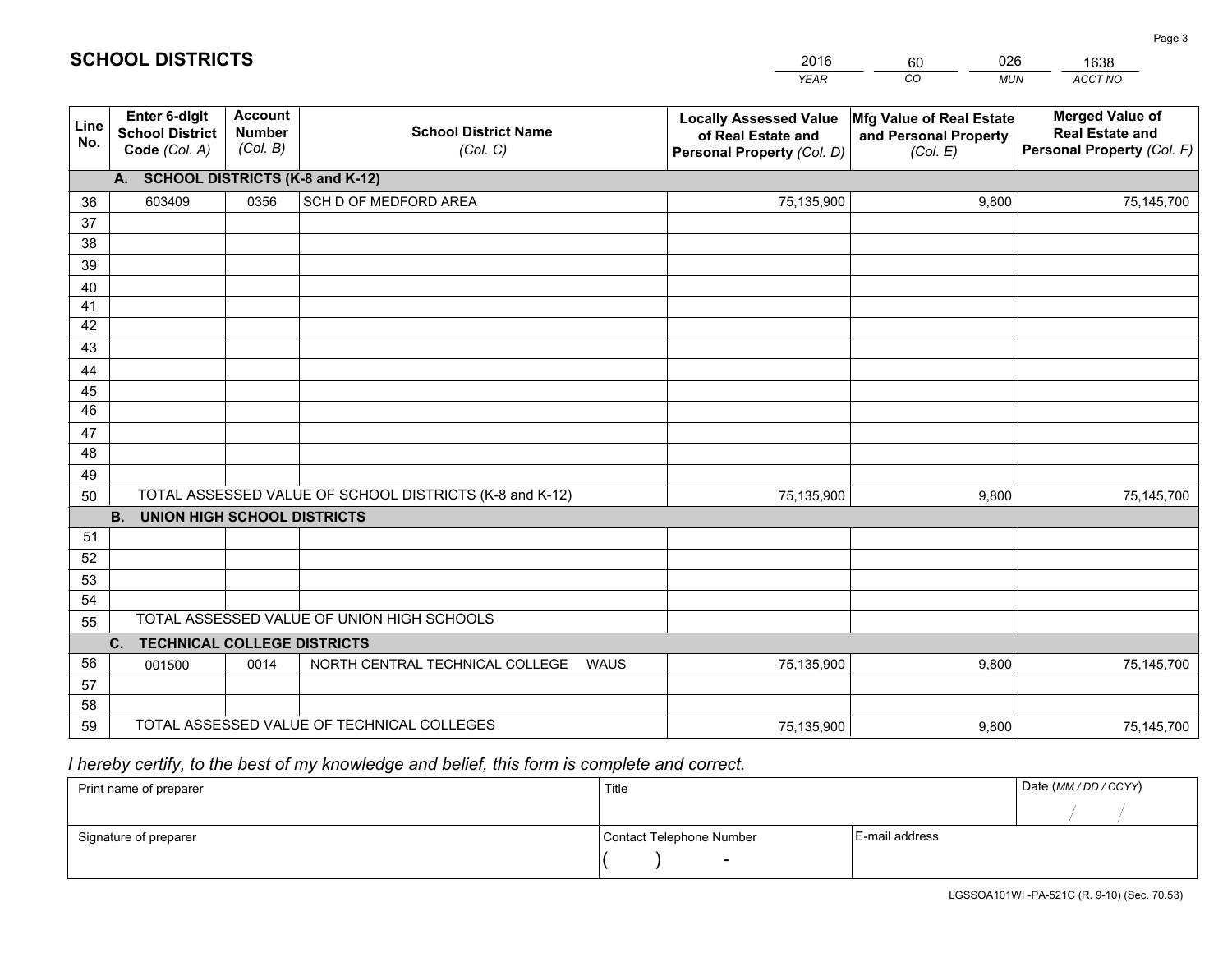# SCHOOL DISTRICTS

| 2016 | 60 | 026 | 1638 |
|---|---|---|---|
| YEAR | CO | MUN | ACCT NO |

| Line No. | Enter 6-digit School District Code (Col. A) | Account Number (Col. B) | School District Name (Col. C) | Locally Assessed Value of Real Estate and Personal Property (Col. D) | Mfg Value of Real Estate and Personal Property (Col. E) | Merged Value of Real Estate and Personal Property (Col. F) |
|---|---|---|---|---|---|---|
| | **A. SCHOOL DISTRICTS (K-8 and K-12)** | | | | | |
| 36 | 603409 | 0356 | SCH D OF MEDFORD AREA | 75,135,900 | 9,800 | 75,145,700 |
| 37 | | | | | | |
| 38 | | | | | | |
| 39 | | | | | | |
| 40 | | | | | | |
| 41 | | | | | | |
| 42 | | | | | | |
| 43 | | | | | | |
| 44 | | | | | | |
| 45 | | | | | | |
| 46 | | | | | | |
| 47 | | | | | | |
| 48 | | | | | | |
| 49 | | | | | | |
| 50 | TOTAL ASSESSED VALUE OF SCHOOL DISTRICTS (K-8 and K-12) | | | 75,135,900 | 9,800 | 75,145,700 |
| | **B. UNION HIGH SCHOOL DISTRICTS** | | | | | |
| 51 | | | | | | |
| 52 | | | | | | |
| 53 | | | | | | |
| 54 | | | | | | |
| 55 | TOTAL ASSESSED VALUE OF UNION HIGH SCHOOLS | | | | | |
| | **C. TECHNICAL COLLEGE DISTRICTS** | | | | | |
| 56 | 001500 | 0014 | NORTH CENTRAL TECHNICAL COLLEGE WAUS | 75,135,900 | 9,800 | 75,145,700 |
| 57 | | | | | | |
| 58 | | | | | | |
| 59 | TOTAL ASSESSED VALUE OF TECHNICAL COLLEGES | | | 75,135,900 | 9,800 | 75,145,700 |

*I hereby certify, to the best of my knowledge and belief, this form is complete and correct.*

| Print name of preparer | Title | | Date (MM / DD / CCYY) |
|---|---|---|---|
| | | | / / |
| Signature of preparer | Contact Telephone Number | E-mail address | |
| | ( ) - | | |

LGSSOA101WI -PA-521C (R. 9-10) (Sec. 70.53)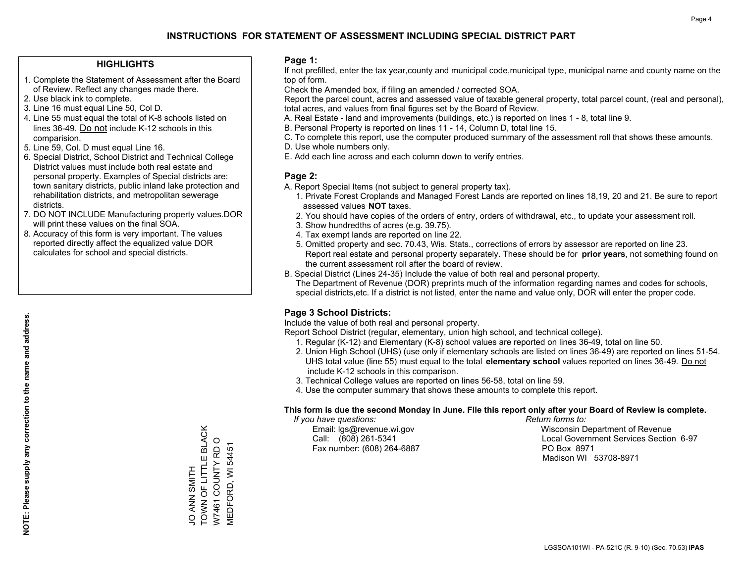# INSTRUCTIONS FOR STATEMENT OF ASSESSMENT INCLUDING SPECIAL DISTRICT PART

## HIGHLIGHTS

1. Complete the Statement of Assessment after the Board of Review. Reflect any changes made there.
2. Use black ink to complete.
3. Line 16 must equal Line 50, Col D.
4. Line 55 must equal the total of K-8 schools listed on lines 36-49. Do not include K-12 schools in this comparision.
5. Line 59, Col. D must equal Line 16.
6. Special District, School District and Technical College District values must include both real estate and personal property. Examples of Special districts are: town sanitary districts, public inland lake protection and rehabilitation districts, and metropolitan sewerage districts.
7. DO NOT INCLUDE Manufacturing property values.DOR will print these values on the final SOA.
8. Accuracy of this form is very important. The values reported directly affect the equalized value DOR calculates for school and special districts.

**NOTE: Please supply any correction to the name and address.**

JO ANN SMITH
TOWN OF LITTLE BLACK
W7461 COUNTY RD O
MEDFORD, WI 54451

## Page 1:

If not prefilled, enter the tax year,county and municipal code,municipal type, municipal name and county name on the top of form.

Check the Amended box, if filing an amended / corrected SOA.

Report the parcel count, acres and assessed value of taxable general property, total parcel count, (real and personal), total acres, and values from final figures set by the Board of Review.

A. Real Estate - land and improvements (buildings, etc.) is reported on lines 1 - 8, total line 9.
B. Personal Property is reported on lines 11 - 14, Column D, total line 15.
C. To complete this report, use the computer produced summary of the assessment roll that shows these amounts.
D. Use whole numbers only.
E. Add each line across and each column down to verify entries.

## Page 2:

A. Report Special Items (not subject to general property tax).
   1. Private Forest Croplands and Managed Forest Lands are reported on lines 18,19, 20 and 21. Be sure to report assessed values **NOT** taxes.
   2. You should have copies of the orders of entry, orders of withdrawal, etc., to update your assessment roll.
   3. Show hundredths of acres (e.g. 39.75).
   4. Tax exempt lands are reported on line 22.
   5. Omitted property and sec. 70.43, Wis. Stats., corrections of errors by assessor are reported on line 23. Report real estate and personal property separately. These should be for **prior years**, not something found on the current assessment roll after the board of review.
B. Special District (Lines 24-35) Include the value of both real and personal property.
   The Department of Revenue (DOR) preprints much of the information regarding names and codes for schools, special districts,etc. If a district is not listed, enter the name and value only, DOR will enter the proper code.

## Page 3 School Districts:

Include the value of both real and personal property.

Report School District (regular, elementary, union high school, and technical college).

1. Regular (K-12) and Elementary (K-8) school values are reported on lines 36-49, total on line 50.
2. Union High School (UHS) (use only if elementary schools are listed on lines 36-49) are reported on lines 51-54. UHS total value (line 55) must equal to the total **elementary school** values reported on lines 36-49. Do not include K-12 schools in this comparison.
3. Technical College values are reported on lines 56-58, total on line 59.
4. Use the computer summary that shows these amounts to complete this report.

**This form is due the second Monday in June. File this report only after your Board of Review is complete.**

*If you have questions:*
Email: lgs@revenue.wi.gov
Call: (608) 261-5341
Fax number: (608) 264-6887

*Return forms to:*
Wisconsin Department of Revenue
Local Government Services Section 6-97
PO Box 8971
Madison WI 53708-8971

LGSSOA101WI - PA-521C (R. 9-10) (Sec. 70.53) **IPAS**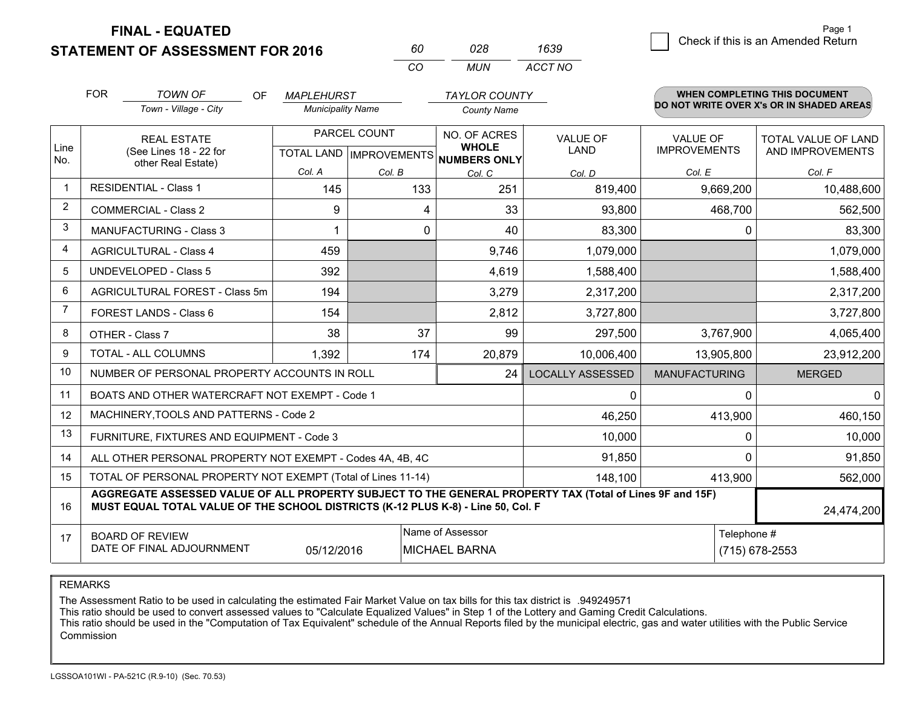**FINAL - EQUATED**
**STATEMENT OF ASSESSMENT FOR 2016**

| 60 | 028 | 1639 |
|---|---|---|
| CO | MUN | ACCT NO |

Page 1

☐ Check if this is an Amended Return

FOR *TOWN OF* (Town - Village - City) OF *MAPLEHURST* (Municipality Name) *TAYLOR COUNTY* (County Name)

**WHEN COMPLETING THIS DOCUMENT DO NOT WRITE OVER X's OR IN SHADED AREAS**

| Line No. | REAL ESTATE (See Lines 18 - 22 for other Real Estate) | PARCEL COUNT TOTAL LAND Col. A | PARCEL COUNT IMPROVEMENTS Col. B | NO. OF ACRES WHOLE NUMBERS ONLY Col. C | VALUE OF LAND Col. D | VALUE OF IMPROVEMENTS Col. E | TOTAL VALUE OF LAND AND IMPROVEMENTS Col. F |
|---|---|---|---|---|---|---|---|
| 1 | RESIDENTIAL - Class 1 | 145 | 133 | 251 | 819,400 | 9,669,200 | 10,488,600 |
| 2 | COMMERCIAL - Class 2 | 9 | 4 | 33 | 93,800 | 468,700 | 562,500 |
| 3 | MANUFACTURING - Class 3 | 1 | 0 | 40 | 83,300 | 0 | 83,300 |
| 4 | AGRICULTURAL - Class 4 | 459 | | 9,746 | 1,079,000 | | 1,079,000 |
| 5 | UNDEVELOPED - Class 5 | 392 | | 4,619 | 1,588,400 | | 1,588,400 |
| 6 | AGRICULTURAL FOREST - Class 5m | 194 | | 3,279 | 2,317,200 | | 2,317,200 |
| 7 | FOREST LANDS - Class 6 | 154 | | 2,812 | 3,727,800 | | 3,727,800 |
| 8 | OTHER - Class 7 | 38 | 37 | 99 | 297,500 | 3,767,900 | 4,065,400 |
| 9 | TOTAL - ALL COLUMNS | 1,392 | 174 | 20,879 | 10,006,400 | 13,905,800 | 23,912,200 |
| 10 | NUMBER OF PERSONAL PROPERTY ACCOUNTS IN ROLL | | | 24 | LOCALLY ASSESSED | MANUFACTURING | MERGED |
| 11 | BOATS AND OTHER WATERCRAFT NOT EXEMPT - Code 1 | | | | 0 | 0 | 0 |
| 12 | MACHINERY,TOOLS AND PATTERNS - Code 2 | | | | 46,250 | 413,900 | 460,150 |
| 13 | FURNITURE, FIXTURES AND EQUIPMENT - Code 3 | | | | 10,000 | 0 | 10,000 |
| 14 | ALL OTHER PERSONAL PROPERTY NOT EXEMPT - Codes 4A, 4B, 4C | | | | 91,850 | 0 | 91,850 |
| 15 | TOTAL OF PERSONAL PROPERTY NOT EXEMPT (Total of Lines 11-14) | | | | 148,100 | 413,900 | 562,000 |
| 16 | **AGGREGATE ASSESSED VALUE OF ALL PROPERTY SUBJECT TO THE GENERAL PROPERTY TAX (Total of Lines 9F and 15F) MUST EQUAL TOTAL VALUE OF THE SCHOOL DISTRICTS (K-12 PLUS K-8) - Line 50, Col. F** | | | | | | 24,474,200 |
| 17 | BOARD OF REVIEW DATE OF FINAL ADJOURNMENT | 05/12/2016 | Name of Assessor: MICHAEL BARNA | | | Telephone #: (715) 678-2553 | |

REMARKS

The Assessment Ratio to be used in calculating the estimated Fair Market Value on tax bills for this tax district is .949249571
This ratio should be used to convert assessed values to "Calculate Equalized Values" in Step 1 of the Lottery and Gaming Credit Calculations.
This ratio should be used in the "Computation of Tax Equivalent" schedule of the Annual Reports filed by the municipal electric, gas and water utilities with the Public Service Commission

LGSSOA101WI - PA-521C (R.9-10) (Sec. 70.53)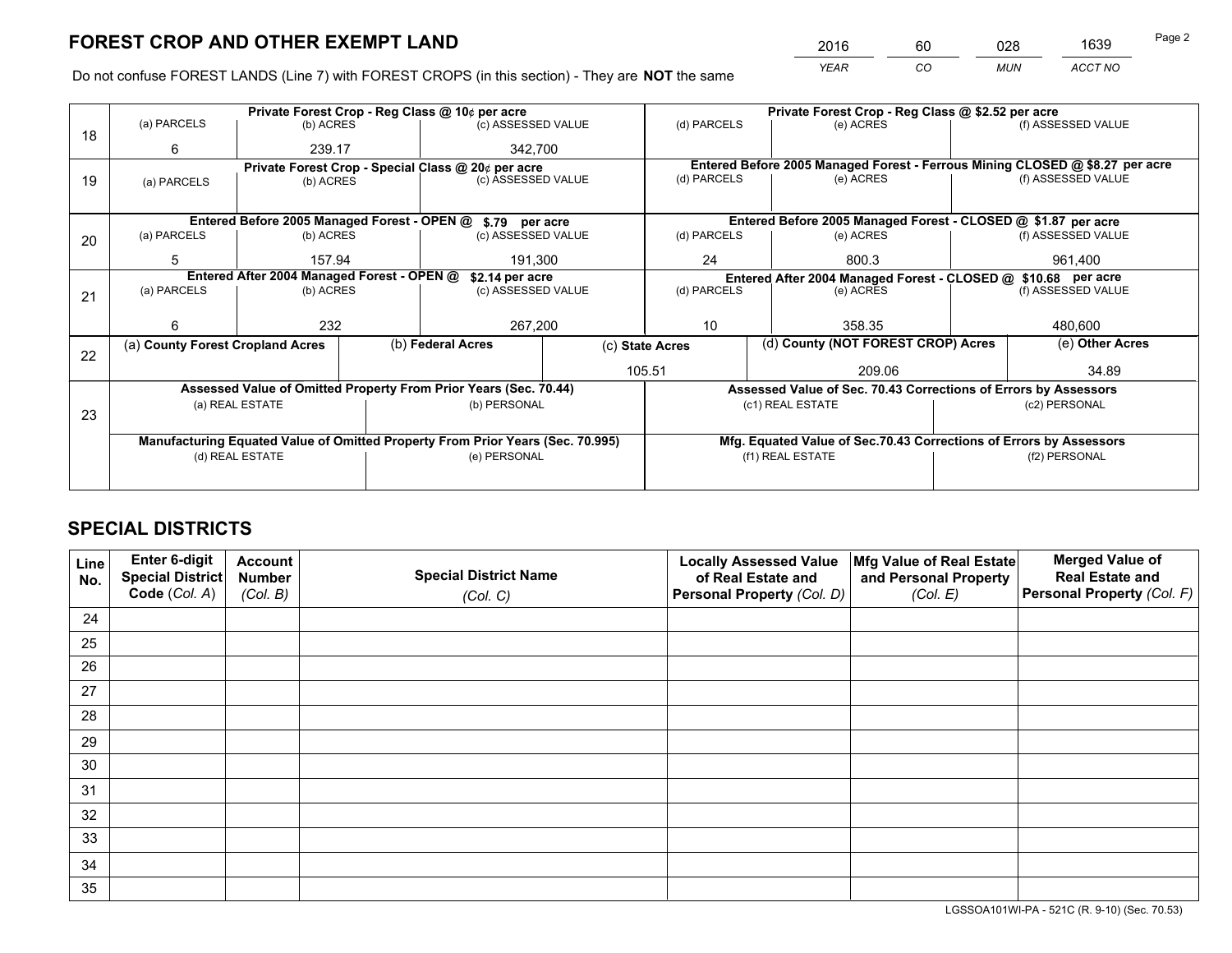# FOREST CROP AND OTHER EXEMPT LAND

| 2016 | 60 | 028 | 1639 |
|---|---|---|---|
| YEAR | CO | MUN | ACCT NO |

Do not confuse FOREST LANDS (Line 7) with FOREST CROPS (in this section) - They are **NOT** the same

| Line | (a) PARCELS | (b) ACRES | (c) ASSESSED VALUE | (d) PARCELS | (e) ACRES | (f) ASSESSED VALUE |
|---|---|---|---|---|---|---|
| 18 | Private Forest Crop - Reg Class @ 10¢ per acre | | | Private Forest Crop - Reg Class @ $2.52 per acre | | |
| | 6 | 239.17 | 342,700 | | | |
| 19 | Private Forest Crop - Special Class @ 20¢ per acre | | | Entered Before 2005 Managed Forest - Ferrous Mining CLOSED @ $8.27 per acre | | |
| | | | | | | |
| 20 | Entered Before 2005 Managed Forest - OPEN @ $.79 per acre | | | Entered Before 2005 Managed Forest - CLOSED @ $1.87 per acre | | |
| | 5 | 157.94 | 191,300 | 24 | 800.3 | 961,400 |
| 21 | Entered After 2004 Managed Forest - OPEN @ $2.14 per acre | | | Entered After 2004 Managed Forest - CLOSED @ $10.68 per acre | | |
| | 6 | 232 | 267,200 | 10 | 358.35 | 480,600 |

| Line | (a) County Forest Cropland Acres | (b) Federal Acres | (c) State Acres | (d) County (NOT FOREST CROP) Acres | (e) Other Acres |
|---|---|---|---|---|---|
| 22 | | | 105.51 | 209.06 | 34.89 |

| Line | Assessed Value of Omitted Property From Prior Years (Sec. 70.44) | | Assessed Value of Sec. 70.43 Corrections of Errors by Assessors | |
|---|---|---|---|---|
| 23 | (a) REAL ESTATE | (b) PERSONAL | (c1) REAL ESTATE | (c2) PERSONAL |
| | | | | |
| | **Manufacturing Equated Value of Omitted Property From Prior Years (Sec. 70.995)** | | **Mfg. Equated Value of Sec.70.43 Corrections of Errors by Assessors** | |
| | (d) REAL ESTATE | (e) PERSONAL | (f1) REAL ESTATE | (f2) PERSONAL |
| | | | | |

# SPECIAL DISTRICTS

| Line No. | Enter 6-digit Special District Code (Col. A) | Account Number (Col. B) | Special District Name (Col. C) | Locally Assessed Value of Real Estate and Personal Property (Col. D) | Mfg Value of Real Estate and Personal Property (Col. E) | Merged Value of Real Estate and Personal Property (Col. F) |
|---|---|---|---|---|---|---|
| 24 | | | | | | |
| 25 | | | | | | |
| 26 | | | | | | |
| 27 | | | | | | |
| 28 | | | | | | |
| 29 | | | | | | |
| 30 | | | | | | |
| 31 | | | | | | |
| 32 | | | | | | |
| 33 | | | | | | |
| 34 | | | | | | |
| 35 | | | | | | |

LGSSOA101WI-PA - 521C (R. 9-10) (Sec. 70.53)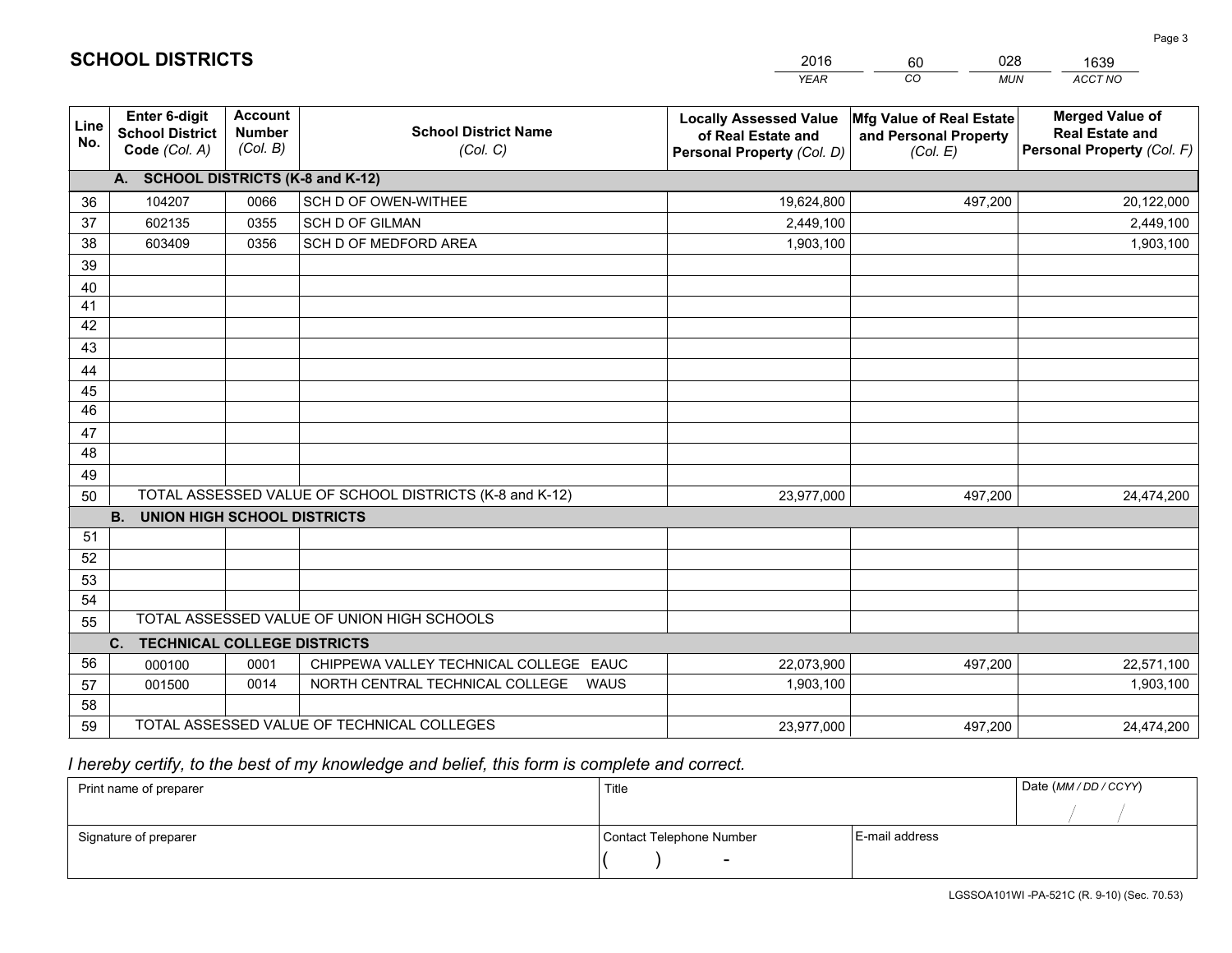# SCHOOL DISTRICTS

| 2016 | 60 | 028 | 1639 |
|---|---|---|---|
| *YEAR* | *CO* | *MUN* | *ACCT NO* |

| Line No. | Enter 6-digit School District Code *(Col. A)* | Account Number *(Col. B)* | School District Name *(Col. C)* | Locally Assessed Value of Real Estate and Personal Property *(Col. D)* | Mfg Value of Real Estate and Personal Property *(Col. E)* | Merged Value of Real Estate and Personal Property *(Col. F)* |
|---|---|---|---|---|---|---|
| **A. SCHOOL DISTRICTS (K-8 and K-12)** | | | | | | |
| 36 | 104207 | 0066 | SCH D OF OWEN-WITHEE | 19,624,800 | 497,200 | 20,122,000 |
| 37 | 602135 | 0355 | SCH D OF GILMAN | 2,449,100 | | 2,449,100 |
| 38 | 603409 | 0356 | SCH D OF MEDFORD AREA | 1,903,100 | | 1,903,100 |
| 39 | | | | | | |
| 40 | | | | | | |
| 41 | | | | | | |
| 42 | | | | | | |
| 43 | | | | | | |
| 44 | | | | | | |
| 45 | | | | | | |
| 46 | | | | | | |
| 47 | | | | | | |
| 48 | | | | | | |
| 49 | | | | | | |
| 50 | TOTAL ASSESSED VALUE OF SCHOOL DISTRICTS (K-8 and K-12) | | | 23,977,000 | 497,200 | 24,474,200 |
| **B. UNION HIGH SCHOOL DISTRICTS** | | | | | | |
| 51 | | | | | | |
| 52 | | | | | | |
| 53 | | | | | | |
| 54 | | | | | | |
| 55 | TOTAL ASSESSED VALUE OF UNION HIGH SCHOOLS | | | | | |
| **C. TECHNICAL COLLEGE DISTRICTS** | | | | | | |
| 56 | 000100 | 0001 | CHIPPEWA VALLEY TECHNICAL COLLEGE EAUC | 22,073,900 | 497,200 | 22,571,100 |
| 57 | 001500 | 0014 | NORTH CENTRAL TECHNICAL COLLEGE WAUS | 1,903,100 | | 1,903,100 |
| 58 | | | | | | |
| 59 | TOTAL ASSESSED VALUE OF TECHNICAL COLLEGES | | | 23,977,000 | 497,200 | 24,474,200 |

*I hereby certify, to the best of my knowledge and belief, this form is complete and correct.*

| Print name of preparer | Title | | Date *(MM / DD / CCYY)* |
|---|---|---|---|
| | | | / / |
| Signature of preparer | Contact Telephone Number | E-mail address | |
| | ( ) - | | |

LGSSOA101WI -PA-521C (R. 9-10) (Sec. 70.53)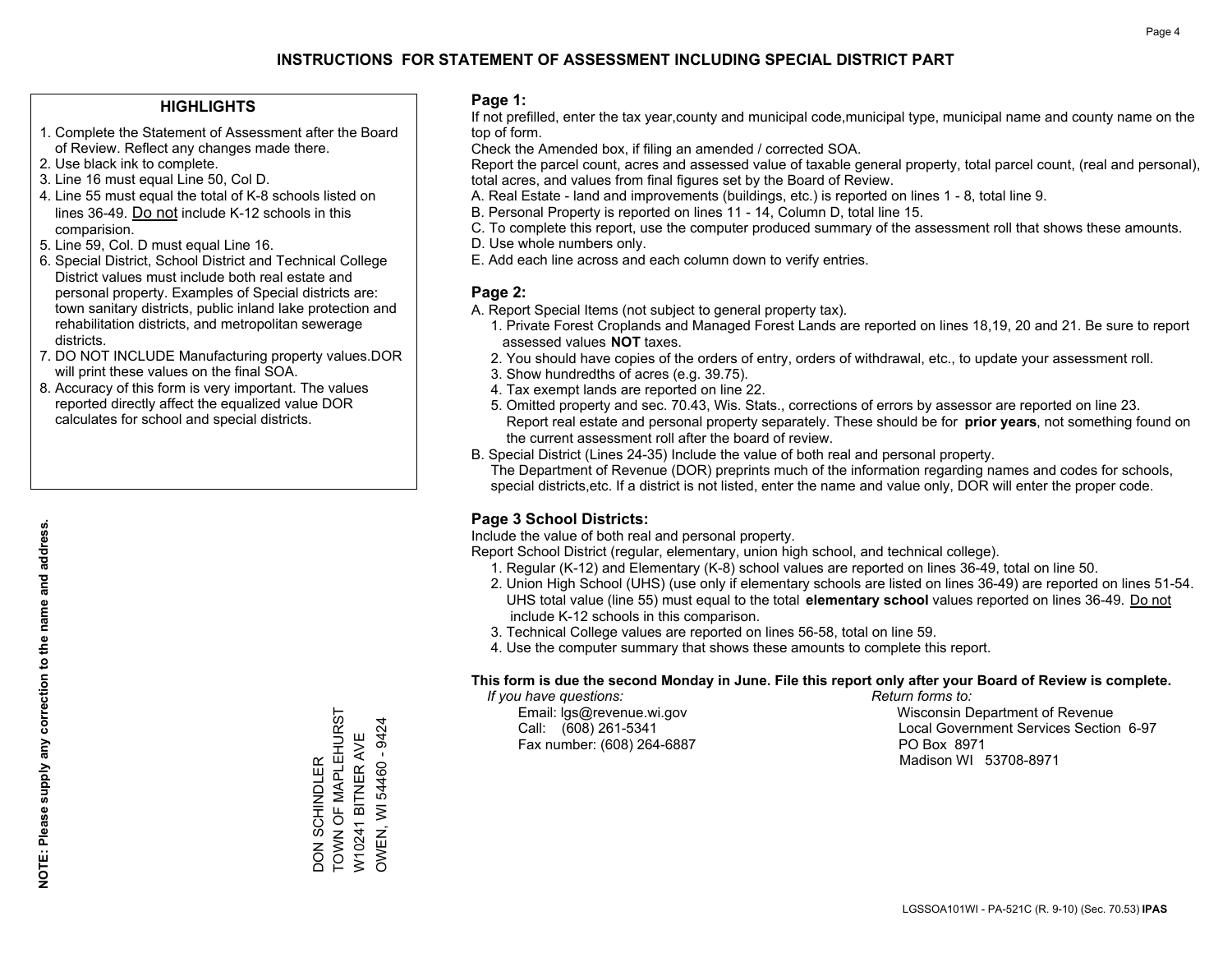# INSTRUCTIONS FOR STATEMENT OF ASSESSMENT INCLUDING SPECIAL DISTRICT PART

## HIGHLIGHTS

1. Complete the Statement of Assessment after the Board of Review. Reflect any changes made there.
2. Use black ink to complete.
3. Line 16 must equal Line 50, Col D.
4. Line 55 must equal the total of K-8 schools listed on lines 36-49. Do not include K-12 schools in this comparision.
5. Line 59, Col. D must equal Line 16.
6. Special District, School District and Technical College District values must include both real estate and personal property. Examples of Special districts are: town sanitary districts, public inland lake protection and rehabilitation districts, and metropolitan sewerage districts.
7. DO NOT INCLUDE Manufacturing property values.DOR will print these values on the final SOA.
8. Accuracy of this form is very important. The values reported directly affect the equalized value DOR calculates for school and special districts.

**NOTE: Please supply any correction to the name and address.**

DON SCHINDLER
TOWN OF MAPLEHURST
W10241 BITNER AVE
OWEN, WI 54460 - 9424

## Page 1:

If not prefilled, enter the tax year,county and municipal code,municipal type, municipal name and county name on the top of form.

Check the Amended box, if filing an amended / corrected SOA.

Report the parcel count, acres and assessed value of taxable general property, total parcel count, (real and personal), total acres, and values from final figures set by the Board of Review.

A. Real Estate - land and improvements (buildings, etc.) is reported on lines 1 - 8, total line 9.
B. Personal Property is reported on lines 11 - 14, Column D, total line 15.
C. To complete this report, use the computer produced summary of the assessment roll that shows these amounts.
D. Use whole numbers only.
E. Add each line across and each column down to verify entries.

## Page 2:

A. Report Special Items (not subject to general property tax).
   1. Private Forest Croplands and Managed Forest Lands are reported on lines 18,19, 20 and 21. Be sure to report assessed values **NOT** taxes.
   2. You should have copies of the orders of entry, orders of withdrawal, etc., to update your assessment roll.
   3. Show hundredths of acres (e.g. 39.75).
   4. Tax exempt lands are reported on line 22.
   5. Omitted property and sec. 70.43, Wis. Stats., corrections of errors by assessor are reported on line 23. Report real estate and personal property separately. These should be for **prior years**, not something found on the current assessment roll after the board of review.

B. Special District (Lines 24-35) Include the value of both real and personal property.
   The Department of Revenue (DOR) preprints much of the information regarding names and codes for schools, special districts,etc. If a district is not listed, enter the name and value only, DOR will enter the proper code.

## Page 3 School Districts:

Include the value of both real and personal property.

Report School District (regular, elementary, union high school, and technical college).

1. Regular (K-12) and Elementary (K-8) school values are reported on lines 36-49, total on line 50.
2. Union High School (UHS) (use only if elementary schools are listed on lines 36-49) are reported on lines 51-54. UHS total value (line 55) must equal to the total **elementary school** values reported on lines 36-49. Do not include K-12 schools in this comparison.
3. Technical College values are reported on lines 56-58, total on line 59.
4. Use the computer summary that shows these amounts to complete this report.

**This form is due the second Monday in June. File this report only after your Board of Review is complete.**

*If you have questions:*
Email: lgs@revenue.wi.gov
Call: (608) 261-5341
Fax number: (608) 264-6887

*Return forms to:*
Wisconsin Department of Revenue
Local Government Services Section 6-97
PO Box 8971
Madison WI 53708-8971

LGSSOA101WI - PA-521C (R. 9-10) (Sec. 70.53) **IPAS**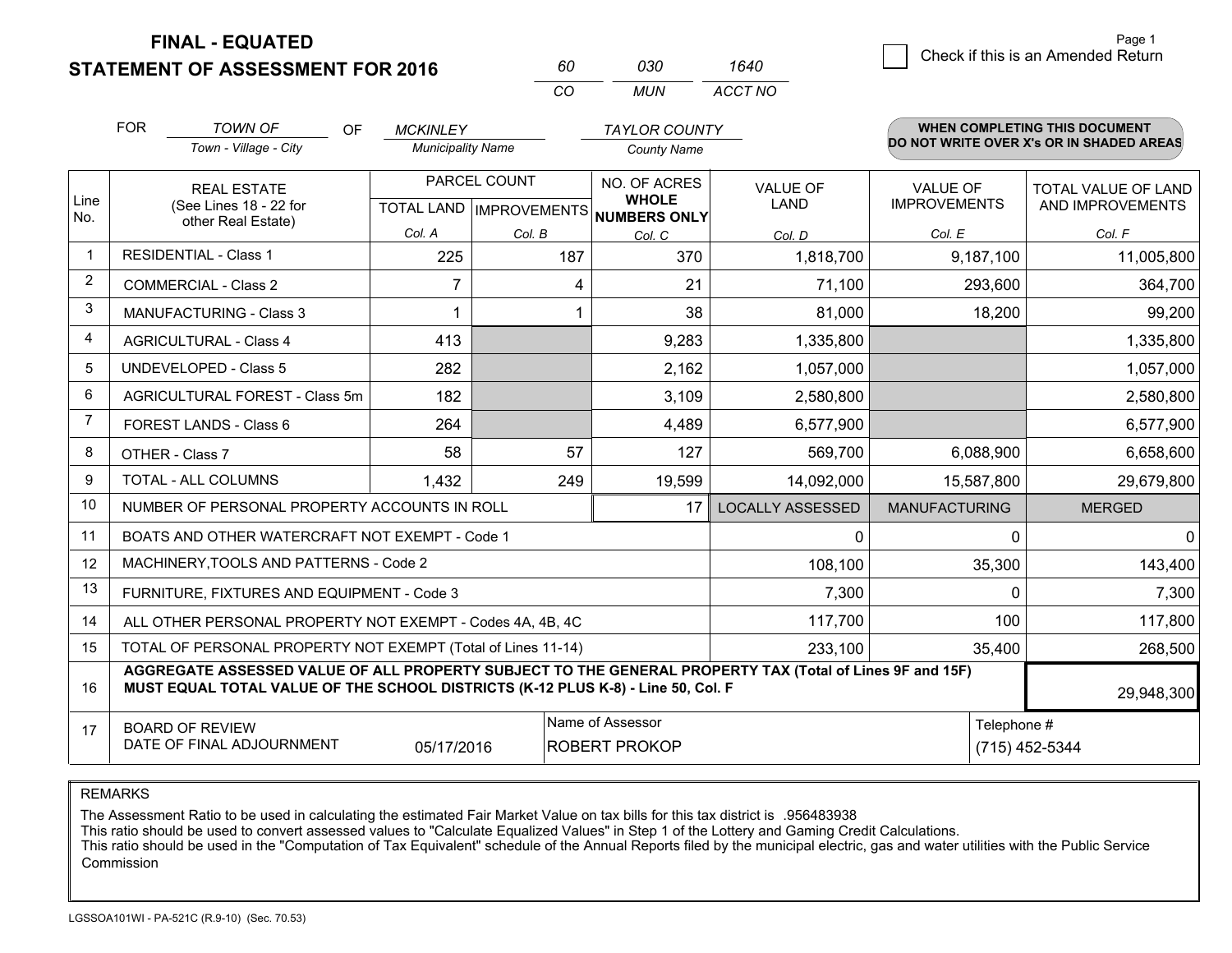**FINAL - EQUATED**
**STATEMENT OF ASSESSMENT FOR 2016**

| 60 | 030 | 1640 |
|---|---|---|
| CO | MUN | ACCT NO |

Page 1

☐ Check if this is an Amended Return

FOR *TOWN OF* (Town - Village - City) OF *MCKINLEY* (Municipality Name) *TAYLOR COUNTY* (County Name)

**WHEN COMPLETING THIS DOCUMENT DO NOT WRITE OVER X's OR IN SHADED AREAS**

| Line No. | REAL ESTATE (See Lines 18 - 22 for other Real Estate) | PARCEL COUNT TOTAL LAND Col. A | IMPROVEMENTS Col. B | NO. OF ACRES WHOLE NUMBERS ONLY Col. C | VALUE OF LAND Col. D | VALUE OF IMPROVEMENTS Col. E | TOTAL VALUE OF LAND AND IMPROVEMENTS Col. F |
|---|---|---|---|---|---|---|---|
| 1 | RESIDENTIAL - Class 1 | 225 | 187 | 370 | 1,818,700 | 9,187,100 | 11,005,800 |
| 2 | COMMERCIAL - Class 2 | 7 | 4 | 21 | 71,100 | 293,600 | 364,700 |
| 3 | MANUFACTURING - Class 3 | 1 | 1 | 38 | 81,000 | 18,200 | 99,200 |
| 4 | AGRICULTURAL - Class 4 | 413 | | 9,283 | 1,335,800 | | 1,335,800 |
| 5 | UNDEVELOPED - Class 5 | 282 | | 2,162 | 1,057,000 | | 1,057,000 |
| 6 | AGRICULTURAL FOREST - Class 5m | 182 | | 3,109 | 2,580,800 | | 2,580,800 |
| 7 | FOREST LANDS - Class 6 | 264 | | 4,489 | 6,577,900 | | 6,577,900 |
| 8 | OTHER - Class 7 | 58 | 57 | 127 | 569,700 | 6,088,900 | 6,658,600 |
| 9 | TOTAL - ALL COLUMNS | 1,432 | 249 | 19,599 | 14,092,000 | 15,587,800 | 29,679,800 |
| 10 | NUMBER OF PERSONAL PROPERTY ACCOUNTS IN ROLL | | | 17 | LOCALLY ASSESSED | MANUFACTURING | MERGED |
| 11 | BOATS AND OTHER WATERCRAFT NOT EXEMPT - Code 1 | | | | 0 | 0 | 0 |
| 12 | MACHINERY,TOOLS AND PATTERNS - Code 2 | | | | 108,100 | 35,300 | 143,400 |
| 13 | FURNITURE, FIXTURES AND EQUIPMENT - Code 3 | | | | 7,300 | 0 | 7,300 |
| 14 | ALL OTHER PERSONAL PROPERTY NOT EXEMPT - Codes 4A, 4B, 4C | | | | 117,700 | 100 | 117,800 |
| 15 | TOTAL OF PERSONAL PROPERTY NOT EXEMPT (Total of Lines 11-14) | | | | 233,100 | 35,400 | 268,500 |
| 16 | **AGGREGATE ASSESSED VALUE OF ALL PROPERTY SUBJECT TO THE GENERAL PROPERTY TAX (Total of Lines 9F and 15F) MUST EQUAL TOTAL VALUE OF THE SCHOOL DISTRICTS (K-12 PLUS K-8) - Line 50, Col. F** | | | | | | 29,948,300 |
| 17 | BOARD OF REVIEW DATE OF FINAL ADJOURNMENT | 05/17/2016 | | Name of Assessor: ROBERT PROKOP | | Telephone #: (715) 452-5344 | |

REMARKS

The Assessment Ratio to be used in calculating the estimated Fair Market Value on tax bills for this tax district is .956483938
This ratio should be used to convert assessed values to "Calculate Equalized Values" in Step 1 of the Lottery and Gaming Credit Calculations.
This ratio should be used in the "Computation of Tax Equivalent" schedule of the Annual Reports filed by the municipal electric, gas and water utilities with the Public Service Commission

LGSSOA101WI - PA-521C (R.9-10) (Sec. 70.53)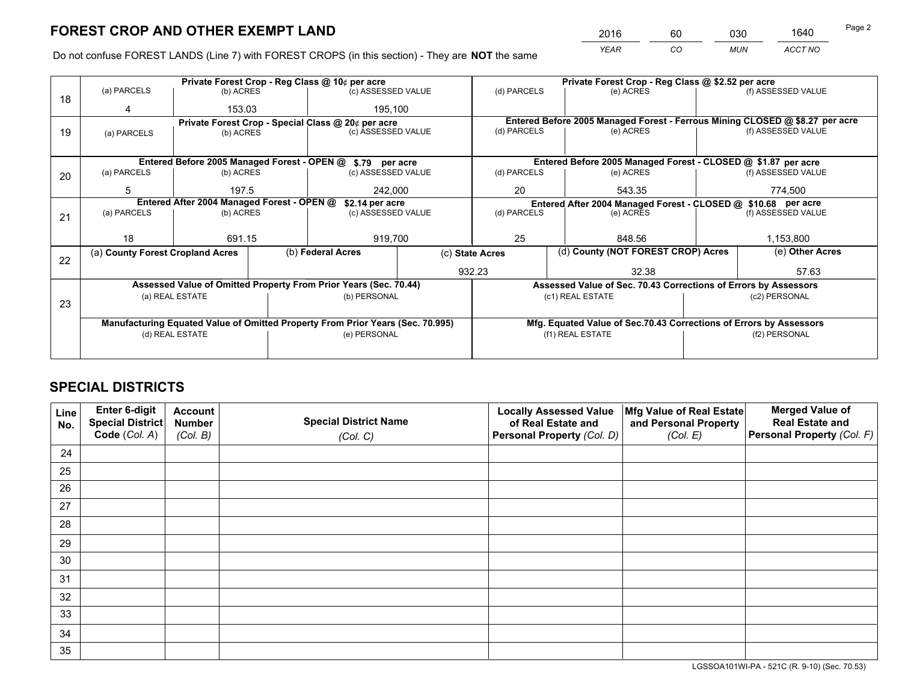# FOREST CROP AND OTHER EXEMPT LAND

| 2016 | 60 | 030 | 1640 |
|---|---|---|---|
| YEAR | CO | MUN | ACCT NO |

Do not confuse FOREST LANDS (Line 7) with FOREST CROPS (in this section) - They are **NOT** the same

| Line | Private Forest Crop - Reg Class @ 10¢ per acre | | | Private Forest Crop - Reg Class @ $2.52 per acre | | |
|---|---|---|---|---|---|---|
| 18 | (a) PARCELS | (b) ACRES | (c) ASSESSED VALUE | (d) PARCELS | (e) ACRES | (f) ASSESSED VALUE |
| | 4 | 153.03 | 195,100 | | | |
| | **Private Forest Crop - Special Class @ 20¢ per acre** | | | **Entered Before 2005 Managed Forest - Ferrous Mining CLOSED @ $8.27 per acre** | | |
| 19 | (a) PARCELS | (b) ACRES | (c) ASSESSED VALUE | (d) PARCELS | (e) ACRES | (f) ASSESSED VALUE |
| | | | | | | |
| | **Entered Before 2005 Managed Forest - OPEN @ $.79 per acre** | | | **Entered Before 2005 Managed Forest - CLOSED @ $1.87 per acre** | | |
| 20 | (a) PARCELS | (b) ACRES | (c) ASSESSED VALUE | (d) PARCELS | (e) ACRES | (f) ASSESSED VALUE |
| | 5 | 197.5 | 242,000 | 20 | 543.35 | 774,500 |
| | **Entered After 2004 Managed Forest - OPEN @ $2.14 per acre** | | | **Entered After 2004 Managed Forest - CLOSED @ $10.68 per acre** | | |
| 21 | (a) PARCELS | (b) ACRES | (c) ASSESSED VALUE | (d) PARCELS | (e) ACRES | (f) ASSESSED VALUE |
| | 18 | 691.15 | 919,700 | 25 | 848.56 | 1,153,800 |

| Line | (a) County Forest Cropland Acres | (b) Federal Acres | (c) State Acres | (d) County (NOT FOREST CROP) Acres | (e) Other Acres |
|---|---|---|---|---|---|
| 22 | | | 932.23 | 32.38 | 57.63 |

| Line | Assessed Value of Omitted Property From Prior Years (Sec. 70.44) | | Assessed Value of Sec. 70.43 Corrections of Errors by Assessors | |
|---|---|---|---|---|
| 23 | (a) REAL ESTATE | (b) PERSONAL | (c1) REAL ESTATE | (c2) PERSONAL |
| | | | | |
| | **Manufacturing Equated Value of Omitted Property From Prior Years (Sec. 70.995)** | | **Mfg. Equated Value of Sec.70.43 Corrections of Errors by Assessors** | |
| | (d) REAL ESTATE | (e) PERSONAL | (f1) REAL ESTATE | (f2) PERSONAL |
| | | | | |

# SPECIAL DISTRICTS

| Line No. | Enter 6-digit Special District Code (Col. A) | Account Number (Col. B) | Special District Name (Col. C) | Locally Assessed Value of Real Estate and Personal Property (Col. D) | Mfg Value of Real Estate and Personal Property (Col. E) | Merged Value of Real Estate and Personal Property (Col. F) |
|---|---|---|---|---|---|---|
| 24 | | | | | | |
| 25 | | | | | | |
| 26 | | | | | | |
| 27 | | | | | | |
| 28 | | | | | | |
| 29 | | | | | | |
| 30 | | | | | | |
| 31 | | | | | | |
| 32 | | | | | | |
| 33 | | | | | | |
| 34 | | | | | | |
| 35 | | | | | | |

LGSSOA101WI-PA - 521C (R. 9-10) (Sec. 70.53)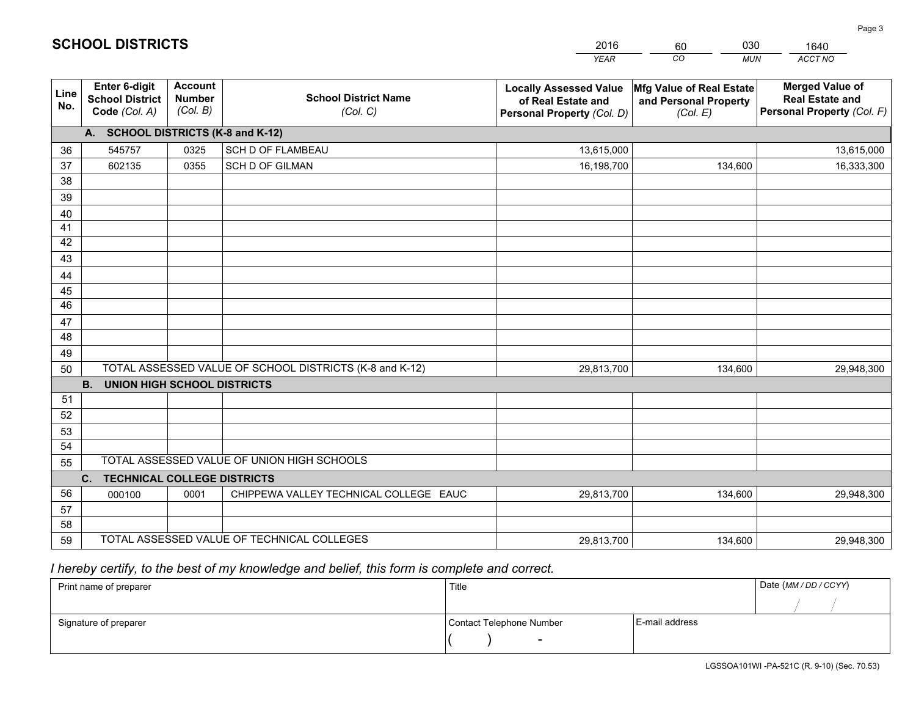# SCHOOL DISTRICTS

| 2016 | 60 | 030 | 1640 |
|---|---|---|---|
| *YEAR* | *CO* | *MUN* | *ACCT NO* |

| Line No. | Enter 6-digit School District Code *(Col. A)* | Account Number *(Col. B)* | School District Name *(Col. C)* | Locally Assessed Value of Real Estate and Personal Property *(Col. D)* | Mfg Value of Real Estate and Personal Property *(Col. E)* | Merged Value of Real Estate and Personal Property *(Col. F)* |
|---|---|---|---|---|---|---|
| **A. SCHOOL DISTRICTS (K-8 and K-12)** | | | | | | |
| 36 | 545757 | 0325 | SCH D OF FLAMBEAU | 13,615,000 | | 13,615,000 |
| 37 | 602135 | 0355 | SCH D OF GILMAN | 16,198,700 | 134,600 | 16,333,300 |
| 38 | | | | | | |
| 39 | | | | | | |
| 40 | | | | | | |
| 41 | | | | | | |
| 42 | | | | | | |
| 43 | | | | | | |
| 44 | | | | | | |
| 45 | | | | | | |
| 46 | | | | | | |
| 47 | | | | | | |
| 48 | | | | | | |
| 49 | | | | | | |
| 50 | TOTAL ASSESSED VALUE OF SCHOOL DISTRICTS (K-8 and K-12) | | | 29,813,700 | 134,600 | 29,948,300 |
| **B. UNION HIGH SCHOOL DISTRICTS** | | | | | | |
| 51 | | | | | | |
| 52 | | | | | | |
| 53 | | | | | | |
| 54 | | | | | | |
| 55 | TOTAL ASSESSED VALUE OF UNION HIGH SCHOOLS | | | | | |
| **C. TECHNICAL COLLEGE DISTRICTS** | | | | | | |
| 56 | 000100 | 0001 | CHIPPEWA VALLEY TECHNICAL COLLEGE EAUC | 29,813,700 | 134,600 | 29,948,300 |
| 57 | | | | | | |
| 58 | | | | | | |
| 59 | TOTAL ASSESSED VALUE OF TECHNICAL COLLEGES | | | 29,813,700 | 134,600 | 29,948,300 |

*I hereby certify, to the best of my knowledge and belief, this form is complete and correct.*

| Print name of preparer | Title | | Date *(MM / DD / CCYY)* |
|---|---|---|---|
| | | | / / |
| Signature of preparer | Contact Telephone Number | E-mail address | |
| | ( ) - | | |

LGSSOA101WI -PA-521C (R. 9-10) (Sec. 70.53)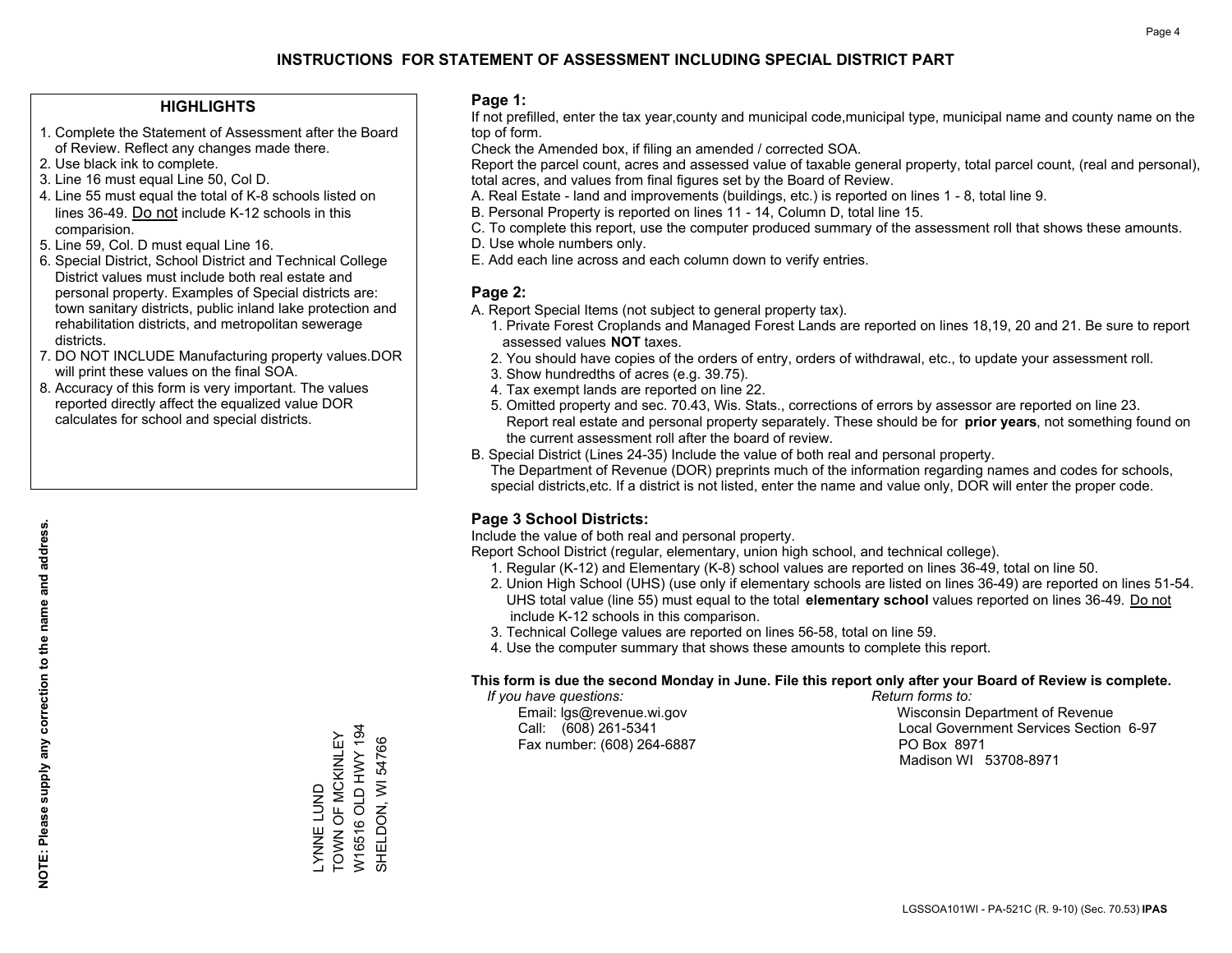# INSTRUCTIONS FOR STATEMENT OF ASSESSMENT INCLUDING SPECIAL DISTRICT PART

## HIGHLIGHTS

1. Complete the Statement of Assessment after the Board of Review. Reflect any changes made there.
2. Use black ink to complete.
3. Line 16 must equal Line 50, Col D.
4. Line 55 must equal the total of K-8 schools listed on lines 36-49. Do not include K-12 schools in this comparision.
5. Line 59, Col. D must equal Line 16.
6. Special District, School District and Technical College District values must include both real estate and personal property. Examples of Special districts are: town sanitary districts, public inland lake protection and rehabilitation districts, and metropolitan sewerage districts.
7. DO NOT INCLUDE Manufacturing property values.DOR will print these values on the final SOA.
8. Accuracy of this form is very important. The values reported directly affect the equalized value DOR calculates for school and special districts.

**NOTE: Please supply any correction to the name and address.**

LYNNE LUND
TOWN OF MCKINLEY
W16516 OLD HWY 194
SHELDON, WI 54766

## Page 1:

If not prefilled, enter the tax year,county and municipal code,municipal type, municipal name and county name on the top of form.

Check the Amended box, if filing an amended / corrected SOA.

Report the parcel count, acres and assessed value of taxable general property, total parcel count, (real and personal), total acres, and values from final figures set by the Board of Review.

A. Real Estate - land and improvements (buildings, etc.) is reported on lines 1 - 8, total line 9.
B. Personal Property is reported on lines 11 - 14, Column D, total line 15.
C. To complete this report, use the computer produced summary of the assessment roll that shows these amounts.
D. Use whole numbers only.
E. Add each line across and each column down to verify entries.

## Page 2:

A. Report Special Items (not subject to general property tax).
   1. Private Forest Croplands and Managed Forest Lands are reported on lines 18,19, 20 and 21. Be sure to report assessed values **NOT** taxes.
   2. You should have copies of the orders of entry, orders of withdrawal, etc., to update your assessment roll.
   3. Show hundredths of acres (e.g. 39.75).
   4. Tax exempt lands are reported on line 22.
   5. Omitted property and sec. 70.43, Wis. Stats., corrections of errors by assessor are reported on line 23. Report real estate and personal property separately. These should be for **prior years**, not something found on the current assessment roll after the board of review.
B. Special District (Lines 24-35) Include the value of both real and personal property.
   The Department of Revenue (DOR) preprints much of the information regarding names and codes for schools, special districts,etc. If a district is not listed, enter the name and value only, DOR will enter the proper code.

## Page 3 School Districts:

Include the value of both real and personal property.

Report School District (regular, elementary, union high school, and technical college).

1. Regular (K-12) and Elementary (K-8) school values are reported on lines 36-49, total on line 50.
2. Union High School (UHS) (use only if elementary schools are listed on lines 36-49) are reported on lines 51-54. UHS total value (line 55) must equal to the total **elementary school** values reported on lines 36-49. Do not include K-12 schools in this comparison.
3. Technical College values are reported on lines 56-58, total on line 59.
4. Use the computer summary that shows these amounts to complete this report.

**This form is due the second Monday in June. File this report only after your Board of Review is complete.**

*If you have questions:*
Email: lgs@revenue.wi.gov
Call: (608) 261-5341
Fax number: (608) 264-6887

*Return forms to:*
Wisconsin Department of Revenue
Local Government Services Section 6-97
PO Box 8971
Madison WI 53708-8971

LGSSOA101WI - PA-521C (R. 9-10) (Sec. 70.53) **IPAS**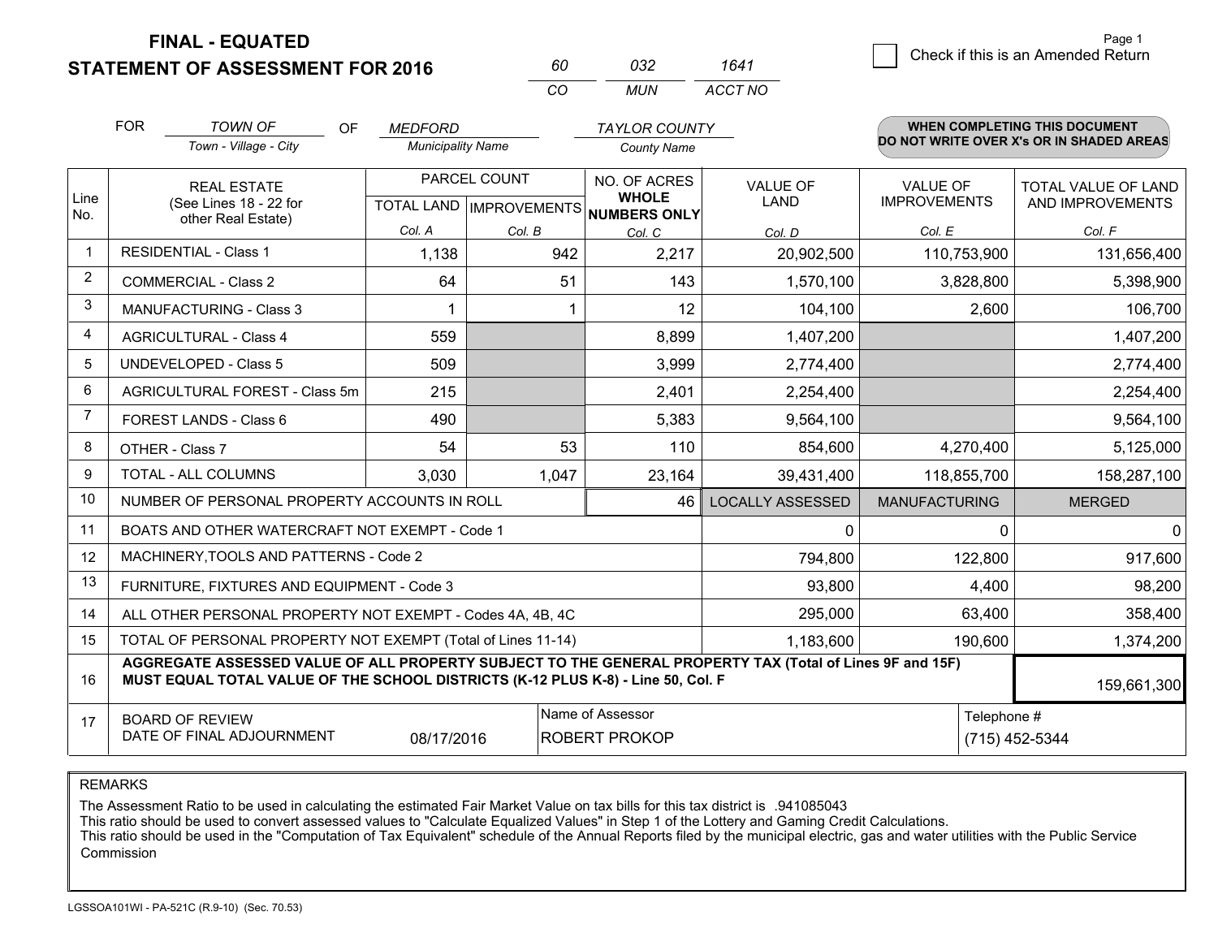# FINAL - EQUATED
# STATEMENT OF ASSESSMENT FOR 2016

| 60 | 032 | 1641 |
|---|---|---|
| CO | MUN | ACCT NO |

☐ Check if this is an Amended Return

FOR *TOWN OF* (Town - Village - City) OF *MEDFORD* (Municipality Name) *TAYLOR COUNTY* (County Name)

**WHEN COMPLETING THIS DOCUMENT DO NOT WRITE OVER X's OR IN SHADED AREAS**

| Line No. | REAL ESTATE (See Lines 18 - 22 for other Real Estate) | PARCEL COUNT TOTAL LAND Col. A | PARCEL COUNT IMPROVEMENTS Col. B | NO. OF ACRES WHOLE NUMBERS ONLY Col. C | VALUE OF LAND Col. D | VALUE OF IMPROVEMENTS Col. E | TOTAL VALUE OF LAND AND IMPROVEMENTS Col. F |
|---|---|---|---|---|---|---|---|
| 1 | RESIDENTIAL - Class 1 | 1,138 | 942 | 2,217 | 20,902,500 | 110,753,900 | 131,656,400 |
| 2 | COMMERCIAL - Class 2 | 64 | 51 | 143 | 1,570,100 | 3,828,800 | 5,398,900 |
| 3 | MANUFACTURING - Class 3 | 1 | 1 | 12 | 104,100 | 2,600 | 106,700 |
| 4 | AGRICULTURAL - Class 4 | 559 | | 8,899 | 1,407,200 | | 1,407,200 |
| 5 | UNDEVELOPED - Class 5 | 509 | | 3,999 | 2,774,400 | | 2,774,400 |
| 6 | AGRICULTURAL FOREST - Class 5m | 215 | | 2,401 | 2,254,400 | | 2,254,400 |
| 7 | FOREST LANDS - Class 6 | 490 | | 5,383 | 9,564,100 | | 9,564,100 |
| 8 | OTHER - Class 7 | 54 | 53 | 110 | 854,600 | 4,270,400 | 5,125,000 |
| 9 | TOTAL - ALL COLUMNS | 3,030 | 1,047 | 23,164 | 39,431,400 | 118,855,700 | 158,287,100 |
| 10 | NUMBER OF PERSONAL PROPERTY ACCOUNTS IN ROLL | | | 46 | LOCALLY ASSESSED | MANUFACTURING | MERGED |
| 11 | BOATS AND OTHER WATERCRAFT NOT EXEMPT - Code 1 | | | | 0 | 0 | 0 |
| 12 | MACHINERY,TOOLS AND PATTERNS - Code 2 | | | | 794,800 | 122,800 | 917,600 |
| 13 | FURNITURE, FIXTURES AND EQUIPMENT - Code 3 | | | | 93,800 | 4,400 | 98,200 |
| 14 | ALL OTHER PERSONAL PROPERTY NOT EXEMPT - Codes 4A, 4B, 4C | | | | 295,000 | 63,400 | 358,400 |
| 15 | TOTAL OF PERSONAL PROPERTY NOT EXEMPT (Total of Lines 11-14) | | | | 1,183,600 | 190,600 | 1,374,200 |
| 16 | **AGGREGATE ASSESSED VALUE OF ALL PROPERTY SUBJECT TO THE GENERAL PROPERTY TAX (Total of Lines 9F and 15F) MUST EQUAL TOTAL VALUE OF THE SCHOOL DISTRICTS (K-12 PLUS K-8) - Line 50, Col. F** | | | | | | 159,661,300 |
| 17 | BOARD OF REVIEW DATE OF FINAL ADJOURNMENT | 08/17/2016 | | Name of Assessor: ROBERT PROKOP | | Telephone #: (715) 452-5344 | |

REMARKS

The Assessment Ratio to be used in calculating the estimated Fair Market Value on tax bills for this tax district is .941085043
This ratio should be used to convert assessed values to "Calculate Equalized Values" in Step 1 of the Lottery and Gaming Credit Calculations.
This ratio should be used in the "Computation of Tax Equivalent" schedule of the Annual Reports filed by the municipal electric, gas and water utilities with the Public Service Commission

LGSSOA101WI - PA-521C (R.9-10) (Sec. 70.53)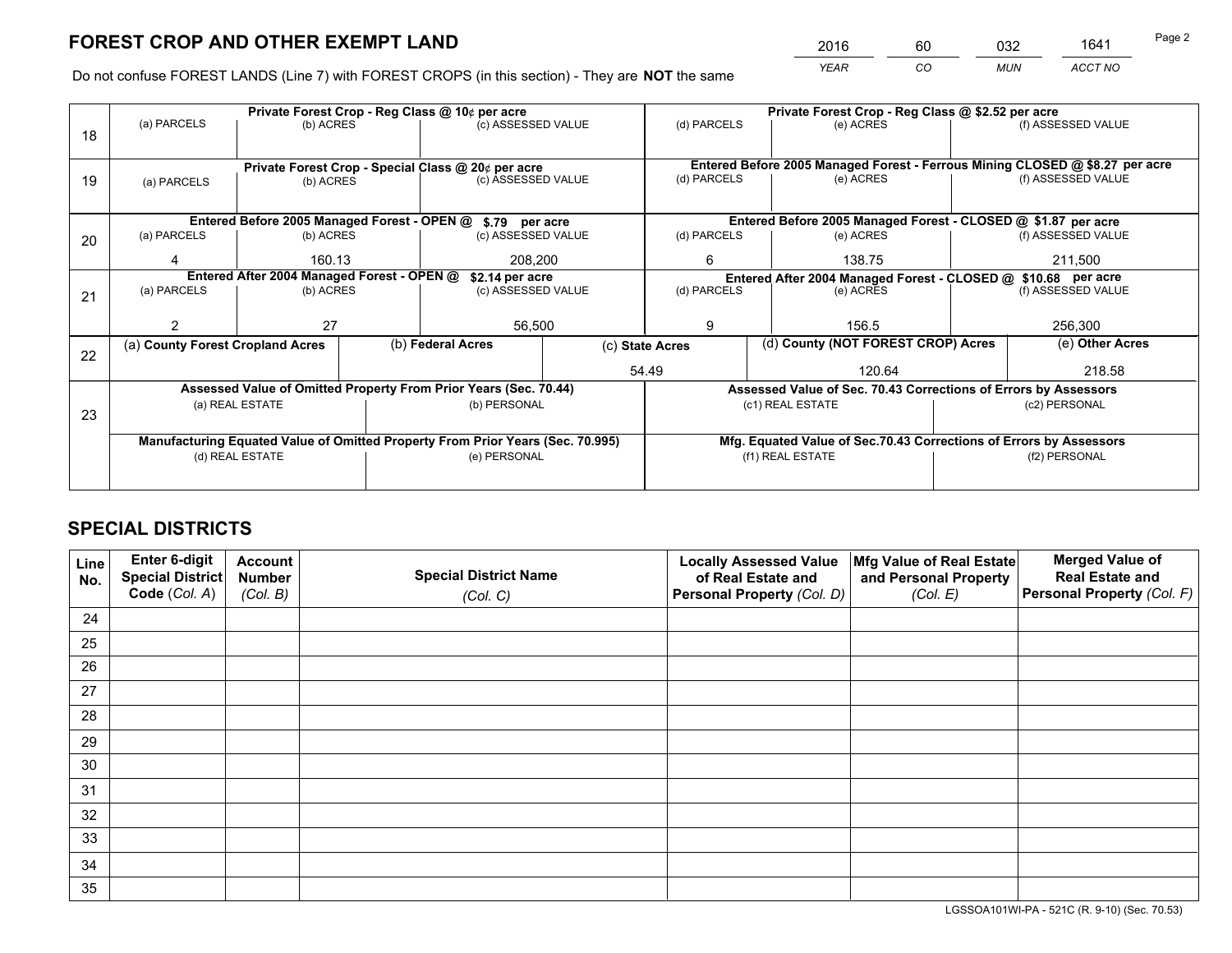# FOREST CROP AND OTHER EXEMPT LAND

| 2016 | 60 | 032 | 1641 |
|---|---|---|---|
| *YEAR* | *CO* | *MUN* | *ACCT NO* |

Do not confuse FOREST LANDS (Line 7) with FOREST CROPS (in this section) - They are **NOT** the same

| Line | Private Forest Crop - Reg Class @ 10¢ per acre | | | Private Forest Crop - Reg Class @ $2.52 per acre | | |
|---|---|---|---|---|---|---|
| 18 | (a) PARCELS | (b) ACRES | (c) ASSESSED VALUE | (d) PARCELS | (e) ACRES | (f) ASSESSED VALUE |
| | | | | | | |
| | **Private Forest Crop - Special Class @ 20¢ per acre** | | | **Entered Before 2005 Managed Forest - Ferrous Mining CLOSED @ $8.27 per acre** | | |
| 19 | (a) PARCELS | (b) ACRES | (c) ASSESSED VALUE | (d) PARCELS | (e) ACRES | (f) ASSESSED VALUE |
| | | | | | | |
| | **Entered Before 2005 Managed Forest - OPEN @ $.79 per acre** | | | **Entered Before 2005 Managed Forest - CLOSED @ $1.87 per acre** | | |
| 20 | (a) PARCELS | (b) ACRES | (c) ASSESSED VALUE | (d) PARCELS | (e) ACRES | (f) ASSESSED VALUE |
| | 4 | 160.13 | 208,200 | 6 | 138.75 | 211,500 |
| | **Entered After 2004 Managed Forest - OPEN @ $2.14 per acre** | | | **Entered After 2004 Managed Forest - CLOSED @ $10.68 per acre** | | |
| 21 | (a) PARCELS | (b) ACRES | (c) ASSESSED VALUE | (d) PARCELS | (e) ACRES | (f) ASSESSED VALUE |
| | 2 | 27 | 56,500 | 9 | 156.5 | 256,300 |

| Line | (a) County Forest Cropland Acres | (b) Federal Acres | (c) State Acres | (d) County (NOT FOREST CROP) Acres | (e) Other Acres |
|---|---|---|---|---|---|
| 22 | | | 54.49 | 120.64 | 218.58 |

| Line | Assessed Value of Omitted Property From Prior Years (Sec. 70.44) | | Assessed Value of Sec. 70.43 Corrections of Errors by Assessors | |
|---|---|---|---|---|
| 23 | (a) REAL ESTATE | (b) PERSONAL | (c1) REAL ESTATE | (c2) PERSONAL |
| | | | | |
| | **Manufacturing Equated Value of Omitted Property From Prior Years (Sec. 70.995)** | | **Mfg. Equated Value of Sec.70.43 Corrections of Errors by Assessors** | |
| | (d) REAL ESTATE | (e) PERSONAL | (f1) REAL ESTATE | (f2) PERSONAL |
| | | | | |

# SPECIAL DISTRICTS

| Line No. | Enter 6-digit Special District Code (Col. A) | Account Number (Col. B) | Special District Name (Col. C) | Locally Assessed Value of Real Estate and Personal Property (Col. D) | Mfg Value of Real Estate and Personal Property (Col. E) | Merged Value of Real Estate and Personal Property (Col. F) |
|---|---|---|---|---|---|---|
| 24 | | | | | | |
| 25 | | | | | | |
| 26 | | | | | | |
| 27 | | | | | | |
| 28 | | | | | | |
| 29 | | | | | | |
| 30 | | | | | | |
| 31 | | | | | | |
| 32 | | | | | | |
| 33 | | | | | | |
| 34 | | | | | | |
| 35 | | | | | | |

LGSSOA101WI-PA - 521C (R. 9-10) (Sec. 70.53)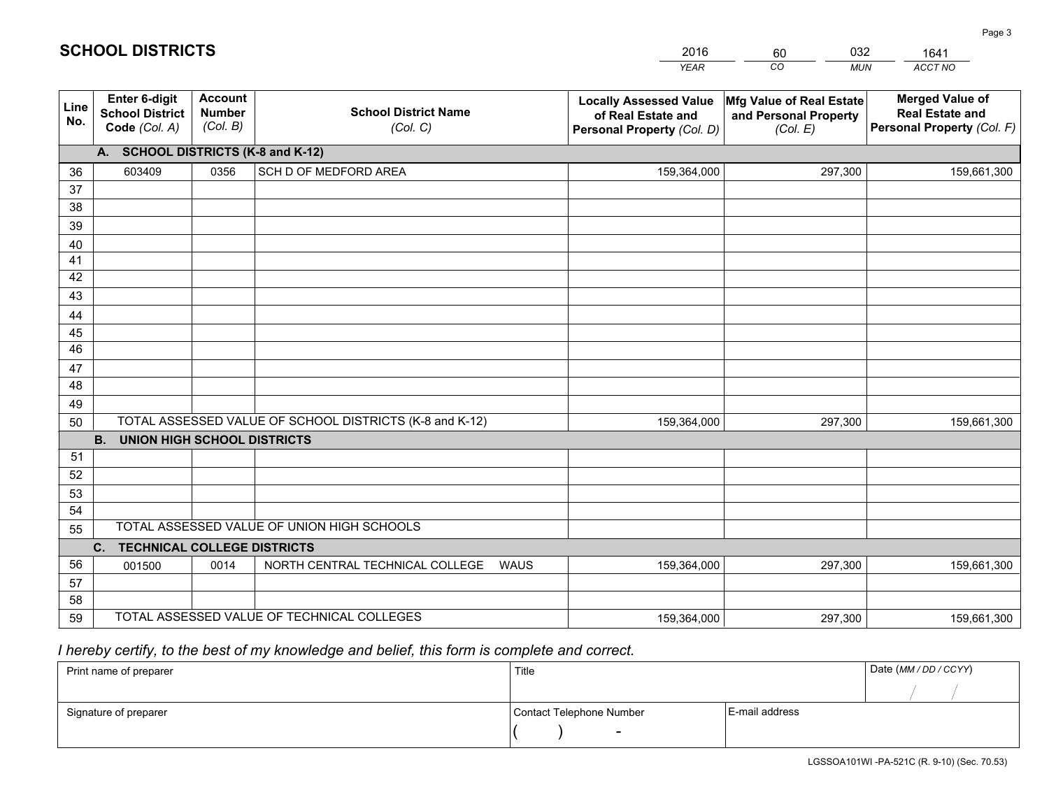# SCHOOL DISTRICTS

| 2016 | 60 | 032 | 1641 |
|---|---|---|---|
| *YEAR* | *CO* | *MUN* | *ACCT NO* |

| Line No. | Enter 6-digit School District Code (Col. A) | Account Number (Col. B) | School District Name (Col. C) | Locally Assessed Value of Real Estate and Personal Property (Col. D) | Mfg Value of Real Estate and Personal Property (Col. E) | Merged Value of Real Estate and Personal Property (Col. F) |
|---|---|---|---|---|---|---|
| **A.** | **SCHOOL DISTRICTS (K-8 and K-12)** | | | | | |
| 36 | 603409 | 0356 | SCH D OF MEDFORD AREA | 159,364,000 | 297,300 | 159,661,300 |
| 37 | | | | | | |
| 38 | | | | | | |
| 39 | | | | | | |
| 40 | | | | | | |
| 41 | | | | | | |
| 42 | | | | | | |
| 43 | | | | | | |
| 44 | | | | | | |
| 45 | | | | | | |
| 46 | | | | | | |
| 47 | | | | | | |
| 48 | | | | | | |
| 49 | | | | | | |
| 50 | TOTAL ASSESSED VALUE OF SCHOOL DISTRICTS (K-8 and K-12) | | | 159,364,000 | 297,300 | 159,661,300 |
| **B.** | **UNION HIGH SCHOOL DISTRICTS** | | | | | |
| 51 | | | | | | |
| 52 | | | | | | |
| 53 | | | | | | |
| 54 | | | | | | |
| 55 | TOTAL ASSESSED VALUE OF UNION HIGH SCHOOLS | | | | | |
| **C.** | **TECHNICAL COLLEGE DISTRICTS** | | | | | |
| 56 | 001500 | 0014 | NORTH CENTRAL TECHNICAL COLLEGE WAUS | 159,364,000 | 297,300 | 159,661,300 |
| 57 | | | | | | |
| 58 | | | | | | |
| 59 | TOTAL ASSESSED VALUE OF TECHNICAL COLLEGES | | | 159,364,000 | 297,300 | 159,661,300 |

*I hereby certify, to the best of my knowledge and belief, this form is complete and correct.*

| Print name of preparer | Title | | Date (MM / DD / CCYY) |
|---|---|---|---|
| | | | / / |
| Signature of preparer | Contact Telephone Number | E-mail address | |
| | ( ) - | | |

LGSSOA101WI -PA-521C (R. 9-10) (Sec. 70.53)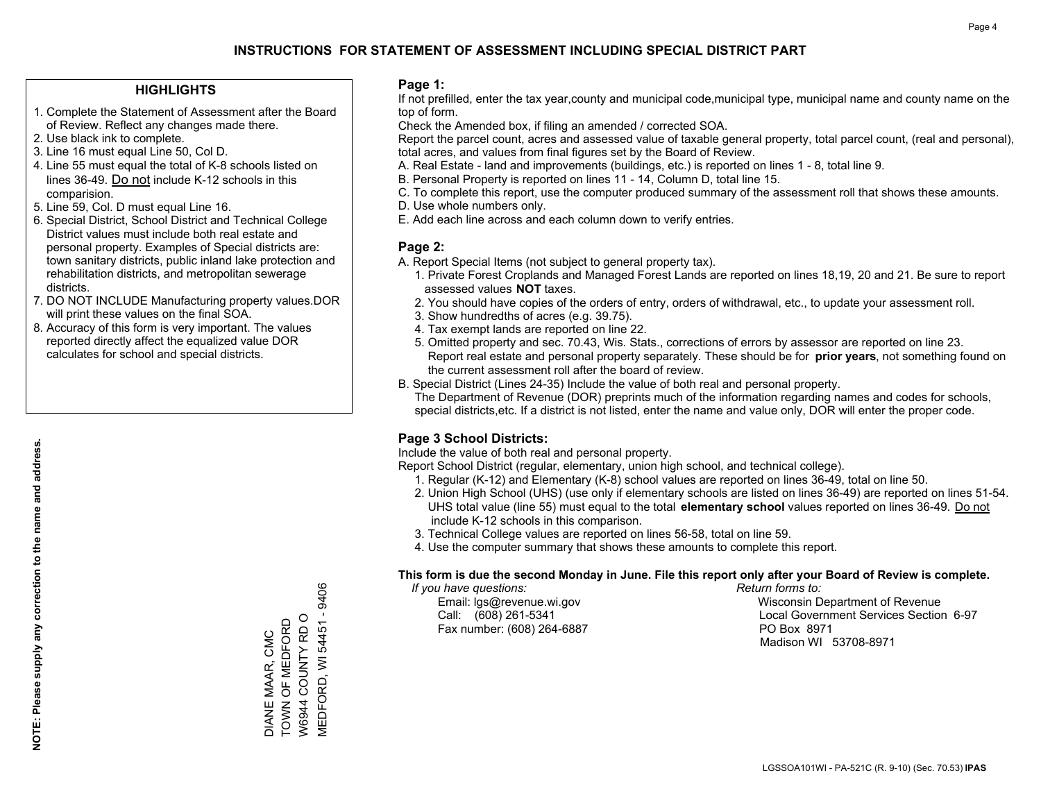# INSTRUCTIONS FOR STATEMENT OF ASSESSMENT INCLUDING SPECIAL DISTRICT PART

## HIGHLIGHTS

1. Complete the Statement of Assessment after the Board of Review. Reflect any changes made there.
2. Use black ink to complete.
3. Line 16 must equal Line 50, Col D.
4. Line 55 must equal the total of K-8 schools listed on lines 36-49. Do not include K-12 schools in this comparision.
5. Line 59, Col. D must equal Line 16.
6. Special District, School District and Technical College District values must include both real estate and personal property. Examples of Special districts are: town sanitary districts, public inland lake protection and rehabilitation districts, and metropolitan sewerage districts.
7. DO NOT INCLUDE Manufacturing property values.DOR will print these values on the final SOA.
8. Accuracy of this form is very important. The values reported directly affect the equalized value DOR calculates for school and special districts.

**NOTE: Please supply any correction to the name and address.**

DIANE MAAR, CMC
TOWN OF MEDFORD
W6944 COUNTY RD O
MEDFORD, WI 54451 - 9406

### Page 1:

If not prefilled, enter the tax year,county and municipal code,municipal type, municipal name and county name on the top of form.

Check the Amended box, if filing an amended / corrected SOA.

Report the parcel count, acres and assessed value of taxable general property, total parcel count, (real and personal), total acres, and values from final figures set by the Board of Review.

A. Real Estate - land and improvements (buildings, etc.) is reported on lines 1 - 8, total line 9.
B. Personal Property is reported on lines 11 - 14, Column D, total line 15.
C. To complete this report, use the computer produced summary of the assessment roll that shows these amounts.
D. Use whole numbers only.
E. Add each line across and each column down to verify entries.

### Page 2:

A. Report Special Items (not subject to general property tax).
   1. Private Forest Croplands and Managed Forest Lands are reported on lines 18,19, 20 and 21. Be sure to report assessed values **NOT** taxes.
   2. You should have copies of the orders of entry, orders of withdrawal, etc., to update your assessment roll.
   3. Show hundredths of acres (e.g. 39.75).
   4. Tax exempt lands are reported on line 22.
   5. Omitted property and sec. 70.43, Wis. Stats., corrections of errors by assessor are reported on line 23. Report real estate and personal property separately. These should be for **prior years**, not something found on the current assessment roll after the board of review.
B. Special District (Lines 24-35) Include the value of both real and personal property.
   The Department of Revenue (DOR) preprints much of the information regarding names and codes for schools, special districts,etc. If a district is not listed, enter the name and value only, DOR will enter the proper code.

### Page 3 School Districts:

Include the value of both real and personal property.

Report School District (regular, elementary, union high school, and technical college).

1. Regular (K-12) and Elementary (K-8) school values are reported on lines 36-49, total on line 50.
2. Union High School (UHS) (use only if elementary schools are listed on lines 36-49) are reported on lines 51-54. UHS total value (line 55) must equal to the total **elementary school** values reported on lines 36-49. Do not include K-12 schools in this comparison.
3. Technical College values are reported on lines 56-58, total on line 59.
4. Use the computer summary that shows these amounts to complete this report.

**This form is due the second Monday in June. File this report only after your Board of Review is complete.**

*If you have questions:*
Email: lgs@revenue.wi.gov
Call: (608) 261-5341
Fax number: (608) 264-6887

*Return forms to:*
Wisconsin Department of Revenue
Local Government Services Section 6-97
PO Box 8971
Madison WI 53708-8971

LGSSOA101WI - PA-521C (R. 9-10) (Sec. 70.53) **IPAS**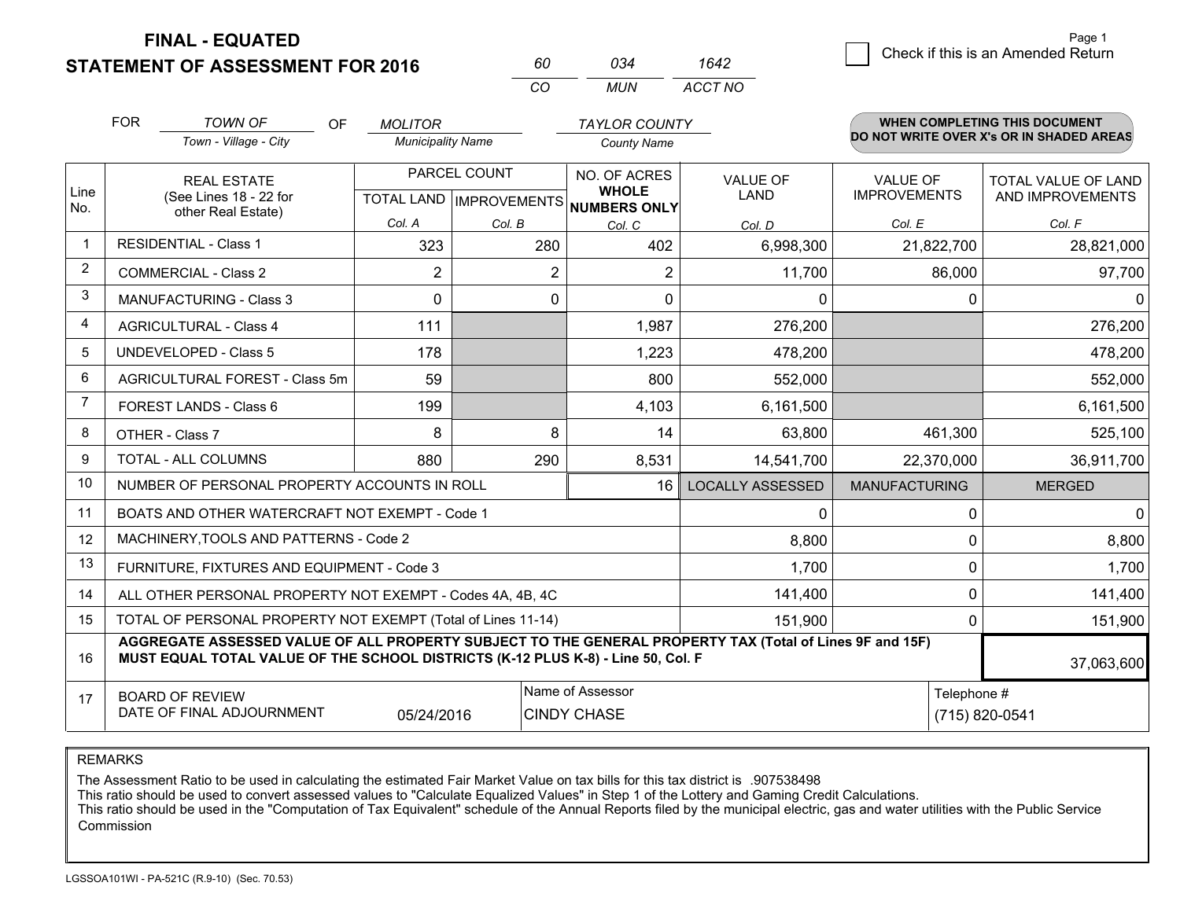**FINAL - EQUATED**
**STATEMENT OF ASSESSMENT FOR 2016**

| 60 | 034 | 1642 |
|---|---|---|
| CO | MUN | ACCT NO |

Page 1

☐ Check if this is an Amended Return

FOR *TOWN OF* (Town - Village - City) OF *MOLITOR* (Municipality Name) *TAYLOR COUNTY* (County Name)

**WHEN COMPLETING THIS DOCUMENT DO NOT WRITE OVER X's OR IN SHADED AREAS**

| Line No. | REAL ESTATE (See Lines 18 - 22 for other Real Estate) | PARCEL COUNT TOTAL LAND Col. A | PARCEL COUNT IMPROVEMENTS Col. B | NO. OF ACRES WHOLE NUMBERS ONLY Col. C | VALUE OF LAND Col. D | VALUE OF IMPROVEMENTS Col. E | TOTAL VALUE OF LAND AND IMPROVEMENTS Col. F |
|---|---|---|---|---|---|---|---|
| 1 | RESIDENTIAL - Class 1 | 323 | 280 | 402 | 6,998,300 | 21,822,700 | 28,821,000 |
| 2 | COMMERCIAL - Class 2 | 2 | 2 | 2 | 11,700 | 86,000 | 97,700 |
| 3 | MANUFACTURING - Class 3 | 0 | 0 | 0 | 0 | 0 | 0 |
| 4 | AGRICULTURAL - Class 4 | 111 | | 1,987 | 276,200 | | 276,200 |
| 5 | UNDEVELOPED - Class 5 | 178 | | 1,223 | 478,200 | | 478,200 |
| 6 | AGRICULTURAL FOREST - Class 5m | 59 | | 800 | 552,000 | | 552,000 |
| 7 | FOREST LANDS - Class 6 | 199 | | 4,103 | 6,161,500 | | 6,161,500 |
| 8 | OTHER - Class 7 | 8 | 8 | 14 | 63,800 | 461,300 | 525,100 |
| 9 | TOTAL - ALL COLUMNS | 880 | 290 | 8,531 | 14,541,700 | 22,370,000 | 36,911,700 |
| 10 | NUMBER OF PERSONAL PROPERTY ACCOUNTS IN ROLL | | | 16 | LOCALLY ASSESSED | MANUFACTURING | MERGED |
| 11 | BOATS AND OTHER WATERCRAFT NOT EXEMPT - Code 1 | | | | 0 | 0 | 0 |
| 12 | MACHINERY,TOOLS AND PATTERNS - Code 2 | | | | 8,800 | 0 | 8,800 |
| 13 | FURNITURE, FIXTURES AND EQUIPMENT - Code 3 | | | | 1,700 | 0 | 1,700 |
| 14 | ALL OTHER PERSONAL PROPERTY NOT EXEMPT - Codes 4A, 4B, 4C | | | | 141,400 | 0 | 141,400 |
| 15 | TOTAL OF PERSONAL PROPERTY NOT EXEMPT (Total of Lines 11-14) | | | | 151,900 | 0 | 151,900 |
| 16 | **AGGREGATE ASSESSED VALUE OF ALL PROPERTY SUBJECT TO THE GENERAL PROPERTY TAX (Total of Lines 9F and 15F) MUST EQUAL TOTAL VALUE OF THE SCHOOL DISTRICTS (K-12 PLUS K-8) - Line 50, Col. F** | | | | | | 37,063,600 |
| 17 | BOARD OF REVIEW DATE OF FINAL ADJOURNMENT | 05/24/2016 | Name of Assessor: CINDY CHASE | | | Telephone #: (715) 820-0541 | |

REMARKS

The Assessment Ratio to be used in calculating the estimated Fair Market Value on tax bills for this tax district is .907538498
This ratio should be used to convert assessed values to "Calculate Equalized Values" in Step 1 of the Lottery and Gaming Credit Calculations.
This ratio should be used in the "Computation of Tax Equivalent" schedule of the Annual Reports filed by the municipal electric, gas and water utilities with the Public Service Commission

LGSSOA101WI - PA-521C (R.9-10) (Sec. 70.53)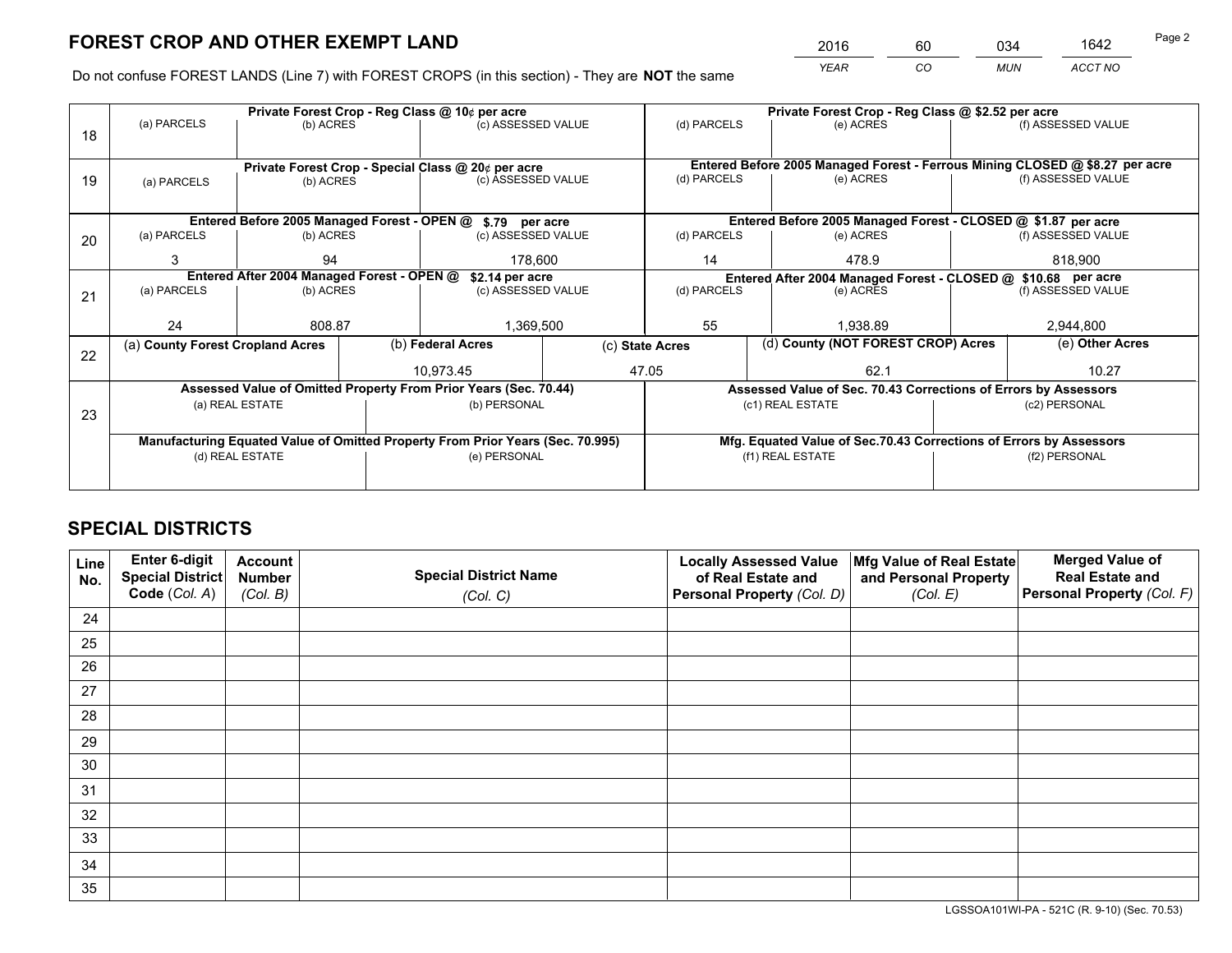# FOREST CROP AND OTHER EXEMPT LAND

| 2016 | 60 | 034 | 1642 |
|---|---|---|---|
| *YEAR* | *CO* | *MUN* | *ACCT NO* |

Do not confuse FOREST LANDS (Line 7) with FOREST CROPS (in this section) - They are **NOT** the same

| Line | Private Forest Crop - Reg Class @ 10¢ per acre | | | Private Forest Crop - Reg Class @ $2.52 per acre | | |
|---|---|---|---|---|---|---|
| | (a) PARCELS | (b) ACRES | (c) ASSESSED VALUE | (d) PARCELS | (e) ACRES | (f) ASSESSED VALUE |
| 18 | | | | | | |
| | **Private Forest Crop - Special Class @ 20¢ per acre** | | | **Entered Before 2005 Managed Forest - Ferrous Mining CLOSED @ $8.27 per acre** | | |
| | (a) PARCELS | (b) ACRES | (c) ASSESSED VALUE | (d) PARCELS | (e) ACRES | (f) ASSESSED VALUE |
| 19 | | | | | | |
| | **Entered Before 2005 Managed Forest - OPEN @ $.79 per acre** | | | **Entered Before 2005 Managed Forest - CLOSED @ $1.87 per acre** | | |
| | (a) PARCELS | (b) ACRES | (c) ASSESSED VALUE | (d) PARCELS | (e) ACRES | (f) ASSESSED VALUE |
| 20 | 3 | 94 | 178,600 | 14 | 478.9 | 818,900 |
| | **Entered After 2004 Managed Forest - OPEN @ $2.14 per acre** | | | **Entered After 2004 Managed Forest - CLOSED @ $10.68 per acre** | | |
| | (a) PARCELS | (b) ACRES | (c) ASSESSED VALUE | (d) PARCELS | (e) ACRES | (f) ASSESSED VALUE |
| 21 | 24 | 808.87 | 1,369,500 | 55 | 1,938.89 | 2,944,800 |

| Line | (a) County Forest Cropland Acres | (b) Federal Acres | (c) State Acres | (d) County (NOT FOREST CROP) Acres | (e) Other Acres |
|---|---|---|---|---|---|
| 22 | | 10,973.45 | 47.05 | 62.1 | 10.27 |

| Line | Assessed Value of Omitted Property From Prior Years (Sec. 70.44) | | Assessed Value of Sec. 70.43 Corrections of Errors by Assessors | |
|---|---|---|---|---|
| | (a) REAL ESTATE | (b) PERSONAL | (c1) REAL ESTATE | (c2) PERSONAL |
| 23 | | | | |
| | **Manufacturing Equated Value of Omitted Property From Prior Years (Sec. 70.995)** | | **Mfg. Equated Value of Sec.70.43 Corrections of Errors by Assessors** | |
| | (d) REAL ESTATE | (e) PERSONAL | (f1) REAL ESTATE | (f2) PERSONAL |
| | | | | |

# SPECIAL DISTRICTS

| Line No. | Enter 6-digit Special District Code (*Col. A*) | Account Number (*Col. B*) | Special District Name (*Col. C*) | Locally Assessed Value of Real Estate and Personal Property (*Col. D*) | Mfg Value of Real Estate and Personal Property (*Col. E*) | Merged Value of Real Estate and Personal Property (*Col. F*) |
|---|---|---|---|---|---|---|
| 24 | | | | | | |
| 25 | | | | | | |
| 26 | | | | | | |
| 27 | | | | | | |
| 28 | | | | | | |
| 29 | | | | | | |
| 30 | | | | | | |
| 31 | | | | | | |
| 32 | | | | | | |
| 33 | | | | | | |
| 34 | | | | | | |
| 35 | | | | | | |

LGSSOA101WI-PA - 521C (R. 9-10) (Sec. 70.53)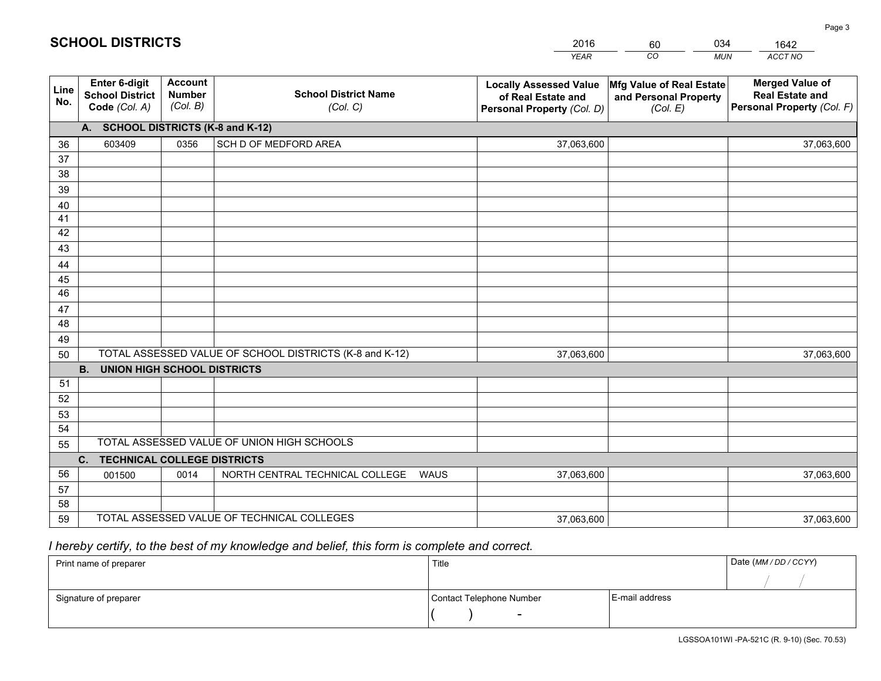# SCHOOL DISTRICTS

| 2016 | 60 | 034 | 1642 |
|---|---|---|---|
| *YEAR* | *CO* | *MUN* | *ACCT NO* |

| Line No. | Enter 6-digit School District Code *(Col. A)* | Account Number *(Col. B)* | School District Name *(Col. C)* | Locally Assessed Value of Real Estate and Personal Property *(Col. D)* | Mfg Value of Real Estate and Personal Property *(Col. E)* | Merged Value of Real Estate and Personal Property *(Col. F)* |
|---|---|---|---|---|---|---|
| **A. SCHOOL DISTRICTS (K-8 and K-12)** | | | | | | |
| 36 | 603409 | 0356 | SCH D OF MEDFORD AREA | 37,063,600 | | 37,063,600 |
| 37 | | | | | | |
| 38 | | | | | | |
| 39 | | | | | | |
| 40 | | | | | | |
| 41 | | | | | | |
| 42 | | | | | | |
| 43 | | | | | | |
| 44 | | | | | | |
| 45 | | | | | | |
| 46 | | | | | | |
| 47 | | | | | | |
| 48 | | | | | | |
| 49 | | | | | | |
| 50 | TOTAL ASSESSED VALUE OF SCHOOL DISTRICTS (K-8 and K-12) | | | 37,063,600 | | 37,063,600 |
| **B. UNION HIGH SCHOOL DISTRICTS** | | | | | | |
| 51 | | | | | | |
| 52 | | | | | | |
| 53 | | | | | | |
| 54 | | | | | | |
| 55 | TOTAL ASSESSED VALUE OF UNION HIGH SCHOOLS | | | | | |
| **C. TECHNICAL COLLEGE DISTRICTS** | | | | | | |
| 56 | 001500 | 0014 | NORTH CENTRAL TECHNICAL COLLEGE WAUS | 37,063,600 | | 37,063,600 |
| 57 | | | | | | |
| 58 | | | | | | |
| 59 | TOTAL ASSESSED VALUE OF TECHNICAL COLLEGES | | | 37,063,600 | | 37,063,600 |

*I hereby certify, to the best of my knowledge and belief, this form is complete and correct.*

| Print name of preparer | Title | | Date *(MM / DD / CCYY)* |
|---|---|---|---|
| | | | / / |
| Signature of preparer | Contact Telephone Number | E-mail address | |
| | ( ) - | | |

LGSSOA101WI -PA-521C (R. 9-10) (Sec. 70.53)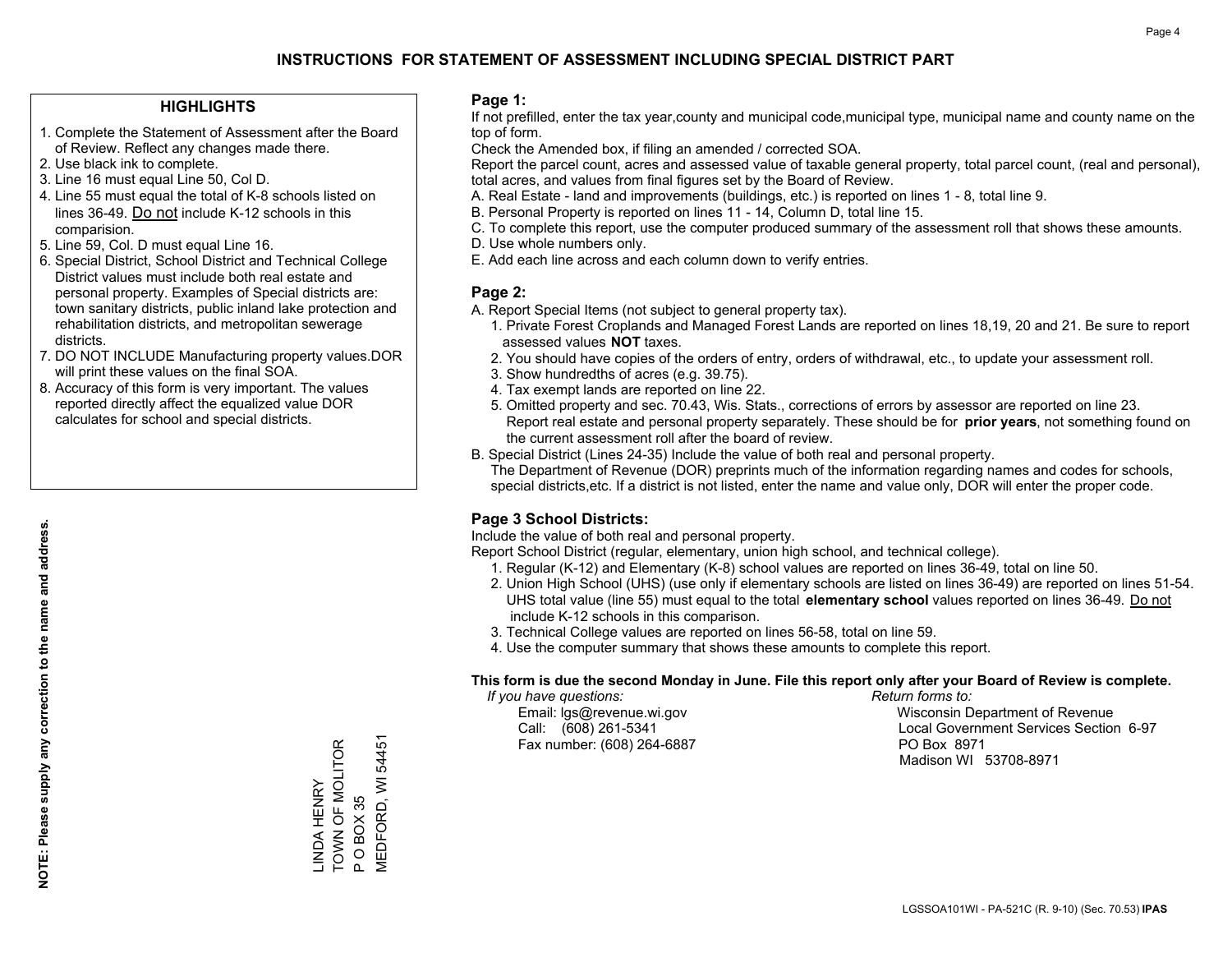# INSTRUCTIONS FOR STATEMENT OF ASSESSMENT INCLUDING SPECIAL DISTRICT PART

## HIGHLIGHTS

1. Complete the Statement of Assessment after the Board of Review. Reflect any changes made there.
2. Use black ink to complete.
3. Line 16 must equal Line 50, Col D.
4. Line 55 must equal the total of K-8 schools listed on lines 36-49. Do not include K-12 schools in this comparision.
5. Line 59, Col. D must equal Line 16.
6. Special District, School District and Technical College District values must include both real estate and personal property. Examples of Special districts are: town sanitary districts, public inland lake protection and rehabilitation districts, and metropolitan sewerage districts.
7. DO NOT INCLUDE Manufacturing property values.DOR will print these values on the final SOA.
8. Accuracy of this form is very important. The values reported directly affect the equalized value DOR calculates for school and special districts.

**NOTE: Please supply any correction to the name and address.**

LINDA HENRY
TOWN OF MOLITOR
P O BOX 35
MEDFORD, WI 54451

## Page 1:

If not prefilled, enter the tax year,county and municipal code,municipal type, municipal name and county name on the top of form.

Check the Amended box, if filing an amended / corrected SOA.

Report the parcel count, acres and assessed value of taxable general property, total parcel count, (real and personal), total acres, and values from final figures set by the Board of Review.

A. Real Estate - land and improvements (buildings, etc.) is reported on lines 1 - 8, total line 9.
B. Personal Property is reported on lines 11 - 14, Column D, total line 15.
C. To complete this report, use the computer produced summary of the assessment roll that shows these amounts.
D. Use whole numbers only.
E. Add each line across and each column down to verify entries.

## Page 2:

A. Report Special Items (not subject to general property tax).
   1. Private Forest Croplands and Managed Forest Lands are reported on lines 18,19, 20 and 21. Be sure to report assessed values **NOT** taxes.
   2. You should have copies of the orders of entry, orders of withdrawal, etc., to update your assessment roll.
   3. Show hundredths of acres (e.g. 39.75).
   4. Tax exempt lands are reported on line 22.
   5. Omitted property and sec. 70.43, Wis. Stats., corrections of errors by assessor are reported on line 23. Report real estate and personal property separately. These should be for **prior years**, not something found on the current assessment roll after the board of review.

B. Special District (Lines 24-35) Include the value of both real and personal property.
   The Department of Revenue (DOR) preprints much of the information regarding names and codes for schools, special districts,etc. If a district is not listed, enter the name and value only, DOR will enter the proper code.

## Page 3 School Districts:

Include the value of both real and personal property.

Report School District (regular, elementary, union high school, and technical college).

1. Regular (K-12) and Elementary (K-8) school values are reported on lines 36-49, total on line 50.
2. Union High School (UHS) (use only if elementary schools are listed on lines 36-49) are reported on lines 51-54. UHS total value (line 55) must equal to the total **elementary school** values reported on lines 36-49. Do not include K-12 schools in this comparison.
3. Technical College values are reported on lines 56-58, total on line 59.
4. Use the computer summary that shows these amounts to complete this report.

**This form is due the second Monday in June. File this report only after your Board of Review is complete.**

*If you have questions:*
Email: lgs@revenue.wi.gov
Call: (608) 261-5341
Fax number: (608) 264-6887

*Return forms to:*
Wisconsin Department of Revenue
Local Government Services Section 6-97
PO Box 8971
Madison WI 53708-8971

LGSSOA101WI - PA-521C (R. 9-10) (Sec. 70.53) **IPAS**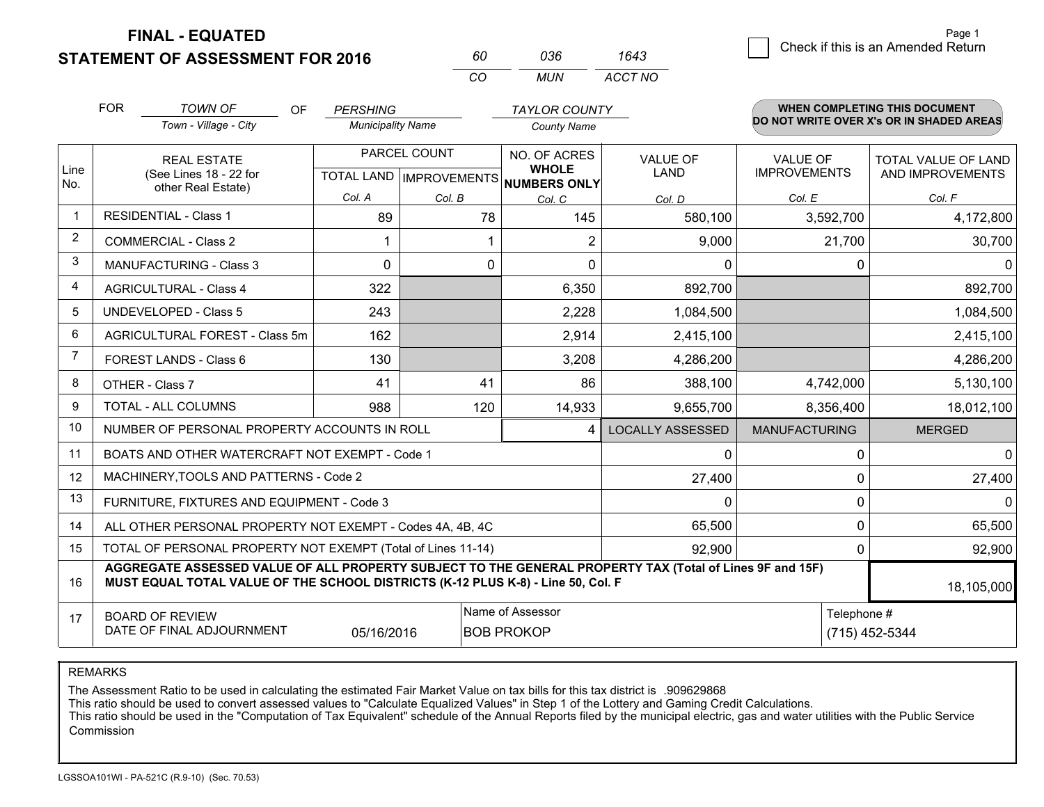**FINAL - EQUATED**
**STATEMENT OF ASSESSMENT FOR 2016**

| 60 | 036 | 1643 |
|---|---|---|
| CO | MUN | ACCT NO |

Page 1

☐ Check if this is an Amended Return

FOR *TOWN OF* (Town - Village - City) OF *PERSHING* (Municipality Name) *TAYLOR COUNTY* (County Name)

**WHEN COMPLETING THIS DOCUMENT DO NOT WRITE OVER X's OR IN SHADED AREAS**

| Line No. | REAL ESTATE (See Lines 18 - 22 for other Real Estate) | PARCEL COUNT TOTAL LAND Col. A | PARCEL COUNT IMPROVEMENTS Col. B | NO. OF ACRES WHOLE NUMBERS ONLY Col. C | VALUE OF LAND Col. D | VALUE OF IMPROVEMENTS Col. E | TOTAL VALUE OF LAND AND IMPROVEMENTS Col. F |
|---|---|---|---|---|---|---|---|
| 1 | RESIDENTIAL - Class 1 | 89 | 78 | 145 | 580,100 | 3,592,700 | 4,172,800 |
| 2 | COMMERCIAL - Class 2 | 1 | 1 | 2 | 9,000 | 21,700 | 30,700 |
| 3 | MANUFACTURING - Class 3 | 0 | 0 | 0 | 0 | 0 | 0 |
| 4 | AGRICULTURAL - Class 4 | 322 | | 6,350 | 892,700 | | 892,700 |
| 5 | UNDEVELOPED - Class 5 | 243 | | 2,228 | 1,084,500 | | 1,084,500 |
| 6 | AGRICULTURAL FOREST - Class 5m | 162 | | 2,914 | 2,415,100 | | 2,415,100 |
| 7 | FOREST LANDS - Class 6 | 130 | | 3,208 | 4,286,200 | | 4,286,200 |
| 8 | OTHER - Class 7 | 41 | 41 | 86 | 388,100 | 4,742,000 | 5,130,100 |
| 9 | TOTAL - ALL COLUMNS | 988 | 120 | 14,933 | 9,655,700 | 8,356,400 | 18,012,100 |
| 10 | NUMBER OF PERSONAL PROPERTY ACCOUNTS IN ROLL | | | 4 | LOCALLY ASSESSED | MANUFACTURING | MERGED |
| 11 | BOATS AND OTHER WATERCRAFT NOT EXEMPT - Code 1 | | | | 0 | 0 | 0 |
| 12 | MACHINERY,TOOLS AND PATTERNS - Code 2 | | | | 27,400 | 0 | 27,400 |
| 13 | FURNITURE, FIXTURES AND EQUIPMENT - Code 3 | | | | 0 | 0 | 0 |
| 14 | ALL OTHER PERSONAL PROPERTY NOT EXEMPT - Codes 4A, 4B, 4C | | | | 65,500 | 0 | 65,500 |
| 15 | TOTAL OF PERSONAL PROPERTY NOT EXEMPT (Total of Lines 11-14) | | | | 92,900 | 0 | 92,900 |
| 16 | **AGGREGATE ASSESSED VALUE OF ALL PROPERTY SUBJECT TO THE GENERAL PROPERTY TAX (Total of Lines 9F and 15F) MUST EQUAL TOTAL VALUE OF THE SCHOOL DISTRICTS (K-12 PLUS K-8) - Line 50, Col. F** | | | | | | 18,105,000 |
| 17 | BOARD OF REVIEW DATE OF FINAL ADJOURNMENT | 05/16/2016 | Name of Assessor: BOB PROKOP | | | Telephone #: (715) 452-5344 | |

REMARKS

The Assessment Ratio to be used in calculating the estimated Fair Market Value on tax bills for this tax district is .909629868
This ratio should be used to convert assessed values to "Calculate Equalized Values" in Step 1 of the Lottery and Gaming Credit Calculations.
This ratio should be used in the "Computation of Tax Equivalent" schedule of the Annual Reports filed by the municipal electric, gas and water utilities with the Public Service Commission

LGSSOA101WI - PA-521C (R.9-10) (Sec. 70.53)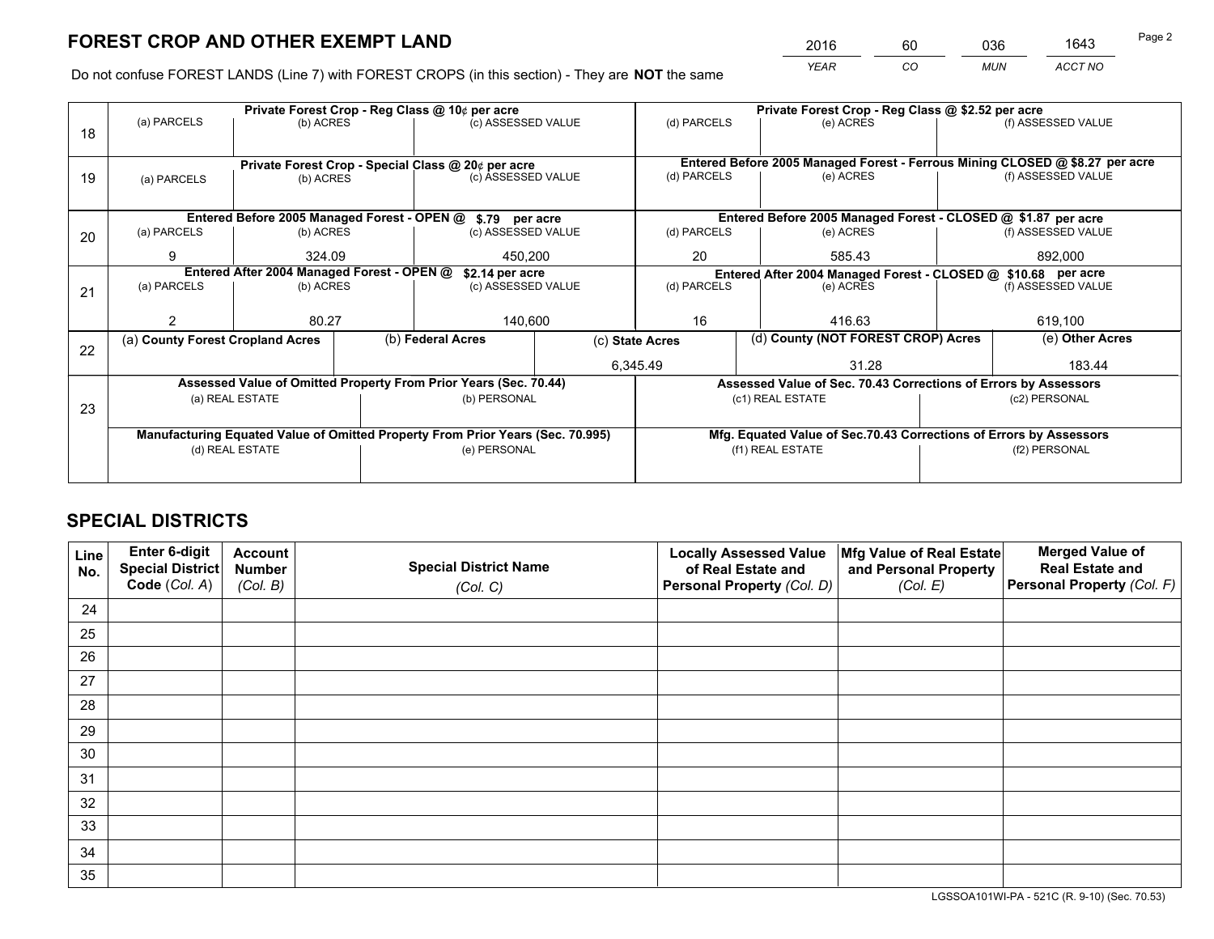# FOREST CROP AND OTHER EXEMPT LAND

| 2016 | 60 | 036 | 1643 |
|---|---|---|---|
| *YEAR* | *CO* | *MUN* | *ACCT NO* |

Do not confuse FOREST LANDS (Line 7) with FOREST CROPS (in this section) - They are **NOT** the same

| Line | Private Forest Crop - Reg Class @ 10¢ per acre | | | Private Forest Crop - Reg Class @ $2.52 per acre | | |
|---|---|---|---|---|---|---|
| | (a) PARCELS | (b) ACRES | (c) ASSESSED VALUE | (d) PARCELS | (e) ACRES | (f) ASSESSED VALUE |
| 18 | | | | | | |
| | **Private Forest Crop - Special Class @ 20¢ per acre** | | | **Entered Before 2005 Managed Forest - Ferrous Mining CLOSED @ $8.27 per acre** | | |
| 19 | (a) PARCELS | (b) ACRES | (c) ASSESSED VALUE | (d) PARCELS | (e) ACRES | (f) ASSESSED VALUE |
| | | | | | | |
| | **Entered Before 2005 Managed Forest - OPEN @ $.79 per acre** | | | **Entered Before 2005 Managed Forest - CLOSED @ $1.87 per acre** | | |
| 20 | (a) PARCELS | (b) ACRES | (c) ASSESSED VALUE | (d) PARCELS | (e) ACRES | (f) ASSESSED VALUE |
| | 9 | 324.09 | 450,200 | 20 | 585.43 | 892,000 |
| | **Entered After 2004 Managed Forest - OPEN @ $2.14 per acre** | | | **Entered After 2004 Managed Forest - CLOSED @ $10.68 per acre** | | |
| 21 | (a) PARCELS | (b) ACRES | (c) ASSESSED VALUE | (d) PARCELS | (e) ACRES | (f) ASSESSED VALUE |
| | 2 | 80.27 | 140,600 | 16 | 416.63 | 619,100 |

| Line | (a) County Forest Cropland Acres | (b) Federal Acres | (c) State Acres | (d) County (NOT FOREST CROP) Acres | (e) Other Acres |
|---|---|---|---|---|---|
| 22 | | | 6,345.49 | 31.28 | 183.44 |

| Line | Assessed Value of Omitted Property From Prior Years (Sec. 70.44) | | Assessed Value of Sec. 70.43 Corrections of Errors by Assessors | |
|---|---|---|---|---|
| 23 | (a) REAL ESTATE | (b) PERSONAL | (c1) REAL ESTATE | (c2) PERSONAL |
| | | | | |
| | **Manufacturing Equated Value of Omitted Property From Prior Years (Sec. 70.995)** | | **Mfg. Equated Value of Sec.70.43 Corrections of Errors by Assessors** | |
| | (d) REAL ESTATE | (e) PERSONAL | (f1) REAL ESTATE | (f2) PERSONAL |
| | | | | |

# SPECIAL DISTRICTS

| Line No. | Enter 6-digit Special District Code (*Col. A*) | Account Number (*Col. B*) | Special District Name (*Col. C*) | Locally Assessed Value of Real Estate and Personal Property (*Col. D*) | Mfg Value of Real Estate and Personal Property (*Col. E*) | Merged Value of Real Estate and Personal Property (*Col. F*) |
|---|---|---|---|---|---|---|
| 24 | | | | | | |
| 25 | | | | | | |
| 26 | | | | | | |
| 27 | | | | | | |
| 28 | | | | | | |
| 29 | | | | | | |
| 30 | | | | | | |
| 31 | | | | | | |
| 32 | | | | | | |
| 33 | | | | | | |
| 34 | | | | | | |
| 35 | | | | | | |

LGSSOA101WI-PA - 521C (R. 9-10) (Sec. 70.53)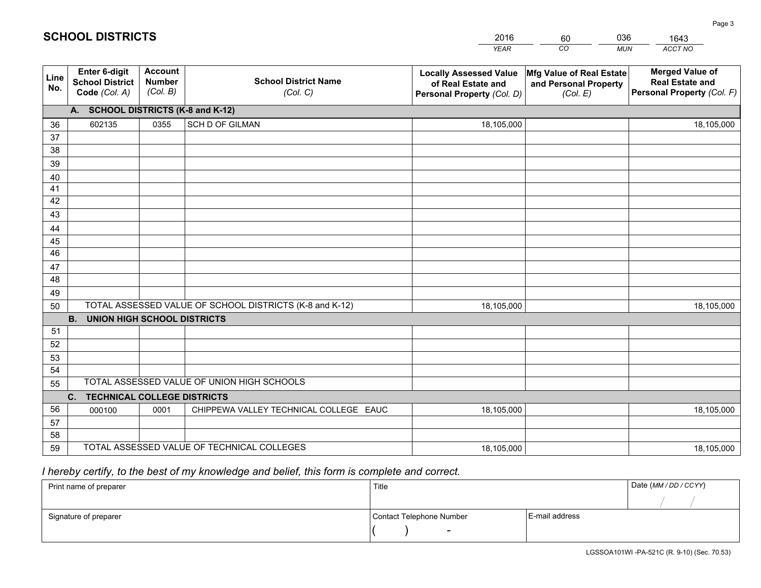# SCHOOL DISTRICTS

| 2016 | 60 | 036 | 1643 |
|---|---|---|---|
| *YEAR* | *CO* | *MUN* | *ACCT NO* |

| Line No. | Enter 6-digit School District Code *(Col. A)* | Account Number *(Col. B)* | School District Name *(Col. C)* | Locally Assessed Value of Real Estate and Personal Property *(Col. D)* | Mfg Value of Real Estate and Personal Property *(Col. E)* | Merged Value of Real Estate and Personal Property *(Col. F)* |
|---|---|---|---|---|---|---|
| **A. SCHOOL DISTRICTS (K-8 and K-12)** | | | | | | |
| 36 | 602135 | 0355 | SCH D OF GILMAN | 18,105,000 | | 18,105,000 |
| 37 | | | | | | |
| 38 | | | | | | |
| 39 | | | | | | |
| 40 | | | | | | |
| 41 | | | | | | |
| 42 | | | | | | |
| 43 | | | | | | |
| 44 | | | | | | |
| 45 | | | | | | |
| 46 | | | | | | |
| 47 | | | | | | |
| 48 | | | | | | |
| 49 | | | | | | |
| 50 | TOTAL ASSESSED VALUE OF SCHOOL DISTRICTS (K-8 and K-12) | | | 18,105,000 | | 18,105,000 |
| **B. UNION HIGH SCHOOL DISTRICTS** | | | | | | |
| 51 | | | | | | |
| 52 | | | | | | |
| 53 | | | | | | |
| 54 | | | | | | |
| 55 | TOTAL ASSESSED VALUE OF UNION HIGH SCHOOLS | | | | | |
| **C. TECHNICAL COLLEGE DISTRICTS** | | | | | | |
| 56 | 000100 | 0001 | CHIPPEWA VALLEY TECHNICAL COLLEGE EAUC | 18,105,000 | | 18,105,000 |
| 57 | | | | | | |
| 58 | | | | | | |
| 59 | TOTAL ASSESSED VALUE OF TECHNICAL COLLEGES | | | 18,105,000 | | 18,105,000 |

*I hereby certify, to the best of my knowledge and belief, this form is complete and correct.*

| Print name of preparer | Title | | Date *(MM / DD / CCYY)* |
|---|---|---|---|
| | | | / / |
| Signature of preparer | Contact Telephone Number | E-mail address | |
| | ( ) - | | |

LGSSOA101WI -PA-521C (R. 9-10) (Sec. 70.53)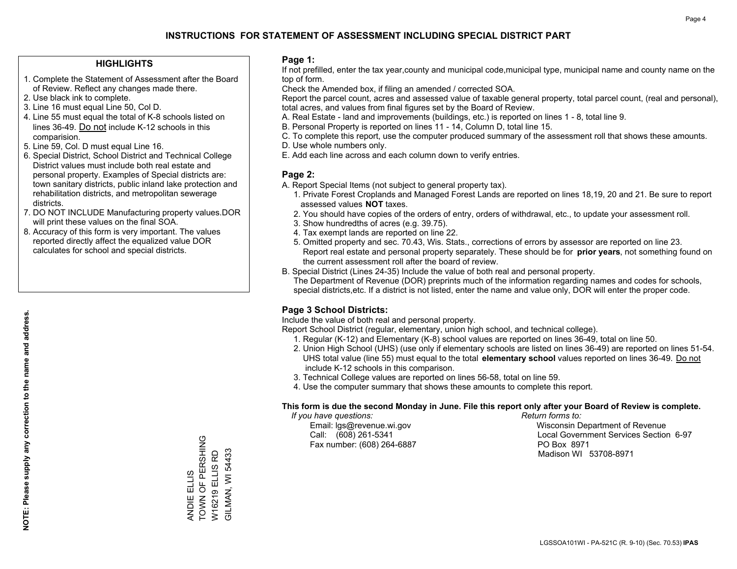# INSTRUCTIONS FOR STATEMENT OF ASSESSMENT INCLUDING SPECIAL DISTRICT PART

## HIGHLIGHTS

1. Complete the Statement of Assessment after the Board of Review. Reflect any changes made there.
2. Use black ink to complete.
3. Line 16 must equal Line 50, Col D.
4. Line 55 must equal the total of K-8 schools listed on lines 36-49. Do not include K-12 schools in this comparision.
5. Line 59, Col. D must equal Line 16.
6. Special District, School District and Technical College District values must include both real estate and personal property. Examples of Special districts are: town sanitary districts, public inland lake protection and rehabilitation districts, and metropolitan sewerage districts.
7. DO NOT INCLUDE Manufacturing property values.DOR will print these values on the final SOA.
8. Accuracy of this form is very important. The values reported directly affect the equalized value DOR calculates for school and special districts.

**NOTE: Please supply any correction to the name and address.**

ANDIE ELLIS
TOWN OF PERSHING
W16219 ELLIS RD
GILMAN, WI 54433

## Page 1:

If not prefilled, enter the tax year,county and municipal code,municipal type, municipal name and county name on the top of form.

Check the Amended box, if filing an amended / corrected SOA.

Report the parcel count, acres and assessed value of taxable general property, total parcel count, (real and personal), total acres, and values from final figures set by the Board of Review.

A. Real Estate - land and improvements (buildings, etc.) is reported on lines 1 - 8, total line 9.
B. Personal Property is reported on lines 11 - 14, Column D, total line 15.
C. To complete this report, use the computer produced summary of the assessment roll that shows these amounts.
D. Use whole numbers only.
E. Add each line across and each column down to verify entries.

## Page 2:

A. Report Special Items (not subject to general property tax).
   1. Private Forest Croplands and Managed Forest Lands are reported on lines 18,19, 20 and 21. Be sure to report assessed values **NOT** taxes.
   2. You should have copies of the orders of entry, orders of withdrawal, etc., to update your assessment roll.
   3. Show hundredths of acres (e.g. 39.75).
   4. Tax exempt lands are reported on line 22.
   5. Omitted property and sec. 70.43, Wis. Stats., corrections of errors by assessor are reported on line 23. Report real estate and personal property separately. These should be for **prior years**, not something found on the current assessment roll after the board of review.
B. Special District (Lines 24-35) Include the value of both real and personal property.
   The Department of Revenue (DOR) preprints much of the information regarding names and codes for schools, special districts,etc. If a district is not listed, enter the name and value only, DOR will enter the proper code.

## Page 3 School Districts:

Include the value of both real and personal property.

Report School District (regular, elementary, union high school, and technical college).

1. Regular (K-12) and Elementary (K-8) school values are reported on lines 36-49, total on line 50.
2. Union High School (UHS) (use only if elementary schools are listed on lines 36-49) are reported on lines 51-54. UHS total value (line 55) must equal to the total **elementary school** values reported on lines 36-49. Do not include K-12 schools in this comparison.
3. Technical College values are reported on lines 56-58, total on line 59.
4. Use the computer summary that shows these amounts to complete this report.

**This form is due the second Monday in June. File this report only after your Board of Review is complete.**

*If you have questions:*
Email: lgs@revenue.wi.gov
Call: (608) 261-5341
Fax number: (608) 264-6887

*Return forms to:*
Wisconsin Department of Revenue
Local Government Services Section 6-97
PO Box 8971
Madison WI 53708-8971

LGSSOA101WI - PA-521C (R. 9-10) (Sec. 70.53) **IPAS**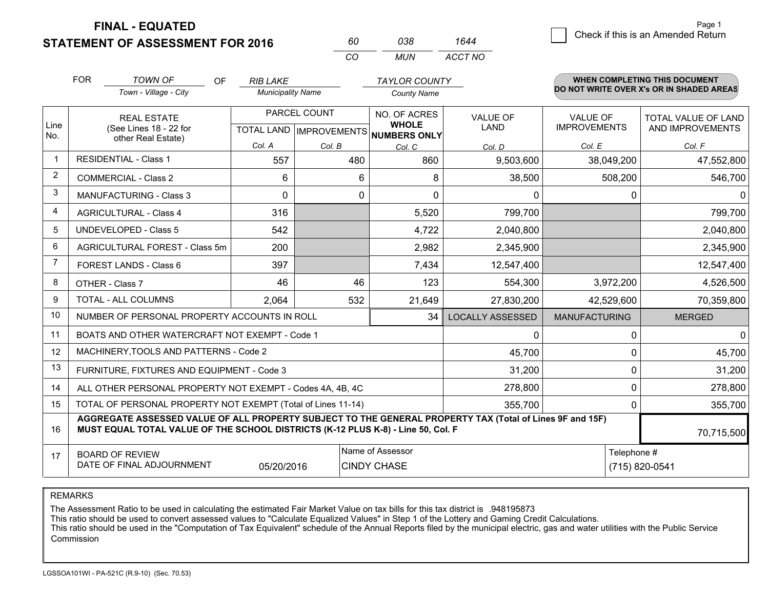# FINAL - EQUATED
# STATEMENT OF ASSESSMENT FOR 2016

| 60 | 038 | 1644 |
|---|---|---|
| CO | MUN | ACCT NO |

Page 1

☐ Check if this is an Amended Return

FOR *TOWN OF* (Town - Village - City) OF *RIB LAKE* (Municipality Name) *TAYLOR COUNTY* (County Name)

**WHEN COMPLETING THIS DOCUMENT DO NOT WRITE OVER X's OR IN SHADED AREAS**

| Line No. | REAL ESTATE (See Lines 18 - 22 for other Real Estate) | PARCEL COUNT | | NO. OF ACRES WHOLE NUMBERS ONLY | VALUE OF LAND | VALUE OF IMPROVEMENTS | TOTAL VALUE OF LAND AND IMPROVEMENTS |
|---|---|---|---|---|---|---|---|
| | | TOTAL LAND | IMPROVEMENTS | | | | |
| | | Col. A | Col. B | Col. C | Col. D | Col. E | Col. F |
| 1 | RESIDENTIAL - Class 1 | 557 | 480 | 860 | 9,503,600 | 38,049,200 | 47,552,800 |
| 2 | COMMERCIAL - Class 2 | 6 | 6 | 8 | 38,500 | 508,200 | 546,700 |
| 3 | MANUFACTURING - Class 3 | 0 | 0 | 0 | 0 | 0 | 0 |
| 4 | AGRICULTURAL - Class 4 | 316 | | 5,520 | 799,700 | | 799,700 |
| 5 | UNDEVELOPED - Class 5 | 542 | | 4,722 | 2,040,800 | | 2,040,800 |
| 6 | AGRICULTURAL FOREST - Class 5m | 200 | | 2,982 | 2,345,900 | | 2,345,900 |
| 7 | FOREST LANDS - Class 6 | 397 | | 7,434 | 12,547,400 | | 12,547,400 |
| 8 | OTHER - Class 7 | 46 | 46 | 123 | 554,300 | 3,972,200 | 4,526,500 |
| 9 | TOTAL - ALL COLUMNS | 2,064 | 532 | 21,649 | 27,830,200 | 42,529,600 | 70,359,800 |
| 10 | NUMBER OF PERSONAL PROPERTY ACCOUNTS IN ROLL | | | 34 | LOCALLY ASSESSED | MANUFACTURING | MERGED |
| 11 | BOATS AND OTHER WATERCRAFT NOT EXEMPT - Code 1 | | | | 0 | 0 | 0 |
| 12 | MACHINERY,TOOLS AND PATTERNS - Code 2 | | | | 45,700 | 0 | 45,700 |
| 13 | FURNITURE, FIXTURES AND EQUIPMENT - Code 3 | | | | 31,200 | 0 | 31,200 |
| 14 | ALL OTHER PERSONAL PROPERTY NOT EXEMPT - Codes 4A, 4B, 4C | | | | 278,800 | 0 | 278,800 |
| 15 | TOTAL OF PERSONAL PROPERTY NOT EXEMPT (Total of Lines 11-14) | | | | 355,700 | 0 | 355,700 |
| 16 | **AGGREGATE ASSESSED VALUE OF ALL PROPERTY SUBJECT TO THE GENERAL PROPERTY TAX (Total of Lines 9F and 15F) MUST EQUAL TOTAL VALUE OF THE SCHOOL DISTRICTS (K-12 PLUS K-8) - Line 50, Col. F** | | | | | | 70,715,500 |
| 17 | BOARD OF REVIEW DATE OF FINAL ADJOURNMENT | 05/20/2016 | Name of Assessor: CINDY CHASE | | | Telephone #: (715) 820-0541 | |

REMARKS

The Assessment Ratio to be used in calculating the estimated Fair Market Value on tax bills for this tax district is .948195873
This ratio should be used to convert assessed values to "Calculate Equalized Values" in Step 1 of the Lottery and Gaming Credit Calculations.
This ratio should be used in the "Computation of Tax Equivalent" schedule of the Annual Reports filed by the municipal electric, gas and water utilities with the Public Service Commission

LGSSOA101WI - PA-521C (R.9-10) (Sec. 70.53)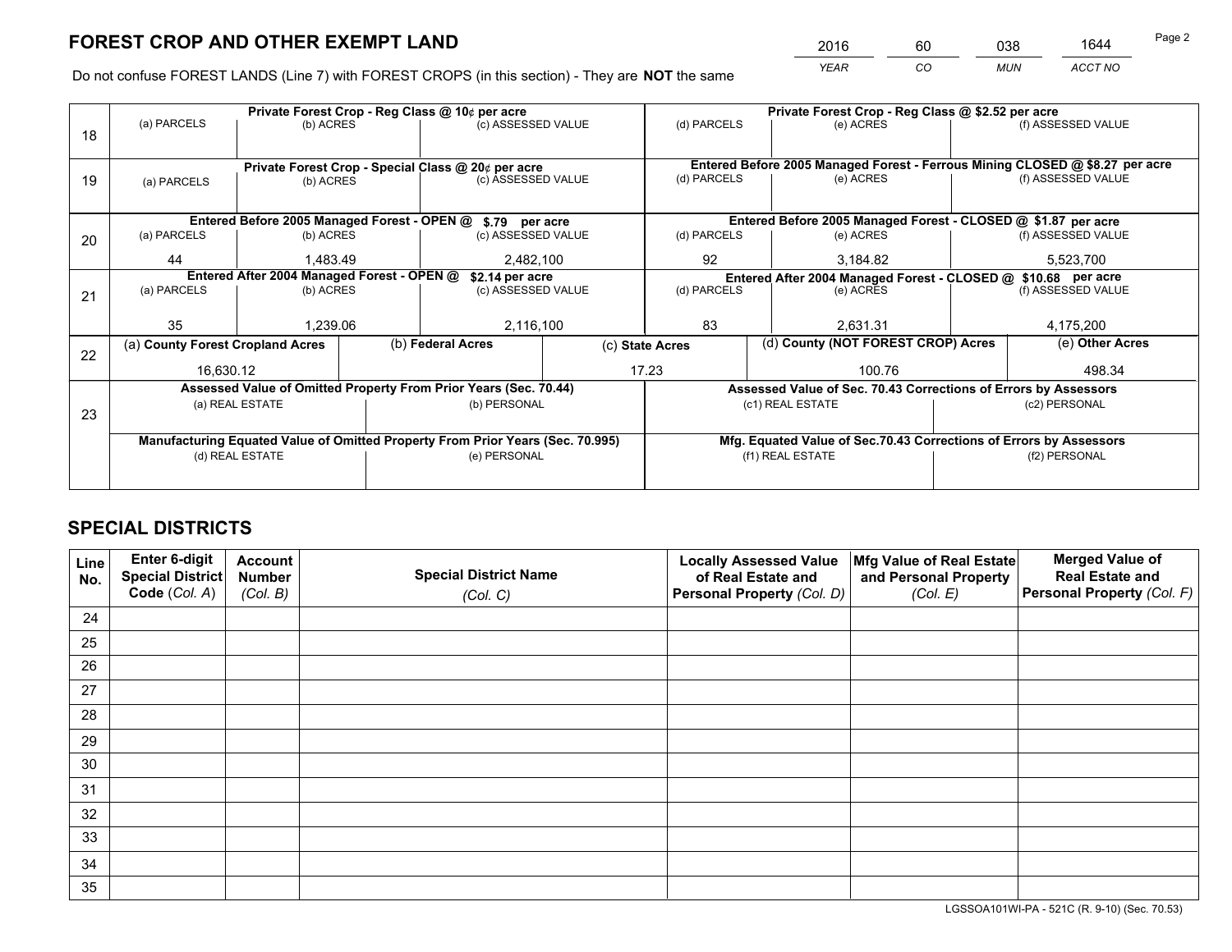# FOREST CROP AND OTHER EXEMPT LAND

| 2016 | 60 | 038 | 1644 |
|---|---|---|---|
| *YEAR* | *CO* | *MUN* | *ACCT NO* |

Do not confuse FOREST LANDS (Line 7) with FOREST CROPS (in this section) - They are **NOT** the same

| Line | | | | | | |
|---|---|---|---|---|---|---|
| 18 | **Private Forest Crop - Reg Class @ 10¢ per acre** | | | **Private Forest Crop - Reg Class @ $2.52 per acre** | | |
| | (a) PARCELS | (b) ACRES | (c) ASSESSED VALUE | (d) PARCELS | (e) ACRES | (f) ASSESSED VALUE |
| | | | | | | |
| 19 | **Private Forest Crop - Special Class @ 20¢ per acre** | | | **Entered Before 2005 Managed Forest - Ferrous Mining CLOSED @ $8.27 per acre** | | |
| | (a) PARCELS | (b) ACRES | (c) ASSESSED VALUE | (d) PARCELS | (e) ACRES | (f) ASSESSED VALUE |
| | | | | | | |
| 20 | **Entered Before 2005 Managed Forest - OPEN @ $.79 per acre** | | | **Entered Before 2005 Managed Forest - CLOSED @ $1.87 per acre** | | |
| | (a) PARCELS | (b) ACRES | (c) ASSESSED VALUE | (d) PARCELS | (e) ACRES | (f) ASSESSED VALUE |
| | 44 | 1,483.49 | 2,482,100 | 92 | 3,184.82 | 5,523,700 |
| 21 | **Entered After 2004 Managed Forest - OPEN @ $2.14 per acre** | | | **Entered After 2004 Managed Forest - CLOSED @ $10.68 per acre** | | |
| | (a) PARCELS | (b) ACRES | (c) ASSESSED VALUE | (d) PARCELS | (e) ACRES | (f) ASSESSED VALUE |
| | 35 | 1,239.06 | 2,116,100 | 83 | 2,631.31 | 4,175,200 |

| Line | (a) County Forest Cropland Acres | (b) Federal Acres | (c) State Acres | (d) County (NOT FOREST CROP) Acres | (e) Other Acres |
|---|---|---|---|---|---|
| 22 | 16,630.12 | | 17.23 | 100.76 | 498.34 |

| Line | **Assessed Value of Omitted Property From Prior Years (Sec. 70.44)** | | **Assessed Value of Sec. 70.43 Corrections of Errors by Assessors** | |
|---|---|---|---|---|
| 23 | (a) REAL ESTATE | (b) PERSONAL | (c1) REAL ESTATE | (c2) PERSONAL |
| | | | | |
| | **Manufacturing Equated Value of Omitted Property From Prior Years (Sec. 70.995)** | | **Mfg. Equated Value of Sec.70.43 Corrections of Errors by Assessors** | |
| | (d) REAL ESTATE | (e) PERSONAL | (f1) REAL ESTATE | (f2) PERSONAL |
| | | | | |

# SPECIAL DISTRICTS

| Line No. | Enter 6-digit Special District Code (Col. A) | Account Number (Col. B) | Special District Name (Col. C) | Locally Assessed Value of Real Estate and Personal Property (Col. D) | Mfg Value of Real Estate and Personal Property (Col. E) | Merged Value of Real Estate and Personal Property (Col. F) |
|---|---|---|---|---|---|---|
| 24 | | | | | | |
| 25 | | | | | | |
| 26 | | | | | | |
| 27 | | | | | | |
| 28 | | | | | | |
| 29 | | | | | | |
| 30 | | | | | | |
| 31 | | | | | | |
| 32 | | | | | | |
| 33 | | | | | | |
| 34 | | | | | | |
| 35 | | | | | | |

LGSSOA101WI-PA - 521C (R. 9-10) (Sec. 70.53)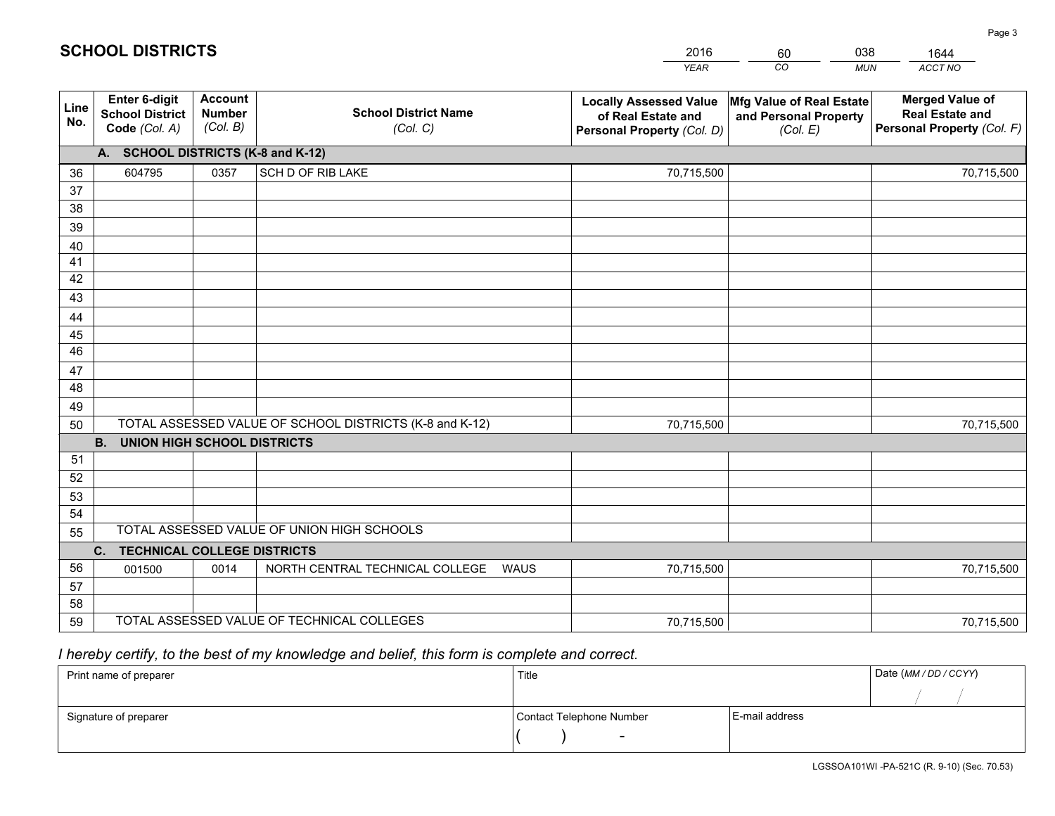# SCHOOL DISTRICTS

| 2016 | 60 | 038 | 1644 |
|---|---|---|---|
| *YEAR* | *CO* | *MUN* | *ACCT NO* |

| Line No. | Enter 6-digit School District Code *(Col. A)* | Account Number *(Col. B)* | School District Name *(Col. C)* | Locally Assessed Value of Real Estate and Personal Property *(Col. D)* | Mfg Value of Real Estate and Personal Property *(Col. E)* | Merged Value of Real Estate and Personal Property *(Col. F)* |
|---|---|---|---|---|---|---|
| **A. SCHOOL DISTRICTS (K-8 and K-12)** | | | | | | |
| 36 | 604795 | 0357 | SCH D OF RIB LAKE | 70,715,500 | | 70,715,500 |
| 37 | | | | | | |
| 38 | | | | | | |
| 39 | | | | | | |
| 40 | | | | | | |
| 41 | | | | | | |
| 42 | | | | | | |
| 43 | | | | | | |
| 44 | | | | | | |
| 45 | | | | | | |
| 46 | | | | | | |
| 47 | | | | | | |
| 48 | | | | | | |
| 49 | | | | | | |
| 50 | TOTAL ASSESSED VALUE OF SCHOOL DISTRICTS (K-8 and K-12) | | | 70,715,500 | | 70,715,500 |
| **B. UNION HIGH SCHOOL DISTRICTS** | | | | | | |
| 51 | | | | | | |
| 52 | | | | | | |
| 53 | | | | | | |
| 54 | | | | | | |
| 55 | TOTAL ASSESSED VALUE OF UNION HIGH SCHOOLS | | | | | |
| **C. TECHNICAL COLLEGE DISTRICTS** | | | | | | |
| 56 | 001500 | 0014 | NORTH CENTRAL TECHNICAL COLLEGE WAUS | 70,715,500 | | 70,715,500 |
| 57 | | | | | | |
| 58 | | | | | | |
| 59 | TOTAL ASSESSED VALUE OF TECHNICAL COLLEGES | | | 70,715,500 | | 70,715,500 |

*I hereby certify, to the best of my knowledge and belief, this form is complete and correct.*

| Print name of preparer | Title | | Date *(MM / DD / CCYY)* |
|---|---|---|---|
| | | | / / |
| Signature of preparer | Contact Telephone Number | E-mail address | |
| | ( ) - | | |

LGSSOA101WI -PA-521C (R. 9-10) (Sec. 70.53)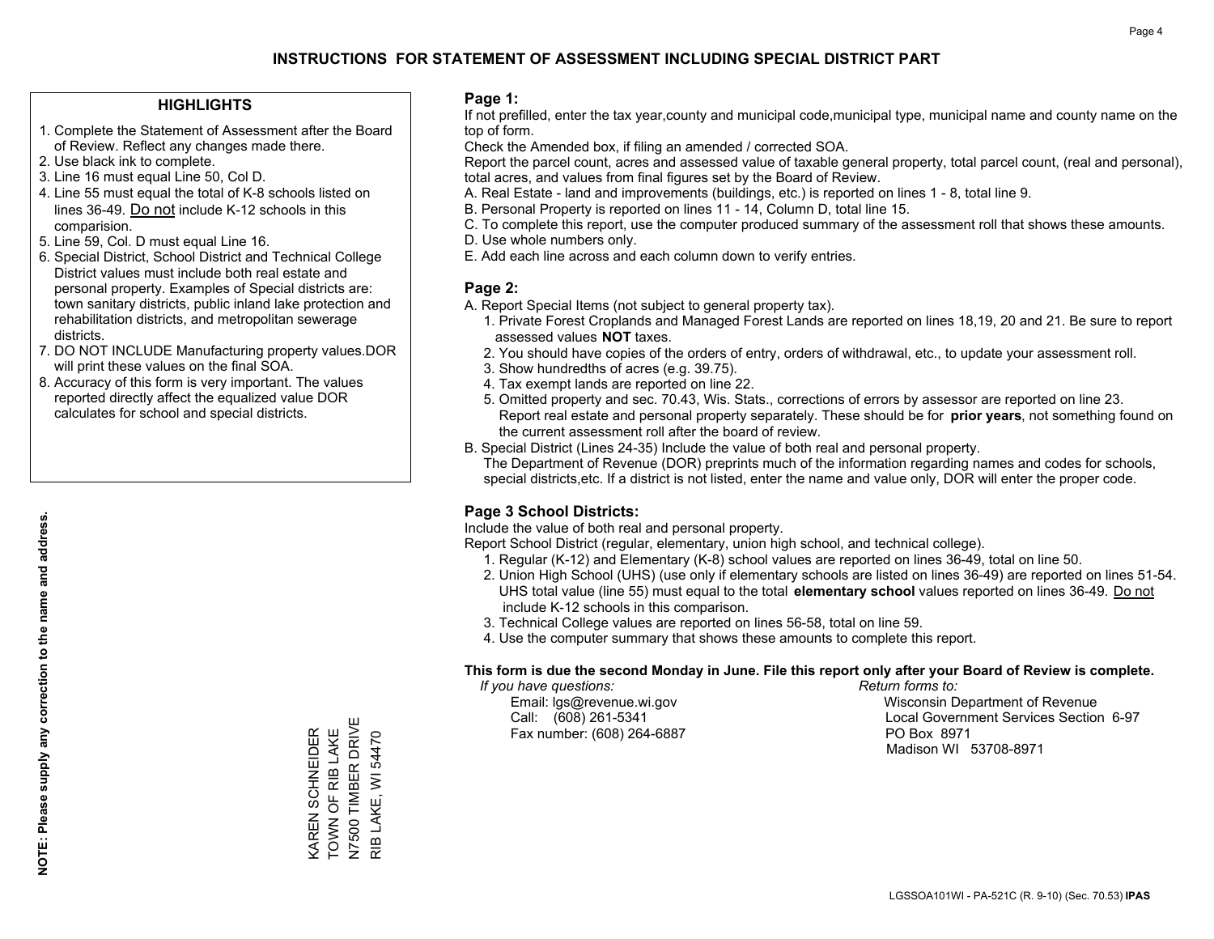# INSTRUCTIONS FOR STATEMENT OF ASSESSMENT INCLUDING SPECIAL DISTRICT PART

## HIGHLIGHTS

1. Complete the Statement of Assessment after the Board of Review. Reflect any changes made there.
2. Use black ink to complete.
3. Line 16 must equal Line 50, Col D.
4. Line 55 must equal the total of K-8 schools listed on lines 36-49. Do not include K-12 schools in this comparision.
5. Line 59, Col. D must equal Line 16.
6. Special District, School District and Technical College District values must include both real estate and personal property. Examples of Special districts are: town sanitary districts, public inland lake protection and rehabilitation districts, and metropolitan sewerage districts.
7. DO NOT INCLUDE Manufacturing property values.DOR will print these values on the final SOA.
8. Accuracy of this form is very important. The values reported directly affect the equalized value DOR calculates for school and special districts.

**NOTE: Please supply any correction to the name and address.**

KAREN SCHNEIDER
TOWN OF RIB LAKE
N7500 TIMBER DRIVE
RIB LAKE, WI 54470

## Page 1:

If not prefilled, enter the tax year,county and municipal code,municipal type, municipal name and county name on the top of form.

Check the Amended box, if filing an amended / corrected SOA.

Report the parcel count, acres and assessed value of taxable general property, total parcel count, (real and personal), total acres, and values from final figures set by the Board of Review.

A. Real Estate - land and improvements (buildings, etc.) is reported on lines 1 - 8, total line 9.
B. Personal Property is reported on lines 11 - 14, Column D, total line 15.
C. To complete this report, use the computer produced summary of the assessment roll that shows these amounts.
D. Use whole numbers only.
E. Add each line across and each column down to verify entries.

## Page 2:

A. Report Special Items (not subject to general property tax).
   1. Private Forest Croplands and Managed Forest Lands are reported on lines 18,19, 20 and 21. Be sure to report assessed values **NOT** taxes.
   2. You should have copies of the orders of entry, orders of withdrawal, etc., to update your assessment roll.
   3. Show hundredths of acres (e.g. 39.75).
   4. Tax exempt lands are reported on line 22.
   5. Omitted property and sec. 70.43, Wis. Stats., corrections of errors by assessor are reported on line 23. Report real estate and personal property separately. These should be for **prior years**, not something found on the current assessment roll after the board of review.

B. Special District (Lines 24-35) Include the value of both real and personal property.
   The Department of Revenue (DOR) preprints much of the information regarding names and codes for schools, special districts,etc. If a district is not listed, enter the name and value only, DOR will enter the proper code.

## Page 3 School Districts:

Include the value of both real and personal property.

Report School District (regular, elementary, union high school, and technical college).

1. Regular (K-12) and Elementary (K-8) school values are reported on lines 36-49, total on line 50.
2. Union High School (UHS) (use only if elementary schools are listed on lines 36-49) are reported on lines 51-54. UHS total value (line 55) must equal to the total **elementary school** values reported on lines 36-49. Do not include K-12 schools in this comparison.
3. Technical College values are reported on lines 56-58, total on line 59.
4. Use the computer summary that shows these amounts to complete this report.

**This form is due the second Monday in June. File this report only after your Board of Review is complete.**

*If you have questions:*
Email: lgs@revenue.wi.gov
Call: (608) 261-5341
Fax number: (608) 264-6887

*Return forms to:*
Wisconsin Department of Revenue
Local Government Services Section 6-97
PO Box 8971
Madison WI 53708-8971

LGSSOA101WI - PA-521C (R. 9-10) (Sec. 70.53) **IPAS**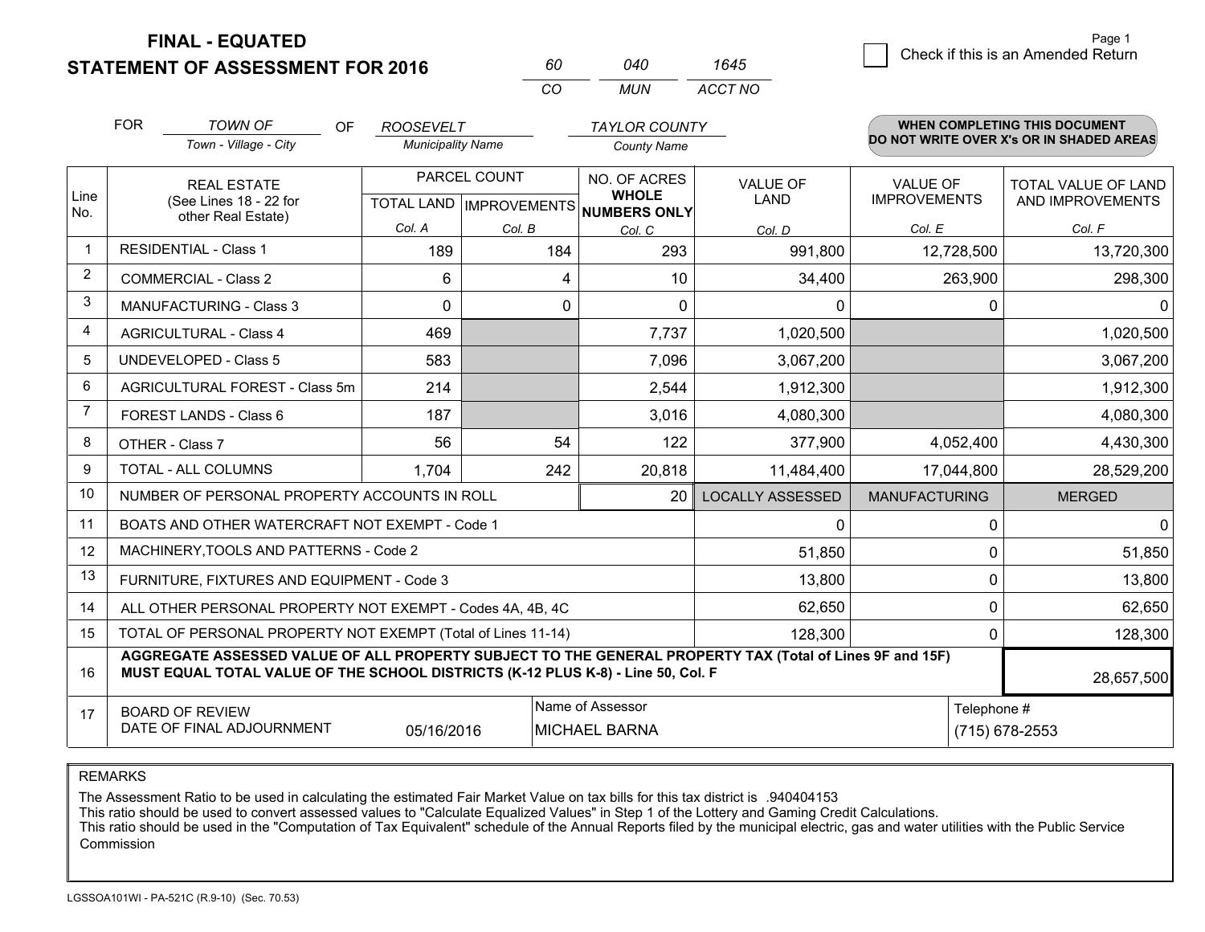# FINAL - EQUATED
# STATEMENT OF ASSESSMENT FOR 2016

| 60 | 040 | 1645 |
|---|---|---|
| CO | MUN | ACCT NO |

☐ Check if this is an Amended Return

Page 1

FOR *TOWN OF* (Town - Village - City) OF *ROOSEVELT* (Municipality Name) *TAYLOR COUNTY* (County Name)

**WHEN COMPLETING THIS DOCUMENT DO NOT WRITE OVER X's OR IN SHADED AREAS**

| Line No. | REAL ESTATE (See Lines 18 - 22 for other Real Estate) | PARCEL COUNT TOTAL LAND Col. A | PARCEL COUNT IMPROVEMENTS Col. B | NO. OF ACRES WHOLE NUMBERS ONLY Col. C | VALUE OF LAND Col. D | VALUE OF IMPROVEMENTS Col. E | TOTAL VALUE OF LAND AND IMPROVEMENTS Col. F |
|---|---|---|---|---|---|---|---|
| 1 | RESIDENTIAL - Class 1 | 189 | 184 | 293 | 991,800 | 12,728,500 | 13,720,300 |
| 2 | COMMERCIAL - Class 2 | 6 | 4 | 10 | 34,400 | 263,900 | 298,300 |
| 3 | MANUFACTURING - Class 3 | 0 | 0 | 0 | 0 | 0 | 0 |
| 4 | AGRICULTURAL - Class 4 | 469 | | 7,737 | 1,020,500 | | 1,020,500 |
| 5 | UNDEVELOPED - Class 5 | 583 | | 7,096 | 3,067,200 | | 3,067,200 |
| 6 | AGRICULTURAL FOREST - Class 5m | 214 | | 2,544 | 1,912,300 | | 1,912,300 |
| 7 | FOREST LANDS - Class 6 | 187 | | 3,016 | 4,080,300 | | 4,080,300 |
| 8 | OTHER - Class 7 | 56 | 54 | 122 | 377,900 | 4,052,400 | 4,430,300 |
| 9 | TOTAL - ALL COLUMNS | 1,704 | 242 | 20,818 | 11,484,400 | 17,044,800 | 28,529,200 |
| 10 | NUMBER OF PERSONAL PROPERTY ACCOUNTS IN ROLL | | | 20 | LOCALLY ASSESSED | MANUFACTURING | MERGED |
| 11 | BOATS AND OTHER WATERCRAFT NOT EXEMPT - Code 1 | | | | 0 | 0 | 0 |
| 12 | MACHINERY,TOOLS AND PATTERNS - Code 2 | | | | 51,850 | 0 | 51,850 |
| 13 | FURNITURE, FIXTURES AND EQUIPMENT - Code 3 | | | | 13,800 | 0 | 13,800 |
| 14 | ALL OTHER PERSONAL PROPERTY NOT EXEMPT - Codes 4A, 4B, 4C | | | | 62,650 | 0 | 62,650 |
| 15 | TOTAL OF PERSONAL PROPERTY NOT EXEMPT (Total of Lines 11-14) | | | | 128,300 | 0 | 128,300 |
| 16 | **AGGREGATE ASSESSED VALUE OF ALL PROPERTY SUBJECT TO THE GENERAL PROPERTY TAX (Total of Lines 9F and 15F) MUST EQUAL TOTAL VALUE OF THE SCHOOL DISTRICTS (K-12 PLUS K-8) - Line 50, Col. F** | | | | | | 28,657,500 |
| 17 | BOARD OF REVIEW DATE OF FINAL ADJOURNMENT | 05/16/2016 | | Name of Assessor: MICHAEL BARNA | | Telephone #: (715) 678-2553 | |

REMARKS

The Assessment Ratio to be used in calculating the estimated Fair Market Value on tax bills for this tax district is .940404153
This ratio should be used to convert assessed values to "Calculate Equalized Values" in Step 1 of the Lottery and Gaming Credit Calculations.
This ratio should be used in the "Computation of Tax Equivalent" schedule of the Annual Reports filed by the municipal electric, gas and water utilities with the Public Service Commission

LGSSOA101WI - PA-521C (R.9-10) (Sec. 70.53)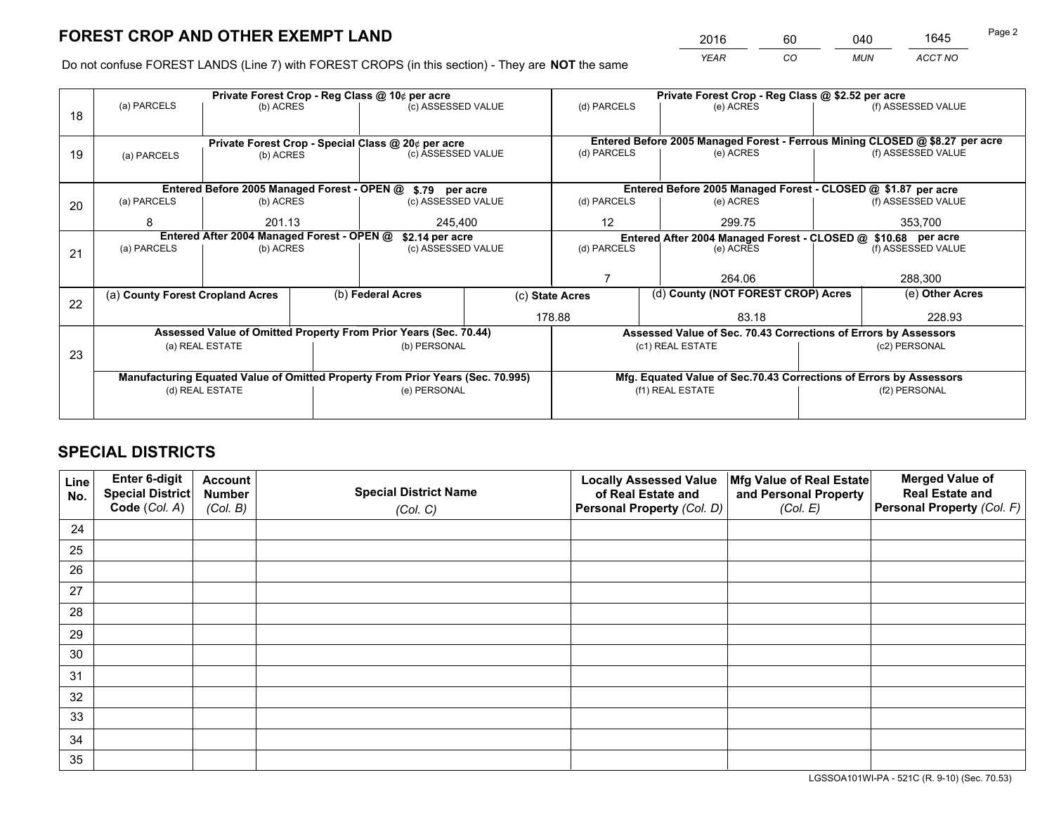# FOREST CROP AND OTHER EXEMPT LAND

| YEAR | CO | MUN | ACCT NO |
|---|---|---|---|
| 2016 | 60 | 040 | 1645 |

Do not confuse FOREST LANDS (Line 7) with FOREST CROPS (in this section) - They are **NOT** the same

| Line | Private Forest Crop - Reg Class @ 10¢ per acre | | | Private Forest Crop - Reg Class @ $2.52 per acre | | |
|---|---|---|---|---|---|---|
| 18 | (a) PARCELS | (b) ACRES | (c) ASSESSED VALUE | (d) PARCELS | (e) ACRES | (f) ASSESSED VALUE |
| | | | | | | |
| | **Private Forest Crop - Special Class @ 20¢ per acre** | | | **Entered Before 2005 Managed Forest - Ferrous Mining CLOSED @ $8.27 per acre** | | |
| 19 | (a) PARCELS | (b) ACRES | (c) ASSESSED VALUE | (d) PARCELS | (e) ACRES | (f) ASSESSED VALUE |
| | | | | | | |
| | **Entered Before 2005 Managed Forest - OPEN @ $.79 per acre** | | | **Entered Before 2005 Managed Forest - CLOSED @ $1.87 per acre** | | |
| 20 | (a) PARCELS | (b) ACRES | (c) ASSESSED VALUE | (d) PARCELS | (e) ACRES | (f) ASSESSED VALUE |
| | 8 | 201.13 | 245,400 | 12 | 299.75 | 353,700 |
| | **Entered After 2004 Managed Forest - OPEN @ $2.14 per acre** | | | **Entered After 2004 Managed Forest - CLOSED @ $10.68 per acre** | | |
| 21 | (a) PARCELS | (b) ACRES | (c) ASSESSED VALUE | (d) PARCELS | (e) ACRES | (f) ASSESSED VALUE |
| | | | | 7 | 264.06 | 288,300 |

| Line | (a) County Forest Cropland Acres | (b) Federal Acres | (c) State Acres | (d) County (NOT FOREST CROP) Acres | (e) Other Acres |
|---|---|---|---|---|---|
| 22 | | | 178.88 | 83.18 | 228.93 |

| Line | Assessed Value of Omitted Property From Prior Years (Sec. 70.44) | | Assessed Value of Sec. 70.43 Corrections of Errors by Assessors | |
|---|---|---|---|---|
| 23 | (a) REAL ESTATE | (b) PERSONAL | (c1) REAL ESTATE | (c2) PERSONAL |
| | | | | |
| | **Manufacturing Equated Value of Omitted Property From Prior Years (Sec. 70.995)** | | **Mfg. Equated Value of Sec.70.43 Corrections of Errors by Assessors** | |
| | (d) REAL ESTATE | (e) PERSONAL | (f1) REAL ESTATE | (f2) PERSONAL |
| | | | | |

# SPECIAL DISTRICTS

| Line No. | Enter 6-digit Special District Code (Col. A) | Account Number (Col. B) | Special District Name (Col. C) | Locally Assessed Value of Real Estate and Personal Property (Col. D) | Mfg Value of Real Estate and Personal Property (Col. E) | Merged Value of Real Estate and Personal Property (Col. F) |
|---|---|---|---|---|---|---|
| 24 | | | | | | |
| 25 | | | | | | |
| 26 | | | | | | |
| 27 | | | | | | |
| 28 | | | | | | |
| 29 | | | | | | |
| 30 | | | | | | |
| 31 | | | | | | |
| 32 | | | | | | |
| 33 | | | | | | |
| 34 | | | | | | |
| 35 | | | | | | |

LGSSOA101WI-PA - 521C (R. 9-10) (Sec. 70.53)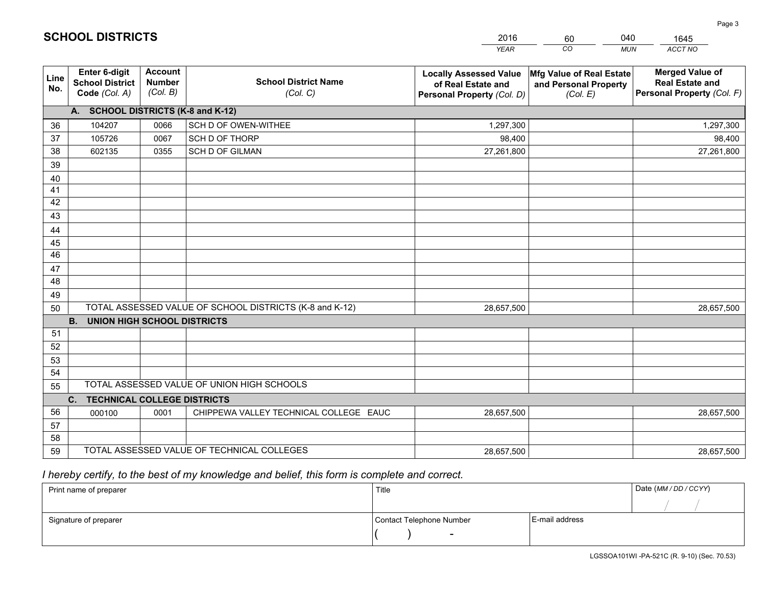# SCHOOL DISTRICTS

| 2016 | 60 | 040 | 1645 |
|---|---|---|---|
| *YEAR* | *CO* | *MUN* | *ACCT NO* |

| Line No. | Enter 6-digit School District Code *(Col. A)* | Account Number *(Col. B)* | School District Name *(Col. C)* | Locally Assessed Value of Real Estate and Personal Property *(Col. D)* | Mfg Value of Real Estate and Personal Property *(Col. E)* | Merged Value of Real Estate and Personal Property *(Col. F)* |
|---|---|---|---|---|---|---|
| **A. SCHOOL DISTRICTS (K-8 and K-12)** | | | | | | |
| 36 | 104207 | 0066 | SCH D OF OWEN-WITHEE | 1,297,300 | | 1,297,300 |
| 37 | 105726 | 0067 | SCH D OF THORP | 98,400 | | 98,400 |
| 38 | 602135 | 0355 | SCH D OF GILMAN | 27,261,800 | | 27,261,800 |
| 39 | | | | | | |
| 40 | | | | | | |
| 41 | | | | | | |
| 42 | | | | | | |
| 43 | | | | | | |
| 44 | | | | | | |
| 45 | | | | | | |
| 46 | | | | | | |
| 47 | | | | | | |
| 48 | | | | | | |
| 49 | | | | | | |
| 50 | TOTAL ASSESSED VALUE OF SCHOOL DISTRICTS (K-8 and K-12) | | | 28,657,500 | | 28,657,500 |
| **B. UNION HIGH SCHOOL DISTRICTS** | | | | | | |
| 51 | | | | | | |
| 52 | | | | | | |
| 53 | | | | | | |
| 54 | | | | | | |
| 55 | TOTAL ASSESSED VALUE OF UNION HIGH SCHOOLS | | | | | |
| **C. TECHNICAL COLLEGE DISTRICTS** | | | | | | |
| 56 | 000100 | 0001 | CHIPPEWA VALLEY TECHNICAL COLLEGE EAUC | 28,657,500 | | 28,657,500 |
| 57 | | | | | | |
| 58 | | | | | | |
| 59 | TOTAL ASSESSED VALUE OF TECHNICAL COLLEGES | | | 28,657,500 | | 28,657,500 |

*I hereby certify, to the best of my knowledge and belief, this form is complete and correct.*

| Print name of preparer | Title | | Date *(MM / DD / CCYY)* |
|---|---|---|---|
| | | | / / |
| Signature of preparer | Contact Telephone Number | E-mail address | |
| | ( ) - | | |

LGSSOA101WI -PA-521C (R. 9-10) (Sec. 70.53)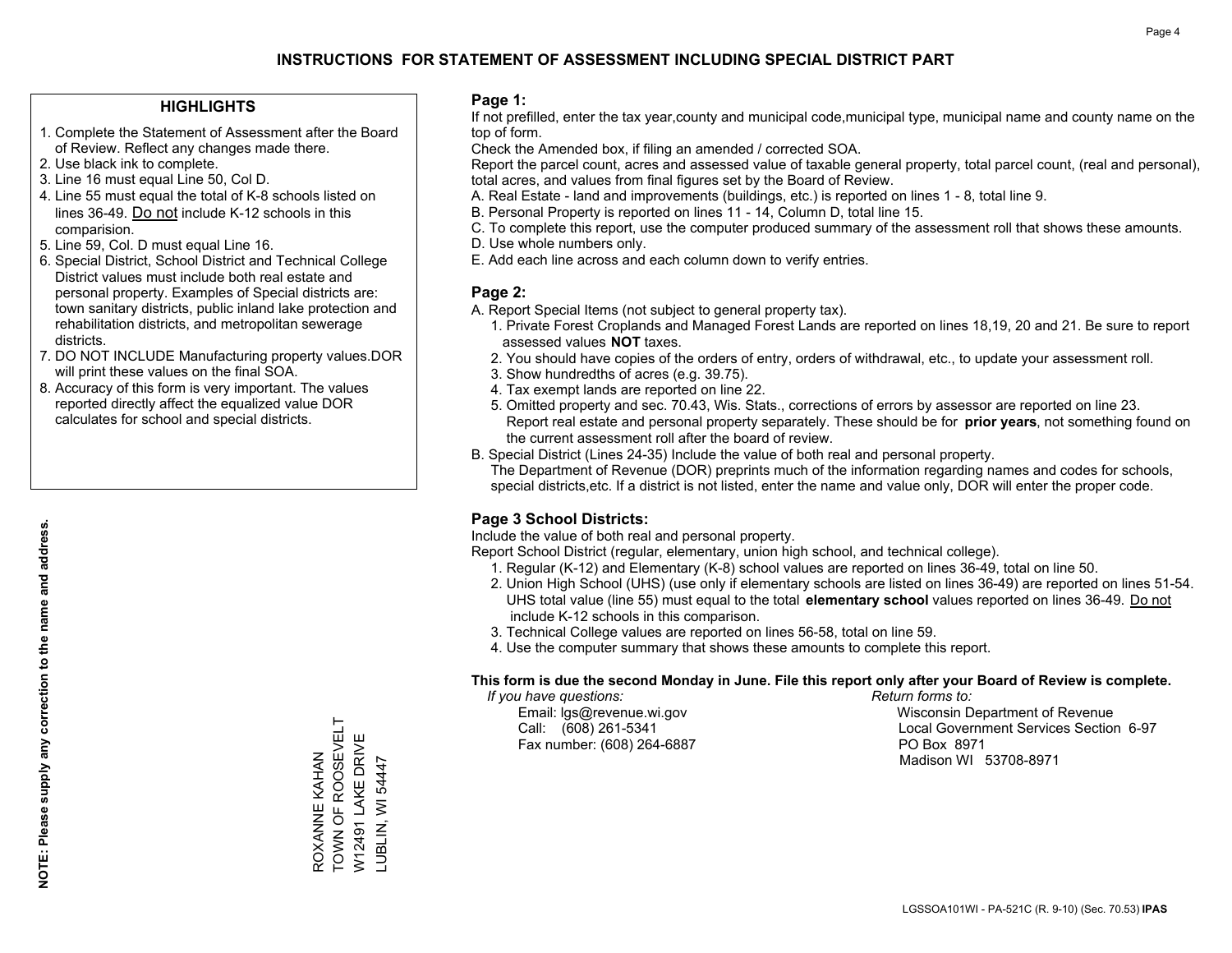# INSTRUCTIONS FOR STATEMENT OF ASSESSMENT INCLUDING SPECIAL DISTRICT PART

## HIGHLIGHTS

1. Complete the Statement of Assessment after the Board of Review. Reflect any changes made there.
2. Use black ink to complete.
3. Line 16 must equal Line 50, Col D.
4. Line 55 must equal the total of K-8 schools listed on lines 36-49. Do not include K-12 schools in this comparision.
5. Line 59, Col. D must equal Line 16.
6. Special District, School District and Technical College District values must include both real estate and personal property. Examples of Special districts are: town sanitary districts, public inland lake protection and rehabilitation districts, and metropolitan sewerage districts.
7. DO NOT INCLUDE Manufacturing property values.DOR will print these values on the final SOA.
8. Accuracy of this form is very important. The values reported directly affect the equalized value DOR calculates for school and special districts.

**NOTE: Please supply any correction to the name and address.**

ROXANNE KAHAN
TOWN OF ROOSEVELT
W12491 LAKE DRIVE
LUBLIN, WI 54447

## Page 1:

If not prefilled, enter the tax year,county and municipal code,municipal type, municipal name and county name on the top of form.

Check the Amended box, if filing an amended / corrected SOA.

Report the parcel count, acres and assessed value of taxable general property, total parcel count, (real and personal), total acres, and values from final figures set by the Board of Review.

A. Real Estate - land and improvements (buildings, etc.) is reported on lines 1 - 8, total line 9.
B. Personal Property is reported on lines 11 - 14, Column D, total line 15.
C. To complete this report, use the computer produced summary of the assessment roll that shows these amounts.
D. Use whole numbers only.
E. Add each line across and each column down to verify entries.

## Page 2:

A. Report Special Items (not subject to general property tax).
   1. Private Forest Croplands and Managed Forest Lands are reported on lines 18,19, 20 and 21. Be sure to report assessed values **NOT** taxes.
   2. You should have copies of the orders of entry, orders of withdrawal, etc., to update your assessment roll.
   3. Show hundredths of acres (e.g. 39.75).
   4. Tax exempt lands are reported on line 22.
   5. Omitted property and sec. 70.43, Wis. Stats., corrections of errors by assessor are reported on line 23. Report real estate and personal property separately. These should be for **prior years**, not something found on the current assessment roll after the board of review.

B. Special District (Lines 24-35) Include the value of both real and personal property.
   The Department of Revenue (DOR) preprints much of the information regarding names and codes for schools, special districts,etc. If a district is not listed, enter the name and value only, DOR will enter the proper code.

## Page 3 School Districts:

Include the value of both real and personal property.

Report School District (regular, elementary, union high school, and technical college).

1. Regular (K-12) and Elementary (K-8) school values are reported on lines 36-49, total on line 50.
2. Union High School (UHS) (use only if elementary schools are listed on lines 36-49) are reported on lines 51-54. UHS total value (line 55) must equal to the total **elementary school** values reported on lines 36-49. Do not include K-12 schools in this comparison.
3. Technical College values are reported on lines 56-58, total on line 59.
4. Use the computer summary that shows these amounts to complete this report.

**This form is due the second Monday in June. File this report only after your Board of Review is complete.**

*If you have questions:*
Email: lgs@revenue.wi.gov
Call: (608) 261-5341
Fax number: (608) 264-6887

*Return forms to:*
Wisconsin Department of Revenue
Local Government Services Section 6-97
PO Box 8971
Madison WI 53708-8971

LGSSOA101WI - PA-521C (R. 9-10) (Sec. 70.53) **IPAS**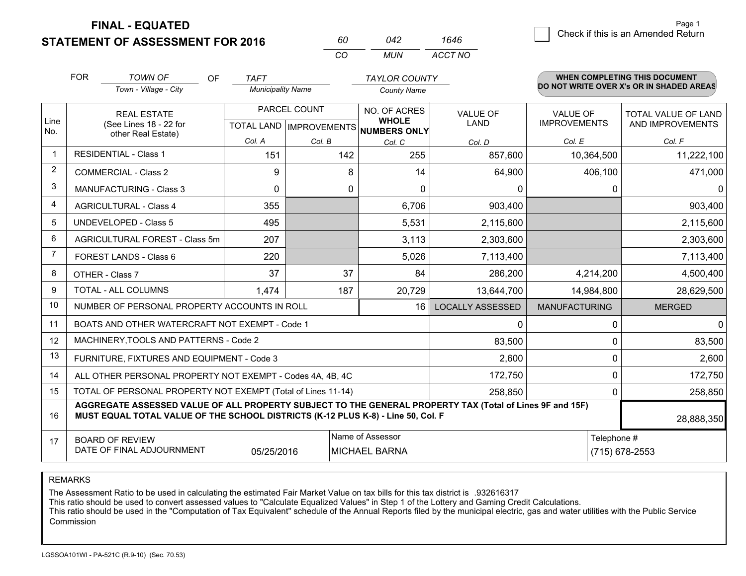**FINAL - EQUATED**

**STATEMENT OF ASSESSMENT FOR 2016**

| 60 | 042 | 1646 |
|---|---|---|
| CO | MUN | ACCT NO |

Page 1

☐ Check if this is an Amended Return

FOR *TOWN OF* (Town - Village - City) OF *TAFT* (Municipality Name) *TAYLOR COUNTY* (County Name)

**WHEN COMPLETING THIS DOCUMENT DO NOT WRITE OVER X's OR IN SHADED AREAS**

| Line No. | REAL ESTATE (See Lines 18 - 22 for other Real Estate) | PARCEL COUNT TOTAL LAND Col. A | PARCEL COUNT IMPROVEMENTS Col. B | NO. OF ACRES WHOLE NUMBERS ONLY Col. C | VALUE OF LAND Col. D | VALUE OF IMPROVEMENTS Col. E | TOTAL VALUE OF LAND AND IMPROVEMENTS Col. F |
|---|---|---|---|---|---|---|---|
| 1 | RESIDENTIAL - Class 1 | 151 | 142 | 255 | 857,600 | 10,364,500 | 11,222,100 |
| 2 | COMMERCIAL - Class 2 | 9 | 8 | 14 | 64,900 | 406,100 | 471,000 |
| 3 | MANUFACTURING - Class 3 | 0 | 0 | 0 | 0 | 0 | 0 |
| 4 | AGRICULTURAL - Class 4 | 355 | | 6,706 | 903,400 | | 903,400 |
| 5 | UNDEVELOPED - Class 5 | 495 | | 5,531 | 2,115,600 | | 2,115,600 |
| 6 | AGRICULTURAL FOREST - Class 5m | 207 | | 3,113 | 2,303,600 | | 2,303,600 |
| 7 | FOREST LANDS - Class 6 | 220 | | 5,026 | 7,113,400 | | 7,113,400 |
| 8 | OTHER - Class 7 | 37 | 37 | 84 | 286,200 | 4,214,200 | 4,500,400 |
| 9 | TOTAL - ALL COLUMNS | 1,474 | 187 | 20,729 | 13,644,700 | 14,984,800 | 28,629,500 |
| 10 | NUMBER OF PERSONAL PROPERTY ACCOUNTS IN ROLL | | | 16 | LOCALLY ASSESSED | MANUFACTURING | MERGED |
| 11 | BOATS AND OTHER WATERCRAFT NOT EXEMPT - Code 1 | | | | 0 | 0 | 0 |
| 12 | MACHINERY,TOOLS AND PATTERNS - Code 2 | | | | 83,500 | 0 | 83,500 |
| 13 | FURNITURE, FIXTURES AND EQUIPMENT - Code 3 | | | | 2,600 | 0 | 2,600 |
| 14 | ALL OTHER PERSONAL PROPERTY NOT EXEMPT - Codes 4A, 4B, 4C | | | | 172,750 | 0 | 172,750 |
| 15 | TOTAL OF PERSONAL PROPERTY NOT EXEMPT (Total of Lines 11-14) | | | | 258,850 | 0 | 258,850 |
| 16 | **AGGREGATE ASSESSED VALUE OF ALL PROPERTY SUBJECT TO THE GENERAL PROPERTY TAX (Total of Lines 9F and 15F) MUST EQUAL TOTAL VALUE OF THE SCHOOL DISTRICTS (K-12 PLUS K-8) - Line 50, Col. F** | | | | | | 28,888,350 |
| 17 | BOARD OF REVIEW DATE OF FINAL ADJOURNMENT | 05/25/2016 | | Name of Assessor: MICHAEL BARNA | | | Telephone #: (715) 678-2553 |

REMARKS

The Assessment Ratio to be used in calculating the estimated Fair Market Value on tax bills for this tax district is .932616317
This ratio should be used to convert assessed values to "Calculate Equalized Values" in Step 1 of the Lottery and Gaming Credit Calculations.
This ratio should be used in the "Computation of Tax Equivalent" schedule of the Annual Reports filed by the municipal electric, gas and water utilities with the Public Service Commission

LGSSOA101WI - PA-521C (R.9-10) (Sec. 70.53)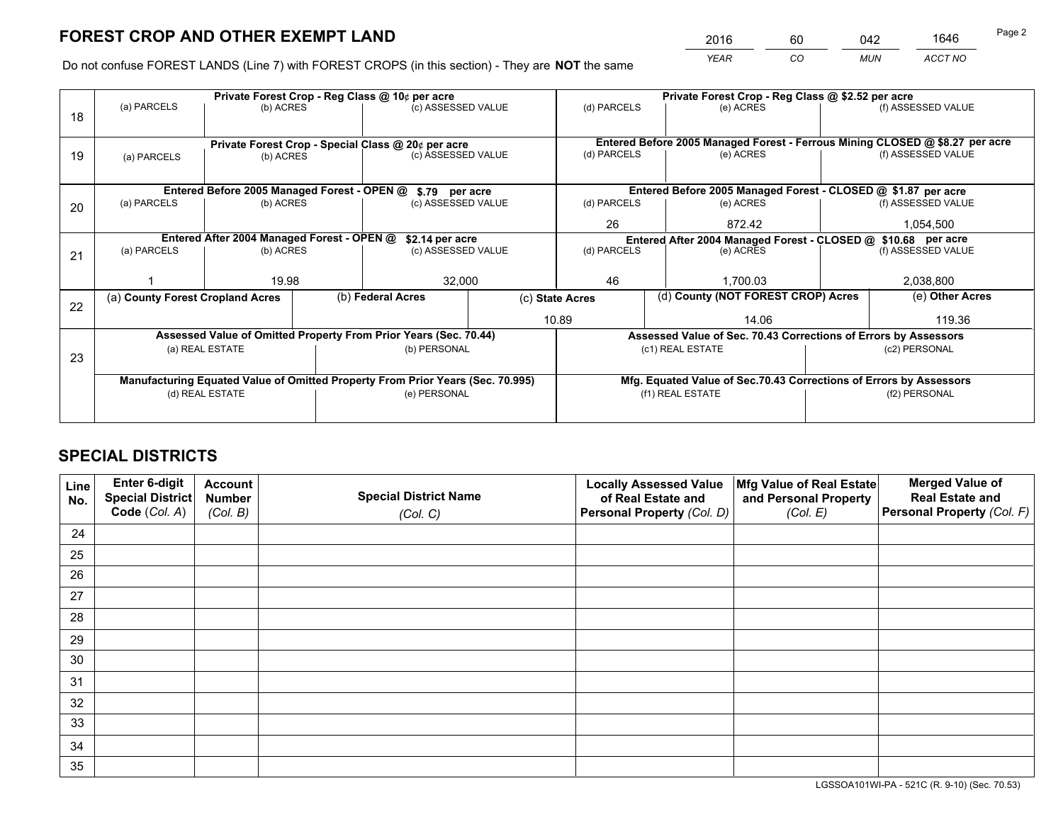# FOREST CROP AND OTHER EXEMPT LAND

| YEAR | CO | MUN | ACCT NO |
|---|---|---|---|
| 2016 | 60 | 042 | 1646 |

Do not confuse FOREST LANDS (Line 7) with FOREST CROPS (in this section) - They are **NOT** the same

| Line | (a) PARCELS | (b) ACRES | (c) ASSESSED VALUE | (d) PARCELS | (e) ACRES | (f) ASSESSED VALUE |
|---|---|---|---|---|---|---|
| 18 | Private Forest Crop - Reg Class @ 10¢ per acre | | | Private Forest Crop - Reg Class @ $2.52 per acre | | |
| | | | | | | |
| 19 | Private Forest Crop - Special Class @ 20¢ per acre | | | Entered Before 2005 Managed Forest - Ferrous Mining CLOSED @ $8.27 per acre | | |
| | | | | | | |
| 20 | Entered Before 2005 Managed Forest - OPEN @ $.79 per acre | | | Entered Before 2005 Managed Forest - CLOSED @ $1.87 per acre | | |
| | | | | 26 | 872.42 | 1,054,500 |
| 21 | Entered After 2004 Managed Forest - OPEN @ $2.14 per acre | | | Entered After 2004 Managed Forest - CLOSED @ $10.68 per acre | | |
| | 1 | 19.98 | 32,000 | 46 | 1,700.03 | 2,038,800 |

| Line | (a) County Forest Cropland Acres | (b) Federal Acres | (c) State Acres | (d) County (NOT FOREST CROP) Acres | (e) Other Acres |
|---|---|---|---|---|---|
| 22 | | | 10.89 | 14.06 | 119.36 |

| Line | Assessed Value of Omitted Property From Prior Years (Sec. 70.44) | | Assessed Value of Sec. 70.43 Corrections of Errors by Assessors | |
|---|---|---|---|---|
| 23 | (a) REAL ESTATE | (b) PERSONAL | (c1) REAL ESTATE | (c2) PERSONAL |
| | | | | |
| | **Manufacturing Equated Value of Omitted Property From Prior Years (Sec. 70.995)** | | **Mfg. Equated Value of Sec.70.43 Corrections of Errors by Assessors** | |
| | (d) REAL ESTATE | (e) PERSONAL | (f1) REAL ESTATE | (f2) PERSONAL |
| | | | | |

# SPECIAL DISTRICTS

| Line No. | Enter 6-digit Special District Code (Col. A) | Account Number (Col. B) | Special District Name (Col. C) | Locally Assessed Value of Real Estate and Personal Property (Col. D) | Mfg Value of Real Estate and Personal Property (Col. E) | Merged Value of Real Estate and Personal Property (Col. F) |
|---|---|---|---|---|---|---|
| 24 | | | | | | |
| 25 | | | | | | |
| 26 | | | | | | |
| 27 | | | | | | |
| 28 | | | | | | |
| 29 | | | | | | |
| 30 | | | | | | |
| 31 | | | | | | |
| 32 | | | | | | |
| 33 | | | | | | |
| 34 | | | | | | |
| 35 | | | | | | |

LGSSOA101WI-PA - 521C (R. 9-10) (Sec. 70.53)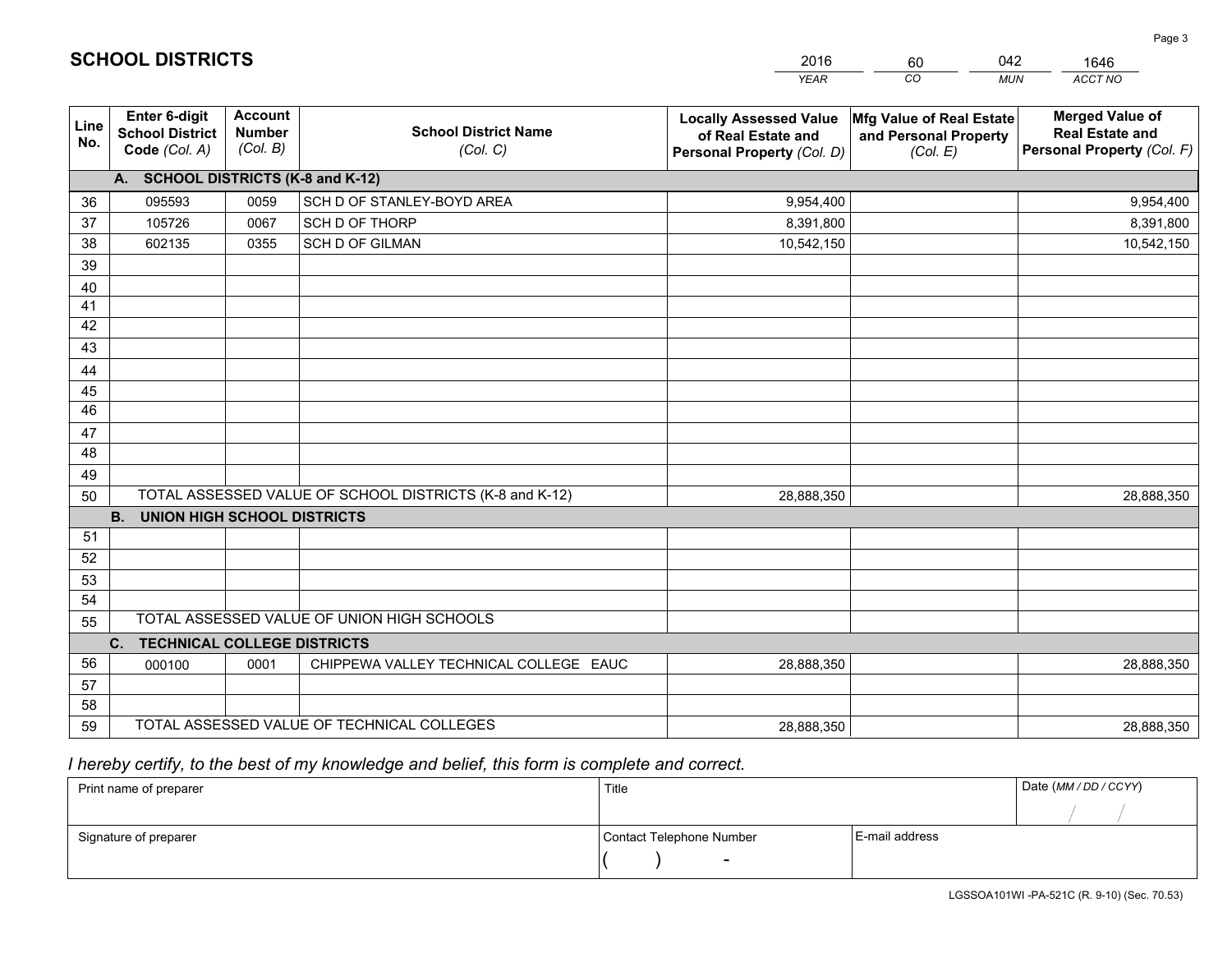# SCHOOL DISTRICTS

| 2016 | 60 | 042 | 1646 |
|---|---|---|---|
| *YEAR* | *CO* | *MUN* | *ACCT NO* |

| Line No. | Enter 6-digit School District Code *(Col. A)* | Account Number *(Col. B)* | School District Name *(Col. C)* | Locally Assessed Value of Real Estate and Personal Property *(Col. D)* | Mfg Value of Real Estate and Personal Property *(Col. E)* | Merged Value of Real Estate and Personal Property *(Col. F)* |
|---|---|---|---|---|---|---|
| | **A. SCHOOL DISTRICTS (K-8 and K-12)** | | | | | |
| 36 | 095593 | 0059 | SCH D OF STANLEY-BOYD AREA | 9,954,400 | | 9,954,400 |
| 37 | 105726 | 0067 | SCH D OF THORP | 8,391,800 | | 8,391,800 |
| 38 | 602135 | 0355 | SCH D OF GILMAN | 10,542,150 | | 10,542,150 |
| 39 | | | | | | |
| 40 | | | | | | |
| 41 | | | | | | |
| 42 | | | | | | |
| 43 | | | | | | |
| 44 | | | | | | |
| 45 | | | | | | |
| 46 | | | | | | |
| 47 | | | | | | |
| 48 | | | | | | |
| 49 | | | | | | |
| 50 | TOTAL ASSESSED VALUE OF SCHOOL DISTRICTS (K-8 and K-12) | | | 28,888,350 | | 28,888,350 |
| | **B. UNION HIGH SCHOOL DISTRICTS** | | | | | |
| 51 | | | | | | |
| 52 | | | | | | |
| 53 | | | | | | |
| 54 | | | | | | |
| 55 | TOTAL ASSESSED VALUE OF UNION HIGH SCHOOLS | | | | | |
| | **C. TECHNICAL COLLEGE DISTRICTS** | | | | | |
| 56 | 000100 | 0001 | CHIPPEWA VALLEY TECHNICAL COLLEGE EAUC | 28,888,350 | | 28,888,350 |
| 57 | | | | | | |
| 58 | | | | | | |
| 59 | TOTAL ASSESSED VALUE OF TECHNICAL COLLEGES | | | 28,888,350 | | 28,888,350 |

*I hereby certify, to the best of my knowledge and belief, this form is complete and correct.*

| Print name of preparer | Title | | Date *(MM / DD / CCYY)* |
|---|---|---|---|
| | | | / / |
| Signature of preparer | Contact Telephone Number | E-mail address | |
| | ( ) - | | |

LGSSOA101WI -PA-521C (R. 9-10) (Sec. 70.53)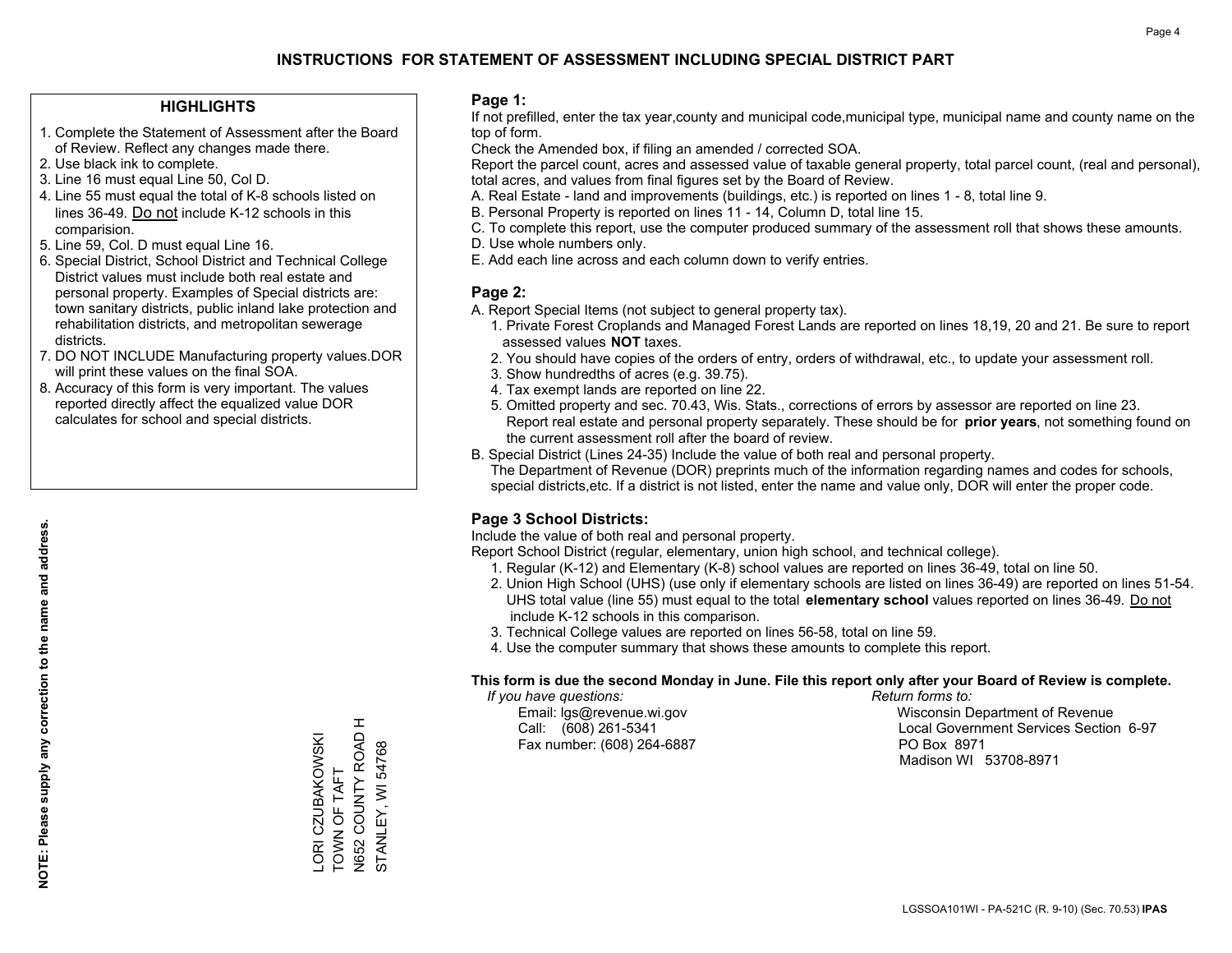# INSTRUCTIONS FOR STATEMENT OF ASSESSMENT INCLUDING SPECIAL DISTRICT PART

## HIGHLIGHTS

1. Complete the Statement of Assessment after the Board of Review. Reflect any changes made there.
2. Use black ink to complete.
3. Line 16 must equal Line 50, Col D.
4. Line 55 must equal the total of K-8 schools listed on lines 36-49. Do not include K-12 schools in this comparision.
5. Line 59, Col. D must equal Line 16.
6. Special District, School District and Technical College District values must include both real estate and personal property. Examples of Special districts are: town sanitary districts, public inland lake protection and rehabilitation districts, and metropolitan sewerage districts.
7. DO NOT INCLUDE Manufacturing property values.DOR will print these values on the final SOA.
8. Accuracy of this form is very important. The values reported directly affect the equalized value DOR calculates for school and special districts.

**NOTE: Please supply any correction to the name and address.**

LORI CZUBAKOWSKI
TOWN OF TAFT
N652 COUNTY ROAD H
STANLEY, WI 54768

## Page 1:

If not prefilled, enter the tax year,county and municipal code,municipal type, municipal name and county name on the top of form.

Check the Amended box, if filing an amended / corrected SOA.

Report the parcel count, acres and assessed value of taxable general property, total parcel count, (real and personal), total acres, and values from final figures set by the Board of Review.

A. Real Estate - land and improvements (buildings, etc.) is reported on lines 1 - 8, total line 9.
B. Personal Property is reported on lines 11 - 14, Column D, total line 15.
C. To complete this report, use the computer produced summary of the assessment roll that shows these amounts.
D. Use whole numbers only.
E. Add each line across and each column down to verify entries.

## Page 2:

A. Report Special Items (not subject to general property tax).
   1. Private Forest Croplands and Managed Forest Lands are reported on lines 18,19, 20 and 21. Be sure to report assessed values **NOT** taxes.
   2. You should have copies of the orders of entry, orders of withdrawal, etc., to update your assessment roll.
   3. Show hundredths of acres (e.g. 39.75).
   4. Tax exempt lands are reported on line 22.
   5. Omitted property and sec. 70.43, Wis. Stats., corrections of errors by assessor are reported on line 23. Report real estate and personal property separately. These should be for **prior years**, not something found on the current assessment roll after the board of review.
B. Special District (Lines 24-35) Include the value of both real and personal property.
   The Department of Revenue (DOR) preprints much of the information regarding names and codes for schools, special districts,etc. If a district is not listed, enter the name and value only, DOR will enter the proper code.

## Page 3 School Districts:

Include the value of both real and personal property.

Report School District (regular, elementary, union high school, and technical college).

1. Regular (K-12) and Elementary (K-8) school values are reported on lines 36-49, total on line 50.
2. Union High School (UHS) (use only if elementary schools are listed on lines 36-49) are reported on lines 51-54. UHS total value (line 55) must equal to the total **elementary school** values reported on lines 36-49. Do not include K-12 schools in this comparison.
3. Technical College values are reported on lines 56-58, total on line 59.
4. Use the computer summary that shows these amounts to complete this report.

**This form is due the second Monday in June. File this report only after your Board of Review is complete.**

*If you have questions:*
Email: lgs@revenue.wi.gov
Call: (608) 261-5341
Fax number: (608) 264-6887

*Return forms to:*
Wisconsin Department of Revenue
Local Government Services Section 6-97
PO Box 8971
Madison WI 53708-8971

LGSSOA101WI - PA-521C (R. 9-10) (Sec. 70.53) **IPAS**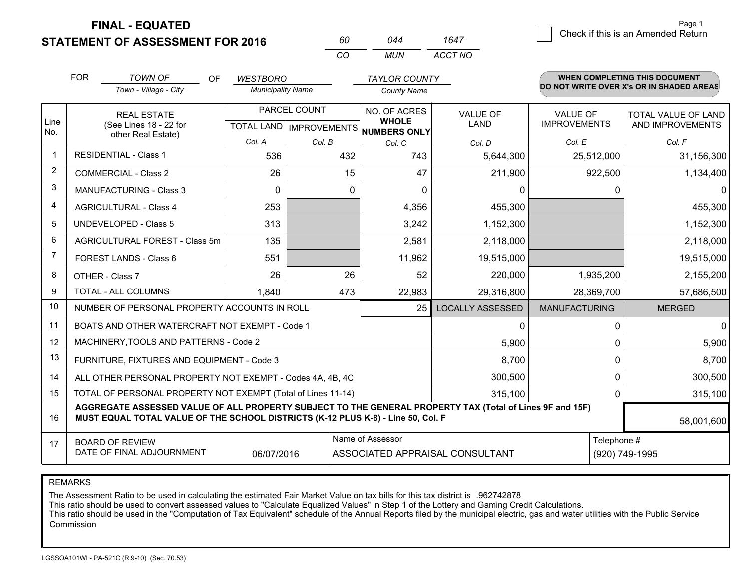**FINAL - EQUATED**
**STATEMENT OF ASSESSMENT FOR 2016**

| 60 | 044 | 1647 |
|---|---|---|
| CO | MUN | ACCT NO |

Page 1

☐ Check if this is an Amended Return

FOR *TOWN OF* (Town - Village - City) OF *WESTBORO* (Municipality Name) *TAYLOR COUNTY* (County Name)

**WHEN COMPLETING THIS DOCUMENT DO NOT WRITE OVER X's OR IN SHADED AREAS**

| Line No. | REAL ESTATE (See Lines 18 - 22 for other Real Estate) | PARCEL COUNT | | NO. OF ACRES WHOLE NUMBERS ONLY | VALUE OF LAND | VALUE OF IMPROVEMENTS | TOTAL VALUE OF LAND AND IMPROVEMENTS |
|---|---|---|---|---|---|---|---|
| | | TOTAL LAND Col. A | IMPROVEMENTS Col. B | Col. C | Col. D | Col. E | Col. F |
| 1 | RESIDENTIAL - Class 1 | 536 | 432 | 743 | 5,644,300 | 25,512,000 | 31,156,300 |
| 2 | COMMERCIAL - Class 2 | 26 | 15 | 47 | 211,900 | 922,500 | 1,134,400 |
| 3 | MANUFACTURING - Class 3 | 0 | 0 | 0 | 0 | 0 | 0 |
| 4 | AGRICULTURAL - Class 4 | 253 | | 4,356 | 455,300 | | 455,300 |
| 5 | UNDEVELOPED - Class 5 | 313 | | 3,242 | 1,152,300 | | 1,152,300 |
| 6 | AGRICULTURAL FOREST - Class 5m | 135 | | 2,581 | 2,118,000 | | 2,118,000 |
| 7 | FOREST LANDS - Class 6 | 551 | | 11,962 | 19,515,000 | | 19,515,000 |
| 8 | OTHER - Class 7 | 26 | 26 | 52 | 220,000 | 1,935,200 | 2,155,200 |
| 9 | TOTAL - ALL COLUMNS | 1,840 | 473 | 22,983 | 29,316,800 | 28,369,700 | 57,686,500 |
| 10 | NUMBER OF PERSONAL PROPERTY ACCOUNTS IN ROLL | | | 25 | LOCALLY ASSESSED | MANUFACTURING | MERGED |
| 11 | BOATS AND OTHER WATERCRAFT NOT EXEMPT - Code 1 | | | | 0 | 0 | 0 |
| 12 | MACHINERY,TOOLS AND PATTERNS - Code 2 | | | | 5,900 | 0 | 5,900 |
| 13 | FURNITURE, FIXTURES AND EQUIPMENT - Code 3 | | | | 8,700 | 0 | 8,700 |
| 14 | ALL OTHER PERSONAL PROPERTY NOT EXEMPT - Codes 4A, 4B, 4C | | | | 300,500 | 0 | 300,500 |
| 15 | TOTAL OF PERSONAL PROPERTY NOT EXEMPT (Total of Lines 11-14) | | | | 315,100 | 0 | 315,100 |
| 16 | **AGGREGATE ASSESSED VALUE OF ALL PROPERTY SUBJECT TO THE GENERAL PROPERTY TAX (Total of Lines 9F and 15F) MUST EQUAL TOTAL VALUE OF THE SCHOOL DISTRICTS (K-12 PLUS K-8) - Line 50, Col. F** | | | | | | 58,001,600 |
| 17 | BOARD OF REVIEW DATE OF FINAL ADJOURNMENT | 06/07/2016 | | Name of Assessor: ASSOCIATED APPRAISAL CONSULTANT | | Telephone #: (920) 749-1995 | |

REMARKS

The Assessment Ratio to be used in calculating the estimated Fair Market Value on tax bills for this tax district is .962742878
This ratio should be used to convert assessed values to "Calculate Equalized Values" in Step 1 of the Lottery and Gaming Credit Calculations.
This ratio should be used in the "Computation of Tax Equivalent" schedule of the Annual Reports filed by the municipal electric, gas and water utilities with the Public Service Commission

LGSSOA101WI - PA-521C (R.9-10) (Sec. 70.53)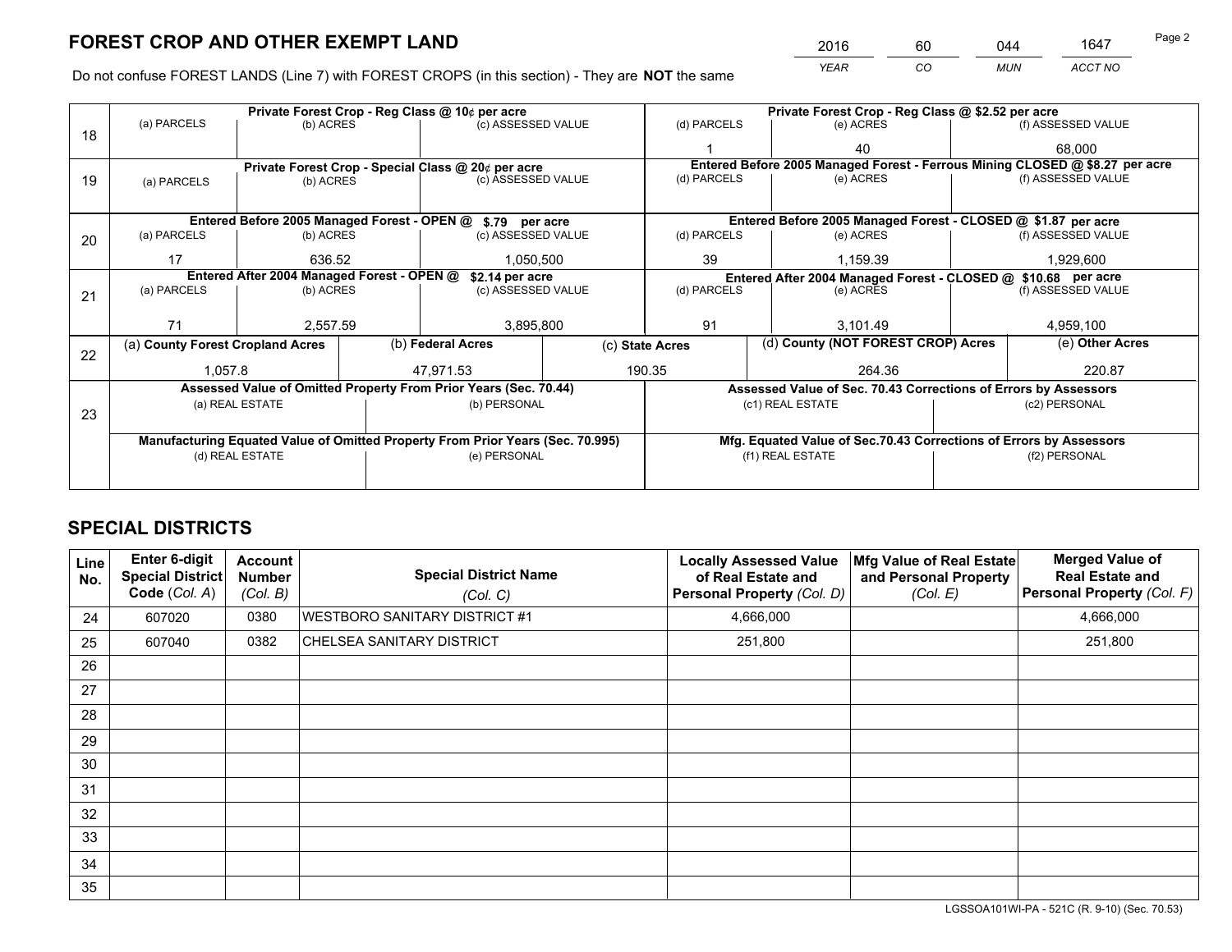# FOREST CROP AND OTHER EXEMPT LAND

| 2016 | 60 | 044 | 1647 |
|---|---|---|---|
| *YEAR* | *CO* | *MUN* | *ACCT NO* |

Do not confuse FOREST LANDS (Line 7) with FOREST CROPS (in this section) - They are **NOT** the same

| Line | Private Forest Crop - Reg Class @ 10¢ per acre | | | Private Forest Crop - Reg Class @ $2.52 per acre | | |
|---|---|---|---|---|---|---|
| 18 | (a) PARCELS | (b) ACRES | (c) ASSESSED VALUE | (d) PARCELS | (e) ACRES | (f) ASSESSED VALUE |
| | | | | 1 | 40 | 68,000 |
| | **Private Forest Crop - Special Class @ 20¢ per acre** | | | **Entered Before 2005 Managed Forest - Ferrous Mining CLOSED @ $8.27 per acre** | | |
| 19 | (a) PARCELS | (b) ACRES | (c) ASSESSED VALUE | (d) PARCELS | (e) ACRES | (f) ASSESSED VALUE |
| | | | | | | |
| | **Entered Before 2005 Managed Forest - OPEN @ $.79 per acre** | | | **Entered Before 2005 Managed Forest - CLOSED @ $1.87 per acre** | | |
| 20 | (a) PARCELS | (b) ACRES | (c) ASSESSED VALUE | (d) PARCELS | (e) ACRES | (f) ASSESSED VALUE |
| | 17 | 636.52 | 1,050,500 | 39 | 1,159.39 | 1,929,600 |
| | **Entered After 2004 Managed Forest - OPEN @ $2.14 per acre** | | | **Entered After 2004 Managed Forest - CLOSED @ $10.68 per acre** | | |
| 21 | (a) PARCELS | (b) ACRES | (c) ASSESSED VALUE | (d) PARCELS | (e) ACRES | (f) ASSESSED VALUE |
| | 71 | 2,557.59 | 3,895,800 | 91 | 3,101.49 | 4,959,100 |

| Line | (a) County Forest Cropland Acres | (b) Federal Acres | (c) State Acres | (d) County (NOT FOREST CROP) Acres | (e) Other Acres |
|---|---|---|---|---|---|
| 22 | 1,057.8 | 47,971.53 | 190.35 | 264.36 | 220.87 |

| Line | Assessed Value of Omitted Property From Prior Years (Sec. 70.44) | | Assessed Value of Sec. 70.43 Corrections of Errors by Assessors | |
|---|---|---|---|---|
| 23 | (a) REAL ESTATE | (b) PERSONAL | (c1) REAL ESTATE | (c2) PERSONAL |
| | | | | |
| | **Manufacturing Equated Value of Omitted Property From Prior Years (Sec. 70.995)** | | **Mfg. Equated Value of Sec.70.43 Corrections of Errors by Assessors** | |
| | (d) REAL ESTATE | (e) PERSONAL | (f1) REAL ESTATE | (f2) PERSONAL |
| | | | | |

# SPECIAL DISTRICTS

| Line No. | Enter 6-digit Special District Code (Col. A) | Account Number (Col. B) | Special District Name (Col. C) | Locally Assessed Value of Real Estate and Personal Property (Col. D) | Mfg Value of Real Estate and Personal Property (Col. E) | Merged Value of Real Estate and Personal Property (Col. F) |
|---|---|---|---|---|---|---|
| 24 | 607020 | 0380 | WESTBORO SANITARY DISTRICT #1 | 4,666,000 | | 4,666,000 |
| 25 | 607040 | 0382 | CHELSEA SANITARY DISTRICT | 251,800 | | 251,800 |
| 26 | | | | | | |
| 27 | | | | | | |
| 28 | | | | | | |
| 29 | | | | | | |
| 30 | | | | | | |
| 31 | | | | | | |
| 32 | | | | | | |
| 33 | | | | | | |
| 34 | | | | | | |
| 35 | | | | | | |

LGSSOA101WI-PA - 521C (R. 9-10) (Sec. 70.53)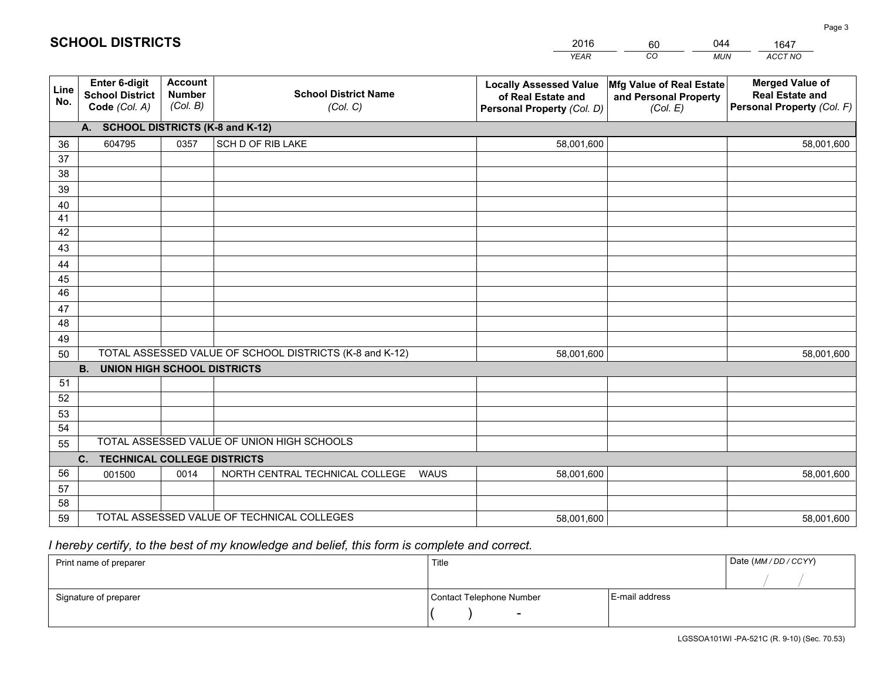# SCHOOL DISTRICTS

| 2016 | 60 | 044 | 1647 |
|---|---|---|---|
| YEAR | CO | MUN | ACCT NO |

| Line No. | Enter 6-digit School District Code (Col. A) | Account Number (Col. B) | School District Name (Col. C) | Locally Assessed Value of Real Estate and Personal Property (Col. D) | Mfg Value of Real Estate and Personal Property (Col. E) | Merged Value of Real Estate and Personal Property (Col. F) |
|---|---|---|---|---|---|---|
| **A. SCHOOL DISTRICTS (K-8 and K-12)** | | | | | | |
| 36 | 604795 | 0357 | SCH D OF RIB LAKE | 58,001,600 | | 58,001,600 |
| 37 | | | | | | |
| 38 | | | | | | |
| 39 | | | | | | |
| 40 | | | | | | |
| 41 | | | | | | |
| 42 | | | | | | |
| 43 | | | | | | |
| 44 | | | | | | |
| 45 | | | | | | |
| 46 | | | | | | |
| 47 | | | | | | |
| 48 | | | | | | |
| 49 | | | | | | |
| 50 | TOTAL ASSESSED VALUE OF SCHOOL DISTRICTS (K-8 and K-12) | | | 58,001,600 | | 58,001,600 |
| **B. UNION HIGH SCHOOL DISTRICTS** | | | | | | |
| 51 | | | | | | |
| 52 | | | | | | |
| 53 | | | | | | |
| 54 | | | | | | |
| 55 | TOTAL ASSESSED VALUE OF UNION HIGH SCHOOLS | | | | | |
| **C. TECHNICAL COLLEGE DISTRICTS** | | | | | | |
| 56 | 001500 | 0014 | NORTH CENTRAL TECHNICAL COLLEGE WAUS | 58,001,600 | | 58,001,600 |
| 57 | | | | | | |
| 58 | | | | | | |
| 59 | TOTAL ASSESSED VALUE OF TECHNICAL COLLEGES | | | 58,001,600 | | 58,001,600 |

*I hereby certify, to the best of my knowledge and belief, this form is complete and correct.*

| Print name of preparer | Title | | Date (MM / DD / CCYY) |
|---|---|---|---|
| | | | / / |
| Signature of preparer | Contact Telephone Number | E-mail address | |
| | ( ) - | | |

LGSSOA101WI -PA-521C (R. 9-10) (Sec. 70.53)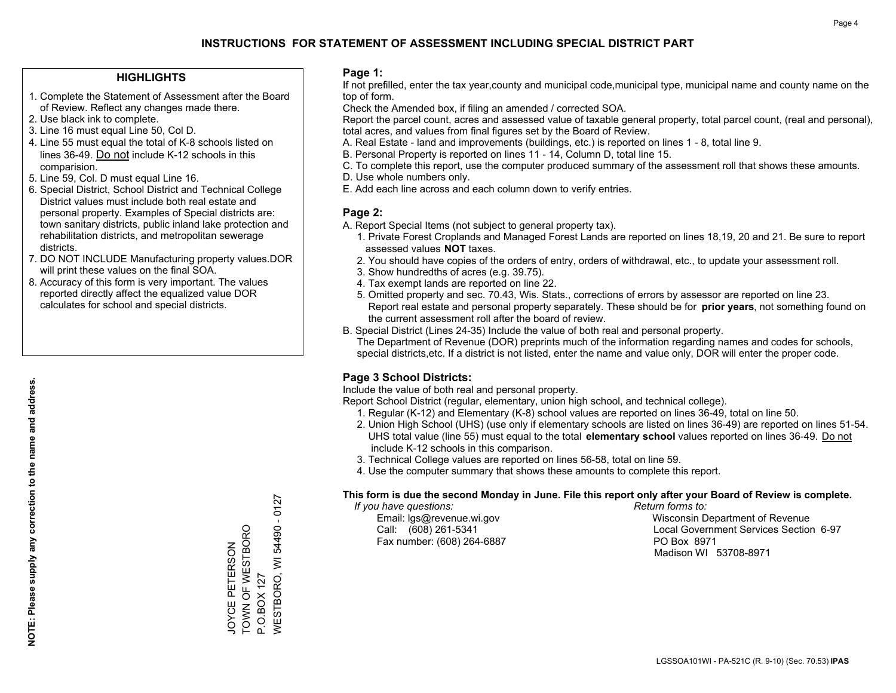# INSTRUCTIONS FOR STATEMENT OF ASSESSMENT INCLUDING SPECIAL DISTRICT PART

## HIGHLIGHTS

1. Complete the Statement of Assessment after the Board of Review. Reflect any changes made there.
2. Use black ink to complete.
3. Line 16 must equal Line 50, Col D.
4. Line 55 must equal the total of K-8 schools listed on lines 36-49. Do not include K-12 schools in this comparision.
5. Line 59, Col. D must equal Line 16.
6. Special District, School District and Technical College District values must include both real estate and personal property. Examples of Special districts are: town sanitary districts, public inland lake protection and rehabilitation districts, and metropolitan sewerage districts.
7. DO NOT INCLUDE Manufacturing property values.DOR will print these values on the final SOA.
8. Accuracy of this form is very important. The values reported directly affect the equalized value DOR calculates for school and special districts.

**NOTE: Please supply any correction to the name and address.**

JOYCE PETERSON
TOWN OF WESTBORO
P.O.BOX 127
WESTBORO, WI 54490 - 0127

## Page 1:

If not prefilled, enter the tax year,county and municipal code,municipal type, municipal name and county name on the top of form.

Check the Amended box, if filing an amended / corrected SOA.

Report the parcel count, acres and assessed value of taxable general property, total parcel count, (real and personal), total acres, and values from final figures set by the Board of Review.

A. Real Estate - land and improvements (buildings, etc.) is reported on lines 1 - 8, total line 9.
B. Personal Property is reported on lines 11 - 14, Column D, total line 15.
C. To complete this report, use the computer produced summary of the assessment roll that shows these amounts.
D. Use whole numbers only.
E. Add each line across and each column down to verify entries.

## Page 2:

A. Report Special Items (not subject to general property tax).
   1. Private Forest Croplands and Managed Forest Lands are reported on lines 18,19, 20 and 21. Be sure to report assessed values **NOT** taxes.
   2. You should have copies of the orders of entry, orders of withdrawal, etc., to update your assessment roll.
   3. Show hundredths of acres (e.g. 39.75).
   4. Tax exempt lands are reported on line 22.
   5. Omitted property and sec. 70.43, Wis. Stats., corrections of errors by assessor are reported on line 23. Report real estate and personal property separately. These should be for **prior years**, not something found on the current assessment roll after the board of review.
B. Special District (Lines 24-35) Include the value of both real and personal property.
   The Department of Revenue (DOR) preprints much of the information regarding names and codes for schools, special districts,etc. If a district is not listed, enter the name and value only, DOR will enter the proper code.

## Page 3 School Districts:

Include the value of both real and personal property.

Report School District (regular, elementary, union high school, and technical college).

1. Regular (K-12) and Elementary (K-8) school values are reported on lines 36-49, total on line 50.
2. Union High School (UHS) (use only if elementary schools are listed on lines 36-49) are reported on lines 51-54. UHS total value (line 55) must equal to the total **elementary school** values reported on lines 36-49. Do not include K-12 schools in this comparison.
3. Technical College values are reported on lines 56-58, total on line 59.
4. Use the computer summary that shows these amounts to complete this report.

**This form is due the second Monday in June. File this report only after your Board of Review is complete.**

*If you have questions:*
Email: lgs@revenue.wi.gov
Call: (608) 261-5341
Fax number: (608) 264-6887

*Return forms to:*
Wisconsin Department of Revenue
Local Government Services Section 6-97
PO Box 8971
Madison WI 53708-8971

LGSSOA101WI - PA-521C (R. 9-10) (Sec. 70.53) **IPAS**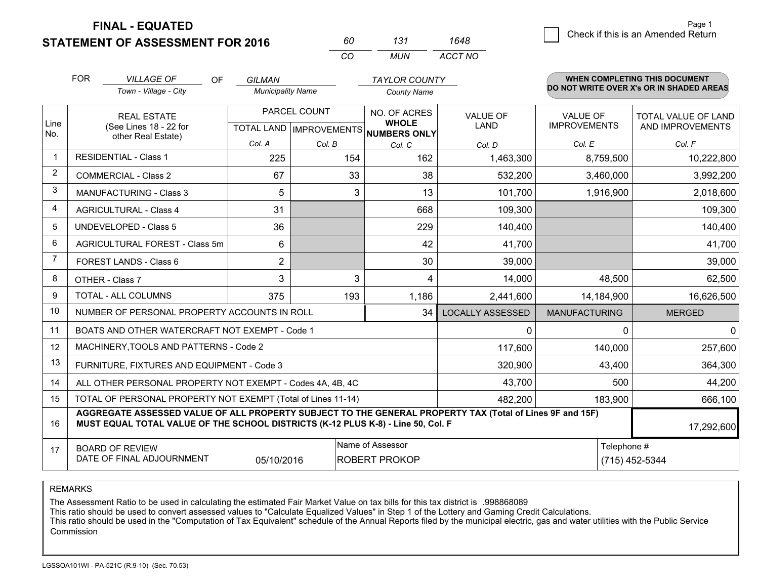# FINAL - EQUATED
# STATEMENT OF ASSESSMENT FOR 2016

| 60 | 131 | 1648 |
|---|---|---|
| CO | MUN | ACCT NO |

Check if this is an Amended Return

FOR *VILLAGE OF* (Town - Village - City) OF *GILMAN* (Municipality Name) *TAYLOR COUNTY* (County Name)

**WHEN COMPLETING THIS DOCUMENT DO NOT WRITE OVER X's OR IN SHADED AREAS**

| Line No. | REAL ESTATE (See Lines 18 - 22 for other Real Estate) | PARCEL COUNT TOTAL LAND Col. A | PARCEL COUNT IMPROVEMENTS Col. B | NO. OF ACRES WHOLE NUMBERS ONLY Col. C | VALUE OF LAND Col. D | VALUE OF IMPROVEMENTS Col. E | TOTAL VALUE OF LAND AND IMPROVEMENTS Col. F |
|---|---|---|---|---|---|---|---|
| 1 | RESIDENTIAL - Class 1 | 225 | 154 | 162 | 1,463,300 | 8,759,500 | 10,222,800 |
| 2 | COMMERCIAL - Class 2 | 67 | 33 | 38 | 532,200 | 3,460,000 | 3,992,200 |
| 3 | MANUFACTURING - Class 3 | 5 | 3 | 13 | 101,700 | 1,916,900 | 2,018,600 |
| 4 | AGRICULTURAL - Class 4 | 31 | | 668 | 109,300 | | 109,300 |
| 5 | UNDEVELOPED - Class 5 | 36 | | 229 | 140,400 | | 140,400 |
| 6 | AGRICULTURAL FOREST - Class 5m | 6 | | 42 | 41,700 | | 41,700 |
| 7 | FOREST LANDS - Class 6 | 2 | | 30 | 39,000 | | 39,000 |
| 8 | OTHER - Class 7 | 3 | 3 | 4 | 14,000 | 48,500 | 62,500 |
| 9 | TOTAL - ALL COLUMNS | 375 | 193 | 1,186 | 2,441,600 | 14,184,900 | 16,626,500 |
| 10 | NUMBER OF PERSONAL PROPERTY ACCOUNTS IN ROLL | | | 34 | LOCALLY ASSESSED | MANUFACTURING | MERGED |
| 11 | BOATS AND OTHER WATERCRAFT NOT EXEMPT - Code 1 | | | | 0 | 0 | 0 |
| 12 | MACHINERY,TOOLS AND PATTERNS - Code 2 | | | | 117,600 | 140,000 | 257,600 |
| 13 | FURNITURE, FIXTURES AND EQUIPMENT - Code 3 | | | | 320,900 | 43,400 | 364,300 |
| 14 | ALL OTHER PERSONAL PROPERTY NOT EXEMPT - Codes 4A, 4B, 4C | | | | 43,700 | 500 | 44,200 |
| 15 | TOTAL OF PERSONAL PROPERTY NOT EXEMPT (Total of Lines 11-14) | | | | 482,200 | 183,900 | 666,100 |
| 16 | **AGGREGATE ASSESSED VALUE OF ALL PROPERTY SUBJECT TO THE GENERAL PROPERTY TAX (Total of Lines 9F and 15F) MUST EQUAL TOTAL VALUE OF THE SCHOOL DISTRICTS (K-12 PLUS K-8) - Line 50, Col. F** | | | | | | 17,292,600 |
| 17 | BOARD OF REVIEW DATE OF FINAL ADJOURNMENT | 05/10/2016 | | Name of Assessor: ROBERT PROKOP | | Telephone #: (715) 452-5344 | |

REMARKS

The Assessment Ratio to be used in calculating the estimated Fair Market Value on tax bills for this tax district is .998868089
This ratio should be used to convert assessed values to "Calculate Equalized Values" in Step 1 of the Lottery and Gaming Credit Calculations.
This ratio should be used in the "Computation of Tax Equivalent" schedule of the Annual Reports filed by the municipal electric, gas and water utilities with the Public Service Commission

LGSSOA101WI - PA-521C (R.9-10) (Sec. 70.53)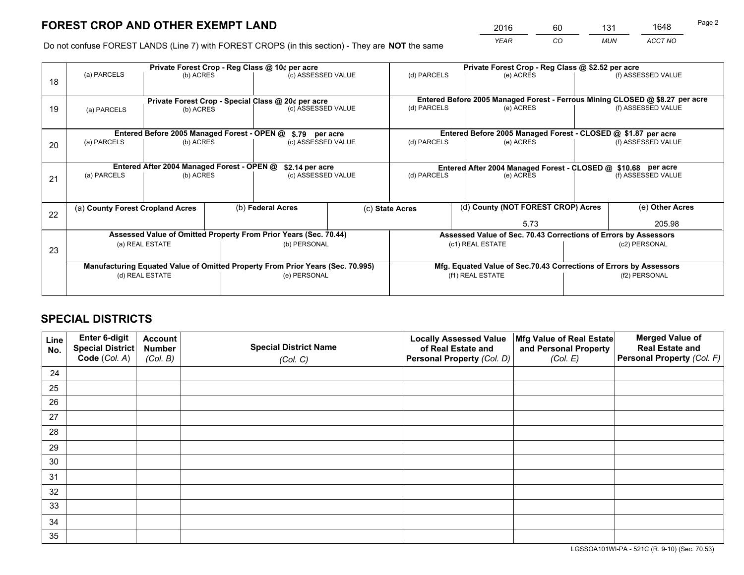# FOREST CROP AND OTHER EXEMPT LAND

| 2016 | 60 | 131 | 1648 |
|---|---|---|---|
| *YEAR* | *CO* | *MUN* | *ACCT NO* |

Do not confuse FOREST LANDS (Line 7) with FOREST CROPS (in this section) - They are **NOT** the same

| Line | Private Forest Crop - Reg Class @ 10¢ per acre | | | Private Forest Crop - Reg Class @ $2.52 per acre | | |
|---|---|---|---|---|---|---|
| 18 | (a) PARCELS | (b) ACRES | (c) ASSESSED VALUE | (d) PARCELS | (e) ACRES | (f) ASSESSED VALUE |
| | | | | | | |
| | **Private Forest Crop - Special Class @ 20¢ per acre** | | | **Entered Before 2005 Managed Forest - Ferrous Mining CLOSED @ $8.27 per acre** | | |
| 19 | (a) PARCELS | (b) ACRES | (c) ASSESSED VALUE | (d) PARCELS | (e) ACRES | (f) ASSESSED VALUE |
| | | | | | | |
| | **Entered Before 2005 Managed Forest - OPEN @ $.79 per acre** | | | **Entered Before 2005 Managed Forest - CLOSED @ $1.87 per acre** | | |
| 20 | (a) PARCELS | (b) ACRES | (c) ASSESSED VALUE | (d) PARCELS | (e) ACRES | (f) ASSESSED VALUE |
| | | | | | | |
| | **Entered After 2004 Managed Forest - OPEN @ $2.14 per acre** | | | **Entered After 2004 Managed Forest - CLOSED @ $10.68 per acre** | | |
| 21 | (a) PARCELS | (b) ACRES | (c) ASSESSED VALUE | (d) PARCELS | (e) ACRES | (f) ASSESSED VALUE |
| | | | | | | |

| Line | (a) County Forest Cropland Acres | (b) Federal Acres | (c) State Acres | (d) County (NOT FOREST CROP) Acres | (e) Other Acres |
|---|---|---|---|---|---|
| 22 | | | | 5.73 | 205.98 |

| Line | Assessed Value of Omitted Property From Prior Years (Sec. 70.44) | | Assessed Value of Sec. 70.43 Corrections of Errors by Assessors | |
|---|---|---|---|---|
| 23 | (a) REAL ESTATE | (b) PERSONAL | (c1) REAL ESTATE | (c2) PERSONAL |
| | | | | |
| | **Manufacturing Equated Value of Omitted Property From Prior Years (Sec. 70.995)** | | **Mfg. Equated Value of Sec.70.43 Corrections of Errors by Assessors** | |
| | (d) REAL ESTATE | (e) PERSONAL | (f1) REAL ESTATE | (f2) PERSONAL |
| | | | | |

# SPECIAL DISTRICTS

| Line No. | Enter 6-digit Special District Code (*Col. A*) | Account Number (*Col. B*) | Special District Name (*Col. C*) | Locally Assessed Value of Real Estate and Personal Property (*Col. D*) | Mfg Value of Real Estate and Personal Property (*Col. E*) | Merged Value of Real Estate and Personal Property (*Col. F*) |
|---|---|---|---|---|---|---|
| 24 | | | | | | |
| 25 | | | | | | |
| 26 | | | | | | |
| 27 | | | | | | |
| 28 | | | | | | |
| 29 | | | | | | |
| 30 | | | | | | |
| 31 | | | | | | |
| 32 | | | | | | |
| 33 | | | | | | |
| 34 | | | | | | |
| 35 | | | | | | |

LGSSOA101WI-PA - 521C (R. 9-10) (Sec. 70.53)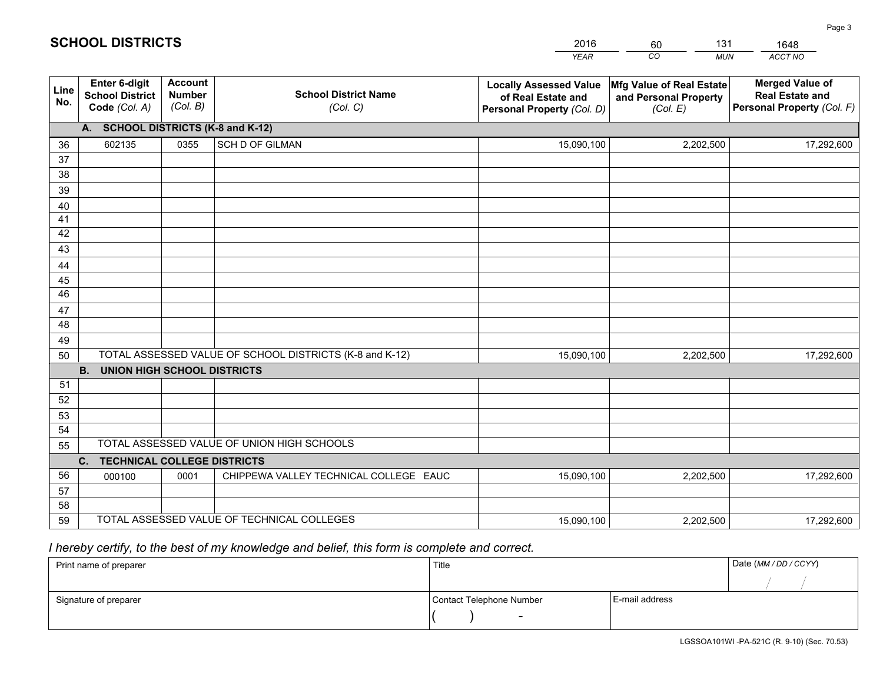# SCHOOL DISTRICTS

| 2016 | 60 | 131 | 1648 |
|---|---|---|---|
| *YEAR* | *CO* | *MUN* | *ACCT NO* |

| Line No. | Enter 6-digit School District Code *(Col. A)* | Account Number *(Col. B)* | School District Name *(Col. C)* | Locally Assessed Value of Real Estate and Personal Property *(Col. D)* | Mfg Value of Real Estate and Personal Property *(Col. E)* | Merged Value of Real Estate and Personal Property *(Col. F)* |
|---|---|---|---|---|---|---|
| | **A. SCHOOL DISTRICTS (K-8 and K-12)** | | | | | |
| 36 | 602135 | 0355 | SCH D OF GILMAN | 15,090,100 | 2,202,500 | 17,292,600 |
| 37 | | | | | | |
| 38 | | | | | | |
| 39 | | | | | | |
| 40 | | | | | | |
| 41 | | | | | | |
| 42 | | | | | | |
| 43 | | | | | | |
| 44 | | | | | | |
| 45 | | | | | | |
| 46 | | | | | | |
| 47 | | | | | | |
| 48 | | | | | | |
| 49 | | | | | | |
| 50 | TOTAL ASSESSED VALUE OF SCHOOL DISTRICTS (K-8 and K-12) | | | 15,090,100 | 2,202,500 | 17,292,600 |
| | **B. UNION HIGH SCHOOL DISTRICTS** | | | | | |
| 51 | | | | | | |
| 52 | | | | | | |
| 53 | | | | | | |
| 54 | | | | | | |
| 55 | TOTAL ASSESSED VALUE OF UNION HIGH SCHOOLS | | | | | |
| | **C. TECHNICAL COLLEGE DISTRICTS** | | | | | |
| 56 | 000100 | 0001 | CHIPPEWA VALLEY TECHNICAL COLLEGE EAUC | 15,090,100 | 2,202,500 | 17,292,600 |
| 57 | | | | | | |
| 58 | | | | | | |
| 59 | TOTAL ASSESSED VALUE OF TECHNICAL COLLEGES | | | 15,090,100 | 2,202,500 | 17,292,600 |

*I hereby certify, to the best of my knowledge and belief, this form is complete and correct.*

| Print name of preparer | Title | | Date *(MM / DD / CCYY)* |
|---|---|---|---|
| | | | / / |
| Signature of preparer | Contact Telephone Number | E-mail address | |
| | ( ) - | | |

LGSSOA101WI -PA-521C (R. 9-10) (Sec. 70.53)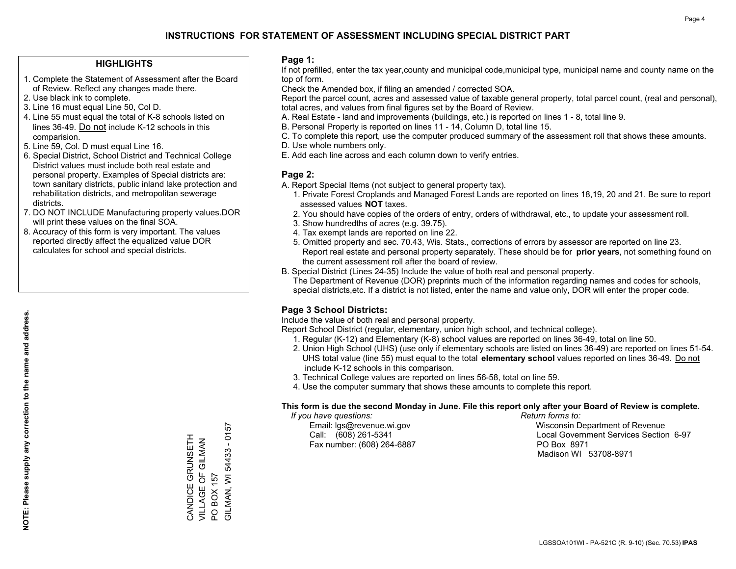# INSTRUCTIONS FOR STATEMENT OF ASSESSMENT INCLUDING SPECIAL DISTRICT PART

## HIGHLIGHTS

1. Complete the Statement of Assessment after the Board of Review. Reflect any changes made there.
2. Use black ink to complete.
3. Line 16 must equal Line 50, Col D.
4. Line 55 must equal the total of K-8 schools listed on lines 36-49. Do not include K-12 schools in this comparision.
5. Line 59, Col. D must equal Line 16.
6. Special District, School District and Technical College District values must include both real estate and personal property. Examples of Special districts are: town sanitary districts, public inland lake protection and rehabilitation districts, and metropolitan sewerage districts.
7. DO NOT INCLUDE Manufacturing property values.DOR will print these values on the final SOA.
8. Accuracy of this form is very important. The values reported directly affect the equalized value DOR calculates for school and special districts.

**NOTE: Please supply any correction to the name and address.**

CANDICE GRUNSETH
VILLAGE OF GILMAN
PO BOX 157
GILMAN, WI 54433 - 0157

## Page 1:

If not prefilled, enter the tax year,county and municipal code,municipal type, municipal name and county name on the top of form.

Check the Amended box, if filing an amended / corrected SOA.

Report the parcel count, acres and assessed value of taxable general property, total parcel count, (real and personal), total acres, and values from final figures set by the Board of Review.

A. Real Estate - land and improvements (buildings, etc.) is reported on lines 1 - 8, total line 9.
B. Personal Property is reported on lines 11 - 14, Column D, total line 15.
C. To complete this report, use the computer produced summary of the assessment roll that shows these amounts.
D. Use whole numbers only.
E. Add each line across and each column down to verify entries.

## Page 2:

A. Report Special Items (not subject to general property tax).
 1. Private Forest Croplands and Managed Forest Lands are reported on lines 18,19, 20 and 21. Be sure to report assessed values **NOT** taxes.
 2. You should have copies of the orders of entry, orders of withdrawal, etc., to update your assessment roll.
 3. Show hundredths of acres (e.g. 39.75).
 4. Tax exempt lands are reported on line 22.
 5. Omitted property and sec. 70.43, Wis. Stats., corrections of errors by assessor are reported on line 23. Report real estate and personal property separately. These should be for **prior years**, not something found on the current assessment roll after the board of review.

B. Special District (Lines 24-35) Include the value of both real and personal property.
 The Department of Revenue (DOR) preprints much of the information regarding names and codes for schools, special districts,etc. If a district is not listed, enter the name and value only, DOR will enter the proper code.

## Page 3 School Districts:

Include the value of both real and personal property.

Report School District (regular, elementary, union high school, and technical college).

1. Regular (K-12) and Elementary (K-8) school values are reported on lines 36-49, total on line 50.
2. Union High School (UHS) (use only if elementary schools are listed on lines 36-49) are reported on lines 51-54. UHS total value (line 55) must equal to the total **elementary school** values reported on lines 36-49. Do not include K-12 schools in this comparison.
3. Technical College values are reported on lines 56-58, total on line 59.
4. Use the computer summary that shows these amounts to complete this report.

**This form is due the second Monday in June. File this report only after your Board of Review is complete.**

*If you have questions:*
Email: lgs@revenue.wi.gov
Call: (608) 261-5341
Fax number: (608) 264-6887

*Return forms to:*
Wisconsin Department of Revenue
Local Government Services Section 6-97
PO Box 8971
Madison WI 53708-8971

LGSSOA101WI - PA-521C (R. 9-10) (Sec. 70.53) **IPAS**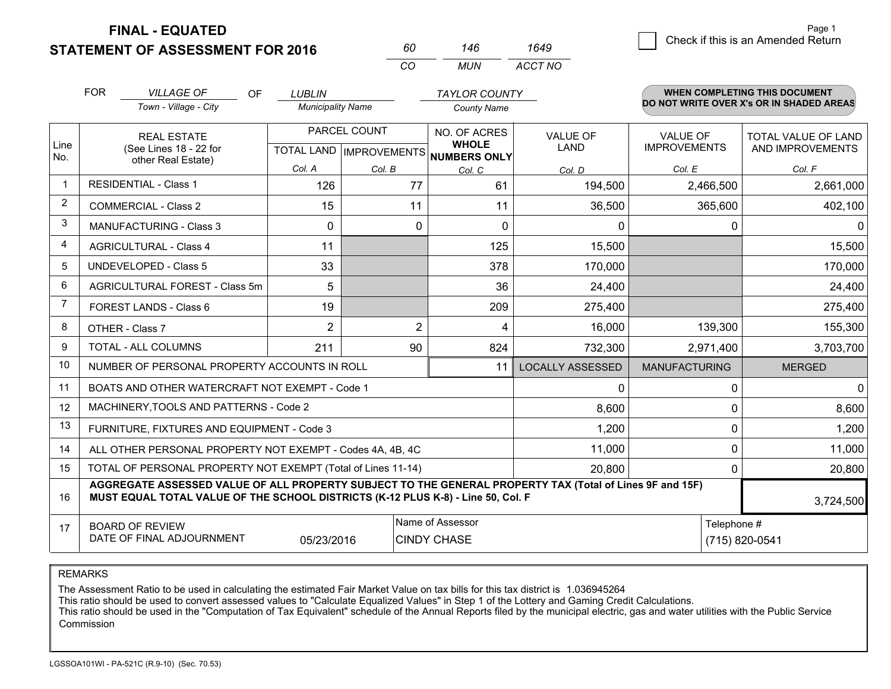# FINAL - EQUATED
## STATEMENT OF ASSESSMENT FOR 2016

| 60 | 146 | 1649 |
|---|---|---|
| CO | MUN | ACCT NO |

☐ Check if this is an Amended Return

Page 1

FOR *VILLAGE OF* (Town - Village - City) OF *LUBLIN* (Municipality Name) *TAYLOR COUNTY* (County Name)

**WHEN COMPLETING THIS DOCUMENT DO NOT WRITE OVER X's OR IN SHADED AREAS**

| Line No. | REAL ESTATE (See Lines 18 - 22 for other Real Estate) | PARCEL COUNT TOTAL LAND Col. A | PARCEL COUNT IMPROVEMENTS Col. B | NO. OF ACRES WHOLE NUMBERS ONLY Col. C | VALUE OF LAND Col. D | VALUE OF IMPROVEMENTS Col. E | TOTAL VALUE OF LAND AND IMPROVEMENTS Col. F |
|---|---|---|---|---|---|---|---|
| 1 | RESIDENTIAL - Class 1 | 126 | 77 | 61 | 194,500 | 2,466,500 | 2,661,000 |
| 2 | COMMERCIAL - Class 2 | 15 | 11 | 11 | 36,500 | 365,600 | 402,100 |
| 3 | MANUFACTURING - Class 3 | 0 | 0 | 0 | 0 | 0 | 0 |
| 4 | AGRICULTURAL - Class 4 | 11 | | 125 | 15,500 | | 15,500 |
| 5 | UNDEVELOPED - Class 5 | 33 | | 378 | 170,000 | | 170,000 |
| 6 | AGRICULTURAL FOREST - Class 5m | 5 | | 36 | 24,400 | | 24,400 |
| 7 | FOREST LANDS - Class 6 | 19 | | 209 | 275,400 | | 275,400 |
| 8 | OTHER - Class 7 | 2 | 2 | 4 | 16,000 | 139,300 | 155,300 |
| 9 | TOTAL - ALL COLUMNS | 211 | 90 | 824 | 732,300 | 2,971,400 | 3,703,700 |
| 10 | NUMBER OF PERSONAL PROPERTY ACCOUNTS IN ROLL | | | 11 | LOCALLY ASSESSED | MANUFACTURING | MERGED |
| 11 | BOATS AND OTHER WATERCRAFT NOT EXEMPT - Code 1 | | | | 0 | 0 | 0 |
| 12 | MACHINERY,TOOLS AND PATTERNS - Code 2 | | | | 8,600 | 0 | 8,600 |
| 13 | FURNITURE, FIXTURES AND EQUIPMENT - Code 3 | | | | 1,200 | 0 | 1,200 |
| 14 | ALL OTHER PERSONAL PROPERTY NOT EXEMPT - Codes 4A, 4B, 4C | | | | 11,000 | 0 | 11,000 |
| 15 | TOTAL OF PERSONAL PROPERTY NOT EXEMPT (Total of Lines 11-14) | | | | 20,800 | 0 | 20,800 |
| 16 | **AGGREGATE ASSESSED VALUE OF ALL PROPERTY SUBJECT TO THE GENERAL PROPERTY TAX (Total of Lines 9F and 15F) MUST EQUAL TOTAL VALUE OF THE SCHOOL DISTRICTS (K-12 PLUS K-8) - Line 50, Col. F** | | | | | | 3,724,500 |
| 17 | BOARD OF REVIEW DATE OF FINAL ADJOURNMENT | 05/23/2016 | Name of Assessor: CINDY CHASE | | | Telephone #: (715) 820-0541 | |

REMARKS

The Assessment Ratio to be used in calculating the estimated Fair Market Value on tax bills for this tax district is 1.036945264
This ratio should be used to convert assessed values to "Calculate Equalized Values" in Step 1 of the Lottery and Gaming Credit Calculations.
This ratio should be used in the "Computation of Tax Equivalent" schedule of the Annual Reports filed by the municipal electric, gas and water utilities with the Public Service Commission

LGSSOA101WI - PA-521C (R.9-10) (Sec. 70.53)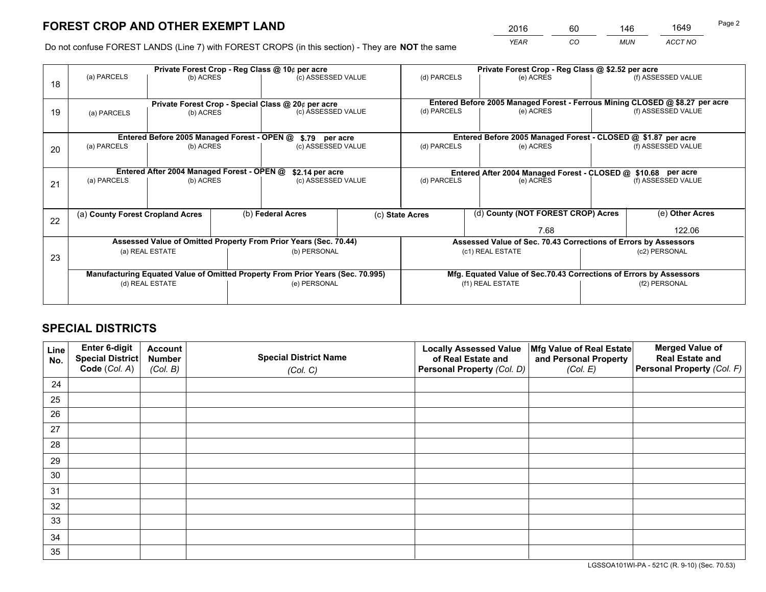# FOREST CROP AND OTHER EXEMPT LAND

| 2016 | 60 | 146 | 1649 |
|---|---|---|---|
| *YEAR* | *CO* | *MUN* | *ACCT NO* |

Do not confuse FOREST LANDS (Line 7) with FOREST CROPS (in this section) - They are **NOT** the same

| Line | Private Forest Crop - Reg Class @ 10¢ per acre | | | Private Forest Crop - Reg Class @ $2.52 per acre | | |
|---|---|---|---|---|---|---|
| 18 | (a) PARCELS | (b) ACRES | (c) ASSESSED VALUE | (d) PARCELS | (e) ACRES | (f) ASSESSED VALUE |
| | | | | | | |
| | **Private Forest Crop - Special Class @ 20¢ per acre** | | | **Entered Before 2005 Managed Forest - Ferrous Mining CLOSED @ $8.27 per acre** | | |
| 19 | (a) PARCELS | (b) ACRES | (c) ASSESSED VALUE | (d) PARCELS | (e) ACRES | (f) ASSESSED VALUE |
| | | | | | | |
| | **Entered Before 2005 Managed Forest - OPEN @ $.79 per acre** | | | **Entered Before 2005 Managed Forest - CLOSED @ $1.87 per acre** | | |
| 20 | (a) PARCELS | (b) ACRES | (c) ASSESSED VALUE | (d) PARCELS | (e) ACRES | (f) ASSESSED VALUE |
| | | | | | | |
| | **Entered After 2004 Managed Forest - OPEN @ $2.14 per acre** | | | **Entered After 2004 Managed Forest - CLOSED @ $10.68 per acre** | | |
| 21 | (a) PARCELS | (b) ACRES | (c) ASSESSED VALUE | (d) PARCELS | (e) ACRES | (f) ASSESSED VALUE |
| | | | | | | |

| Line | (a) County Forest Cropland Acres | (b) Federal Acres | (c) State Acres | (d) County (NOT FOREST CROP) Acres | (e) Other Acres |
|---|---|---|---|---|---|
| 22 | | | | 7.68 | 122.06 |

| Line | Assessed Value of Omitted Property From Prior Years (Sec. 70.44) | | Assessed Value of Sec. 70.43 Corrections of Errors by Assessors | |
|---|---|---|---|---|
| 23 | (a) REAL ESTATE | (b) PERSONAL | (c1) REAL ESTATE | (c2) PERSONAL |
| | | | | |
| | **Manufacturing Equated Value of Omitted Property From Prior Years (Sec. 70.995)** | | **Mfg. Equated Value of Sec.70.43 Corrections of Errors by Assessors** | |
| | (d) REAL ESTATE | (e) PERSONAL | (f1) REAL ESTATE | (f2) PERSONAL |
| | | | | |

# SPECIAL DISTRICTS

| Line No. | Enter 6-digit Special District Code (*Col. A*) | Account Number (*Col. B*) | Special District Name (*Col. C*) | Locally Assessed Value of Real Estate and Personal Property (*Col. D*) | Mfg Value of Real Estate and Personal Property (*Col. E*) | Merged Value of Real Estate and Personal Property (*Col. F*) |
|---|---|---|---|---|---|---|
| 24 | | | | | | |
| 25 | | | | | | |
| 26 | | | | | | |
| 27 | | | | | | |
| 28 | | | | | | |
| 29 | | | | | | |
| 30 | | | | | | |
| 31 | | | | | | |
| 32 | | | | | | |
| 33 | | | | | | |
| 34 | | | | | | |
| 35 | | | | | | |

LGSSOA101WI-PA - 521C (R. 9-10) (Sec. 70.53)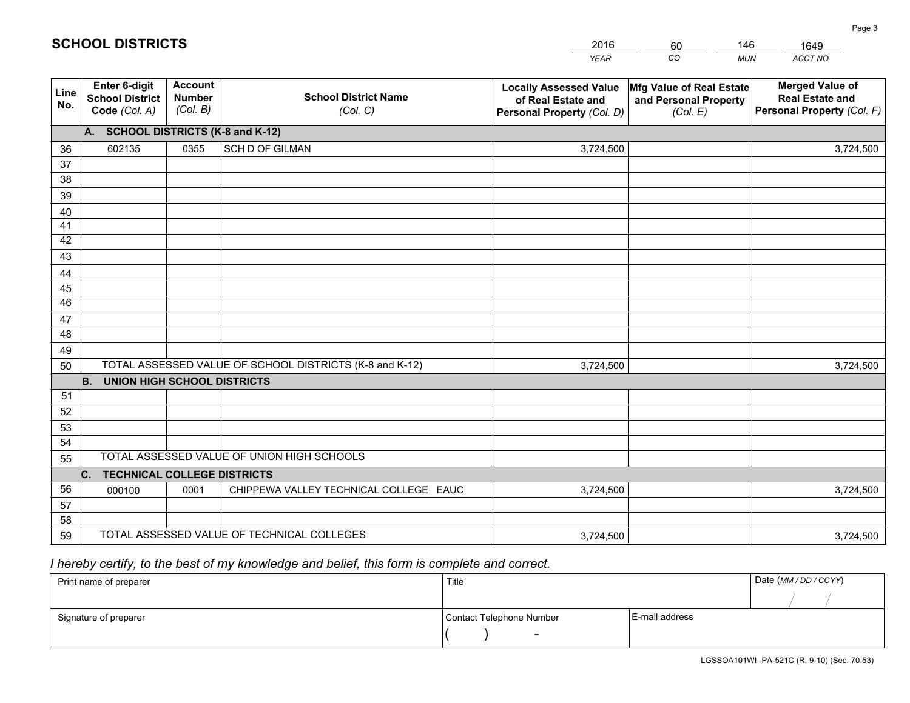# SCHOOL DISTRICTS

| 2016 | 60 | 146 | 1649 |
|---|---|---|---|
| *YEAR* | *CO* | *MUN* | *ACCT NO* |

| Line No. | Enter 6-digit School District Code *(Col. A)* | Account Number *(Col. B)* | School District Name *(Col. C)* | Locally Assessed Value of Real Estate and Personal Property *(Col. D)* | Mfg Value of Real Estate and Personal Property *(Col. E)* | Merged Value of Real Estate and Personal Property *(Col. F)* |
|---|---|---|---|---|---|---|
| | **A. SCHOOL DISTRICTS (K-8 and K-12)** | | | | | |
| 36 | 602135 | 0355 | SCH D OF GILMAN | 3,724,500 | | 3,724,500 |
| 37 | | | | | | |
| 38 | | | | | | |
| 39 | | | | | | |
| 40 | | | | | | |
| 41 | | | | | | |
| 42 | | | | | | |
| 43 | | | | | | |
| 44 | | | | | | |
| 45 | | | | | | |
| 46 | | | | | | |
| 47 | | | | | | |
| 48 | | | | | | |
| 49 | | | | | | |
| 50 | TOTAL ASSESSED VALUE OF SCHOOL DISTRICTS (K-8 and K-12) | | | 3,724,500 | | 3,724,500 |
| | **B. UNION HIGH SCHOOL DISTRICTS** | | | | | |
| 51 | | | | | | |
| 52 | | | | | | |
| 53 | | | | | | |
| 54 | | | | | | |
| 55 | TOTAL ASSESSED VALUE OF UNION HIGH SCHOOLS | | | | | |
| | **C. TECHNICAL COLLEGE DISTRICTS** | | | | | |
| 56 | 000100 | 0001 | CHIPPEWA VALLEY TECHNICAL COLLEGE EAUC | 3,724,500 | | 3,724,500 |
| 57 | | | | | | |
| 58 | | | | | | |
| 59 | TOTAL ASSESSED VALUE OF TECHNICAL COLLEGES | | | 3,724,500 | | 3,724,500 |

*I hereby certify, to the best of my knowledge and belief, this form is complete and correct.*

| Print name of preparer | Title | | Date *(MM / DD / CCYY)* |
|---|---|---|---|
| | | | / / |
| Signature of preparer | Contact Telephone Number | E-mail address | |
| | ( ) - | | |

LGSSOA101WI -PA-521C (R. 9-10) (Sec. 70.53)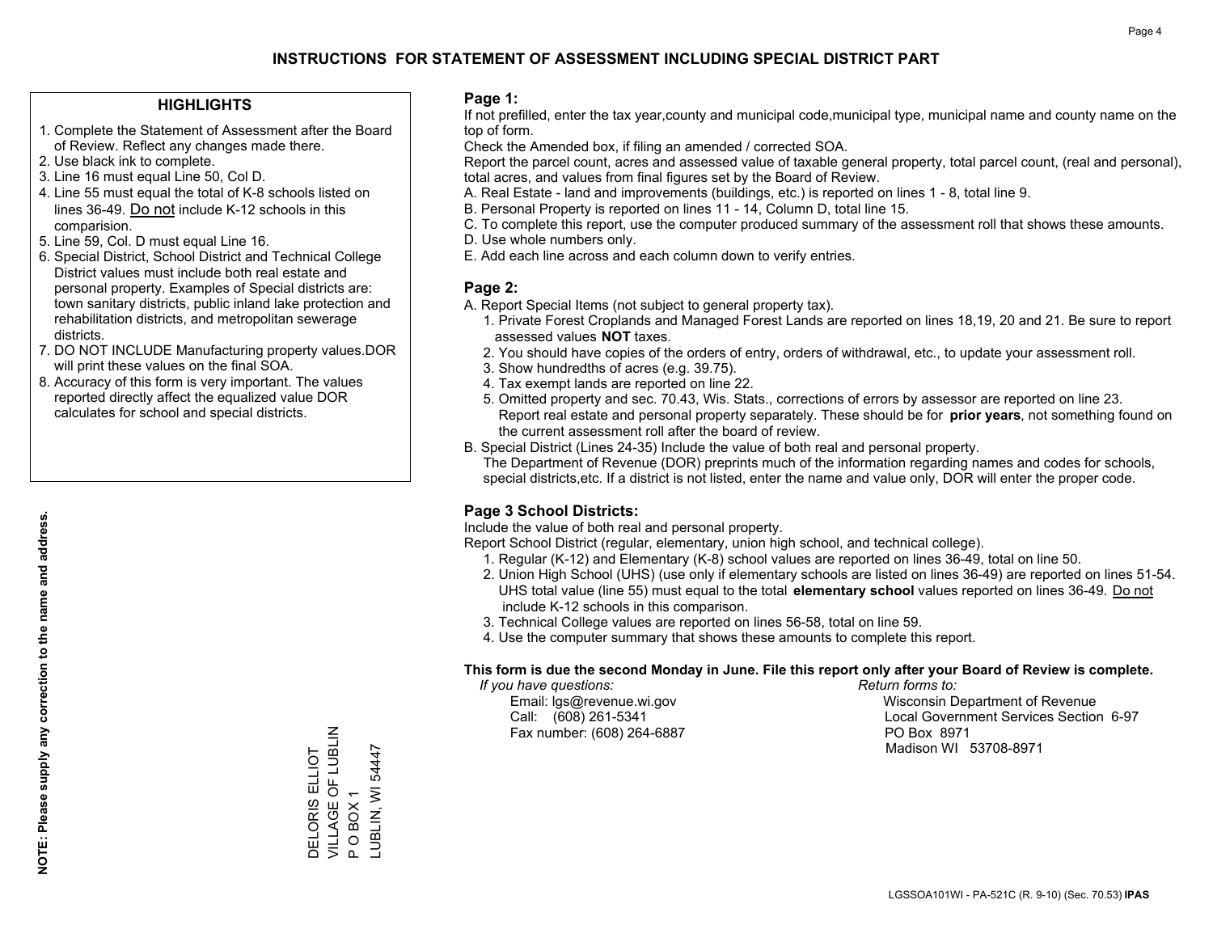# INSTRUCTIONS FOR STATEMENT OF ASSESSMENT INCLUDING SPECIAL DISTRICT PART

## HIGHLIGHTS

1. Complete the Statement of Assessment after the Board of Review. Reflect any changes made there.
2. Use black ink to complete.
3. Line 16 must equal Line 50, Col D.
4. Line 55 must equal the total of K-8 schools listed on lines 36-49. Do not include K-12 schools in this comparision.
5. Line 59, Col. D must equal Line 16.
6. Special District, School District and Technical College District values must include both real estate and personal property. Examples of Special districts are: town sanitary districts, public inland lake protection and rehabilitation districts, and metropolitan sewerage districts.
7. DO NOT INCLUDE Manufacturing property values.DOR will print these values on the final SOA.
8. Accuracy of this form is very important. The values reported directly affect the equalized value DOR calculates for school and special districts.

**NOTE: Please supply any correction to the name and address.**

DELORIS ELLIOT
VILLAGE OF LUBLIN
P O BOX 1
LUBLIN, WI 54447

## Page 1:

If not prefilled, enter the tax year,county and municipal code,municipal type, municipal name and county name on the top of form.

Check the Amended box, if filing an amended / corrected SOA.

Report the parcel count, acres and assessed value of taxable general property, total parcel count, (real and personal), total acres, and values from final figures set by the Board of Review.

A. Real Estate - land and improvements (buildings, etc.) is reported on lines 1 - 8, total line 9.
B. Personal Property is reported on lines 11 - 14, Column D, total line 15.
C. To complete this report, use the computer produced summary of the assessment roll that shows these amounts.
D. Use whole numbers only.
E. Add each line across and each column down to verify entries.

## Page 2:

A. Report Special Items (not subject to general property tax).
   1. Private Forest Croplands and Managed Forest Lands are reported on lines 18,19, 20 and 21. Be sure to report assessed values **NOT** taxes.
   2. You should have copies of the orders of entry, orders of withdrawal, etc., to update your assessment roll.
   3. Show hundredths of acres (e.g. 39.75).
   4. Tax exempt lands are reported on line 22.
   5. Omitted property and sec. 70.43, Wis. Stats., corrections of errors by assessor are reported on line 23. Report real estate and personal property separately. These should be for **prior years**, not something found on the current assessment roll after the board of review.

B. Special District (Lines 24-35) Include the value of both real and personal property.
   The Department of Revenue (DOR) preprints much of the information regarding names and codes for schools, special districts,etc. If a district is not listed, enter the name and value only, DOR will enter the proper code.

## Page 3 School Districts:

Include the value of both real and personal property.

Report School District (regular, elementary, union high school, and technical college).

1. Regular (K-12) and Elementary (K-8) school values are reported on lines 36-49, total on line 50.
2. Union High School (UHS) (use only if elementary schools are listed on lines 36-49) are reported on lines 51-54. UHS total value (line 55) must equal to the total **elementary school** values reported on lines 36-49. Do not include K-12 schools in this comparison.
3. Technical College values are reported on lines 56-58, total on line 59.
4. Use the computer summary that shows these amounts to complete this report.

**This form is due the second Monday in June. File this report only after your Board of Review is complete.**

*If you have questions:*
Email: lgs@revenue.wi.gov
Call: (608) 261-5341
Fax number: (608) 264-6887

*Return forms to:*
Wisconsin Department of Revenue
Local Government Services Section 6-97
PO Box 8971
Madison WI 53708-8971

LGSSOA101WI - PA-521C (R. 9-10) (Sec. 70.53) **IPAS**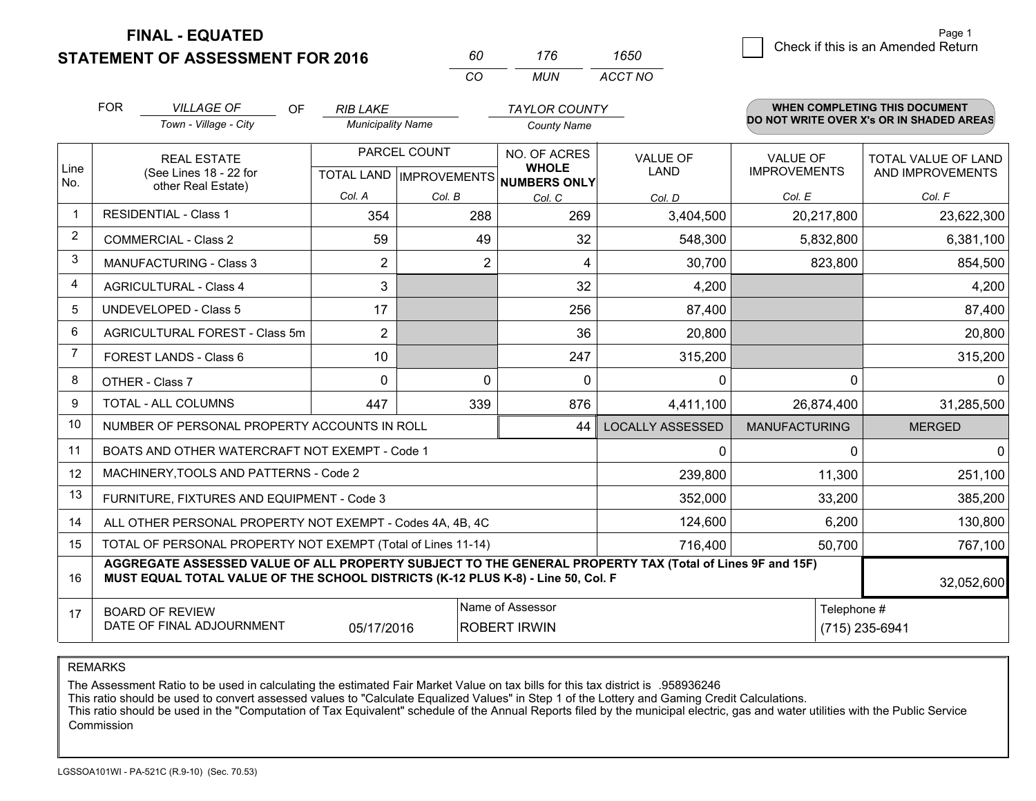# FINAL - EQUATED
# STATEMENT OF ASSESSMENT FOR 2016

| 60 | 176 | 1650 |
|---|---|---|
| CO | MUN | ACCT NO |

Page 1

☐ Check if this is an Amended Return

FOR *VILLAGE OF* (Town - Village - City) OF *RIB LAKE* (Municipality Name) *TAYLOR COUNTY* (County Name)

**WHEN COMPLETING THIS DOCUMENT DO NOT WRITE OVER X's OR IN SHADED AREAS**

| Line No. | REAL ESTATE (See Lines 18 - 22 for other Real Estate) | PARCEL COUNT | | NO. OF ACRES WHOLE NUMBERS ONLY | VALUE OF LAND | VALUE OF IMPROVEMENTS | TOTAL VALUE OF LAND AND IMPROVEMENTS |
|---|---|---|---|---|---|---|---|
| | | TOTAL LAND | IMPROVEMENTS | | | | |
| | | Col. A | Col. B | Col. C | Col. D | Col. E | Col. F |
| 1 | RESIDENTIAL - Class 1 | 354 | 288 | 269 | 3,404,500 | 20,217,800 | 23,622,300 |
| 2 | COMMERCIAL - Class 2 | 59 | 49 | 32 | 548,300 | 5,832,800 | 6,381,100 |
| 3 | MANUFACTURING - Class 3 | 2 | 2 | 4 | 30,700 | 823,800 | 854,500 |
| 4 | AGRICULTURAL - Class 4 | 3 | | 32 | 4,200 | | 4,200 |
| 5 | UNDEVELOPED - Class 5 | 17 | | 256 | 87,400 | | 87,400 |
| 6 | AGRICULTURAL FOREST - Class 5m | 2 | | 36 | 20,800 | | 20,800 |
| 7 | FOREST LANDS - Class 6 | 10 | | 247 | 315,200 | | 315,200 |
| 8 | OTHER - Class 7 | 0 | 0 | 0 | 0 | 0 | 0 |
| 9 | TOTAL - ALL COLUMNS | 447 | 339 | 876 | 4,411,100 | 26,874,400 | 31,285,500 |
| 10 | NUMBER OF PERSONAL PROPERTY ACCOUNTS IN ROLL | | | 44 | LOCALLY ASSESSED | MANUFACTURING | MERGED |
| 11 | BOATS AND OTHER WATERCRAFT NOT EXEMPT - Code 1 | | | | 0 | 0 | 0 |
| 12 | MACHINERY,TOOLS AND PATTERNS - Code 2 | | | | 239,800 | 11,300 | 251,100 |
| 13 | FURNITURE, FIXTURES AND EQUIPMENT - Code 3 | | | | 352,000 | 33,200 | 385,200 |
| 14 | ALL OTHER PERSONAL PROPERTY NOT EXEMPT - Codes 4A, 4B, 4C | | | | 124,600 | 6,200 | 130,800 |
| 15 | TOTAL OF PERSONAL PROPERTY NOT EXEMPT (Total of Lines 11-14) | | | | 716,400 | 50,700 | 767,100 |
| 16 | **AGGREGATE ASSESSED VALUE OF ALL PROPERTY SUBJECT TO THE GENERAL PROPERTY TAX (Total of Lines 9F and 15F) MUST EQUAL TOTAL VALUE OF THE SCHOOL DISTRICTS (K-12 PLUS K-8) - Line 50, Col. F** | | | | | | 32,052,600 |
| 17 | BOARD OF REVIEW DATE OF FINAL ADJOURNMENT | 05/17/2016 | | Name of Assessor: ROBERT IRWIN | | Telephone #: (715) 235-6941 | |

REMARKS

The Assessment Ratio to be used in calculating the estimated Fair Market Value on tax bills for this tax district is .958936246
This ratio should be used to convert assessed values to "Calculate Equalized Values" in Step 1 of the Lottery and Gaming Credit Calculations.
This ratio should be used in the "Computation of Tax Equivalent" schedule of the Annual Reports filed by the municipal electric, gas and water utilities with the Public Service Commission

LGSSOA101WI - PA-521C (R.9-10) (Sec. 70.53)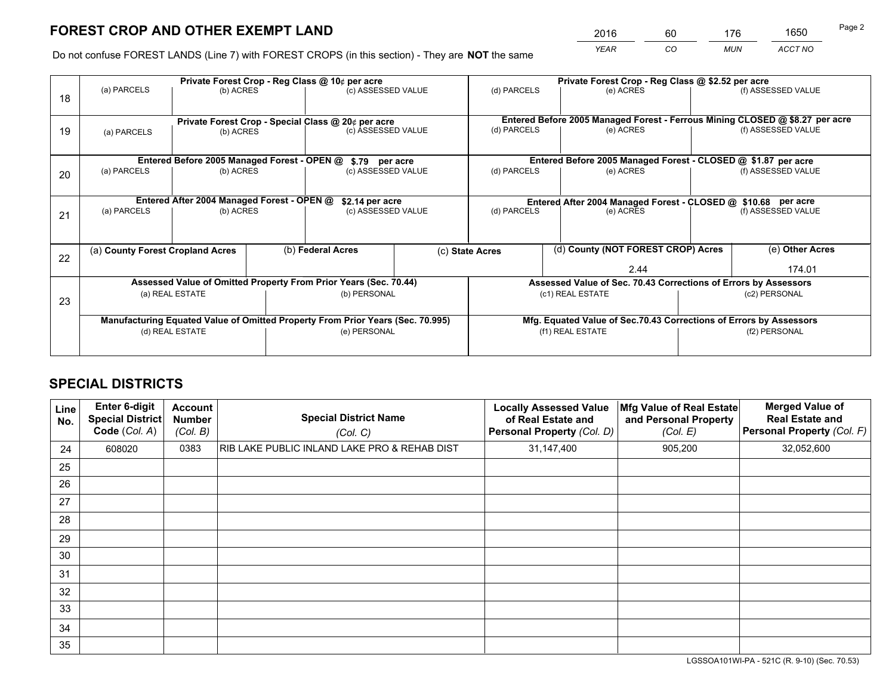# FOREST CROP AND OTHER EXEMPT LAND

| 2016 | 60 | 176 | 1650 |
|---|---|---|---|
| *YEAR* | *CO* | *MUN* | *ACCT NO* |

Do not confuse FOREST LANDS (Line 7) with FOREST CROPS (in this section) - They are **NOT** the same

| Line | Private Forest Crop - Reg Class @ 10¢ per acre | | | Private Forest Crop - Reg Class @ $2.52 per acre | | |
|---|---|---|---|---|---|---|
| | (a) PARCELS | (b) ACRES | (c) ASSESSED VALUE | (d) PARCELS | (e) ACRES | (f) ASSESSED VALUE |
| 18 | | | | | | |
| | **Private Forest Crop - Special Class @ 20¢ per acre** | | | **Entered Before 2005 Managed Forest - Ferrous Mining CLOSED @ $8.27 per acre** | | |
| 19 | (a) PARCELS | (b) ACRES | (c) ASSESSED VALUE | (d) PARCELS | (e) ACRES | (f) ASSESSED VALUE |
| | **Entered Before 2005 Managed Forest - OPEN @ $.79 per acre** | | | **Entered Before 2005 Managed Forest - CLOSED @ $1.87 per acre** | | |
| 20 | (a) PARCELS | (b) ACRES | (c) ASSESSED VALUE | (d) PARCELS | (e) ACRES | (f) ASSESSED VALUE |
| | **Entered After 2004 Managed Forest - OPEN @ $2.14 per acre** | | | **Entered After 2004 Managed Forest - CLOSED @ $10.68 per acre** | | |
| 21 | (a) PARCELS | (b) ACRES | (c) ASSESSED VALUE | (d) PARCELS | (e) ACRES | (f) ASSESSED VALUE |

| Line | (a) County Forest Cropland Acres | (b) Federal Acres | (c) State Acres | (d) County (NOT FOREST CROP) Acres | (e) Other Acres |
|---|---|---|---|---|---|
| 22 | | | | 2.44 | 174.01 |

| Line | Assessed Value of Omitted Property From Prior Years (Sec. 70.44) | | Assessed Value of Sec. 70.43 Corrections of Errors by Assessors | |
|---|---|---|---|---|
| 23 | (a) REAL ESTATE | (b) PERSONAL | (c1) REAL ESTATE | (c2) PERSONAL |
| | **Manufacturing Equated Value of Omitted Property From Prior Years (Sec. 70.995)** | | **Mfg. Equated Value of Sec.70.43 Corrections of Errors by Assessors** | |
| | (d) REAL ESTATE | (e) PERSONAL | (f1) REAL ESTATE | (f2) PERSONAL |

# SPECIAL DISTRICTS

| Line No. | Enter 6-digit Special District Code (Col. A) | Account Number (Col. B) | Special District Name (Col. C) | Locally Assessed Value of Real Estate and Personal Property (Col. D) | Mfg Value of Real Estate and Personal Property (Col. E) | Merged Value of Real Estate and Personal Property (Col. F) |
|---|---|---|---|---|---|---|
| 24 | 608020 | 0383 | RIB LAKE PUBLIC INLAND LAKE PRO & REHAB DIST | 31,147,400 | 905,200 | 32,052,600 |
| 25 | | | | | | |
| 26 | | | | | | |
| 27 | | | | | | |
| 28 | | | | | | |
| 29 | | | | | | |
| 30 | | | | | | |
| 31 | | | | | | |
| 32 | | | | | | |
| 33 | | | | | | |
| 34 | | | | | | |
| 35 | | | | | | |

LGSSOA101WI-PA - 521C (R. 9-10) (Sec. 70.53)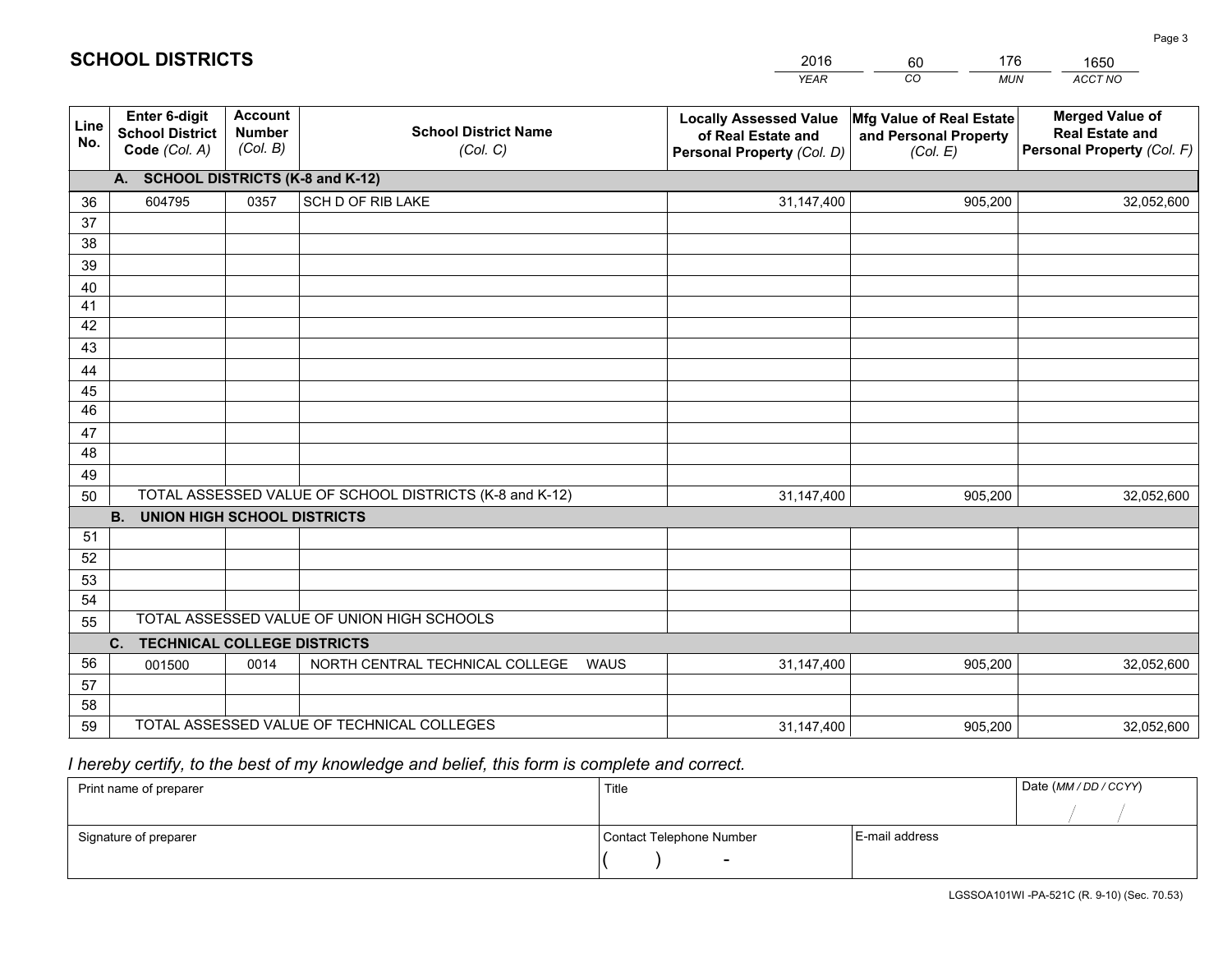# SCHOOL DISTRICTS

| 2016 | 60 | 176 | 1650 |
|---|---|---|---|
| YEAR | CO | MUN | ACCT NO |

| Line No. | Enter 6-digit School District Code (Col. A) | Account Number (Col. B) | School District Name (Col. C) | Locally Assessed Value of Real Estate and Personal Property (Col. D) | Mfg Value of Real Estate and Personal Property (Col. E) | Merged Value of Real Estate and Personal Property (Col. F) |
|---|---|---|---|---|---|---|
| **A. SCHOOL DISTRICTS (K-8 and K-12)** | | | | | | |
| 36 | 604795 | 0357 | SCH D OF RIB LAKE | 31,147,400 | 905,200 | 32,052,600 |
| 37 | | | | | | |
| 38 | | | | | | |
| 39 | | | | | | |
| 40 | | | | | | |
| 41 | | | | | | |
| 42 | | | | | | |
| 43 | | | | | | |
| 44 | | | | | | |
| 45 | | | | | | |
| 46 | | | | | | |
| 47 | | | | | | |
| 48 | | | | | | |
| 49 | | | | | | |
| 50 | TOTAL ASSESSED VALUE OF SCHOOL DISTRICTS (K-8 and K-12) | | | 31,147,400 | 905,200 | 32,052,600 |
| **B. UNION HIGH SCHOOL DISTRICTS** | | | | | | |
| 51 | | | | | | |
| 52 | | | | | | |
| 53 | | | | | | |
| 54 | | | | | | |
| 55 | TOTAL ASSESSED VALUE OF UNION HIGH SCHOOLS | | | | | |
| **C. TECHNICAL COLLEGE DISTRICTS** | | | | | | |
| 56 | 001500 | 0014 | NORTH CENTRAL TECHNICAL COLLEGE WAUS | 31,147,400 | 905,200 | 32,052,600 |
| 57 | | | | | | |
| 58 | | | | | | |
| 59 | TOTAL ASSESSED VALUE OF TECHNICAL COLLEGES | | | 31,147,400 | 905,200 | 32,052,600 |

*I hereby certify, to the best of my knowledge and belief, this form is complete and correct.*

| Print name of preparer | Title | | Date (MM / DD / CCYY) |
|---|---|---|---|
| | | | / / |
| Signature of preparer | Contact Telephone Number | E-mail address | |
| | ( ) - | | |

LGSSOA101WI -PA-521C (R. 9-10) (Sec. 70.53)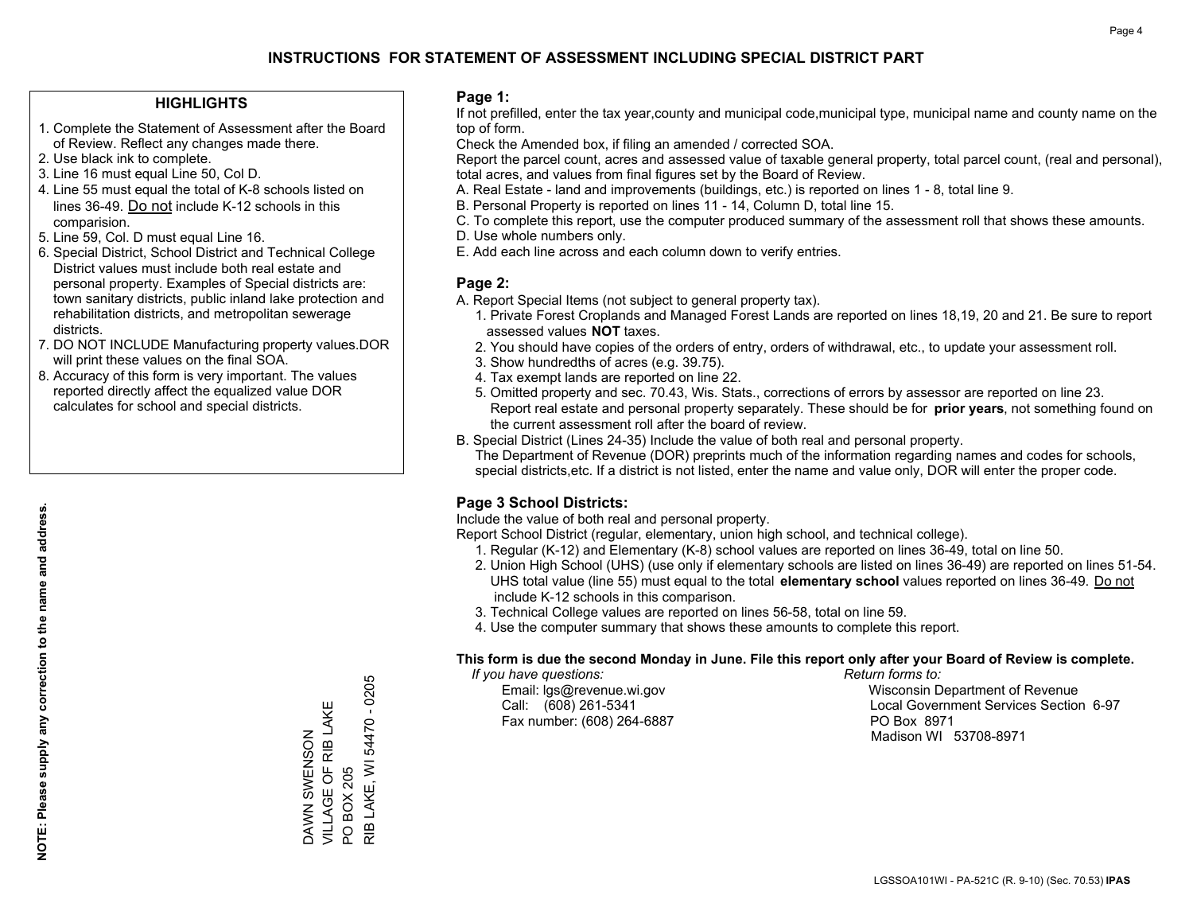# INSTRUCTIONS FOR STATEMENT OF ASSESSMENT INCLUDING SPECIAL DISTRICT PART

## HIGHLIGHTS

1. Complete the Statement of Assessment after the Board of Review. Reflect any changes made there.
2. Use black ink to complete.
3. Line 16 must equal Line 50, Col D.
4. Line 55 must equal the total of K-8 schools listed on lines 36-49. Do not include K-12 schools in this comparision.
5. Line 59, Col. D must equal Line 16.
6. Special District, School District and Technical College District values must include both real estate and personal property. Examples of Special districts are: town sanitary districts, public inland lake protection and rehabilitation districts, and metropolitan sewerage districts.
7. DO NOT INCLUDE Manufacturing property values.DOR will print these values on the final SOA.
8. Accuracy of this form is very important. The values reported directly affect the equalized value DOR calculates for school and special districts.

**NOTE: Please supply any correction to the name and address.**

DAWN SWENSON
VILLAGE OF RIB LAKE
PO BOX 205
RIB LAKE, WI 54470 - 0205

## Page 1:

If not prefilled, enter the tax year,county and municipal code,municipal type, municipal name and county name on the top of form.

Check the Amended box, if filing an amended / corrected SOA.

Report the parcel count, acres and assessed value of taxable general property, total parcel count, (real and personal), total acres, and values from final figures set by the Board of Review.

A. Real Estate - land and improvements (buildings, etc.) is reported on lines 1 - 8, total line 9.
B. Personal Property is reported on lines 11 - 14, Column D, total line 15.
C. To complete this report, use the computer produced summary of the assessment roll that shows these amounts.
D. Use whole numbers only.
E. Add each line across and each column down to verify entries.

## Page 2:

A. Report Special Items (not subject to general property tax).
   1. Private Forest Croplands and Managed Forest Lands are reported on lines 18,19, 20 and 21. Be sure to report assessed values **NOT** taxes.
   2. You should have copies of the orders of entry, orders of withdrawal, etc., to update your assessment roll.
   3. Show hundredths of acres (e.g. 39.75).
   4. Tax exempt lands are reported on line 22.
   5. Omitted property and sec. 70.43, Wis. Stats., corrections of errors by assessor are reported on line 23. Report real estate and personal property separately. These should be for **prior years**, not something found on the current assessment roll after the board of review.

B. Special District (Lines 24-35) Include the value of both real and personal property.
   The Department of Revenue (DOR) preprints much of the information regarding names and codes for schools, special districts,etc. If a district is not listed, enter the name and value only, DOR will enter the proper code.

## Page 3 School Districts:

Include the value of both real and personal property.

Report School District (regular, elementary, union high school, and technical college).

1. Regular (K-12) and Elementary (K-8) school values are reported on lines 36-49, total on line 50.
2. Union High School (UHS) (use only if elementary schools are listed on lines 36-49) are reported on lines 51-54. UHS total value (line 55) must equal to the total **elementary school** values reported on lines 36-49. Do not include K-12 schools in this comparison.
3. Technical College values are reported on lines 56-58, total on line 59.
4. Use the computer summary that shows these amounts to complete this report.

**This form is due the second Monday in June. File this report only after your Board of Review is complete.**

*If you have questions:*
Email: lgs@revenue.wi.gov
Call: (608) 261-5341
Fax number: (608) 264-6887

*Return forms to:*
Wisconsin Department of Revenue
Local Government Services Section 6-97
PO Box 8971
Madison WI 53708-8971

LGSSOA101WI - PA-521C (R. 9-10) (Sec. 70.53) **IPAS**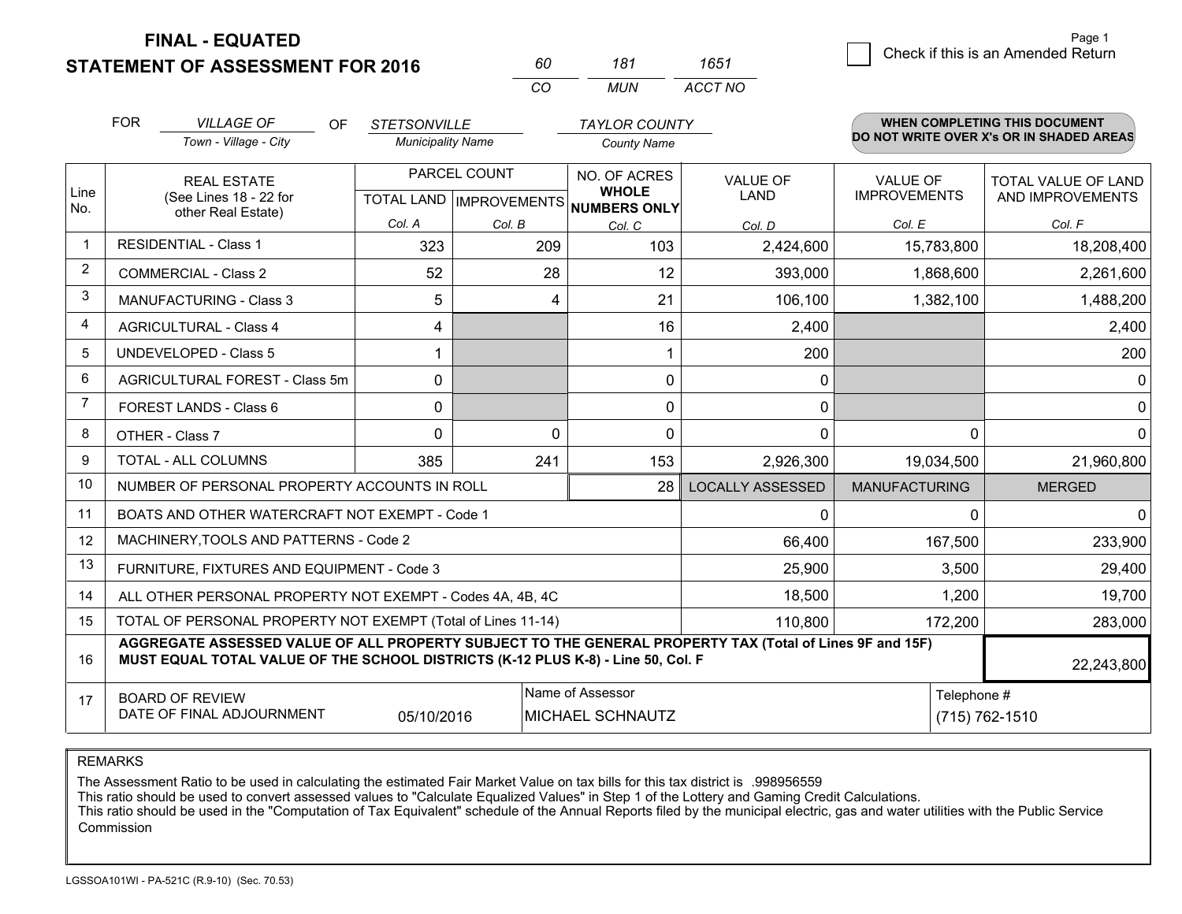# FINAL - EQUATED
## STATEMENT OF ASSESSMENT FOR 2016

| 60 | 181 | 1651 |
|---|---|---|
| CO | MUN | ACCT NO |

☐ Check if this is an Amended Return

FOR *VILLAGE OF* (Town - Village - City) OF *STETSONVILLE* (Municipality Name) *TAYLOR COUNTY* (County Name)

**WHEN COMPLETING THIS DOCUMENT DO NOT WRITE OVER X's OR IN SHADED AREAS**

| Line No. | REAL ESTATE (See Lines 18 - 22 for other Real Estate) | PARCEL COUNT TOTAL LAND Col. A | PARCEL COUNT IMPROVEMENTS Col. B | NO. OF ACRES WHOLE NUMBERS ONLY Col. C | VALUE OF LAND Col. D | VALUE OF IMPROVEMENTS Col. E | TOTAL VALUE OF LAND AND IMPROVEMENTS Col. F |
|---|---|---|---|---|---|---|---|
| 1 | RESIDENTIAL - Class 1 | 323 | 209 | 103 | 2,424,600 | 15,783,800 | 18,208,400 |
| 2 | COMMERCIAL - Class 2 | 52 | 28 | 12 | 393,000 | 1,868,600 | 2,261,600 |
| 3 | MANUFACTURING - Class 3 | 5 | 4 | 21 | 106,100 | 1,382,100 | 1,488,200 |
| 4 | AGRICULTURAL - Class 4 | 4 | | 16 | 2,400 | | 2,400 |
| 5 | UNDEVELOPED - Class 5 | 1 | | 1 | 200 | | 200 |
| 6 | AGRICULTURAL FOREST - Class 5m | 0 | | 0 | 0 | | 0 |
| 7 | FOREST LANDS - Class 6 | 0 | | 0 | 0 | | 0 |
| 8 | OTHER - Class 7 | 0 | 0 | 0 | 0 | 0 | 0 |
| 9 | TOTAL - ALL COLUMNS | 385 | 241 | 153 | 2,926,300 | 19,034,500 | 21,960,800 |
| 10 | NUMBER OF PERSONAL PROPERTY ACCOUNTS IN ROLL | | | 28 | LOCALLY ASSESSED | MANUFACTURING | MERGED |
| 11 | BOATS AND OTHER WATERCRAFT NOT EXEMPT - Code 1 | | | | 0 | 0 | 0 |
| 12 | MACHINERY,TOOLS AND PATTERNS - Code 2 | | | | 66,400 | 167,500 | 233,900 |
| 13 | FURNITURE, FIXTURES AND EQUIPMENT - Code 3 | | | | 25,900 | 3,500 | 29,400 |
| 14 | ALL OTHER PERSONAL PROPERTY NOT EXEMPT - Codes 4A, 4B, 4C | | | | 18,500 | 1,200 | 19,700 |
| 15 | TOTAL OF PERSONAL PROPERTY NOT EXEMPT (Total of Lines 11-14) | | | | 110,800 | 172,200 | 283,000 |
| 16 | **AGGREGATE ASSESSED VALUE OF ALL PROPERTY SUBJECT TO THE GENERAL PROPERTY TAX (Total of Lines 9F and 15F) MUST EQUAL TOTAL VALUE OF THE SCHOOL DISTRICTS (K-12 PLUS K-8) - Line 50, Col. F** | | | | | | 22,243,800 |
| 17 | BOARD OF REVIEW DATE OF FINAL ADJOURNMENT | 05/10/2016 | | Name of Assessor: MICHAEL SCHNAUTZ | | Telephone #: (715) 762-1510 | |

REMARKS

The Assessment Ratio to be used in calculating the estimated Fair Market Value on tax bills for this tax district is .998956559
This ratio should be used to convert assessed values to "Calculate Equalized Values" in Step 1 of the Lottery and Gaming Credit Calculations.
This ratio should be used in the "Computation of Tax Equivalent" schedule of the Annual Reports filed by the municipal electric, gas and water utilities with the Public Service Commission

LGSSOA101WI - PA-521C (R.9-10) (Sec. 70.53)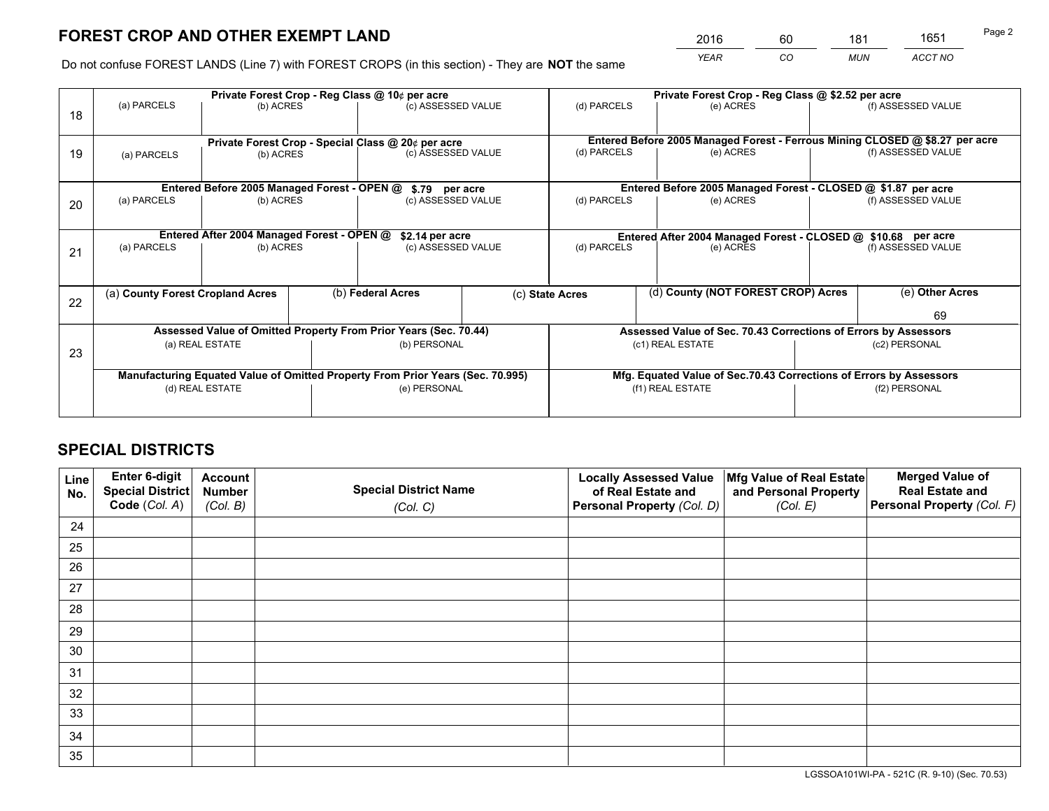# FOREST CROP AND OTHER EXEMPT LAND

| 2016 | 60 | 181 | 1651 |
|---|---|---|---|
| *YEAR* | *CO* | *MUN* | *ACCT NO* |

Do not confuse FOREST LANDS (Line 7) with FOREST CROPS (in this section) - They are **NOT** the same

| Line | Private Forest Crop - Reg Class @ 10¢ per acre | | | Private Forest Crop - Reg Class @ $2.52 per acre | | |
|---|---|---|---|---|---|---|
| 18 | (a) PARCELS | (b) ACRES | (c) ASSESSED VALUE | (d) PARCELS | (e) ACRES | (f) ASSESSED VALUE |
| | **Private Forest Crop - Special Class @ 20¢ per acre** | | | **Entered Before 2005 Managed Forest - Ferrous Mining CLOSED @ $8.27 per acre** | | |
| 19 | (a) PARCELS | (b) ACRES | (c) ASSESSED VALUE | (d) PARCELS | (e) ACRES | (f) ASSESSED VALUE |
| | **Entered Before 2005 Managed Forest - OPEN @ $.79 per acre** | | | **Entered Before 2005 Managed Forest - CLOSED @ $1.87 per acre** | | |
| 20 | (a) PARCELS | (b) ACRES | (c) ASSESSED VALUE | (d) PARCELS | (e) ACRES | (f) ASSESSED VALUE |
| | **Entered After 2004 Managed Forest - OPEN @ $2.14 per acre** | | | **Entered After 2004 Managed Forest - CLOSED @ $10.68 per acre** | | |
| 21 | (a) PARCELS | (b) ACRES | (c) ASSESSED VALUE | (d) PARCELS | (e) ACRES | (f) ASSESSED VALUE |

| Line | (a) County Forest Cropland Acres | (b) Federal Acres | (c) State Acres | (d) County (NOT FOREST CROP) Acres | (e) Other Acres |
|---|---|---|---|---|---|
| 22 | | | | | 69 |

| Line | Assessed Value of Omitted Property From Prior Years (Sec. 70.44) | | Assessed Value of Sec. 70.43 Corrections of Errors by Assessors | |
|---|---|---|---|---|
| 23 | (a) REAL ESTATE | (b) PERSONAL | (c1) REAL ESTATE | (c2) PERSONAL |
| | **Manufacturing Equated Value of Omitted Property From Prior Years (Sec. 70.995)** | | **Mfg. Equated Value of Sec.70.43 Corrections of Errors by Assessors** | |
| | (d) REAL ESTATE | (e) PERSONAL | (f1) REAL ESTATE | (f2) PERSONAL |

# SPECIAL DISTRICTS

| Line No. | Enter 6-digit Special District Code (*Col. A*) | Account Number (*Col. B*) | Special District Name (*Col. C*) | Locally Assessed Value of Real Estate and Personal Property (*Col. D*) | Mfg Value of Real Estate and Personal Property (*Col. E*) | Merged Value of Real Estate and Personal Property (*Col. F*) |
|---|---|---|---|---|---|---|
| 24 | | | | | | |
| 25 | | | | | | |
| 26 | | | | | | |
| 27 | | | | | | |
| 28 | | | | | | |
| 29 | | | | | | |
| 30 | | | | | | |
| 31 | | | | | | |
| 32 | | | | | | |
| 33 | | | | | | |
| 34 | | | | | | |
| 35 | | | | | | |

LGSSOA101WI-PA - 521C (R. 9-10) (Sec. 70.53)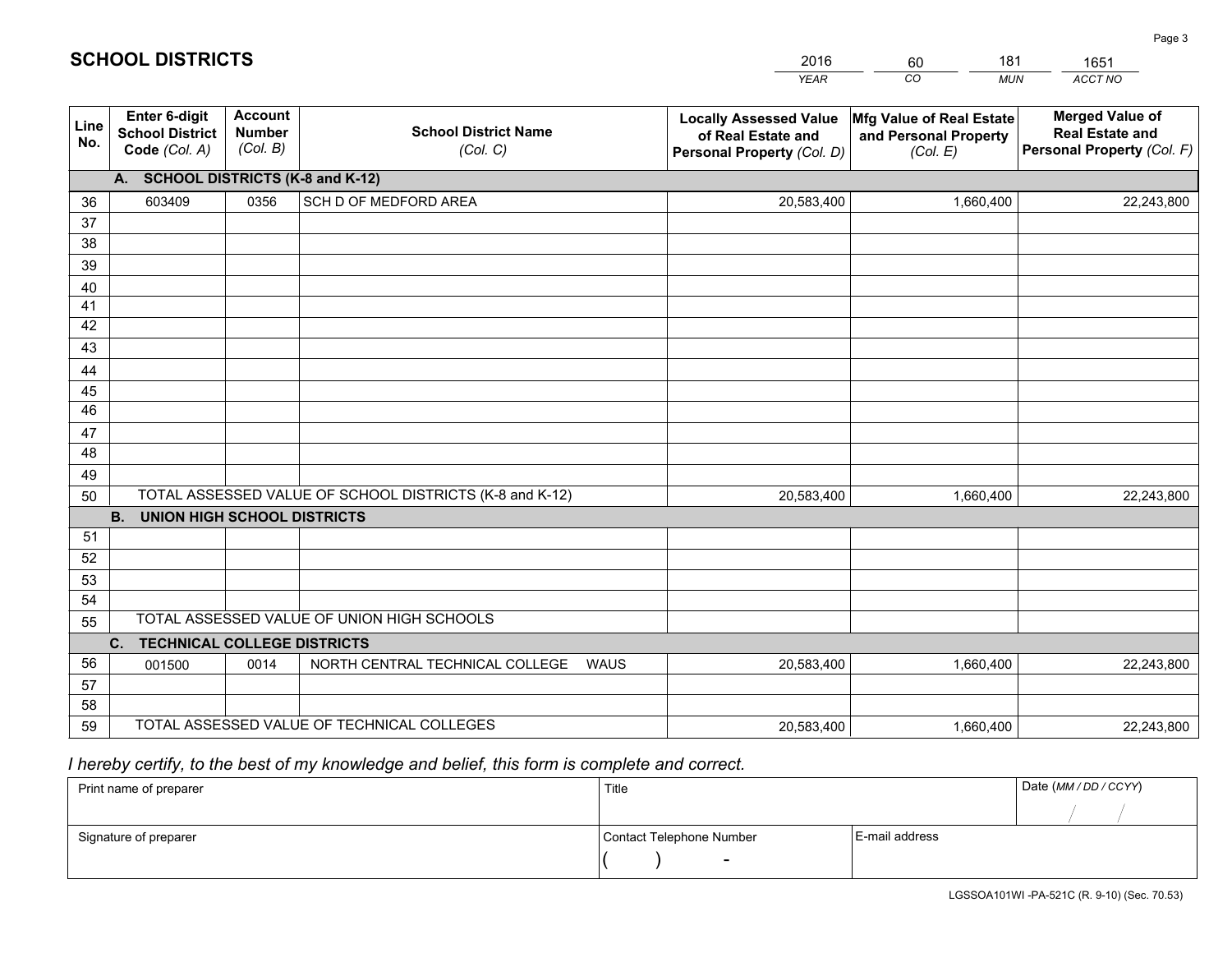# SCHOOL DISTRICTS

| YEAR | CO | MUN | ACCT NO |
|---|---|---|---|
| 2016 | 60 | 181 | 1651 |

| Line No. | Enter 6-digit School District Code (Col. A) | Account Number (Col. B) | School District Name (Col. C) | Locally Assessed Value of Real Estate and Personal Property (Col. D) | Mfg Value of Real Estate and Personal Property (Col. E) | Merged Value of Real Estate and Personal Property (Col. F) |
|---|---|---|---|---|---|---|
| | **A. SCHOOL DISTRICTS (K-8 and K-12)** | | | | | |
| 36 | 603409 | 0356 | SCH D OF MEDFORD AREA | 20,583,400 | 1,660,400 | 22,243,800 |
| 37 | | | | | | |
| 38 | | | | | | |
| 39 | | | | | | |
| 40 | | | | | | |
| 41 | | | | | | |
| 42 | | | | | | |
| 43 | | | | | | |
| 44 | | | | | | |
| 45 | | | | | | |
| 46 | | | | | | |
| 47 | | | | | | |
| 48 | | | | | | |
| 49 | | | | | | |
| 50 | TOTAL ASSESSED VALUE OF SCHOOL DISTRICTS (K-8 and K-12) | | | 20,583,400 | 1,660,400 | 22,243,800 |
| | **B. UNION HIGH SCHOOL DISTRICTS** | | | | | |
| 51 | | | | | | |
| 52 | | | | | | |
| 53 | | | | | | |
| 54 | | | | | | |
| 55 | TOTAL ASSESSED VALUE OF UNION HIGH SCHOOLS | | | | | |
| | **C. TECHNICAL COLLEGE DISTRICTS** | | | | | |
| 56 | 001500 | 0014 | NORTH CENTRAL TECHNICAL COLLEGE WAUS | 20,583,400 | 1,660,400 | 22,243,800 |
| 57 | | | | | | |
| 58 | | | | | | |
| 59 | TOTAL ASSESSED VALUE OF TECHNICAL COLLEGES | | | 20,583,400 | 1,660,400 | 22,243,800 |

*I hereby certify, to the best of my knowledge and belief, this form is complete and correct.*

| Print name of preparer | Title | | Date (MM / DD / CCYY) |
|---|---|---|---|
| | | | / / |
| Signature of preparer | Contact Telephone Number | E-mail address | |
| | ( ) - | | |

LGSSOA101WI -PA-521C (R. 9-10) (Sec. 70.53)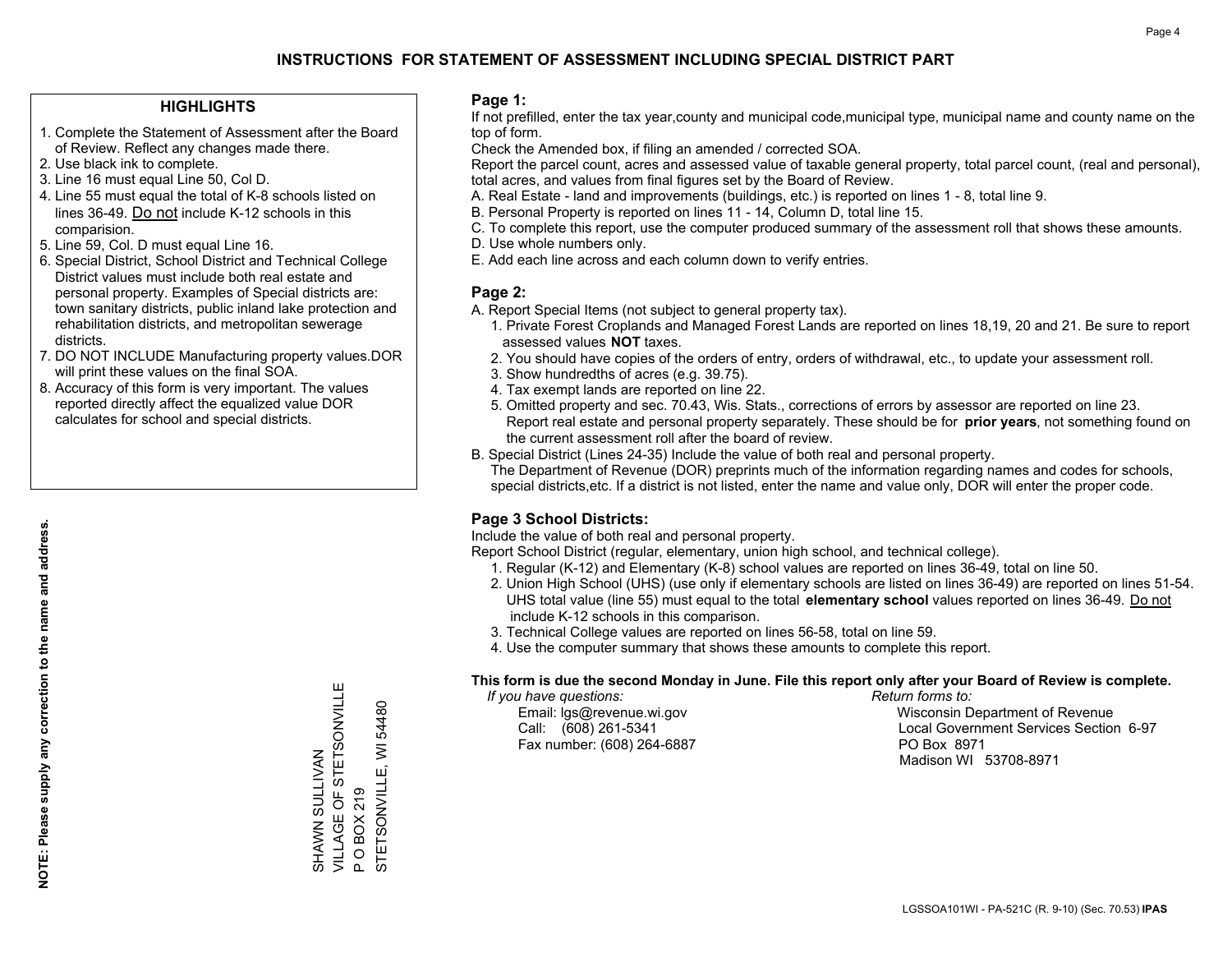# INSTRUCTIONS FOR STATEMENT OF ASSESSMENT INCLUDING SPECIAL DISTRICT PART

## HIGHLIGHTS

1. Complete the Statement of Assessment after the Board of Review. Reflect any changes made there.
2. Use black ink to complete.
3. Line 16 must equal Line 50, Col D.
4. Line 55 must equal the total of K-8 schools listed on lines 36-49. Do not include K-12 schools in this comparision.
5. Line 59, Col. D must equal Line 16.
6. Special District, School District and Technical College District values must include both real estate and personal property. Examples of Special districts are: town sanitary districts, public inland lake protection and rehabilitation districts, and metropolitan sewerage districts.
7. DO NOT INCLUDE Manufacturing property values.DOR will print these values on the final SOA.
8. Accuracy of this form is very important. The values reported directly affect the equalized value DOR calculates for school and special districts.

**NOTE: Please supply any correction to the name and address.**

SHAWN SULLIVAN
VILLAGE OF STETSONVILLE
P O BOX 219
STETSONVILLE, WI 54480

## Page 1:

If not prefilled, enter the tax year,county and municipal code,municipal type, municipal name and county name on the top of form.

Check the Amended box, if filing an amended / corrected SOA.

Report the parcel count, acres and assessed value of taxable general property, total parcel count, (real and personal), total acres, and values from final figures set by the Board of Review.

A. Real Estate - land and improvements (buildings, etc.) is reported on lines 1 - 8, total line 9.
B. Personal Property is reported on lines 11 - 14, Column D, total line 15.
C. To complete this report, use the computer produced summary of the assessment roll that shows these amounts.
D. Use whole numbers only.
E. Add each line across and each column down to verify entries.

## Page 2:

A. Report Special Items (not subject to general property tax).
   1. Private Forest Croplands and Managed Forest Lands are reported on lines 18,19, 20 and 21. Be sure to report assessed values **NOT** taxes.
   2. You should have copies of the orders of entry, orders of withdrawal, etc., to update your assessment roll.
   3. Show hundredths of acres (e.g. 39.75).
   4. Tax exempt lands are reported on line 22.
   5. Omitted property and sec. 70.43, Wis. Stats., corrections of errors by assessor are reported on line 23. Report real estate and personal property separately. These should be for **prior years**, not something found on the current assessment roll after the board of review.
B. Special District (Lines 24-35) Include the value of both real and personal property. The Department of Revenue (DOR) preprints much of the information regarding names and codes for schools, special districts,etc. If a district is not listed, enter the name and value only, DOR will enter the proper code.

## Page 3 School Districts:

Include the value of both real and personal property.

Report School District (regular, elementary, union high school, and technical college).

1. Regular (K-12) and Elementary (K-8) school values are reported on lines 36-49, total on line 50.
2. Union High School (UHS) (use only if elementary schools are listed on lines 36-49) are reported on lines 51-54. UHS total value (line 55) must equal to the total **elementary school** values reported on lines 36-49. Do not include K-12 schools in this comparison.
3. Technical College values are reported on lines 56-58, total on line 59.
4. Use the computer summary that shows these amounts to complete this report.

**This form is due the second Monday in June. File this report only after your Board of Review is complete.**

*If you have questions:*
Email: lgs@revenue.wi.gov
Call: (608) 261-5341
Fax number: (608) 264-6887

*Return forms to:*
Wisconsin Department of Revenue
Local Government Services Section 6-97
PO Box 8971
Madison WI 53708-8971

LGSSOA101WI - PA-521C (R. 9-10) (Sec. 70.53) **IPAS**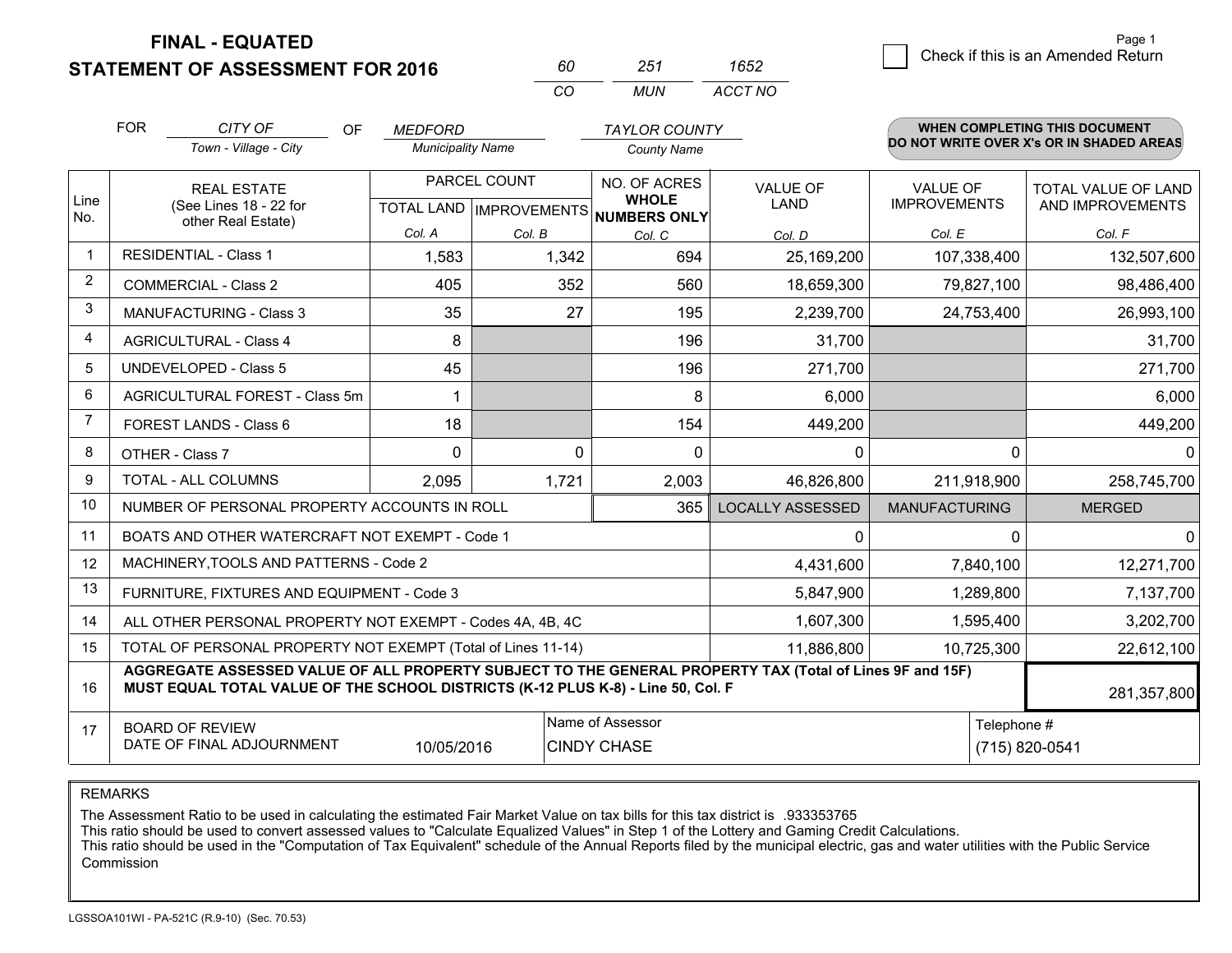# FINAL - EQUATED
## STATEMENT OF ASSESSMENT FOR 2016

| 60 | 251 | 1652 |
|---|---|---|
| CO | MUN | ACCT NO |

☐ Check if this is an Amended Return

FOR *CITY OF* (Town - Village - City) OF *MEDFORD* (Municipality Name) *TAYLOR COUNTY* (County Name)

**WHEN COMPLETING THIS DOCUMENT DO NOT WRITE OVER X's OR IN SHADED AREAS**

| Line No. | REAL ESTATE (See Lines 18 - 22 for other Real Estate) | PARCEL COUNT TOTAL LAND Col. A | PARCEL COUNT IMPROVEMENTS Col. B | NO. OF ACRES WHOLE NUMBERS ONLY Col. C | VALUE OF LAND Col. D | VALUE OF IMPROVEMENTS Col. E | TOTAL VALUE OF LAND AND IMPROVEMENTS Col. F |
|---|---|---|---|---|---|---|---|
| 1 | RESIDENTIAL - Class 1 | 1,583 | 1,342 | 694 | 25,169,200 | 107,338,400 | 132,507,600 |
| 2 | COMMERCIAL - Class 2 | 405 | 352 | 560 | 18,659,300 | 79,827,100 | 98,486,400 |
| 3 | MANUFACTURING - Class 3 | 35 | 27 | 195 | 2,239,700 | 24,753,400 | 26,993,100 |
| 4 | AGRICULTURAL - Class 4 | 8 | | 196 | 31,700 | | 31,700 |
| 5 | UNDEVELOPED - Class 5 | 45 | | 196 | 271,700 | | 271,700 |
| 6 | AGRICULTURAL FOREST - Class 5m | 1 | | 8 | 6,000 | | 6,000 |
| 7 | FOREST LANDS - Class 6 | 18 | | 154 | 449,200 | | 449,200 |
| 8 | OTHER - Class 7 | 0 | 0 | 0 | 0 | 0 | 0 |
| 9 | TOTAL - ALL COLUMNS | 2,095 | 1,721 | 2,003 | 46,826,800 | 211,918,900 | 258,745,700 |
| 10 | NUMBER OF PERSONAL PROPERTY ACCOUNTS IN ROLL | | | 365 | LOCALLY ASSESSED | MANUFACTURING | MERGED |
| 11 | BOATS AND OTHER WATERCRAFT NOT EXEMPT - Code 1 | | | | 0 | 0 | 0 |
| 12 | MACHINERY,TOOLS AND PATTERNS - Code 2 | | | | 4,431,600 | 7,840,100 | 12,271,700 |
| 13 | FURNITURE, FIXTURES AND EQUIPMENT - Code 3 | | | | 5,847,900 | 1,289,800 | 7,137,700 |
| 14 | ALL OTHER PERSONAL PROPERTY NOT EXEMPT - Codes 4A, 4B, 4C | | | | 1,607,300 | 1,595,400 | 3,202,700 |
| 15 | TOTAL OF PERSONAL PROPERTY NOT EXEMPT (Total of Lines 11-14) | | | | 11,886,800 | 10,725,300 | 22,612,100 |
| 16 | **AGGREGATE ASSESSED VALUE OF ALL PROPERTY SUBJECT TO THE GENERAL PROPERTY TAX (Total of Lines 9F and 15F) MUST EQUAL TOTAL VALUE OF THE SCHOOL DISTRICTS (K-12 PLUS K-8) - Line 50, Col. F** | | | | | | 281,357,800 |
| 17 | BOARD OF REVIEW DATE OF FINAL ADJOURNMENT | 10/05/2016 | Name of Assessor: CINDY CHASE | | | Telephone #: (715) 820-0541 | |

REMARKS

The Assessment Ratio to be used in calculating the estimated Fair Market Value on tax bills for this tax district is .933353765
This ratio should be used to convert assessed values to "Calculate Equalized Values" in Step 1 of the Lottery and Gaming Credit Calculations.
This ratio should be used in the "Computation of Tax Equivalent" schedule of the Annual Reports filed by the municipal electric, gas and water utilities with the Public Service Commission

LGSSOA101WI - PA-521C (R.9-10) (Sec. 70.53)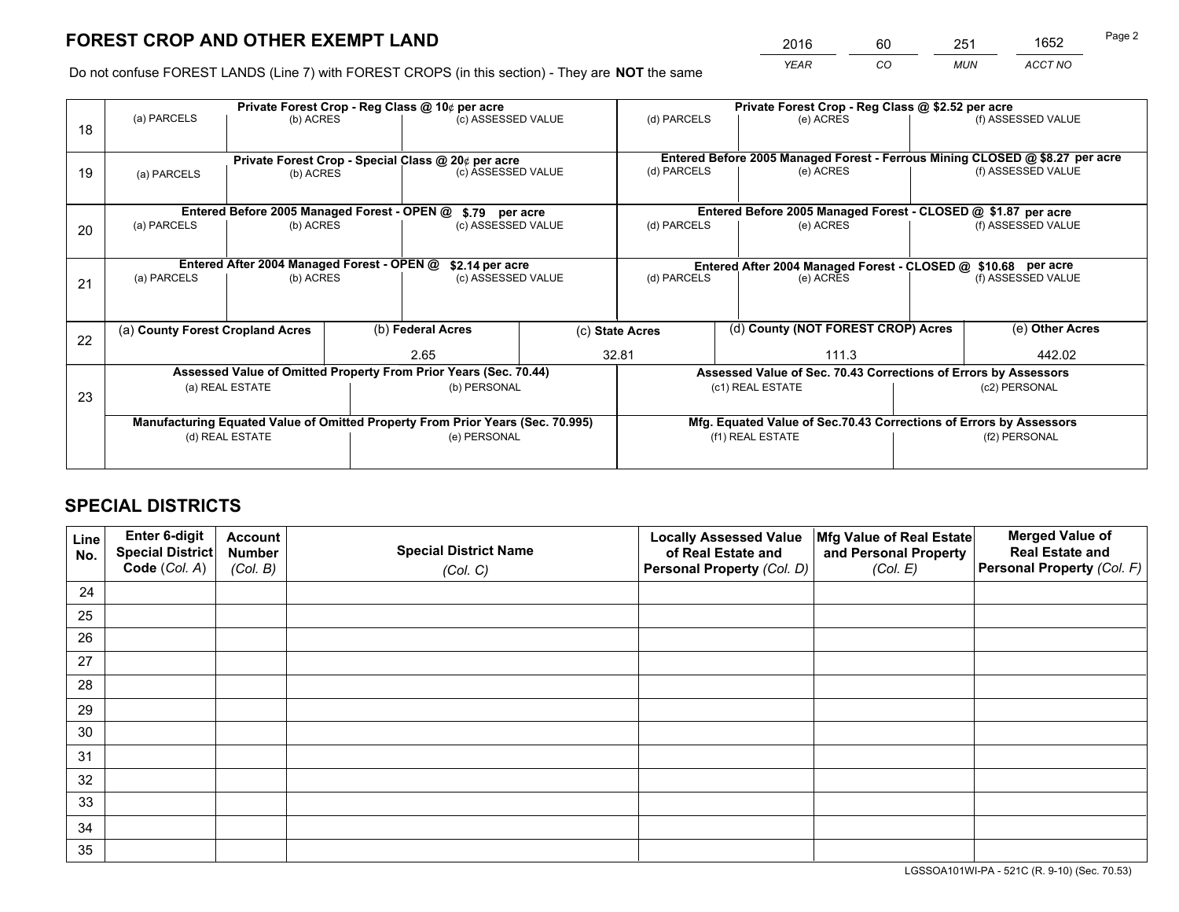# FOREST CROP AND OTHER EXEMPT LAND

| 2016 | 60 | 251 | 1652 |
|---|---|---|---|
| *YEAR* | *CO* | *MUN* | *ACCT NO* |

Do not confuse FOREST LANDS (Line 7) with FOREST CROPS (in this section) - They are **NOT** the same

| | Private Forest Crop - Reg Class @ 10¢ per acre | | | Private Forest Crop - Reg Class @ $2.52 per acre | | |
|---|---|---|---|---|---|---|
| 18 | (a) PARCELS | (b) ACRES | (c) ASSESSED VALUE | (d) PARCELS | (e) ACRES | (f) ASSESSED VALUE |
| | | | | | | |
| | **Private Forest Crop - Special Class @ 20¢ per acre** | | | **Entered Before 2005 Managed Forest - Ferrous Mining CLOSED @ $8.27 per acre** | | |
| 19 | (a) PARCELS | (b) ACRES | (c) ASSESSED VALUE | (d) PARCELS | (e) ACRES | (f) ASSESSED VALUE |
| | | | | | | |
| | **Entered Before 2005 Managed Forest - OPEN @ $.79 per acre** | | | **Entered Before 2005 Managed Forest - CLOSED @ $1.87 per acre** | | |
| 20 | (a) PARCELS | (b) ACRES | (c) ASSESSED VALUE | (d) PARCELS | (e) ACRES | (f) ASSESSED VALUE |
| | | | | | | |
| | **Entered After 2004 Managed Forest - OPEN @ $2.14 per acre** | | | **Entered After 2004 Managed Forest - CLOSED @ $10.68 per acre** | | |
| 21 | (a) PARCELS | (b) ACRES | (c) ASSESSED VALUE | (d) PARCELS | (e) ACRES | (f) ASSESSED VALUE |
| | | | | | | |

| | (a) County Forest Cropland Acres | (b) Federal Acres | (c) State Acres | (d) County (NOT FOREST CROP) Acres | (e) Other Acres |
|---|---|---|---|---|---|
| 22 | | 2.65 | 32.81 | 111.3 | 442.02 |

| | Assessed Value of Omitted Property From Prior Years (Sec. 70.44) | | Assessed Value of Sec. 70.43 Corrections of Errors by Assessors | |
|---|---|---|---|---|
| 23 | (a) REAL ESTATE | (b) PERSONAL | (c1) REAL ESTATE | (c2) PERSONAL |
| | | | | |
| | **Manufacturing Equated Value of Omitted Property From Prior Years (Sec. 70.995)** | | **Mfg. Equated Value of Sec.70.43 Corrections of Errors by Assessors** | |
| | (d) REAL ESTATE | (e) PERSONAL | (f1) REAL ESTATE | (f2) PERSONAL |
| | | | | |

# SPECIAL DISTRICTS

| Line No. | Enter 6-digit Special District Code (Col. A) | Account Number (Col. B) | Special District Name (Col. C) | Locally Assessed Value of Real Estate and Personal Property (Col. D) | Mfg Value of Real Estate and Personal Property (Col. E) | Merged Value of Real Estate and Personal Property (Col. F) |
|---|---|---|---|---|---|---|
| 24 | | | | | | |
| 25 | | | | | | |
| 26 | | | | | | |
| 27 | | | | | | |
| 28 | | | | | | |
| 29 | | | | | | |
| 30 | | | | | | |
| 31 | | | | | | |
| 32 | | | | | | |
| 33 | | | | | | |
| 34 | | | | | | |
| 35 | | | | | | |

LGSSOA101WI-PA - 521C (R. 9-10) (Sec. 70.53)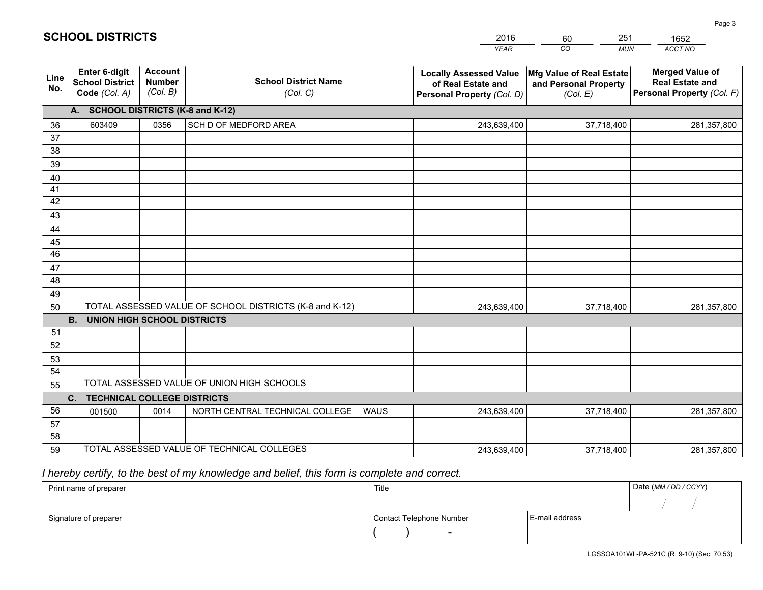# SCHOOL DISTRICTS

| 2016 | 60 | 251 | 1652 |
|---|---|---|---|
| *YEAR* | *CO* | *MUN* | *ACCT NO* |

| Line No. | Enter 6-digit School District Code *(Col. A)* | Account Number *(Col. B)* | School District Name *(Col. C)* | Locally Assessed Value of Real Estate and Personal Property *(Col. D)* | Mfg Value of Real Estate and Personal Property *(Col. E)* | Merged Value of Real Estate and Personal Property *(Col. F)* |
|---|---|---|---|---|---|---|
| **A. SCHOOL DISTRICTS (K-8 and K-12)** | | | | | | |
| 36 | 603409 | 0356 | SCH D OF MEDFORD AREA | 243,639,400 | 37,718,400 | 281,357,800 |
| 37 | | | | | | |
| 38 | | | | | | |
| 39 | | | | | | |
| 40 | | | | | | |
| 41 | | | | | | |
| 42 | | | | | | |
| 43 | | | | | | |
| 44 | | | | | | |
| 45 | | | | | | |
| 46 | | | | | | |
| 47 | | | | | | |
| 48 | | | | | | |
| 49 | | | | | | |
| 50 | TOTAL ASSESSED VALUE OF SCHOOL DISTRICTS (K-8 and K-12) | | | 243,639,400 | 37,718,400 | 281,357,800 |
| **B. UNION HIGH SCHOOL DISTRICTS** | | | | | | |
| 51 | | | | | | |
| 52 | | | | | | |
| 53 | | | | | | |
| 54 | | | | | | |
| 55 | TOTAL ASSESSED VALUE OF UNION HIGH SCHOOLS | | | | | |
| **C. TECHNICAL COLLEGE DISTRICTS** | | | | | | |
| 56 | 001500 | 0014 | NORTH CENTRAL TECHNICAL COLLEGE WAUS | 243,639,400 | 37,718,400 | 281,357,800 |
| 57 | | | | | | |
| 58 | | | | | | |
| 59 | TOTAL ASSESSED VALUE OF TECHNICAL COLLEGES | | | 243,639,400 | 37,718,400 | 281,357,800 |

*I hereby certify, to the best of my knowledge and belief, this form is complete and correct.*

| Print name of preparer | Title | | Date *(MM / DD / CCYY)* |
|---|---|---|---|
| | | | / / |
| Signature of preparer | Contact Telephone Number | E-mail address | |
| | ( ) - | | |

LGSSOA101WI -PA-521C (R. 9-10) (Sec. 70.53)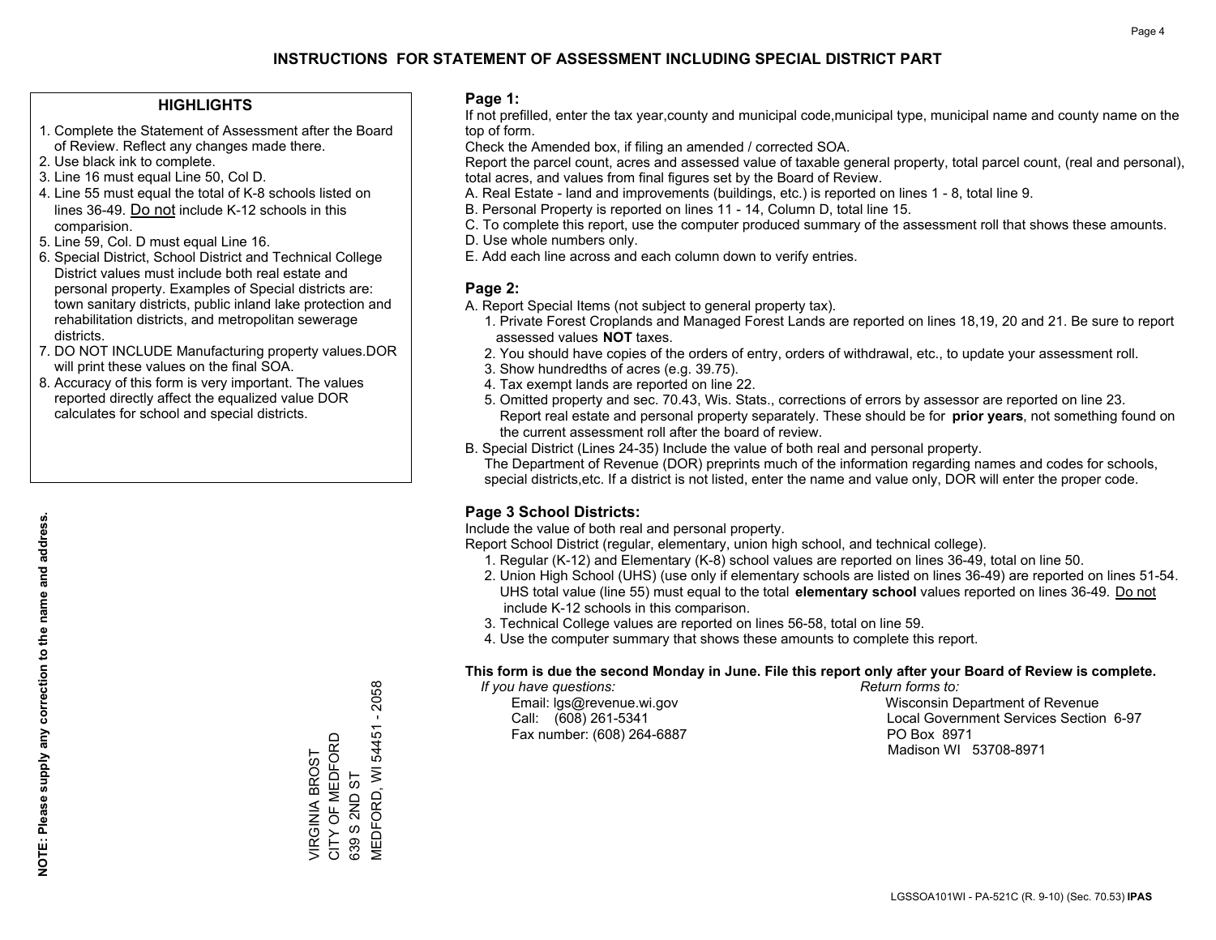# INSTRUCTIONS FOR STATEMENT OF ASSESSMENT INCLUDING SPECIAL DISTRICT PART

## HIGHLIGHTS

1. Complete the Statement of Assessment after the Board of Review. Reflect any changes made there.
2. Use black ink to complete.
3. Line 16 must equal Line 50, Col D.
4. Line 55 must equal the total of K-8 schools listed on lines 36-49. Do not include K-12 schools in this comparision.
5. Line 59, Col. D must equal Line 16.
6. Special District, School District and Technical College District values must include both real estate and personal property. Examples of Special districts are: town sanitary districts, public inland lake protection and rehabilitation districts, and metropolitan sewerage districts.
7. DO NOT INCLUDE Manufacturing property values.DOR will print these values on the final SOA.
8. Accuracy of this form is very important. The values reported directly affect the equalized value DOR calculates for school and special districts.

**NOTE: Please supply any correction to the name and address.**

VIRGINIA BROST
CITY OF MEDFORD
639 S 2ND ST
MEDFORD, WI 54451 - 2058

## Page 1:

If not prefilled, enter the tax year,county and municipal code,municipal type, municipal name and county name on the top of form.

Check the Amended box, if filing an amended / corrected SOA.

Report the parcel count, acres and assessed value of taxable general property, total parcel count, (real and personal), total acres, and values from final figures set by the Board of Review.

A. Real Estate - land and improvements (buildings, etc.) is reported on lines 1 - 8, total line 9.
B. Personal Property is reported on lines 11 - 14, Column D, total line 15.
C. To complete this report, use the computer produced summary of the assessment roll that shows these amounts.
D. Use whole numbers only.
E. Add each line across and each column down to verify entries.

## Page 2:

A. Report Special Items (not subject to general property tax).
   1. Private Forest Croplands and Managed Forest Lands are reported on lines 18,19, 20 and 21. Be sure to report assessed values **NOT** taxes.
   2. You should have copies of the orders of entry, orders of withdrawal, etc., to update your assessment roll.
   3. Show hundredths of acres (e.g. 39.75).
   4. Tax exempt lands are reported on line 22.
   5. Omitted property and sec. 70.43, Wis. Stats., corrections of errors by assessor are reported on line 23. Report real estate and personal property separately. These should be for **prior years**, not something found on the current assessment roll after the board of review.
B. Special District (Lines 24-35) Include the value of both real and personal property.
   The Department of Revenue (DOR) preprints much of the information regarding names and codes for schools, special districts,etc. If a district is not listed, enter the name and value only, DOR will enter the proper code.

## Page 3 School Districts:

Include the value of both real and personal property.

Report School District (regular, elementary, union high school, and technical college).

1. Regular (K-12) and Elementary (K-8) school values are reported on lines 36-49, total on line 50.
2. Union High School (UHS) (use only if elementary schools are listed on lines 36-49) are reported on lines 51-54. UHS total value (line 55) must equal to the total **elementary school** values reported on lines 36-49. Do not include K-12 schools in this comparison.
3. Technical College values are reported on lines 56-58, total on line 59.
4. Use the computer summary that shows these amounts to complete this report.

**This form is due the second Monday in June. File this report only after your Board of Review is complete.**

*If you have questions:*
Email: lgs@revenue.wi.gov
Call: (608) 261-5341
Fax number: (608) 264-6887

*Return forms to:*
Wisconsin Department of Revenue
Local Government Services Section 6-97
PO Box 8971
Madison WI 53708-8971

LGSSOA101WI - PA-521C (R. 9-10) (Sec. 70.53) **IPAS**